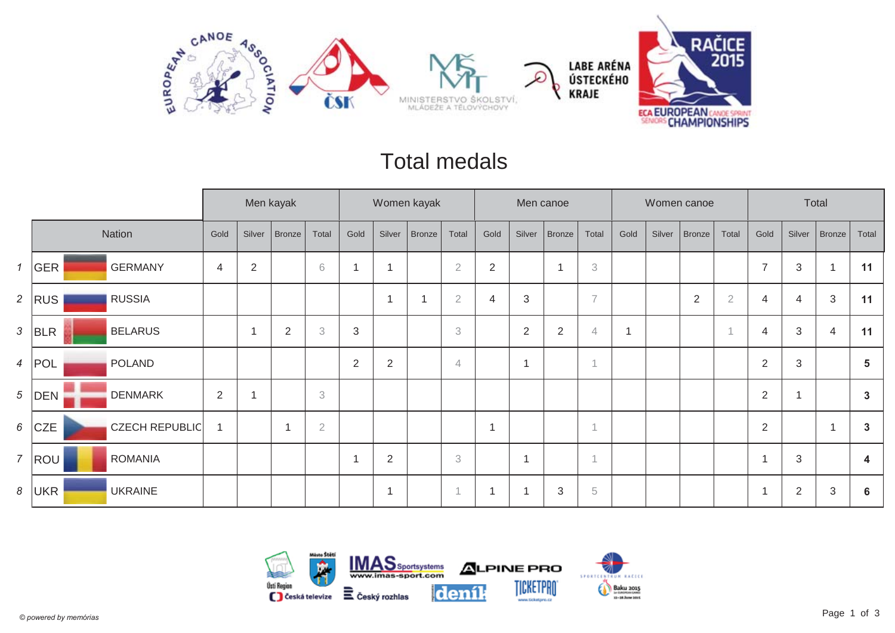# Total medals

| | Nation | | Men kayak | | | | Women kayak | | | | Men canoe | | | | Women canoe | | | | Total | | | |
|---|---|---|---|---|---|---|---|---|---|---|---|---|---|---|---|---|---|---|---|---|---|---|
| | | | Gold | Silver | Bronze | Total | Gold | Silver | Bronze | Total | Gold | Silver | Bronze | Total | Gold | Silver | Bronze | Total | Gold | Silver | Bronze | Total |
| 1 | GER | GERMANY | 4 | 2 | | 6 | 1 | 1 | | 2 | 2 | | 1 | 3 | | | | | 7 | 3 | 1 | **11** |
| 2 | RUS | RUSSIA | | | | | | 1 | 1 | 2 | 4 | 3 | | 7 | | | 2 | 2 | 4 | 4 | 3 | **11** |
| 3 | BLR | BELARUS | | 1 | 2 | 3 | 3 | | | 3 | | 2 | 2 | 4 | 1 | | | 1 | 4 | 3 | 4 | **11** |
| 4 | POL | POLAND | | | | | 2 | 2 | | 4 | | 1 | | 1 | | | | | 2 | 3 | | **5** |
| 5 | DEN | DENMARK | 2 | 1 | | 3 | | | | | | | | | | | | | 2 | 1 | | **3** |
| 6 | CZE | CZECH REPUBLIC | 1 | | 1 | 2 | | | | | 1 | | | 1 | | | | | 2 | | 1 | **3** |
| 7 | ROU | ROMANIA | | | | | 1 | 2 | | 3 | | 1 | | 1 | | | | | 1 | 3 | | **4** |
| 8 | UKR | UKRAINE | | | | | | 1 | | 1 | 1 | 1 | 3 | 5 | | | | | 1 | 2 | 3 | **6** |

*© powered by memórias*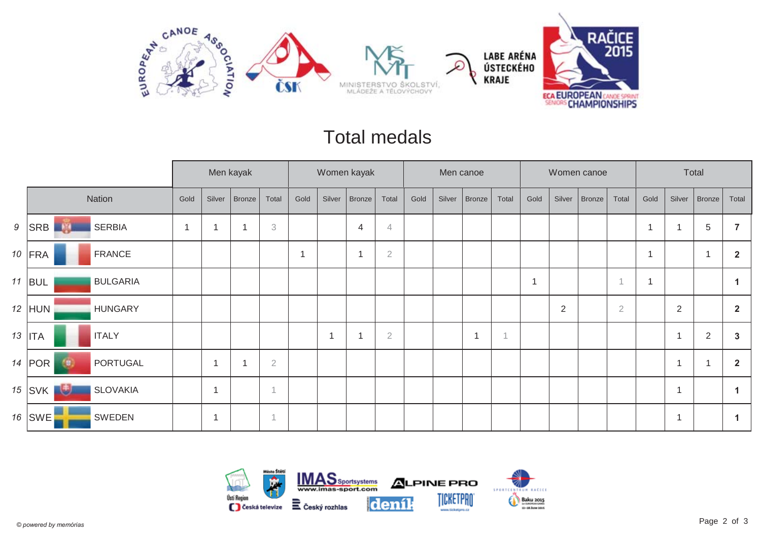# Total medals

| | | | Men kayak | | | | Women kayak | | | | Men canoe | | | | Women canoe | | | | Total | | | |
|---|---|---|---|---|---|---|---|---|---|---|---|---|---|---|---|---|---|---|---|---|---|---|
| | Nation | | Gold | Silver | Bronze | Total | Gold | Silver | Bronze | Total | Gold | Silver | Bronze | Total | Gold | Silver | Bronze | Total | Gold | Silver | Bronze | Total |
| 9 | SRB | SERBIA | 1 | 1 | 1 | 3 | | | 4 | 4 | | | | | | | | | 1 | 1 | 5 | **7** |
| 10 | FRA | FRANCE | | | | | 1 | | 1 | 2 | | | | | | | | | 1 | | 1 | **2** |
| 11 | BUL | BULGARIA | | | | | | | | | | | | | 1 | | | 1 | 1 | | | **1** |
| 12 | HUN | HUNGARY | | | | | | | | | | | | | | 2 | | 2 | | 2 | | **2** |
| 13 | ITA | ITALY | | | | | | 1 | 1 | 2 | | | 1 | 1 | | | | | | 1 | 2 | **3** |
| 14 | POR | PORTUGAL | | 1 | 1 | 2 | | | | | | | | | | | | | | 1 | 1 | **2** |
| 15 | SVK | SLOVAKIA | | 1 | | 1 | | | | | | | | | | | | | | 1 | | **1** |
| 16 | SWE | SWEDEN | | 1 | | 1 | | | | | | | | | | | | | | 1 | | **1** |

*© powered by memórias*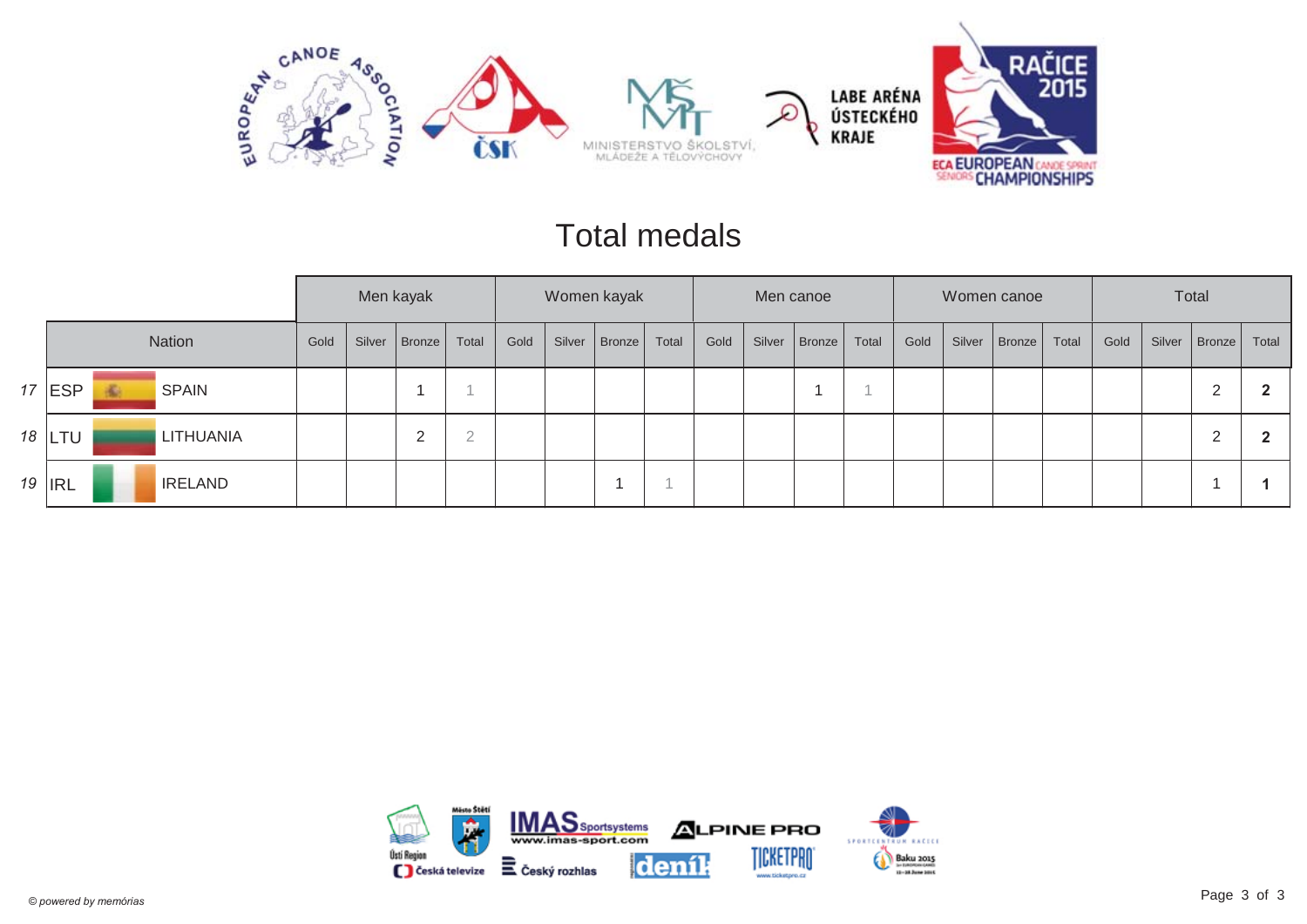# Total medals

| | | | Men kayak | | | | Women kayak | | | | Men canoe | | | | Women canoe | | | | Total | | | |
|---|---|---|---|---|---|---|---|---|---|---|---|---|---|---|---|---|---|---|---|---|---|---|
| | Nation | | Gold | Silver | Bronze | Total | Gold | Silver | Bronze | Total | Gold | Silver | Bronze | Total | Gold | Silver | Bronze | Total | Gold | Silver | Bronze | Total |
| 17 | ESP | SPAIN | | | 1 | 1 | | | | | | | 1 | 1 | | | | | | | 2 | **2** |
| 18 | LTU | LITHUANIA | | | 2 | 2 | | | | | | | | | | | | | | | 2 | **2** |
| 19 | IRL | IRELAND | | | | | | | 1 | 1 | | | | | | | | | | | 1 | **1** |

*© powered by memórias*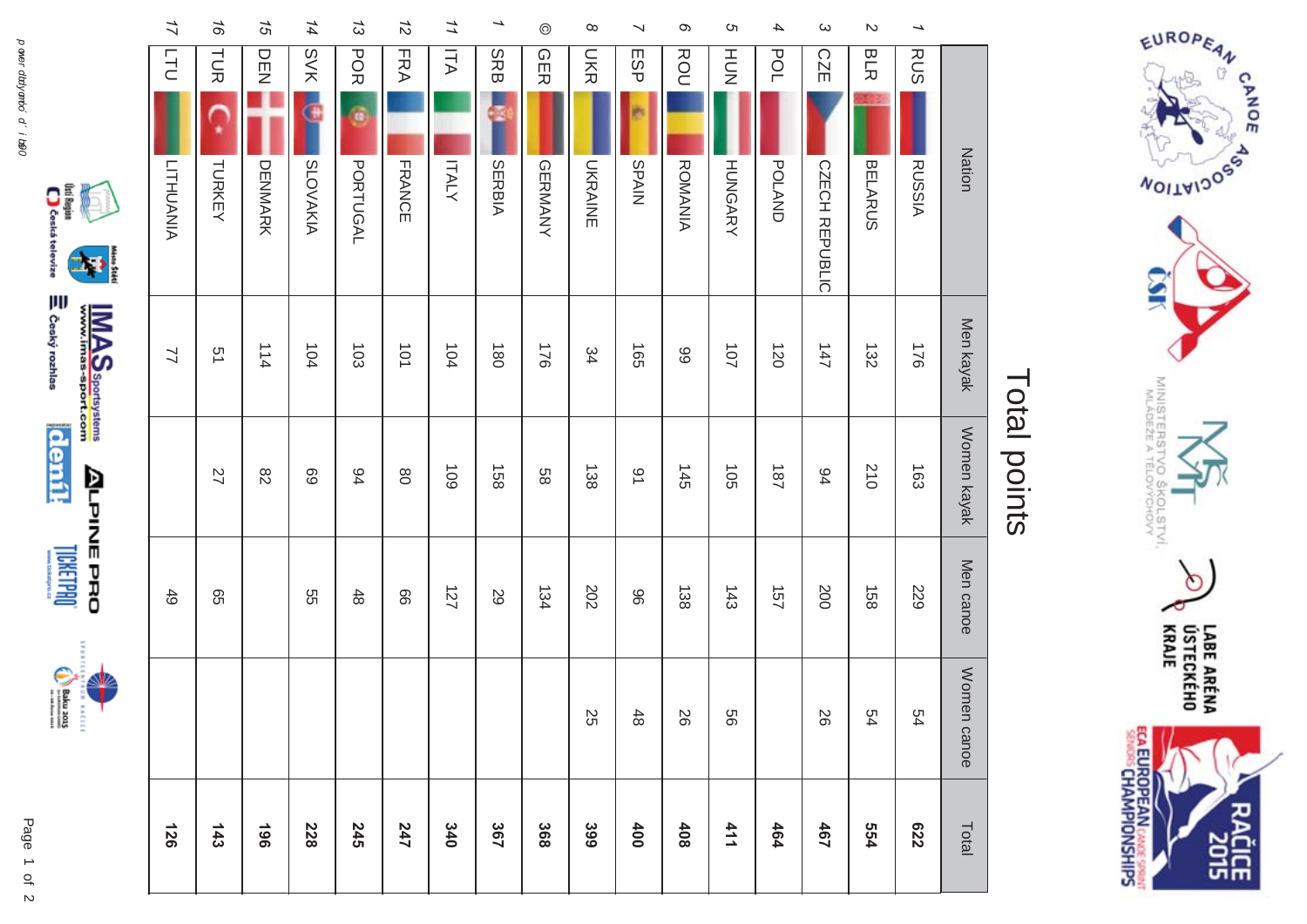# Total points

| | | Nation | Men kayak | Women kayak | Men canoe | Women canoe | Total |
|---|---|---|---|---|---|---|---|
| 1 | RUS | RUSSIA | 176 | 163 | 229 | 54 | **622** |
| 2 | BLR | BELARUS | 132 | 210 | 158 | 54 | **554** |
| 3 | CZE | CZECH REPUBLIC | 147 | 94 | 200 | 26 | **467** |
| 4 | POL | POLAND | 120 | 187 | 157 | | **464** |
| 5 | HUN | HUNGARY | 107 | 105 | 143 | 56 | **411** |
| 6 | ROU | ROMANIA | 99 | 145 | 138 | 26 | **408** |
| 7 | ESP | SPAIN | 165 | 91 | 96 | 48 | **400** |
| 8 | UKR | UKRAINE | 34 | 138 | 202 | 25 | **399** |
| 9 | GER | GERMANY | 176 | 58 | 134 | | **368** |
| 10 | SRB | SERBIA | 180 | 158 | 29 | | **367** |
| 11 | ITA | ITALY | 104 | 109 | 127 | | **340** |
| 12 | FRA | FRANCE | 101 | 80 | 66 | | **247** |
| 13 | POR | PORTUGAL | 103 | 94 | 48 | | **245** |
| 14 | SVK | SLOVAKIA | 104 | 69 | 55 | | **228** |
| 15 | DEN | DENMARK | 114 | 82 | | | **196** |
| 16 | TUR | TURKEY | 51 | 27 | 65 | | **143** |
| 17 | LTU | LITHUANIA | 77 | | 49 | | **126** |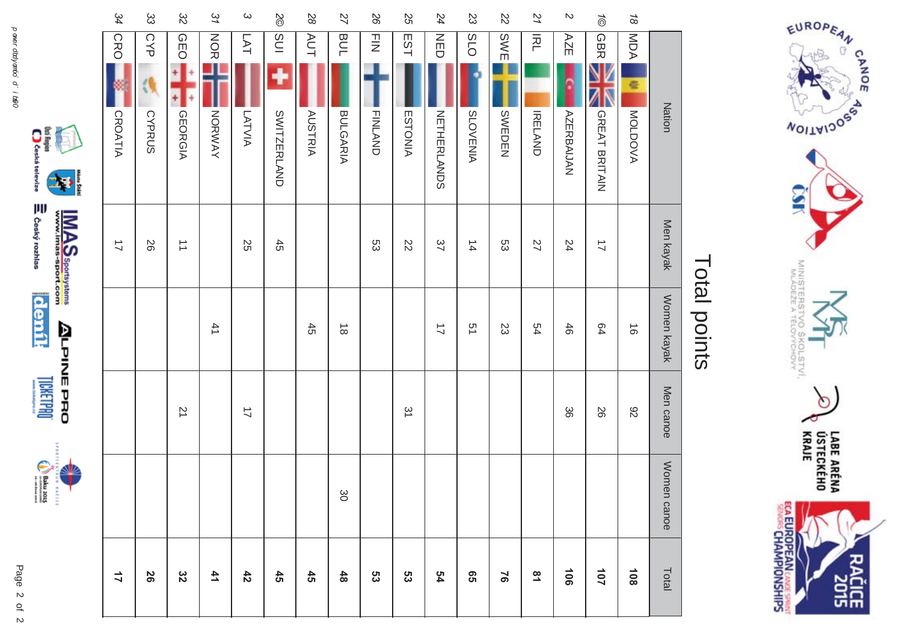# Total points

| | Nation | | Men kayak | Women kayak | Men canoe | Women canoe | Total |
|---|---|---|---|---|---|---|---|
| 18 | MDA | MOLDOVA | | 16 | 92 | | **108** |
| 1© | GBR | GREAT BRITAIN | 17 | 64 | 26 | | **107** |
| 2 | AZE | AZERBAIJAN | 24 | 46 | 36 | | **106** |
| 21 | IRL | IRELAND | 27 | 54 | | | **81** |
| 22 | SWE | SWEDEN | 53 | 23 | | | **76** |
| 23 | SLO | SLOVENIA | 14 | 51 | | | **65** |
| 24 | NED | NETHERLANDS | 37 | 17 | | | **54** |
| 25 | EST | ESTONIA | 22 | | 31 | | **53** |
| 26 | FIN | FINLAND | 53 | | | | **53** |
| 27 | BUL | BULGARIA | | 18 | | 30 | **48** |
| 28 | AUT | AUSTRIA | | 45 | | | **45** |
| 2© | SUI | SWITZERLAND | 45 | | | | **45** |
| 3 | LAT | LATVIA | 25 | | 17 | | **42** |
| 31 | NOR | NORWAY | | 41 | | | **41** |
| 32 | GEO | GEORGIA | 11 | | 21 | | **32** |
| 33 | CYP | CYPRUS | 26 | | | | **26** |
| 34 | CRO | CROATIA | 17 | | | | **17** |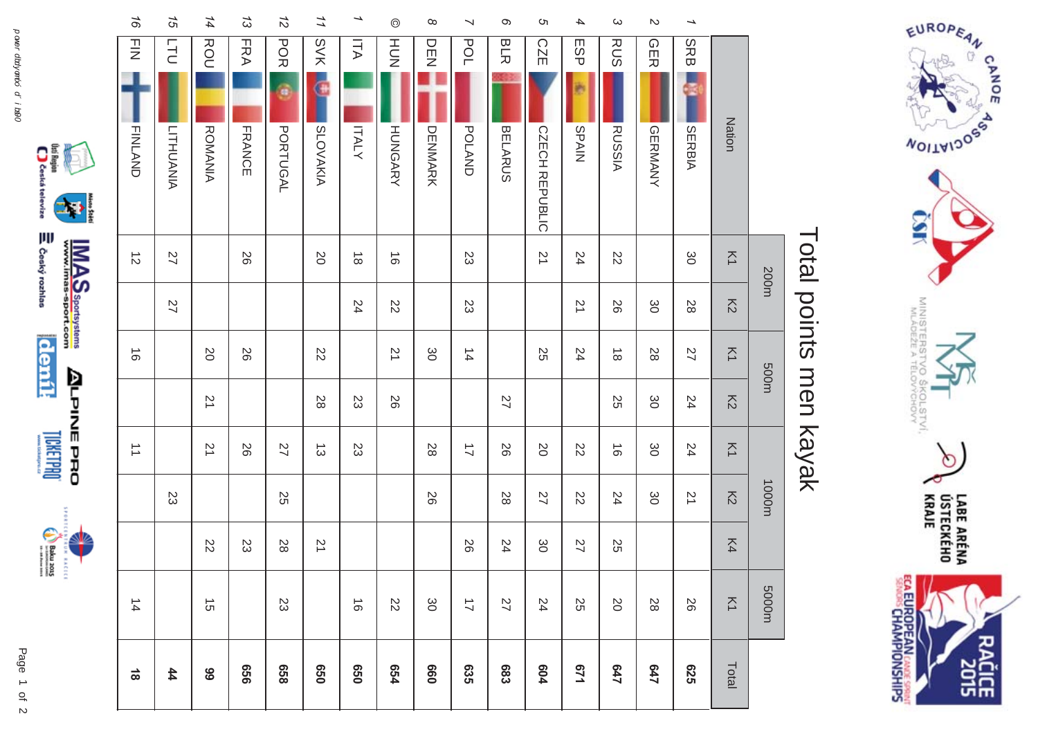# Total points men kayak

| | Nation | | 200m | | 500m | | 1000m | | | 5000m | Total |
|---|---|---|---|---|---|---|---|---|---|---|---|
| | | | K1 | K2 | K1 | K2 | K1 | K2 | K4 | K1 | |
| 1 | SRB | SERBIA | 30 | 28 | 27 | 24 | 24 | 21 | | 26 | **625** |
| 2 | GER | GERMANY | | 30 | 28 | 30 | 30 | 30 | | 28 | **647** |
| 3 | RUS | RUSSIA | 22 | 26 | 18 | 25 | 16 | 24 | 25 | 20 | **647** |
| 4 | ESP | SPAIN | 24 | 21 | 24 | | 22 | 22 | 27 | 25 | **671** |
| 5 | CZE | CZECH REPUBLIC | 21 | | 25 | | 20 | 27 | 30 | 24 | **604** |
| 6 | BLR | BELARUS | | | | 27 | 26 | 28 | 24 | 27 | **683** |
| 7 | POL | POLAND | 23 | 23 | 14 | | 17 | | 26 | 17 | **635** |
| 8 | DEN | DENMARK | | | 30 | | 28 | 26 | | 30 | **660** |
| © | HUN | HUNGARY | 16 | 22 | 21 | 26 | | | | 22 | **654** |
| 1 | ITA | ITALY | 18 | 24 | | 23 | 23 | | | 16 | **650** |
| 11 | SVK | SLOVAKIA | 20 | | 22 | 28 | 13 | | 21 | | **650** |
| 12 | POR | PORTUGAL | | | | | 27 | 25 | 28 | 23 | **658** |
| 13 | FRA | FRANCE | 26 | | 26 | | 26 | | 23 | | **656** |
| 14 | ROU | ROMANIA | | | 20 | 21 | 21 | | 22 | 15 | **99** |
| 15 | LTU | LITHUANIA | 27 | 27 | | | | 23 | | | **44** |
| 16 | FIN | FINLAND | 12 | | 16 | | 11 | | | 14 | **18** |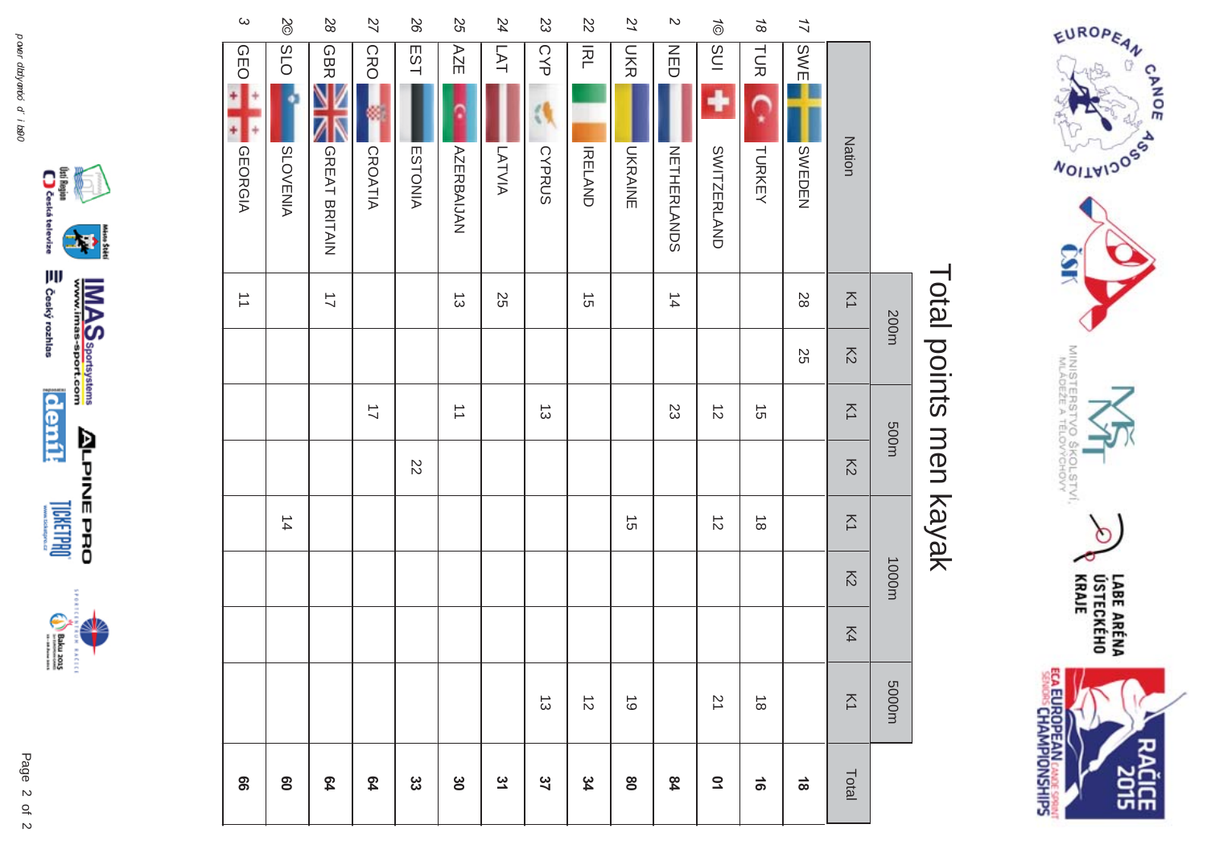# Total points men kayak

| | Nation | | 200m | | 500m | | 1000m | | | 5000m | Total |
|---|---|---|---|---|---|---|---|---|---|---|---|
| | | | K1 | K2 | K1 | K2 | K1 | K2 | K4 | K1 | |
| 17 | SWE | SWEDEN | 28 | 25 | | | | | | | **18** |
| 18 | TUR | TURKEY | | | 15 | | 18 | | | 18 | **16** |
| 1© | SUI | SWITZERLAND | | | 12 | | 12 | | | 21 | **01** |
| 2 | NED | NETHERLANDS | 14 | | 23 | | | | | | **84** |
| 21 | UKR | UKRAINE | | | | | 15 | | | 19 | **80** |
| 22 | IRL | IRELAND | 15 | | | | | | | 12 | **34** |
| 23 | CYP | CYPRUS | | | 13 | | | | | 13 | **37** |
| 24 | LAT | LATVIA | 25 | | | | | | | | **31** |
| 25 | AZE | AZERBAIJAN | 13 | | 11 | | | | | | **30** |
| 26 | EST | ESTONIA | | | | 22 | | | | | **33** |
| 27 | CRO | CROATIA | | | 17 | | | | | | **64** |
| 28 | GBR | GREAT BRITAIN | 17 | | | | | | | | **64** |
| 2© | SLO | SLOVENIA | | | | | 14 | | | | **60** |
| 3 | GEO | GEORGIA | 11 | | | | | | | | **66** |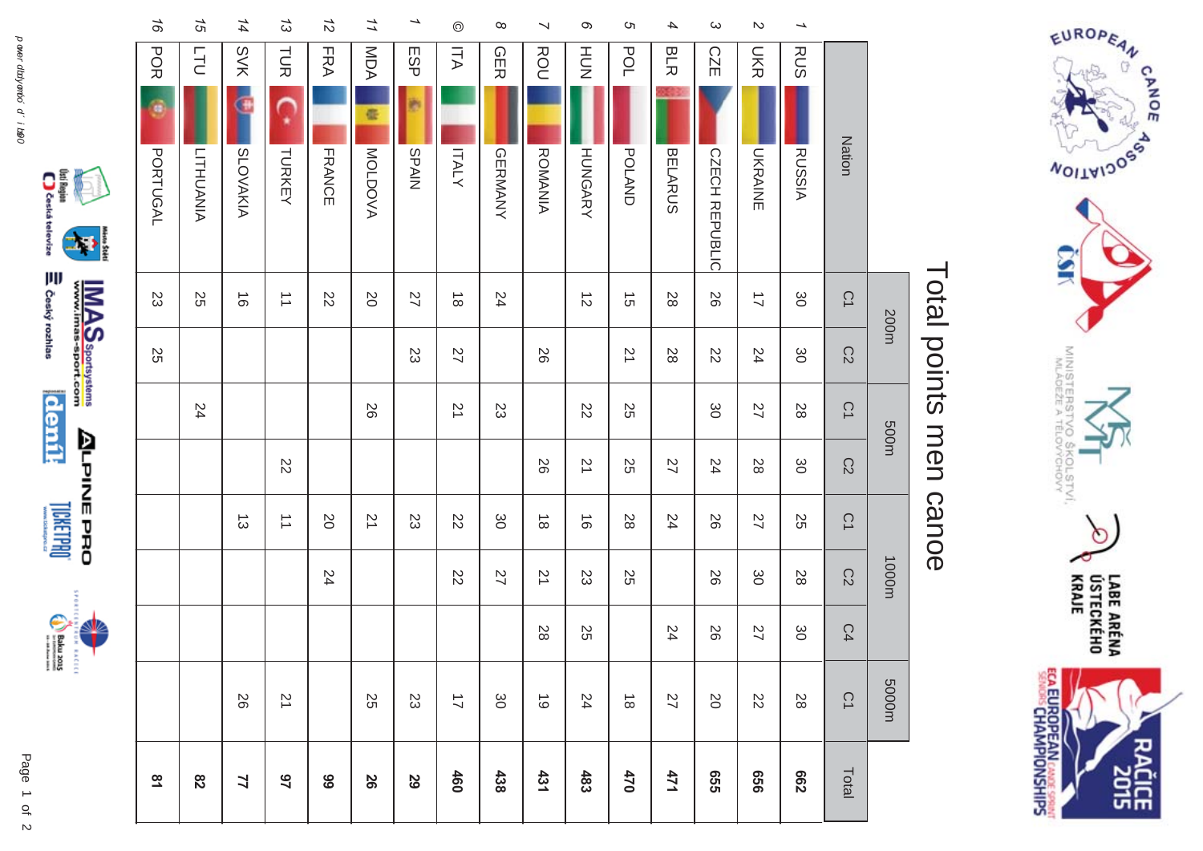# Total points men canoe

| | Nation | | 200m | | 500m | | 1000m | | | 5000m | Total |
|---|---|---|---|---|---|---|---|---|---|---|---|
| | | | C1 | C2 | C1 | C2 | C1 | C2 | C4 | C1 | |
| 1 | RUS | RUSSIA | 30 | 30 | 28 | 30 | 25 | 28 | 30 | 28 | **662** |
| 2 | UKR | UKRAINE | 17 | 24 | 27 | 28 | 27 | 30 | 27 | 22 | **656** |
| 3 | CZE | CZECH REPUBLIC | 26 | 22 | 30 | 24 | 26 | 26 | 26 | 20 | **655** |
| 4 | BLR | BELARUS | 28 | 28 | | 27 | 24 | | 24 | 27 | **471** |
| 5 | POL | POLAND | 15 | 21 | 25 | 25 | 28 | 25 | | 18 | **470** |
| 6 | HUN | HUNGARY | 12 | | 22 | 21 | 16 | 23 | 25 | 24 | **483** |
| 7 | ROU | ROMANIA | | 26 | | 26 | 18 | 21 | 28 | 19 | **431** |
| 8 | GER | GERMANY | 24 | | 23 | | 30 | 27 | | 30 | **438** |
| 9 | ITA | ITALY | 18 | 27 | 21 | | 22 | 22 | | 17 | **460** |
| 10 | ESP | SPAIN | 27 | 23 | | | 23 | | | 23 | **29** |
| 11 | MDA | MOLDOVA | 20 | | 26 | | 21 | | | 25 | **26** |
| 12 | FRA | FRANCE | 22 | | | | 20 | 24 | | | **99** |
| 13 | TUR | TURKEY | 11 | | | 22 | 11 | | | 21 | **97** |
| 14 | SVK | SLOVAKIA | 16 | | | | 13 | | | 26 | **77** |
| 15 | LTU | LITHUANIA | 25 | | 24 | | | | | | **82** |
| 16 | POR | PORTUGAL | 23 | 25 | | | | | | | **81** |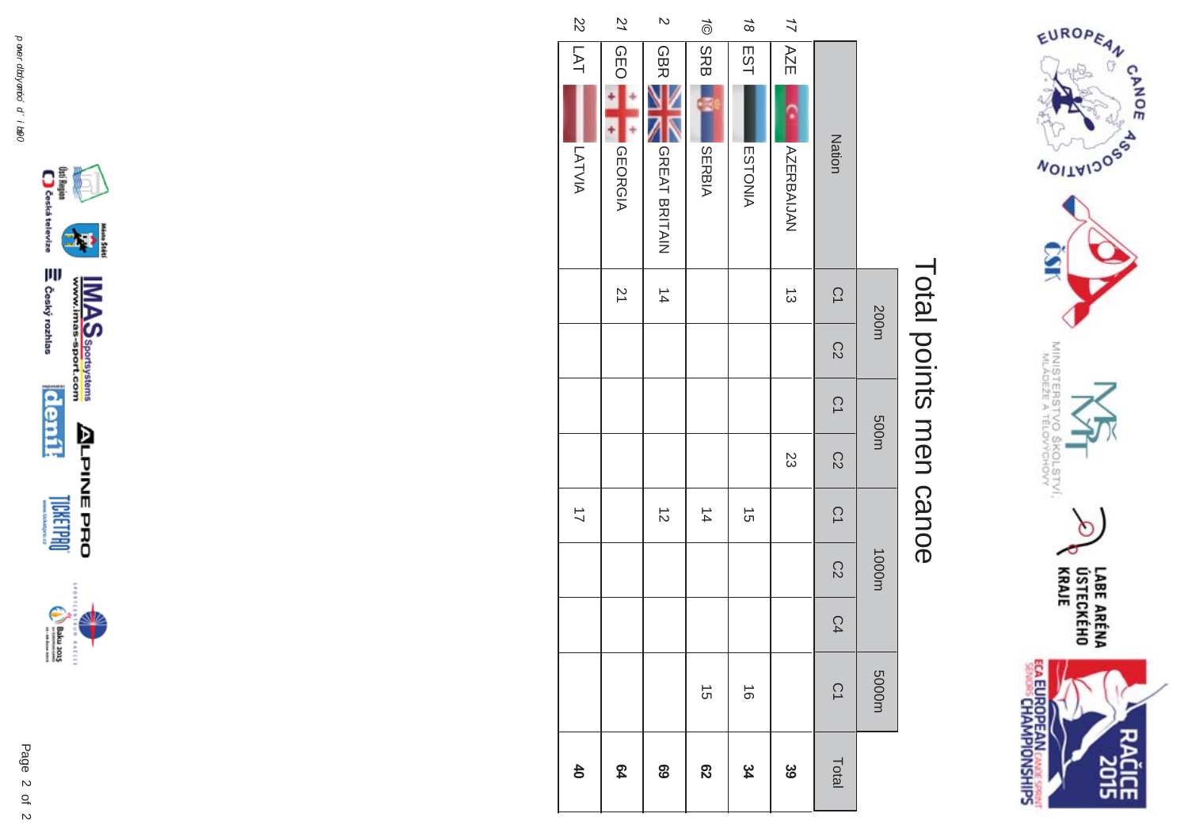# Total points men canoe

| | | Nation | 200m | | 500m | | 1000m | | | 5000m | Total |
|---|---|---|---|---|---|---|---|---|---|---|---|
| | | | C1 | C2 | C1 | C2 | C1 | C2 | C4 | C1 | |
| 17 | AZE | AZERBAIJAN | 13 | | | 23 | | | | | **39** |
| 18 | EST | ESTONIA | | | | | 15 | | | 16 | **34** |
| 1© | SRB | SERBIA | | | | | 14 | | | 15 | **62** |
| 2 | GBR | GREAT BRITAIN | 14 | | | | 12 | | | | **69** |
| 21 | GEO | GEORGIA | 21 | | | | | | | | **64** |
| 22 | LAT | LATVIA | | | | | 17 | | | | **40** |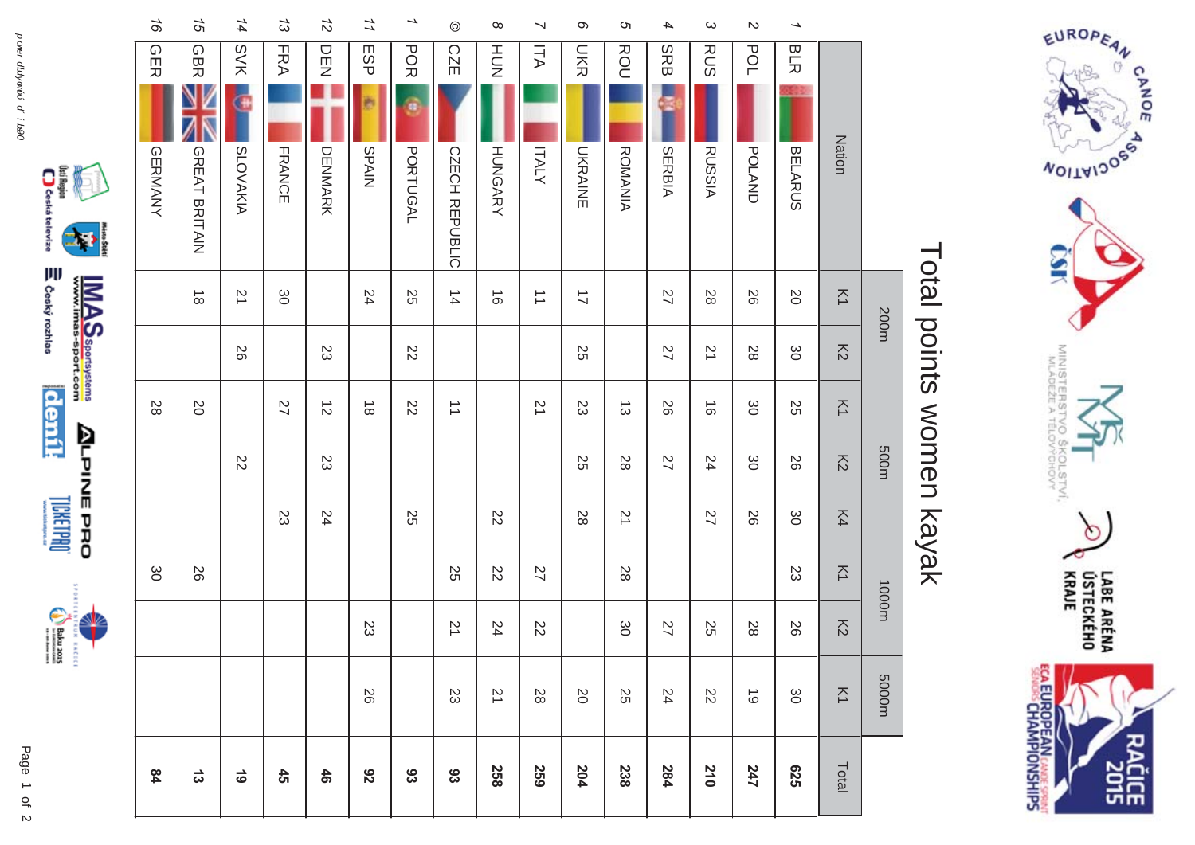# Total points women kayak

| | Nation | | 200m | | 500m | | | 1000m | | 5000m | Total |
|---|---|---|---|---|---|---|---|---|---|---|---|
| | | | K1 | K2 | K1 | K2 | K4 | K1 | K2 | K1 | |
| 1 | BLR | BELARUS | 20 | 30 | 25 | 26 | 30 | 23 | 26 | 30 | **625** |
| 2 | POL | POLAND | 26 | 28 | 30 | 30 | 26 | | 28 | 19 | **247** |
| 3 | RUS | RUSSIA | 28 | 21 | 16 | 24 | 27 | | 25 | 22 | **210** |
| 4 | SRB | SERBIA | 27 | 27 | 26 | 27 | | | 27 | 24 | **284** |
| 5 | ROU | ROMANIA | | | 13 | 28 | 21 | 28 | 30 | 25 | **238** |
| 6 | UKR | UKRAINE | 17 | 25 | 23 | 25 | 28 | | | 20 | **204** |
| 7 | ITA | ITALY | 11 | | 21 | | | 27 | 22 | 28 | **259** |
| 8 | HUN | HUNGARY | 16 | | | | 22 | 22 | 24 | 21 | **258** |
| © | CZE | CZECH REPUBLIC | 14 | | 11 | | | 25 | 21 | 23 | **93** |
| 1 | POR | PORTUGAL | 25 | 22 | 22 | | 25 | | | | **93** |
| 11 | ESP | SPAIN | 24 | | 18 | | | | 23 | 26 | **92** |
| 12 | DEN | DENMARK | | 23 | 12 | 23 | 24 | | | | **46** |
| 13 | FRA | FRANCE | 30 | | 27 | | 23 | | | | **45** |
| 14 | SVK | SLOVAKIA | 21 | 26 | | 22 | | | | | **19** |
| 15 | GBR | GREAT BRITAIN | 18 | | 20 | | | 26 | | | **13** |
| 16 | GER | GERMANY | | | 28 | | | 30 | | | **84** |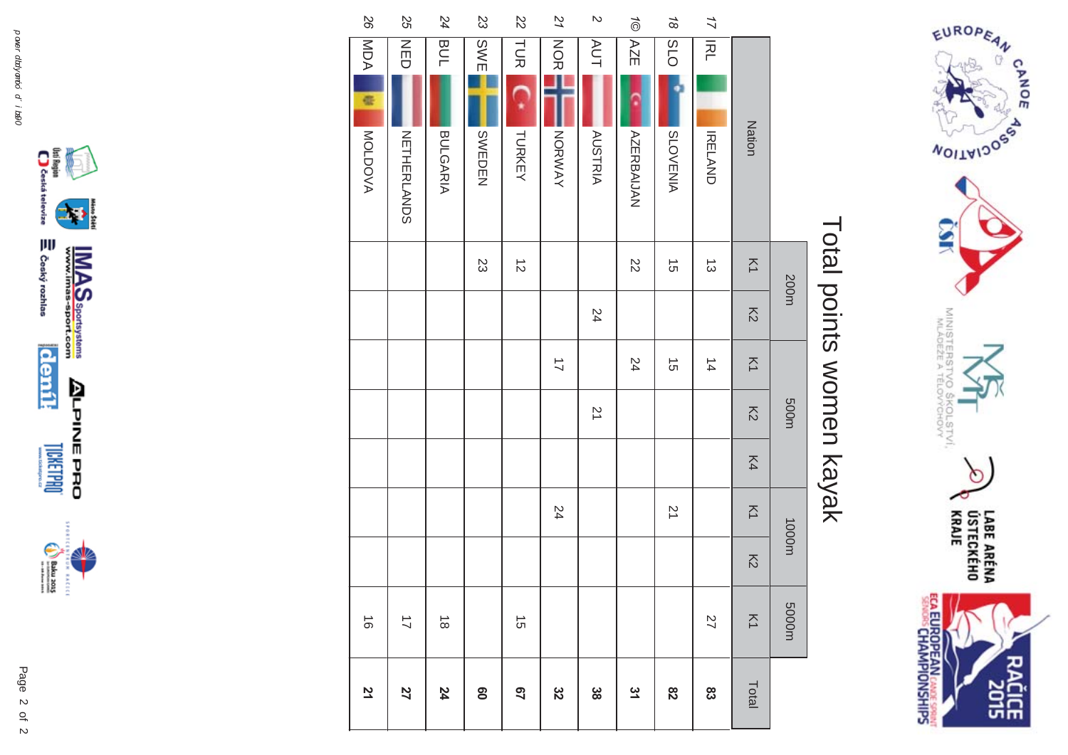# Total points women kayak

| | | Nation | 200m | | 500m | | | 1000m | | 5000m | Total |
|---|---|---|---|---|---|---|---|---|---|---|---|
| | | | K1 | K2 | K1 | K2 | K4 | K1 | K2 | K1 | |
| 17 | IRL | IRELAND | 13 | | 14 | | | | | 27 | **83** |
| 18 | SLO | SLOVENIA | 15 | | 15 | | | 21 | | | **82** |
| 19 | AZE | AZERBAIJAN | 22 | | 24 | | | | | | **31** |
| 20 | AUT | AUSTRIA | | 24 | | 21 | | | | | **38** |
| 21 | NOR | NORWAY | | | 17 | | | 24 | | | **32** |
| 22 | TUR | TURKEY | 12 | | | | | | | 15 | **67** |
| 23 | SWE | SWEDEN | 23 | | | | | | | | **60** |
| 24 | BUL | BULGARIA | | | | | | | | 18 | **24** |
| 25 | NED | NETHERLANDS | | | | | | | | 17 | **27** |
| 26 | MDA | MOLDOVA | | | | | | | | 16 | **21** |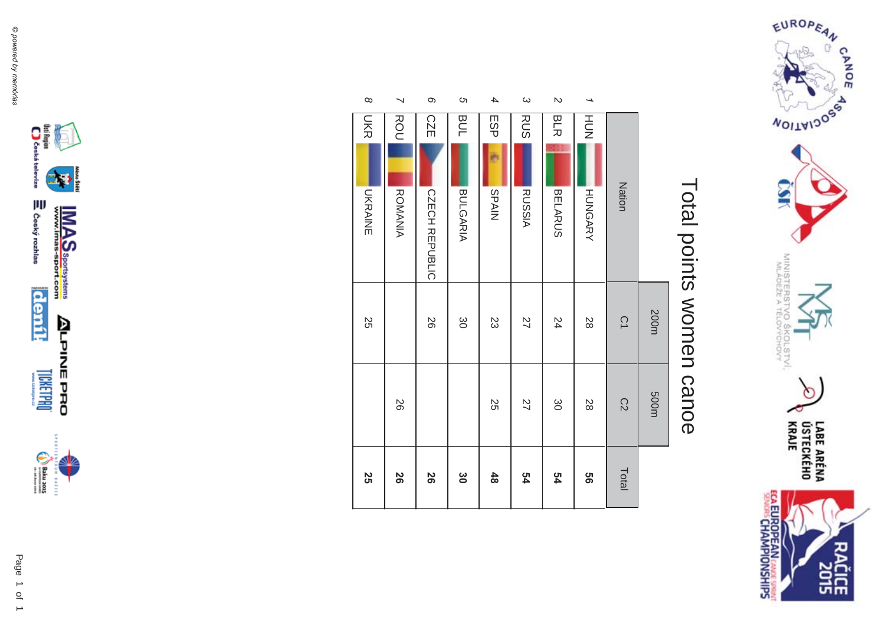# Total points women canoe

| | | | 200m | 500m | |
|---|---|---|---|---|---|
| | Nation | | C1 | C2 | Total |
| 1 | HUN | HUNGARY | 28 | 28 | **56** |
| 2 | BLR | BELARUS | 24 | 30 | **54** |
| 3 | RUS | RUSSIA | 27 | 27 | **54** |
| 4 | ESP | SPAIN | 23 | 25 | **48** |
| 5 | BUL | BULGARIA | 30 | | **30** |
| 6 | CZE | CZECH REPUBLIC | 26 | | **26** |
| 7 | ROU | ROMANIA | | 26 | **26** |
| 8 | UKR | UKRAINE | 25 | | **25** |

© powered by memórias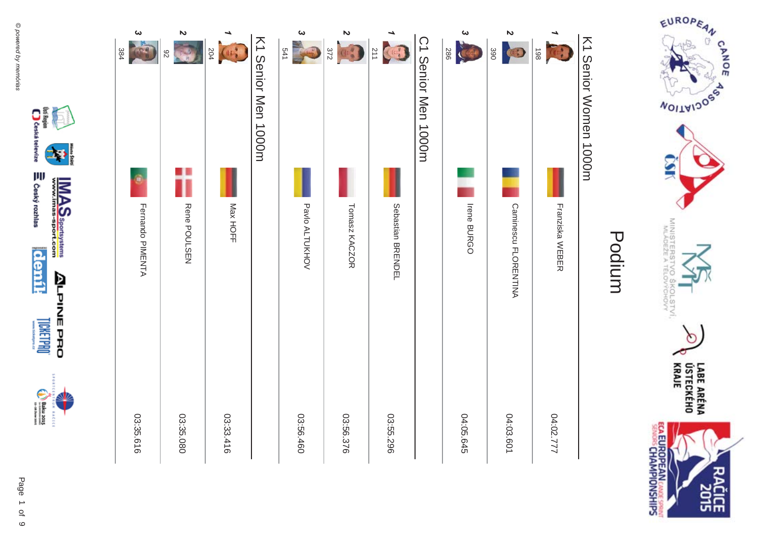# Podium

## K1 Senior Women 1000m

| Rank | Bib | Name | Time |
|---|---|---|---|
| 1 | 198 | Franziska WEBER | 04:02.777 |
| 2 | 390 | Caminescu FLORENTINA | 04:03.601 |
| 3 | 286 | Irene BURGO | 04:05.645 |

## C1 Senior Men 1000m

| Rank | Bib | Name | Time |
|---|---|---|---|
| 1 | 211 | Sebastian BRENDEL | 03:55.296 |
| 2 | 372 | Tomasz KACZOR | 03:56.376 |
| 3 | 541 | Pavlo ALTUKHOV | 03:56.460 |

## K1 Senior Men 1000m

| Rank | Bib | Name | Time |
|---|---|---|---|
| 1 | 204 | Max HOFF | 03:33.416 |
| 2 | 92 | Rene POULSEN | 03:35.080 |
| 3 | 384 | Fernando PIMENTA | 03:35.616 |

*© powered by memórias*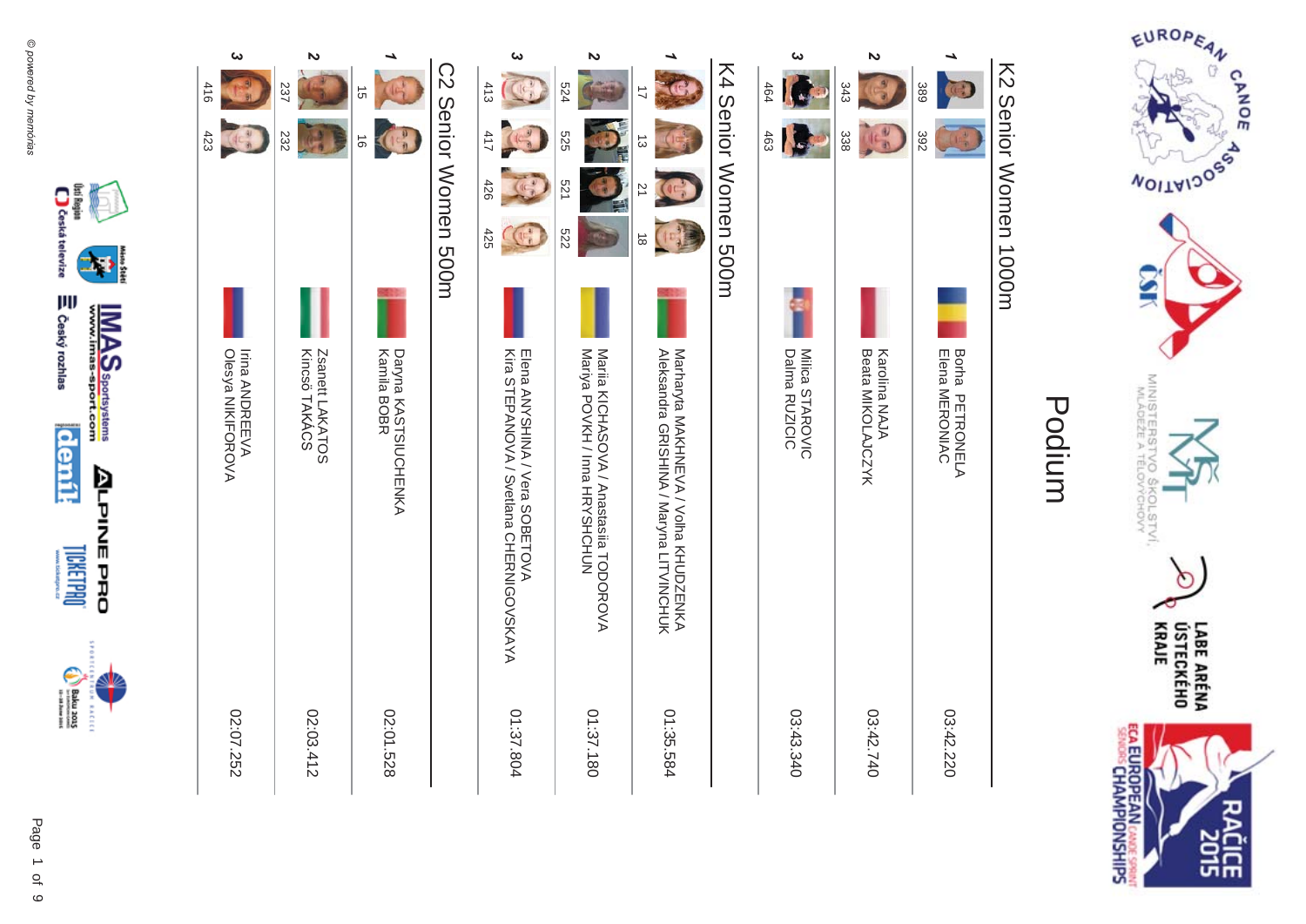# Podium

## K2 Senior Women 1000m

| Rank | Bib | Names | Time |
|---|---|---|---|
| 1 | 389 / 392 | Borha PETRONELA / Elena MERONIAC | 03:42.220 |
| 2 | 343 / 338 | Karolina NAJA / Beata MIKOLAJCZYK | 03:42.740 |
| 3 | 464 / 463 | Milica STAROVIC / Dalma RUZICIC | 03:43.340 |

## K4 Senior Women 500m

| Rank | Bib | Names | Time |
|---|---|---|---|
| 1 | 17 / 13 / 21 / 18 | Marharyta MAKHNEVA / Volha KHUDZENKA / Aleksandra GRISHINA / Maryna LITVINCHUK | 01:35.584 |
| 2 | 524 / 525 / 521 / 522 | Mariia KICHASOVA / Anastasiia TODOROVA / Mariya POVKH / Inna HRYSHCHUN | 01:37.180 |
| 3 | 413 / 417 / 426 / 425 | Elena ANYSHINA / Vera SOBETOVA / Kira STEPANOVA / Svetlana CHERNIGOVSKAYA | 01:37.804 |

## C2 Senior Women 500m

| Rank | Bib | Names | Time |
|---|---|---|---|
| 1 | 15 / 16 | Daryna KASTSIUCHENKA / Kamila BOBR | 02:01.528 |
| 2 | 237 / 232 | Zsanett LAKATOS / Kincsö TAKÁCS | 02:03.412 |
| 3 | 416 / 423 | Irina ANDREEVA / Olesya NIKIFOROVA | 02:07.252 |

© powered by memorias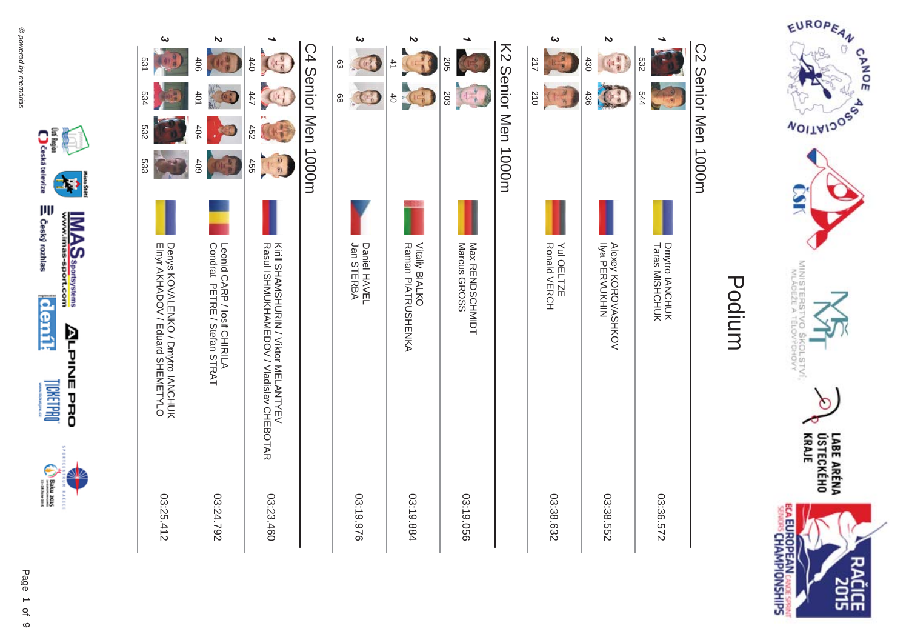# Podium

## C2 Senior Men 1000m

| Rank | Bib | Crew | Time |
|---|---|---|---|
| 1 | 532 / 544 | Dmytro IANCHUK / Taras MISHCHUK | 03:36.572 |
| 2 | 430 / 436 | Alexey KOROVASHKOV / Ilya PERVUKHIN | 03:38.552 |
| 3 | 217 / 210 | Yul OELTZE / Ronald VERCH | 03:38.632 |

## K2 Senior Men 1000m

| Rank | Bib | Crew | Time |
|---|---|---|---|
| 1 | 205 / 203 | Max RENDSCHMIDT / Marcus GROSS | 03:19.056 |
| 2 | 41 / 40 | Vitaliy BIALKO / Raman PIATRUSHENKA | 03:19.884 |
| 3 | 63 / 68 | Daniel HAVEL / Jan STERBA | 03:19.976 |

## C4 Senior Men 1000m

| Rank | Bib | Crew | Time |
|---|---|---|---|
| 1 | 440 / 447 / 452 / 455 | Kirill SHAMSHURIN / Viktor MELANTYEV / Rasul ISHMUKHAMEDOV / Vladislav CHEBOTAR | 03:23.460 |
| 2 | 406 / 401 / 404 / 409 | Leonid CARP / Iosif CHIRILA / Condrat PETRE / Stefan STRAT | 03:24.792 |
| 3 | 531 / 534 / 532 / 533 | Denys KOVALENKO / Dmytro IANCHUK / Elnyr AKHADOV / Eduard SHEMETYLO | 03:25.412 |

© powered by memórias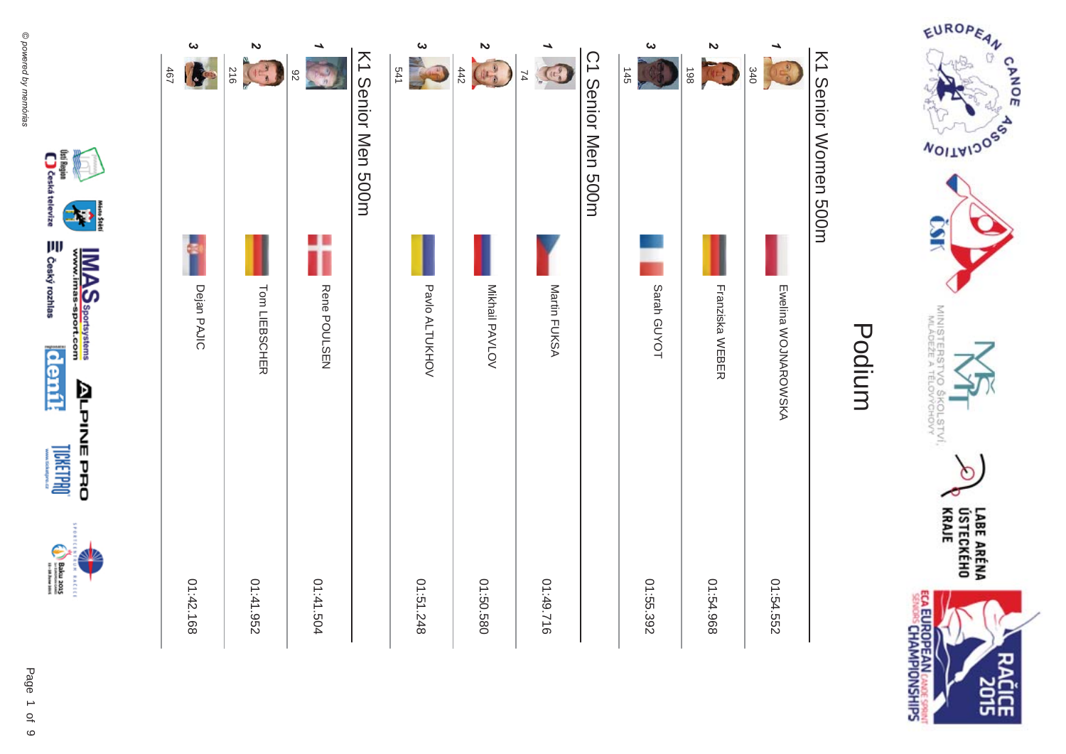# Podium

## K1 Senior Women 500m

| Rank | Bib | Name | Time |
|---|---|---|---|
| 1 | 340 | Ewelina WOJNAROWSKA | 01:54.552 |
| 2 | 198 | Franziska WEBER | 01:54.968 |
| 3 | 145 | Sarah GUYOT | 01:55.392 |

## C1 Senior Men 500m

| Rank | Bib | Name | Time |
|---|---|---|---|
| 1 | 74 | Martin FUKSA | 01:49.716 |
| 2 | 442 | Mikhail PAVLOV | 01:50.580 |
| 3 | 541 | Pavlo ALTUKHOV | 01:51.248 |

## K1 Senior Men 500m

| Rank | Bib | Name | Time |
|---|---|---|---|
| 1 | 92 | Rene POULSEN | 01:41.504 |
| 2 | 216 | Tom LIEBSCHER | 01:41.952 |
| 3 | 467 | Dejan PAJIC | 01:42.168 |

© powered by memórias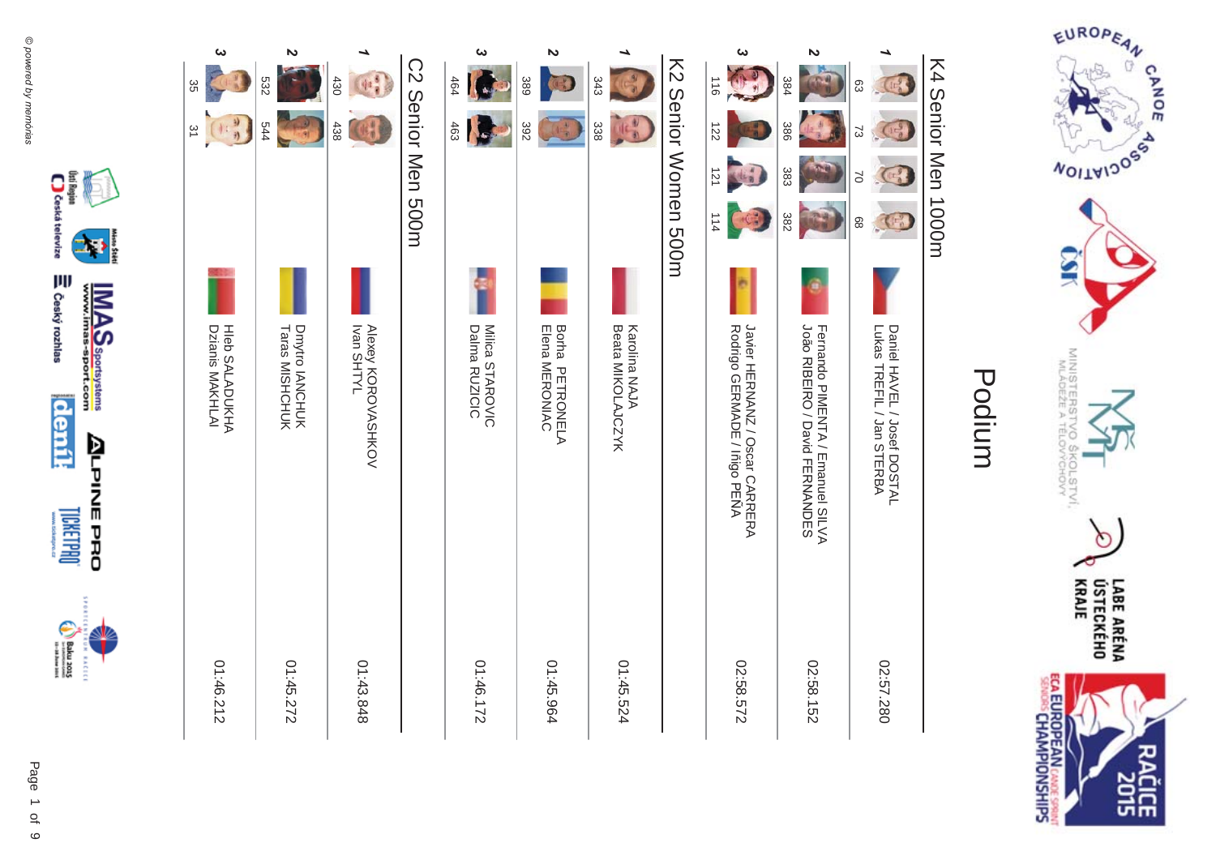# Podium

## K4 Senior Men 1000m

| Rank | Bib | Crew | Time |
|---|---|---|---|
| 1 | 63 73 70 68 | Daniel HAVEL / Josef DOSTAL<br>Lukas TREFIL / Jan STERBA | 02:57.280 |
| 2 | 384 386 383 382 | Fernando PIMENTA / Emanuel SILVA<br>João RIBEIRO / David FERNANDES | 02:58.152 |
| 3 | 116 122 121 114 | Javier HERNANZ / Oscar CARRERA<br>Rodrigo GERMADE / Iñigo PEÑA | 02:58.572 |

## K2 Senior Women 500m

| Rank | Bib | Crew | Time |
|---|---|---|---|
| 1 | 343 338 | Karolina NAJA<br>Beata MIKOLAJCZYK | 01:45.524 |
| 2 | 389 392 | Borha PETRONELA<br>Elena MERONIAC | 01:45.964 |
| 3 | 464 463 | Milica STAROVIC<br>Dalma RUZICIC | 01:46.172 |

## C2 Senior Men 500m

| Rank | Bib | Crew | Time |
|---|---|---|---|
| 1 | 430 438 | Alexey KOROVASHKOV<br>Ivan SHTYL | 01:43.848 |
| 2 | 532 544 | Dmytro IANCHUK<br>Taras MISHCHUK | 01:45.272 |
| 3 | 35 31 | Hleb SALADUKHA<br>Dzianis MAKHLAI | 01:46.212 |

© powered by memorias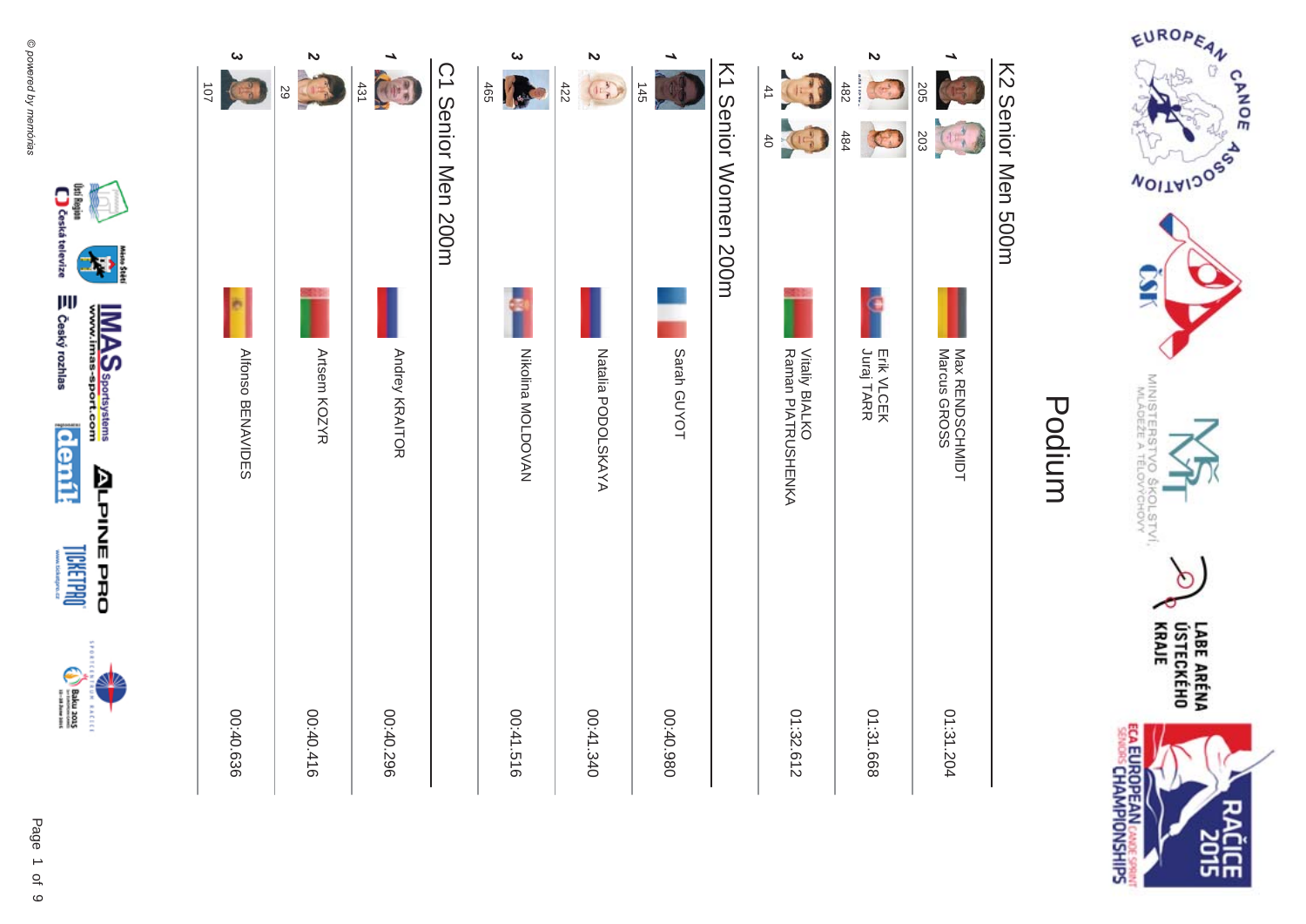# Podium

## K2 Senior Men 500m

| Rank | Bib | Name | Time |
|---|---|---|---|
| 1 | 205 / 203 | Max RENDSCHMIDT / Marcus GROSS | 01:31.204 |
| 2 | 482 / 484 | Erik VLCEK / Juraj TARR | 01:31.668 |
| 3 | 41 / 40 | Vitaliy BIALKO / Raman PIATRUSHENKA | 01:32.612 |

## K1 Senior Women 200m

| Rank | Bib | Name | Time |
|---|---|---|---|
| 1 | 145 | Sarah GUYOT | 00:40.980 |
| 2 | 422 | Natalia PODOLSKAYA | 00:41.340 |
| 3 | 465 | Nikolina MOLDOVAN | 00:41.516 |

## C1 Senior Men 200m

| Rank | Bib | Name | Time |
|---|---|---|---|
| 1 | 431 | Andrey KRAITOR | 00:40.296 |
| 2 | 29 | Artsem KOZYR | 00:40.416 |
| 3 | 107 | Alfonso BENAVIDES | 00:40.636 |

© powered by memórias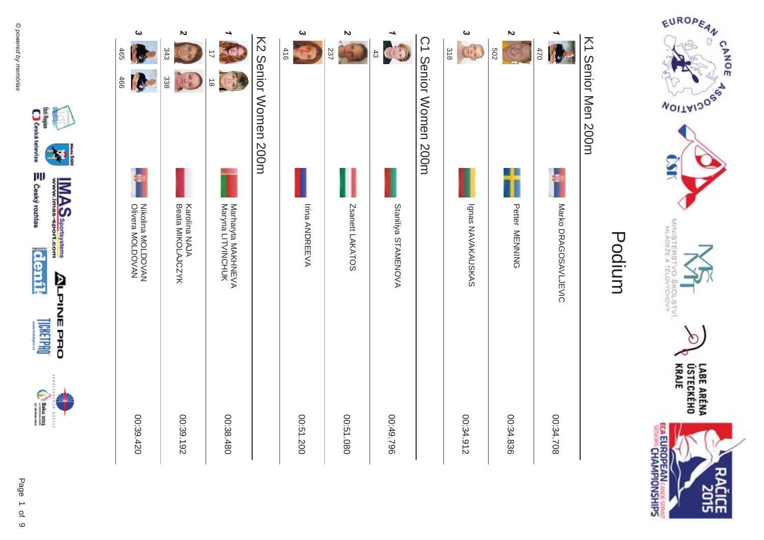# Podium

## K1 Senior Men 200m

| Rank | Bib | Name | Time |
|---|---|---|---|
| 1 | 470 | Marko DRAGOSAVLJEVIC | 00:34.708 |
| 2 | 502 | Petter MENNING | 00:34.836 |
| 3 | 318 | Ignas NAVAKAUSKAS | 00:34.912 |

## C1 Senior Women 200m

| Rank | Bib | Name | Time |
|---|---|---|---|
| 1 | 43 | Staniliya STAMENOVA | 00:49.796 |
| 2 | 237 | Zsanett LAKATOS | 00:51.080 |
| 3 | 416 | Irina ANDREEVA | 00:51.200 |

## K2 Senior Women 200m

| Rank | Bib | Name | Time |
|---|---|---|---|
| 1 | 17, 18 | Marharyta MAKHNEVA<br>Maryna LITVINCHUK | 00:38.480 |
| 2 | 343, 338 | Karolina NAJA<br>Beata MIKOLAJCZYK | 00:39.192 |
| 3 | 465, 466 | Nikolina MOLDOVAN<br>Olivera MOLDOVAN | 00:39.420 |

© powered by memórias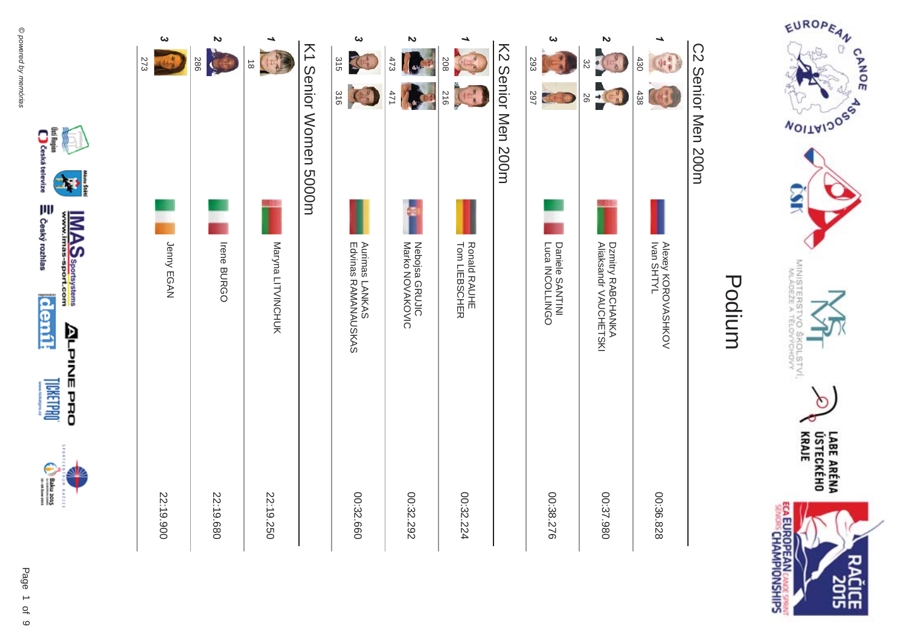# Podium

## C2 Senior Men 200m

| Rank | Bib | Name | Time |
|---|---|---|---|
| 1 | 430, 438 | Alexey KOROVASHKOV, Ivan SHTYL | 00:36.828 |
| 2 | 32, 26 | Dzmitry RABCHANKA, Aliaksandr VAUCHETSKI | 00:37.980 |
| 3 | 293, 297 | Daniele SANTINI, Luca INCOLLINGO | 00:38.276 |

## K2 Senior Men 200m

| Rank | Bib | Name | Time |
|---|---|---|---|
| 1 | 208, 216 | Ronald RAUHE, Tom LIEBSCHER | 00:32.224 |
| 2 | 473, 471 | Nebojsa GRUJIC, Marko NOVAKOVIC | 00:32.292 |
| 3 | 315, 316 | Aurimas LANKAS, Edvinas RAMANAUSKAS | 00:32.660 |

## K1 Senior Women 5000m

| Rank | Bib | Name | Time |
|---|---|---|---|
| 1 | 18 | Maryna LITVINCHUK | 22:19.250 |
| 2 | 286 | Irene BURGO | 22:19.680 |
| 3 | 273 | Jenny EGAN | 22:19.900 |

© powered by memórias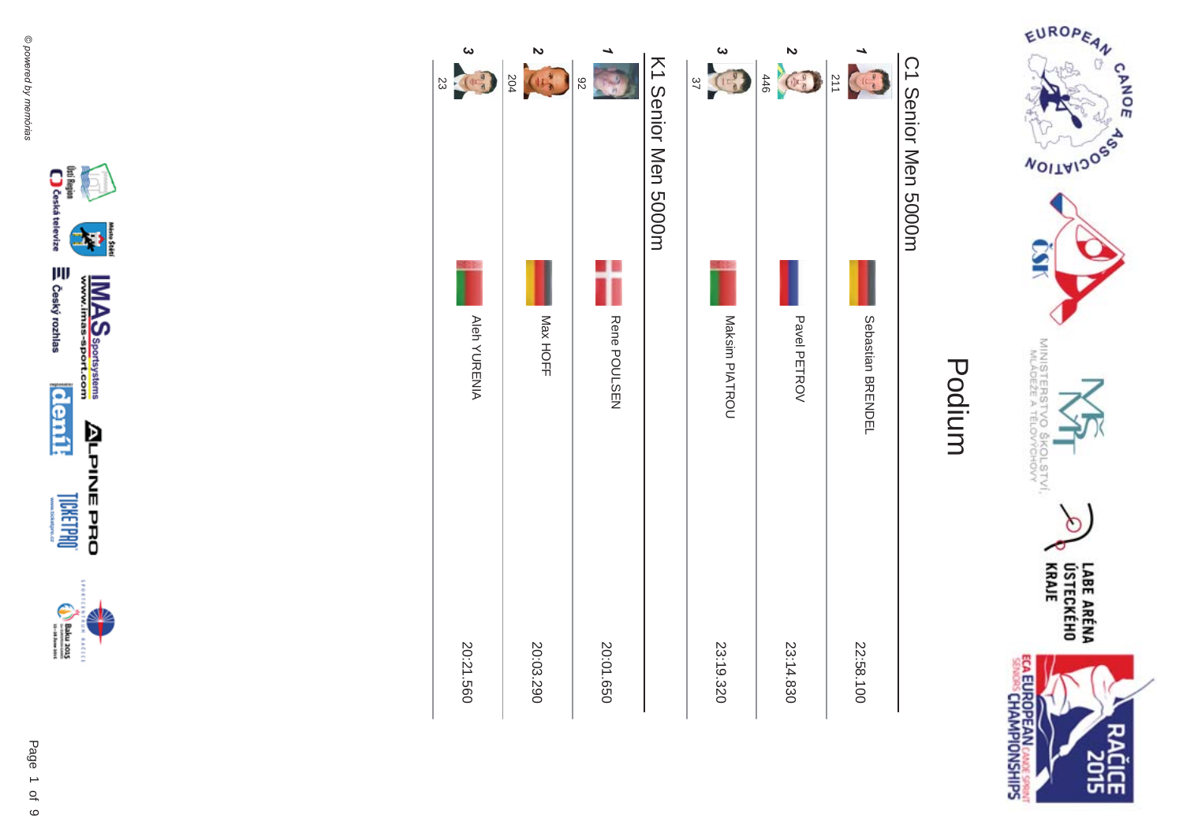# Podium

## C1 Senior Men 5000m

| Rank | Bib | Name | Time |
|---|---|---|---|
| 1 | 211 | Sebastian BRENDEL | 22:58.100 |
| 2 | 446 | Pavel PETROV | 23:14.830 |
| 3 | 37 | Maksim PIATROU | 23:19.320 |

## K1 Senior Men 5000m

| Rank | Bib | Name | Time |
|---|---|---|---|
| 1 | 92 | Rene POULSEN | 20:01.650 |
| 2 | 204 | Max HOFF | 20:03.290 |
| 3 | 23 | Aleh YURENIA | 20:21.560 |

© powered by memorias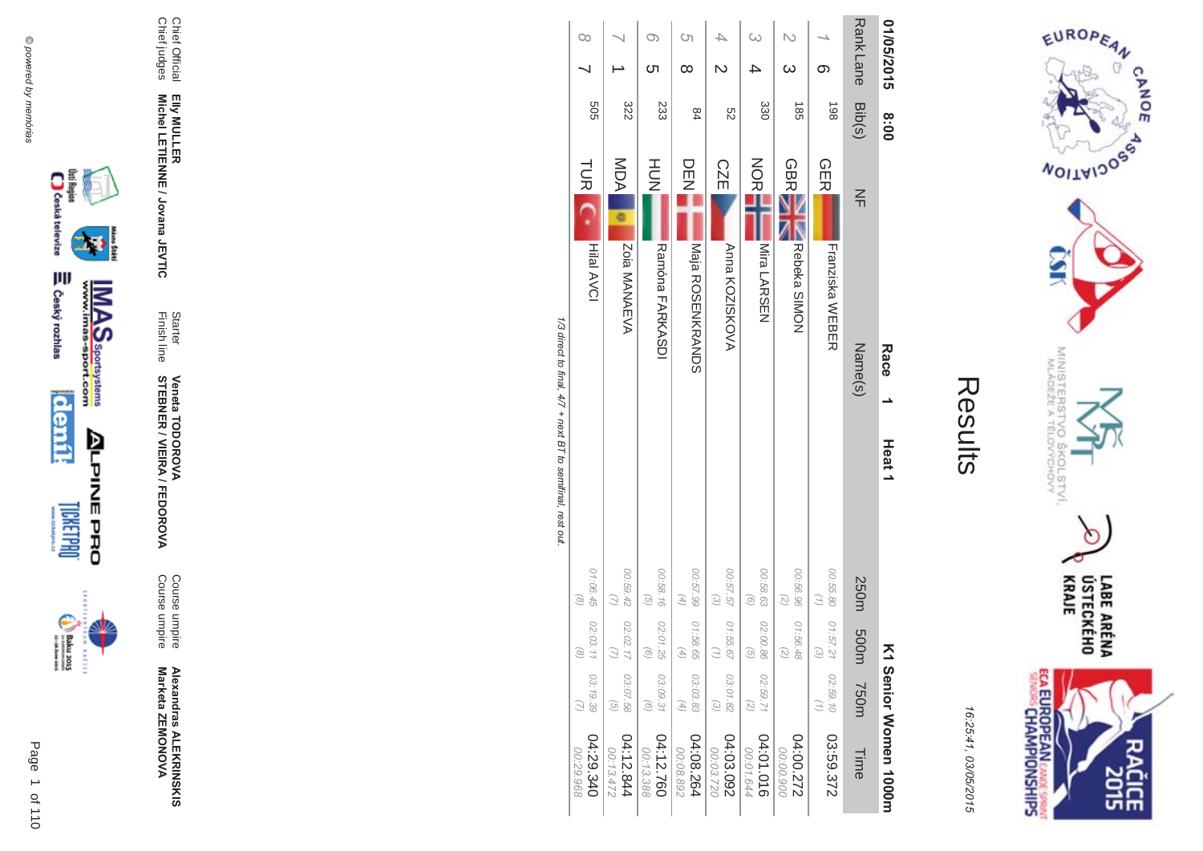# Results

16:25:41, 03/05/2015

01/05/2015 8:00 **Race 1 Heat 1** **K1 Senior Women 1000m**

| Rank | Lane | Bib(s) | NF | Name(s) | 250m | 500m | 750m | Time |
|---|---|---|---|---|---|---|---|---|
| 1 | 6 | 198 | GER | Franziska WEBER | 00:55.80 (1) | 01:57.21 (3) | 02:59.10 (1) | 03:59.372 |
| 2 | 3 | 185 | GBR | Rebeka SIMON | 00:56.96 (2) | 01:56.48 (2) | | 04:00.272 00:00.900 |
| 3 | 4 | 330 | NOR | Mira LARSEN | 00:58.63 (6) | 02:00.86 (5) | 02:59.71 (2) | 04:01.016 00:01.644 |
| 4 | 2 | 52 | CZE | Anna KOZISKOVA | 00:57.57 (3) | 01:55.67 (1) | 03:01.82 (3) | 04:03.092 00:03.720 |
| 5 | 8 | 84 | DEN | Maja ROSENKRANDS | 00:57.99 (4) | 01:58.65 (4) | 03:03.83 (4) | 04:08.264 00:08.892 |
| 6 | 5 | 233 | HUN | Ramóna FARKASDI | 00:58.16 (5) | 02:01.25 (6) | 03:09.31 (6) | 04:12.760 00:13.388 |
| 7 | 1 | 322 | MDA | Zoia MANAEVA | 00:59.42 (7) | 02:02.17 (7) | 03:07.58 (5) | 04:12.844 00:13.472 |
| 8 | 7 | 505 | TUR | Hilal AVCI | 01:06.45 (8) | 02:03.11 (8) | 03:19.39 (7) | 04:29.340 00:29.968 |

*1/3 direct to final, 4/7 + next BT to semifinal, rest out.*

Chief Official **Elly MULLER**
Chief judges **Michel LETIENNE / Jovana JEVTIC**

Starter **Veneta TODOROVA**
Finish line **STEBNER / VIEIRA / FEDOROVA**

Course umpire **Alexandras ALEKRINSKIS**
Course umpire **Marketa ZEMONOVA**

© powered by memorias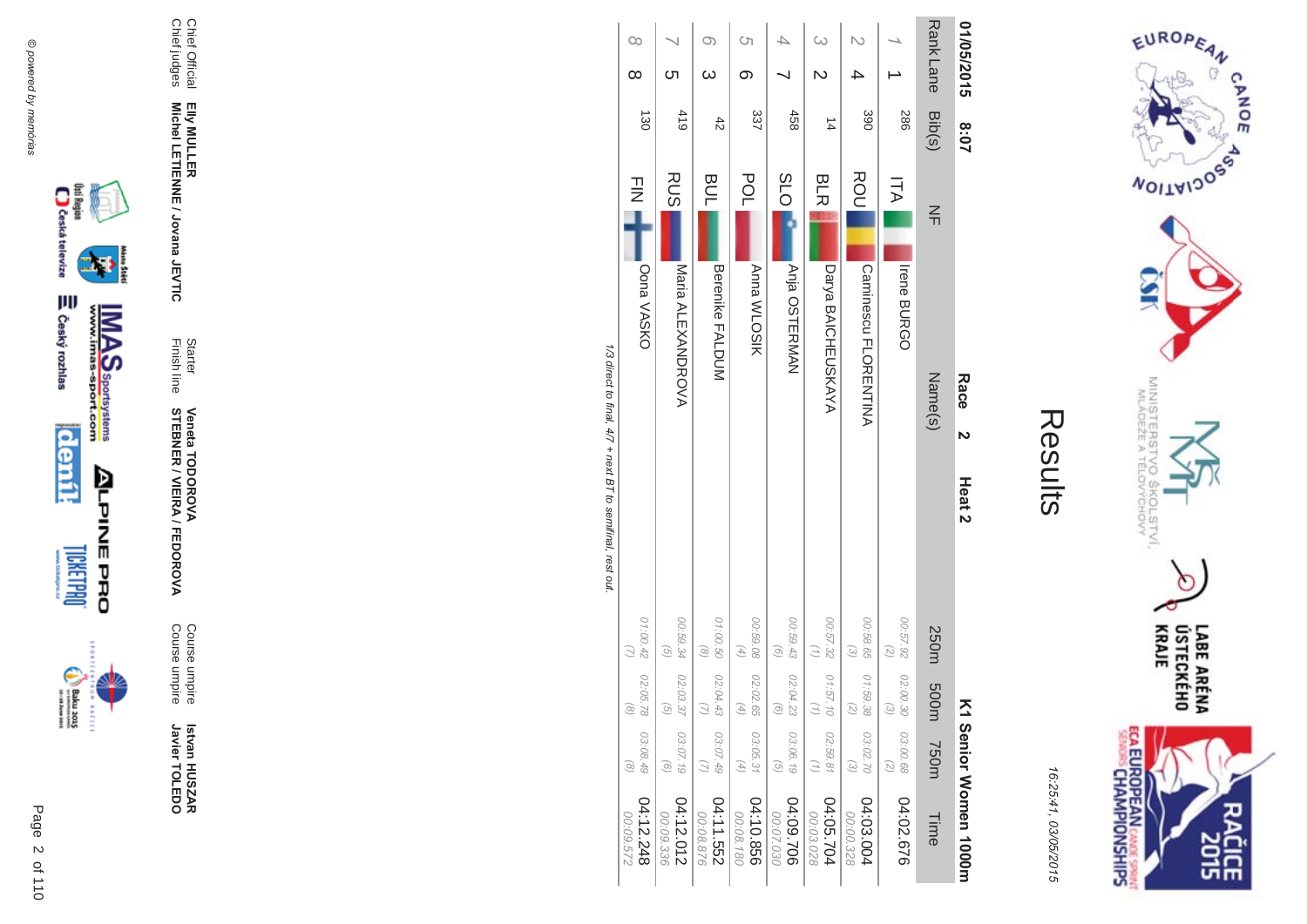# Results

16:25:41, 03/05/2015

01/05/2015 8:07 **Race 2** **Heat 2** **K1 Senior Women 1000m**

| Rank | Lane | Bib(s) | NF | Name(s) | 250m | 500m | 750m | Time |
|---|---|---|---|---|---|---|---|---|
| 1 | 1 | 286 | ITA | Irene BURGO | 00:57.92 (2) | 02:00.30 (3) | 03:00.68 (2) | 04:02.676 |
| 2 | 4 | 390 | ROU | Caminescu FLORENTINA | 00:58.65 (3) | 01:59.38 (2) | 03:02.70 (3) | 04:03.004 00:00.328 |
| 3 | 2 | 14 | BLR | Darya BAICHEUSKAYA | 00:57.32 (1) | 01:57.10 (1) | 02:59.81 (1) | 04:05.704 00:03.028 |
| 4 | 7 | 458 | SLO | Anja OSTERMAN | 00:59.43 (6) | 02:04.23 (6) | 03:06.19 (5) | 04:09.706 00:07.030 |
| 5 | 6 | 337 | POL | Anna WLOSIK | 00:59.08 (4) | 02:02.65 (4) | 03:05.31 (4) | 04:10.856 00:08.180 |
| 6 | 3 | 42 | BUL | Berenike FALDUM | 01:00.50 (8) | 02:04.43 (7) | 03:07.49 (7) | 04:11.552 00:08.876 |
| 7 | 5 | 419 | RUS | Maria ALEXANDROVA | 00:59.34 (5) | 02:03.37 (5) | 03:07.19 (6) | 04:12.012 00:09.336 |
| 8 | 8 | 130 | FIN | Oona VASKO | 01:00.42 (7) | 02:05.78 (8) | 03:08.49 (8) | 04:12.248 00:09.572 |

*1/3 direct to final, 4/7 + next BT to semifinal, rest out.*

Chief Official **Elly MULLER**
Chief judges **Michel LETIENNE / Jovana JEVTIC**
Starter **Veneta TODOROVA**
Finish line **STEBNER / VIEIRA / FEDOROVA**
Course umpire **Istvan HUSZAR**
Course umpire **Javier TOLEDO**

© powered by memorias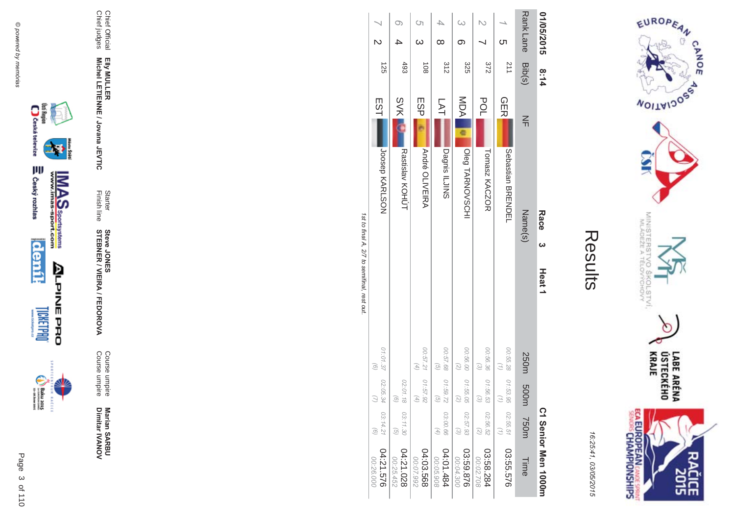# Results

16:25:41, 03/05/2015

01/05/2015 8:14 **Race 3 Heat 1** **C1 Senior Men 1000m**

| Rank | Lane | Bib(s) | NF | Name(s) | 250m | 500m | 750m | Time |
|---|---|---|---|---|---|---|---|---|
| 1 | 5 | 211 | GER | Sebastian BRENDEL | 00:55.28 (1) | 01:53.95 (1) | 02:55.51 (1) | 03:55.576 |
| 2 | 7 | 372 | POL | Tomasz KACZOR | 00:56.36 (3) | 01:56.53 (3) | 02:56.52 (2) | 03:58.284 00:02.708 |
| 3 | 6 | 325 | MDA | Oleg TARNOVSCHI | 00:56.00 (2) | 01:55.05 (2) | 02:57.93 (3) | 03:59.876 00:04.300 |
| 4 | 8 | 312 | LAT | Dagnis ILJINS | 00:57.68 (5) | 01:59.72 (5) | 03:00.66 (4) | 04:01.484 00:05.908 |
| 5 | 3 | 108 | ESP | André OLIVEIRA | 00:57.21 (4) | 01:57.92 (4) | | 04:03.568 00:07.992 |
| 6 | 4 | 493 | SVK | Rastislav KOHÚT | | 02:01.18 (6) | 03:11.30 (5) | 04:21.028 00:25.452 |
| 7 | 2 | 125 | EST | Joosep KARLSON | 01:01.37 (6) | 02:05.34 (7) | 03:14.21 (6) | 04:21.576 00:26.000 |

*1st to final A, 2/7 to semifinal, rest out.*

Chief Official **Elly MULLER**
Chief judges **Michel LETIENNE / Jovana JEVTIC**
Starter **Steve JONES**
Finish line **STEBNER / VIEIRA / FEDOROVA**
Course umpire **Marian SARBU**
Course umpire **Dimitar IVANOV**

© powered by memórias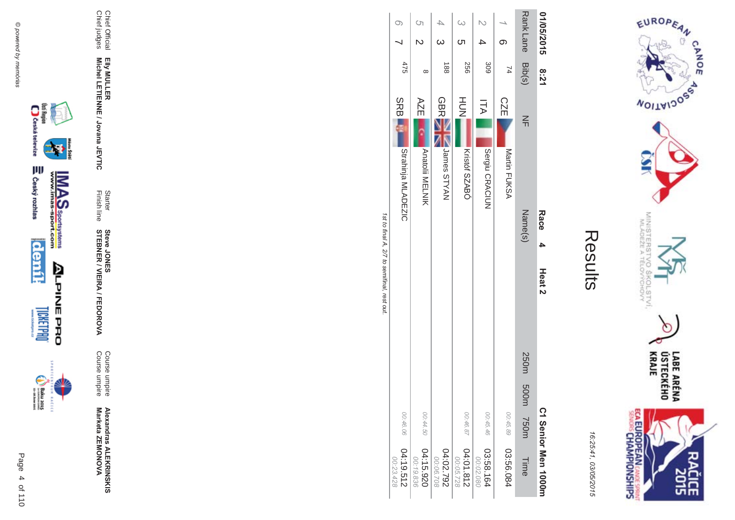# Results

16:25:41, 03/05/2015

**01/05/2015 8:21** **Race 4 Heat 2** **C1 Senior Men 1000m**

| Rank | Lane | Bib(s) | NF | Name(s) | 250m | 500m | 750m | Time |
|---|---|---|---|---|---|---|---|---|
| 1 | 6 | 74 | CZE | Martin FUKSA | | | 00:45.89 | 03:56.084 |
| 2 | 4 | 309 | ITA | Sergiu CRACIUN | | | 00:45.46 | 03:58.164<br>00:02.080 |
| 3 | 5 | 256 | HUN | Kristóf SZABÓ | | | 00:46.87 | 04:01.812<br>00:05.728 |
| 4 | 3 | 188 | GBR | James STYAN | | | | 04:02.792<br>00:06.708 |
| 5 | 2 | 8 | AZE | Anatolii MELNIK | | | 00:44.50 | 04:15.920<br>00:19.836 |
| 6 | 7 | 475 | SRB | Strahinja MLADEZIC | | | 00:46.06 | 04:19.512<br>00:23.428 |

*1st to final A, 2/7 to semifinal, rest out.*

| | | | | | |
|---|---|---|---|---|---|
| Chief Official | **Elly MULLER** | Starter | **Steve JONES** | Course umpire | **Alexandras ALEKRINSKIS** |
| Chief judges | **Michel LETIENNE / Jovana JEVTIC** | Finish line | **STEBNER / VIEIRA / FEDOROVA** | Course umpire | **Marketa ZEMONOVA** |

© powered by memórias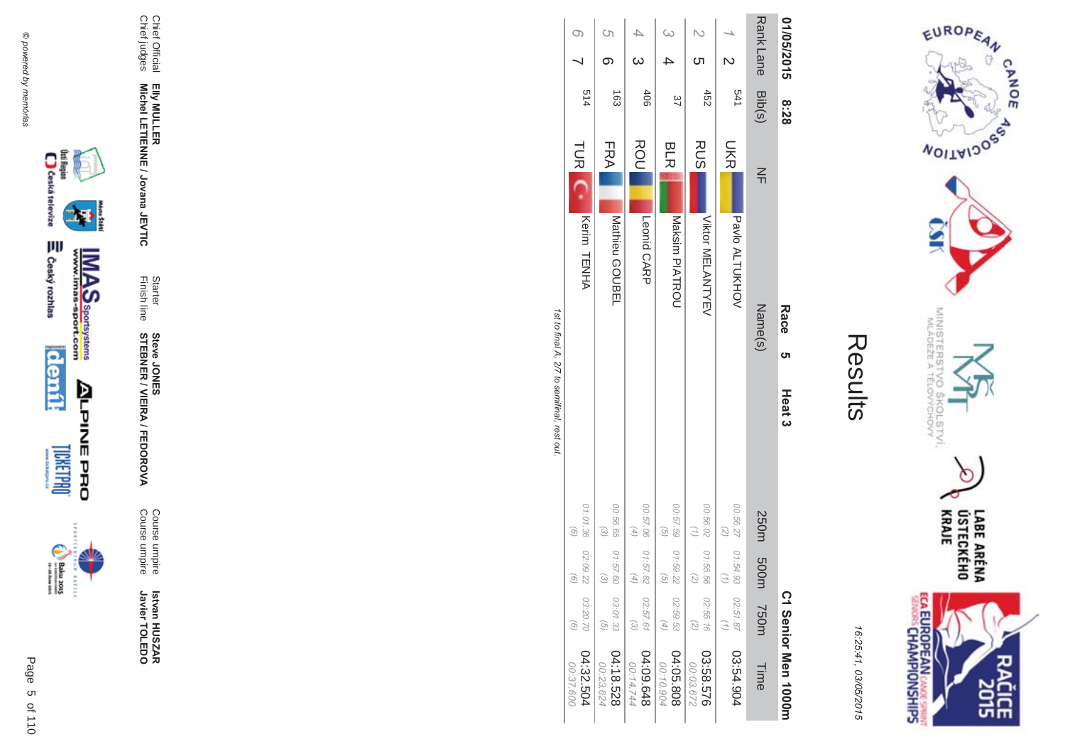# Results

16:25:41, 03/05/2015

01/05/2015 8:28 **Race 5 Heat 3** **C1 Senior Men 1000m**

| Rank | Lane | Bib(s) | NF | Name(s) | 250m | 500m | 750m | Time |
|---|---|---|---|---|---|---|---|---|
| 1 | 2 | 541 | UKR | Pavlo ALTUKHOV | 00:56.27 (2) | 01:54.93 (1) | 02:51.87 (1) | 03:54.904 |
| 2 | 5 | 452 | RUS | Viktor MELANTYEV | 00:56.02 (1) | 01:55.56 (2) | 02:55.16 (2) | 03:58.576 00:03.672 |
| 3 | 4 | 37 | BLR | Maksim PIATROU | 00:57.59 (5) | 01:59.22 (5) | 02:59.53 (4) | 04:05.808 00:10.904 |
| 4 | 3 | 406 | ROU | Leonid CARP | 00:57.06 (4) | 01:57.82 (4) | 02:57.61 (3) | 04:09.648 00:14.744 |
| 5 | 6 | 163 | FRA | Mathieu GOUBEL | 00:56.65 (3) | 01:57.60 (3) | 03:01.33 (5) | 04:18.528 00:23.624 |
| 6 | 7 | 514 | TUR | Kerim TENHA | 01:01.36 (6) | 02:09.22 (6) | 03:20.70 (6) | 04:32.504 00:37.600 |

*1st to final A, 2/7 to semifinal, rest out.*

Chief Official **Elly MULLER**
Chief judges **Michel LETIENNE / Jovana JEVTIC**
Starter **Steve JONES**
Finish line **STEBNER / VIEIRA / FEDOROVA**
Course umpire **Istvan HUSZAR**
Course umpire **Javier TOLEDO**

© powered by memorias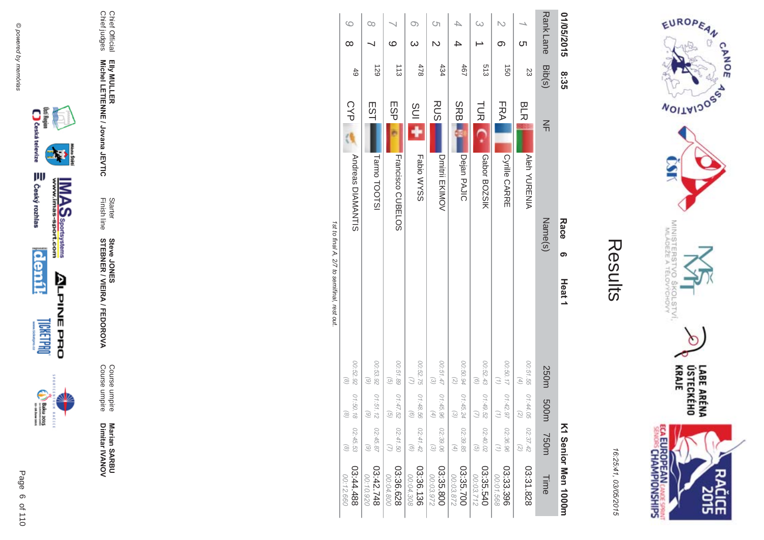# Results

16:25:41, 03/05/2015

01/05/2015 8:35 **Race 6 Heat 1** **K1 Senior Men 1000m**

| Rank | Lane | Bib(s) | NF | Name(s) | 250m | 500m | 750m | Time |
|---|---|---|---|---|---|---|---|---|
| 1 | 5 | 23 | BLR | Aleh YURENIA | 00:51.55 (4) | 01:44.05 (2) | 02:37.42 (2) | 03:31.828 |
| 2 | 6 | 150 | FRA | Cyrille CARRE | 00:50.17 (1) | 01:42.97 (1) | 02:36.96 (1) | 03:33.396 00:01.568 |
| 3 | 1 | 513 | TUR | Gabor BOZSIK | 00:52.43 (6) | 01:49.52 (7) | 02:40.02 (5) | 03:35.540 00:03.712 |
| 4 | 4 | 467 | SRB | Dejan PAJIC | 00:50.94 (2) | 01:45.24 (3) | 02:39.85 (4) | 03:35.700 00:03.872 |
| 5 | 2 | 434 | RUS | Dmitrii EKIMOV | 00:51.47 (3) | 01:45.96 (4) | 02:39.06 (3) | 03:35.800 00:03.972 |
| 6 | 3 | 478 | SUI | Fabio WYSS | 00:52.75 (7) | 01:48.56 (6) | 02:41.42 (6) | 03:36.136 00:04.308 |
| 7 | 9 | 113 | ESP | Francisco CUBELOS | 00:51.89 (5) | 01:47.52 (5) | 02:41.50 (7) | 03:36.628 00:04.800 |
| 8 | 7 | 129 | EST | Tarmo TOOTSI | 00:53.92 (9) | 01:51.12 (9) | 02:45.87 (9) | 03:42.748 00:10.920 |
| 9 | 8 | 49 | CYP | Andreas DIAMANTIS | 00:52.92 (8) | 01:50.18 (8) | 02:45.53 (8) | 03:44.488 00:12.660 |

*1st to final A, 2/7 to semifinal, rest out.*

Chief Official **Elly MULLER**
Chief judges **Michel LETIENNE / Jovana JEVTIC**
Starter **Steve JONES**
Finish line **STEBNER / VIEIRA / FEDOROVA**
Course umpire **Marian SARBU**
Course umpire **Dimitar IVANOV**

© powered by memorias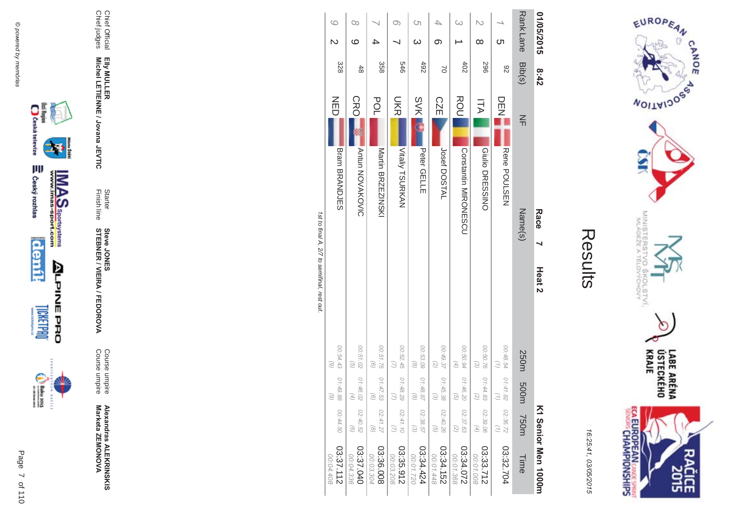# Results

16:25:41, 03/05/2015

01/05/2015 8:42 **Race 7 Heat 2** **K1 Senior Men 1000m**

| Rank | Lane | Bib(s) | NF | Name(s) | 250m | 500m | 750m | Time |
|---|---|---|---|---|---|---|---|---|
| 1 | 5 | 92 | DEN | Rene POULSEN | 00:48.54 (1) | 01:41.82 (1) | 02:36.72 (1) | 03:32.704 |
| 2 | 8 | 296 | ITA | Giulio DRESSINO | 00:50.76 (3) | 01:44.83 (2) | 02:39.06 (4) | 03:33.712 00:01.008 |
| 3 | 1 | 402 | ROU | Constantin MIRONESCU | 00:50.94 (4) | 01:46.20 (5) | 02:37.63 (2) | 03:34.072 00:01.368 |
| 4 | 6 | 70 | CZE | Josef DOSTAL | 00:49.37 (2) | 01:45.38 (3) | 02:40.26 (5) | 03:34.152 00:01.448 |
| 5 | 3 | 492 | SVK | Peter GELLE | 00:53.09 (8) | 01:48.87 (8) | 02:38.57 (3) | 03:34.424 00:01.720 |
| 6 | 7 | 546 | UKR | Vitaliy TSURKAN | 00:52.45 (7) | 01:48.29 (7) | 02:41.10 (7) | 03:35.912 00:03.208 |
| 7 | 4 | 358 | POL | Martin BRZEZINSKI | 00:51.75 (6) | 01:47.53 (6) | 02:41.27 (8) | 03:36.008 00:03.304 |
| 8 | 9 | 48 | CRO | Antun NOVAKOVIC | 00:51.02 (5) | 01:46.02 (4) | 02:40.52 (6) | 03:37.040 00:04.336 |
| 9 | 2 | 328 | NED | Bram BRANDJES | 00:54.43 (9) | 01:49.88 (9) | 00:44.50 | 03:37.112 00:04.408 |

*1st to final A, 2/7 to semifinal, rest out.*

Chief Official **Elly MULLER**
Chief judges **Michel LETIENNE / Jovana JEVTIC**
Starter **Steve JONES**
Finish line **STEBNER / VIEIRA / FEDOROVA**
Course umpire **Alexandras ALEKRINSKIS**
Course umpire **Marketa ZEMONOVA**

© powered by memorias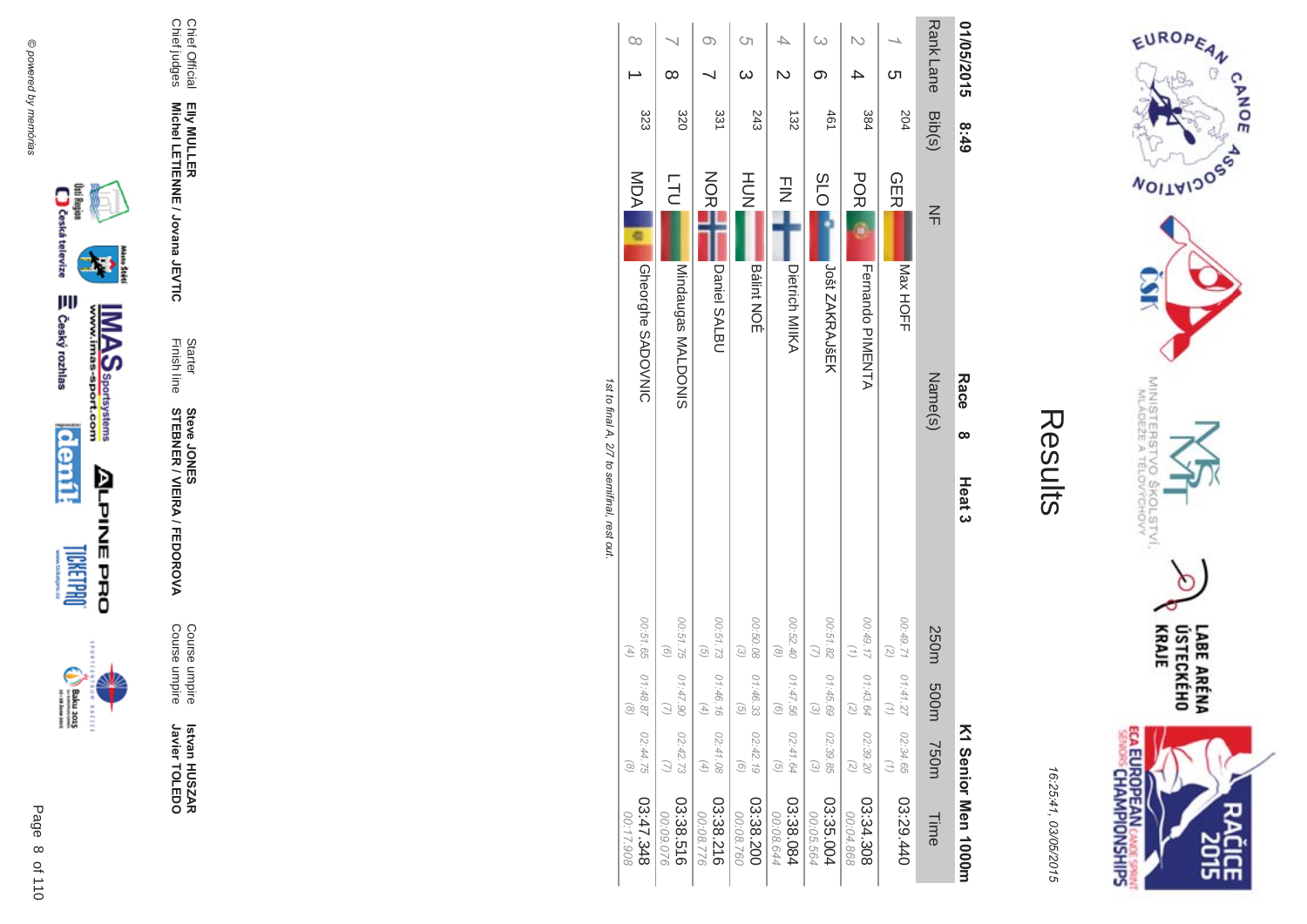# Results

16:25:41, 03/05/2015

**01/05/2015 8:49** **Race 8 Heat 3** **K1 Senior Men 1000m**

| Rank | Lane | Bib(s) | NF | Name(s) | 250m | 500m | 750m | Time |
|---|---|---|---|---|---|---|---|---|
| 1 | 5 | 204 | GER | Max HOFF | 00:49.71 (2) | 01:41.27 (1) | 02:34.65 (1) | 03:29.440 |
| 2 | 4 | 384 | POR | Fernando PIMENTA | 00:49.17 (1) | 01:43.64 (2) | 02:39.20 (2) | 03:34.308 00:04.868 |
| 3 | 6 | 461 | SLO | Jošt ZAKRAJŠEK | 00:51.82 (7) | 01:45.69 (3) | 02:39.85 (3) | 03:35.004 00:05.564 |
| 4 | 2 | 132 | FIN | Dietrich MIIKA | 00:52.40 (8) | 01:47.56 (6) | 02:41.64 (5) | 03:38.084 00:08.644 |
| 5 | 3 | 243 | HUN | Bálint NOÉ | 00:50.08 (3) | 01:46.33 (5) | 02:42.19 (6) | 03:38.200 00:08.760 |
| 6 | 7 | 331 | NOR | Daniel SALBU | 00:51.73 (5) | 01:46.16 (4) | 02:41.08 (4) | 03:38.216 00:08.776 |
| 7 | 8 | 320 | LTU | Mindaugas MALDONIS | 00:51.75 (6) | 01:47.90 (7) | 02:42.73 (7) | 03:38.516 00:09.076 |
| 8 | 1 | 323 | MDA | Gheorghe SADOVNIC | 00:51.65 (4) | 01:48.87 (8) | 02:44.75 (8) | 03:47.348 00:17.908 |

*1st to final A, 2/7 to semifinal, rest out.*

Chief Official **Elly MULLER**
Chief judges **Michel LETIENNE / Jovana JEVTIC**
Starter **Steve JONES**
Finish line **STEBNER / VIEIRA / FEDOROVA**
Course umpire **Istvan HUSZAR**
Course umpire **Javier TOLEDO**

© powered by memorias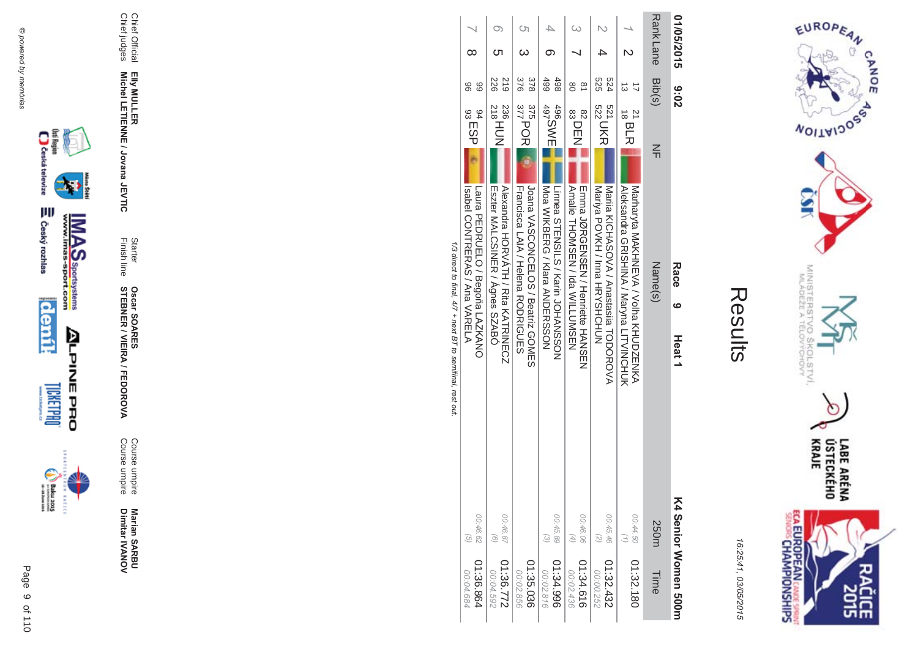# Results

16:25:41, 03/05/2015

**01/05/2015 9:02** **Race 9** **Heat 1** **K4 Senior Women 500m**

| Rank | Lane | Bib(s) | NF | Name(s) | 250m | Time |
|---|---|---|---|---|---|---|
| 1 | 2 | 17 21 13 18 | BLR | Marharyta MAKHNEVA / Volha KHUDZENKA<br>Aleksandra GRISHINA / Maryna LITVINCHUK | 00:44.50 (1) | 01:32.180 |
| 2 | 4 | 524 521 525 522 | UKR | Mariia KICHASOVA / Anastasiia TODOROVA<br>Mariya POVKH / Inna HRYSHCHUN | 00:45.46 (2) | 01:32.432<br>00:00.252 |
| 3 | 7 | 81 82 80 83 | DEN | Emma JØRGENSEN / Henriette HANSEN<br>Amalie THOMSEN / Ida WILLUMSEN | 00:46.06 (4) | 01:34.616<br>00:02.436 |
| 4 | 6 | 498 496 499 497 | SWE | Linnea STENSILS / Karin JOHANSSON<br>Moa WIKBERG / Klara ANDERSSON | 00:45.89 (3) | 01:34.996<br>00:02.816 |
| 5 | 3 | 378 375 376 377 | POR | Joana VASCONCELOS / Beatriz GOMES<br>Francisca LAIA / Helena RODRIGUES | | 01:35.036<br>00:02.856 |
| 6 | 5 | 219 236 226 218 | HUN | Alexandra HORVÁTH / Rita KATRINECZ<br>Eszter MALCSINER / Ágnes SZABÓ | 00:46.87 (6) | 01:36.772<br>00:04.592 |
| 7 | 8 | 99 94 96 93 | ESP | Laura PEDRUELO / Begoña LAZKANO<br>Isabel CONTRERAS / Ana VARELA | 00:46.62 (5) | 01:36.864<br>00:04.684 |

*1/3 direct to final, 4/7 + next BT to semifinal, rest out.*

Chief Official **Elly MULLER**
Chief judges **Michel LETIENNE / Jovana JEVTIC**

Starter **Oscar SOARES**
Finish line **STEBNER / VIEIRA / FEDOROVA**

Course umpire **Marian SARBU**
Course umpire **Dimitar IVANOV**

© powered by memorias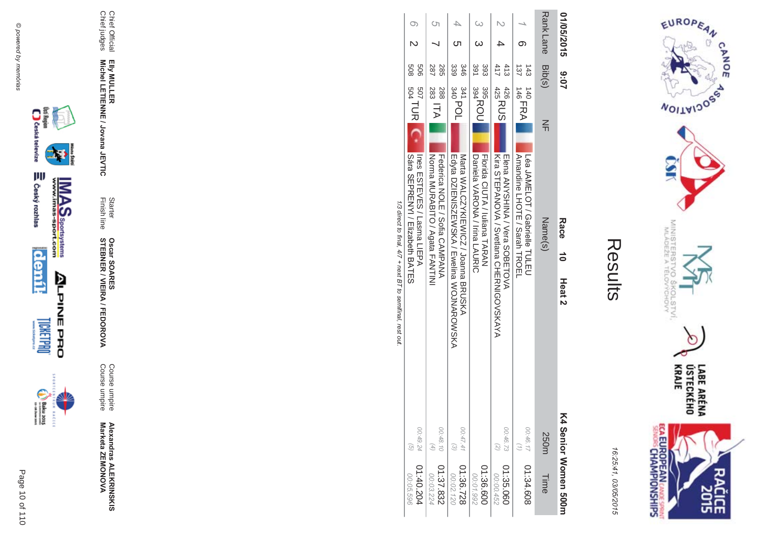# Results

16:25:41, 03/05/2015

01/05/2015 9:07

**Race 10 Heat 2**

**K4 Senior Women 500m**

| Rank | Lane | Bib(s) | NF | Name(s) | 250m | Time |
|---|---|---|---|---|---|---|
| 1 | 6 | 143 140 137 146 | FRA | Léa JAMELOT / Gabrielle TULEU<br>Amandine LHOTE / Sarah TROEL | 00:46.17 (1) | 01:34.608 |
| 2 | 4 | 413 426 417 425 | RUS | Elena ANYSHINA / Vera SOBETOVA<br>Kira STEPANOVA / Svetlana CHERNIGOVSKAYA | 00:46.73 (2) | 01:35.060<br>00:00.452 |
| 3 | 3 | 393 395 391 394 | ROU | Florida CIUTA / Iuliana TARAN<br>Daniela VARONA / Irina LAURIC | | 01:36.600<br>00:01.992 |
| 4 | 5 | 346 341 339 340 | POL | Marta WALCZYKIEWICZ / Joanna BRUSKA<br>Edyta DZIENISZEWSKA / Ewelina WOJNAROWSKA | 00:47.41 (3) | 01:36.728<br>00:02.120 |
| 5 | 7 | 285 288 287 283 | ITA | Federica NOLE / Sofia CAMPANA<br>Norma MURABITO / Agata FANTINI | 00:48.10 (4) | 01:37.832<br>00:03.224 |
| 6 | 2 | 506 507 508 504 | TUR | Ines ESTEVES / Lasma LIEPA<br>Sára SEPRENYI / Elizabeth BATES | 00:49.24 (5) | 01:40.204<br>00:05.596 |

*1/3 direct to final, 4/7 + next BT to semifinal, rest out.*

| | | | | | |
|---|---|---|---|---|---|
| Chief Official | **Elly MULLER** | Starter | **Oscar SOARES** | Course umpire | **Alexandras ALEKRINSKIS** |
| Chief judges | **Michel LETIENNE / Jovana JEVTIC** | Finish line | **STEBNER / VIEIRA / FEDOROVA** | Course umpire | **Marketa ZEMONOVA** |

© powered by memórias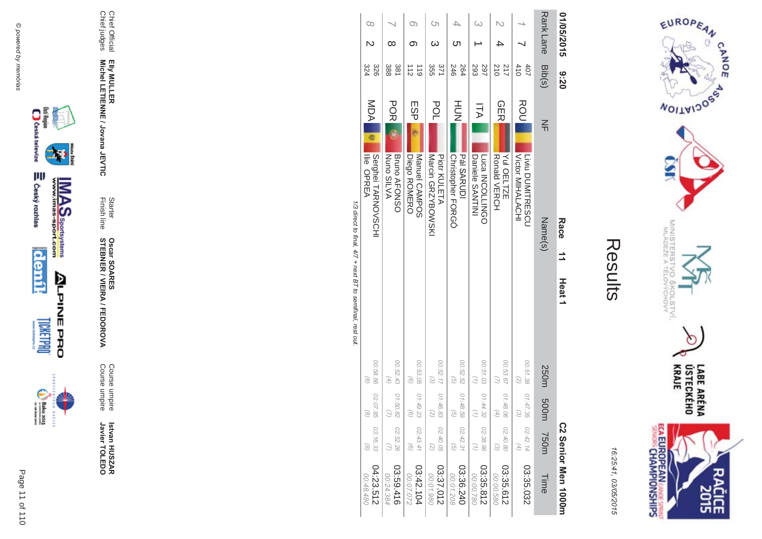# Results

16:25:41, 03/05/2015

01/05/2015 9:20 **Race 11 Heat 1** **C2 Senior Men 1000m**

| Rank | Lane | Bib(s) | NF | Name(s) | 250m | 500m | 750m | Time |
|---|---|---|---|---|---|---|---|---|
| 1 | 7 | 407<br>410 | ROU | Liviu DUMITRESCU<br>Victor MIHALACHI | 00:51.38 (2) | 01:47.35 (3) | 02:42.14 (4) | 03:35.032 |
| 2 | 4 | 217<br>210 | GER | Yul OELTZE<br>Ronald VERCH | 00:53.67 (7) | 01:48.06 (4) | 02:40.80 (3) | 03:35.612<br>00:00.580 |
| 3 | 1 | 297<br>293 | ITA | Luca INCOLLINGO<br>Daniele SANTINI | 00:51.03 (1) | 01:44.32 (1) | 02:38.96 (1) | 03:35.812<br>00:00.780 |
| 4 | 5 | 264<br>246 | HUN | Pál SARUDI<br>Christopher FORGÓ | 00:52.52 (5) | 01:48.59 (5) | 02:42.31 (5) | 03:36.240<br>00:01.208 |
| 5 | 3 | 371<br>355 | POL | Piotr KULETA<br>Marcin GRZYBOWSKI | 00:52.17 (3) | 01:46.83 (2) | 02:40.05 (2) | 03:37.012<br>00:01.980 |
| 6 | 6 | 119<br>112 | ESP | Manuel CAMPOS<br>Diego ROMERO | 00:53.05 (6) | 01:49.23 (6) | 02:43.41 (6) | 03:42.104<br>00:07.072 |
| 7 | 8 | 381<br>388 | POR | Bruno AFONSO<br>Nuno SILVA | 00:52.43 (4) | 01:50.82 (7) | 02:52.26 (7) | 03:59.416<br>00:24.384 |
| 8 | 2 | 326<br>324 | MDA | Serghei TARNOVSCHI<br>Ilie OPREA | 00:58.66 (8) | 02:07.85 (8) | 03:16.33 (8) | 04:23.512<br>00:48.480 |

*1/3 direct to final, 4/7 + next BT to semifinal, rest out.*

Chief Official **Elly MULLER**
Chief judges **Michel LETIENNE / Jovana JEVTIC**
Starter **Oscar SOARES**
Finish line **STEBNER / VIEIRA / FEDOROVA**
Course umpire **Istvan HUSZAR**
Course umpire **Javier TOLEDO**

© powered by memórias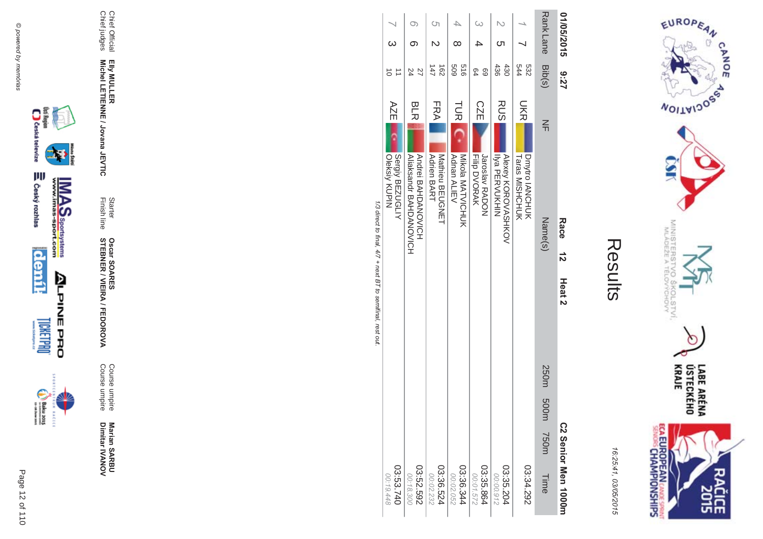# Results

16:25:41, 03/05/2015

**01/05/2015 9:27** **Race 12 Heat 2** **C2 Senior Men 1000m**

| Rank | Lane | Bib(s) | NF | Name(s) | 250m | 500m | 750m | Time |
|---|---|---|---|---|---|---|---|---|
| 1 | 7 | 532<br>544 | UKR | Dmytro IANCHUK<br>Taras MISHCHUK | | | | 03:34.292 |
| 2 | 5 | 430<br>436 | RUS | Alexey KOROVASHKOV<br>Ilya PERVUKHIN | | | | 03:35.204<br>00:00.912 |
| 3 | 4 | 69<br>64 | CZE | Jaroslav RADON<br>Filip DVORAK | | | | 03:35.864<br>00:01.572 |
| 4 | 8 | 516<br>509 | TUR | Mikola MATVICHUK<br>Adnan ALIEV | | | | 03:36.344<br>00:02.052 |
| 5 | 2 | 162<br>147 | FRA | Mathieu BEUGNET<br>Adrien BART | | | | 03:36.524<br>00:02.232 |
| 6 | 6 | 27<br>24 | BLR | Andrei BAHDANOVICH<br>Aliaksandr BAHDANOVICH | | | | 03:52.592<br>00:18.300 |
| 7 | 3 | 11<br>10 | AZE | Sergiy BEZUGLIY<br>Oleksiy KUPIN | | | | 03:53.740<br>00:19.448 |

*1/3 direct to final, 4/7 + next BT to semifinal, rest out.*

Chief Official **Elly MULLER**
Chief judges **Michel LETIENNE / Jovana JEVTIC**

Starter **Oscar SOARES**
Finish line **STEBNER / VIEIRA / FEDOROVA**

Course umpire **Marian SARBU**
Course umpire **Dimitar IVANOV**

© powered by memorias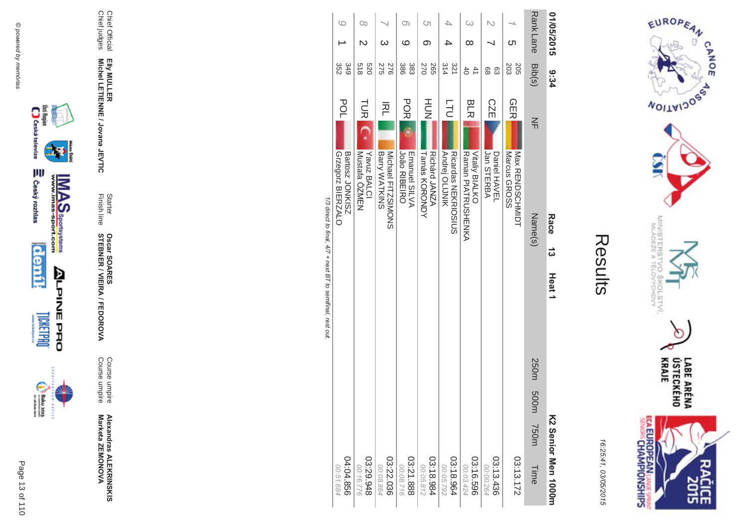# Results

16:25:41, 03/05/2015

**01/05/2015 9:34** **Race 13 Heat 1** **K2 Senior Men 1000m**

| Rank | Lane | Bib(s) | NF | Name(s) | 250m | 500m | 750m | Time |
|---|---|---|---|---|---|---|---|---|
| 1 | 5 | 205 / 203 | GER | Max RENDSCHMIDT / Marcus GROSS | | | | 03:13.172 |
| 2 | 7 | 63 / 68 | CZE | Daniel HAVEL / Jan STERBA | | | | 03:13.436 / 00:00.264 |
| 3 | 8 | 41 / 40 | BLR | Vitaliy BIALKO / Raman PIATRUSHENKA | | | | 03:16.596 / 00:03.424 |
| 4 | 4 | 321 / 314 | LTU | Ricardas NEKRIOSIUS / Andrej OLIJNIK | | | | 03:18.964 / 00:05.792 |
| 5 | 6 | 265 / 270 | HUN | Richárd JANZA / Tamás KORONDY | | | | 03:18.984 / 00:05.812 |
| 6 | 9 | 383 / 386 | POR | Emanuel SILVA / João RIBEIRO | | | | 03:21.888 / 00:08.716 |
| 7 | 3 | 276 / 275 | IRL | Michael FITZSIMONS / Barry WATKINS | | | | 03:22.036 / 00:08.864 |
| 8 | 2 | 520 / 518 | TUR | Yavuz BALCI / Mustafa ÖZMEN | | | | 03:29.948 / 00:16.776 |
| 9 | 1 | 349 / 352 | POL | Bartosz JONKISZ / Grzegorz BIERZALO | | | | 04:04.856 / 00:51.684 |

*1/3 direct to final, 4/7 + next BT to semifinal, rest out.*

Chief Official **Elly MULLER**
Chief judges **Michel LETIENNE / Jovana JEVTIC**
Starter **Oscar SOARES**
Finish line **STEBNER / VIEIRA / FEDOROVA**
Course umpire **Alexandras ALEKRINSKIS**
Course umpire **Marketa ZEMONOVA**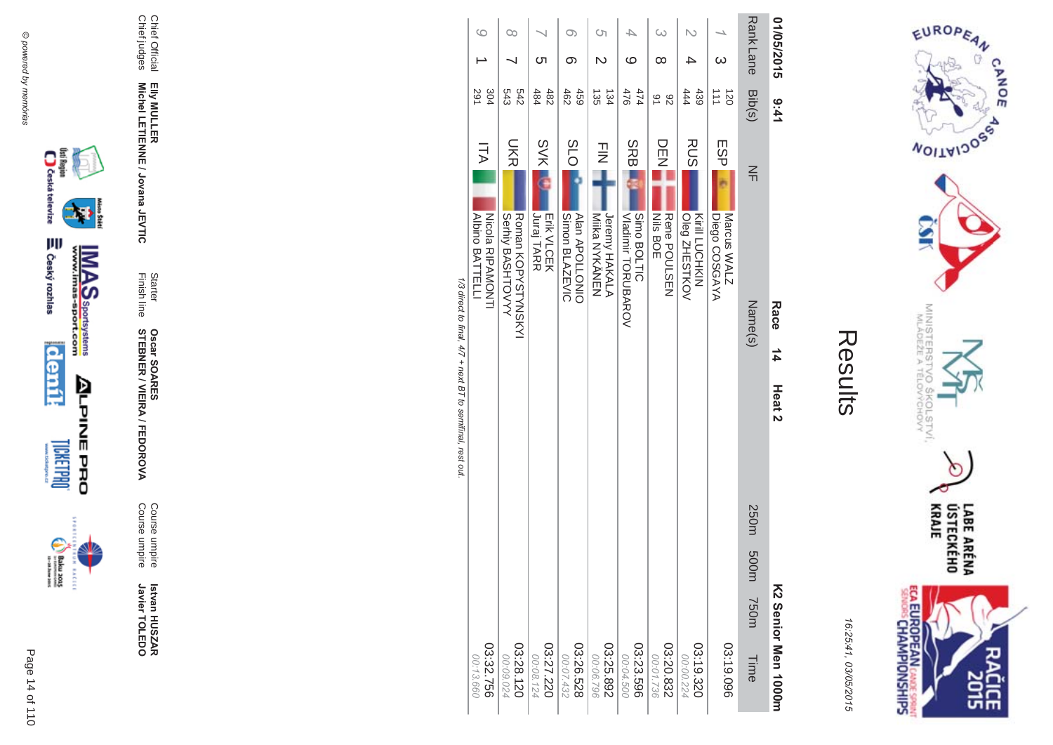# Results

16:25:41, 03/05/2015

**01/05/2015 9:41** **Race 14 Heat 2** **K2 Senior Men 1000m**

| Rank | Lane | Bib(s) | NF | Name(s) | 250m | 500m | 750m | Time |
|---|---|---|---|---|---|---|---|---|
| 1 | 3 | 120<br>111 | ESP | Marcus WALZ<br>Diego COSGAYA | | | | 03:19.096 |
| 2 | 4 | 439<br>444 | RUS | Kirill LUCHKIN<br>Oleg ZHESTKOV | | | | 03:19.320<br>00:00.224 |
| 3 | 8 | 92<br>91 | DEN | Rene POULSEN<br>Nils BOE | | | | 03:20.832<br>00:01.736 |
| 4 | 9 | 474<br>476 | SRB | Simo BOLTIC<br>Vladimir TORUBAROV | | | | 03:23.596<br>00:04.500 |
| 5 | 2 | 134<br>135 | FIN | Jeremy HAKALA<br>Miika NYKÄNEN | | | | 03:25.892<br>00:06.796 |
| 6 | 6 | 459<br>462 | SLO | Alan APOLLONIO<br>Simon BLAZEVIC | | | | 03:26.528<br>00:07.432 |
| 7 | 5 | 482<br>484 | SVK | Erik VLCEK<br>Juraj TARR | | | | 03:27.220<br>00:08.124 |
| 8 | 7 | 542<br>543 | UKR | Roman KOPYSTYNSKYI<br>Serhiy BASHTOVYY | | | | 03:28.120<br>00:09.024 |
| 9 | 1 | 304<br>291 | ITA | Nicola RIPAMONTI<br>Albino BATTELLI | | | | 03:32.756<br>00:13.660 |

*1/3 direct to final, 4/7 + next BT to semifinal, rest out.*

| | | | | | |
|---|---|---|---|---|---|
| Chief Official | **Elly MULLER** | Starter | **Oscar SOARES** | Course umpire | **Istvan HUSZAR** |
| Chief judges | **Michel LETIENNE / Jovana JEVTIC** | Finish line | **STEBNER / VIEIRA / FEDOROVA** | Course umpire | **Javier TOLEDO** |

© powered by memorias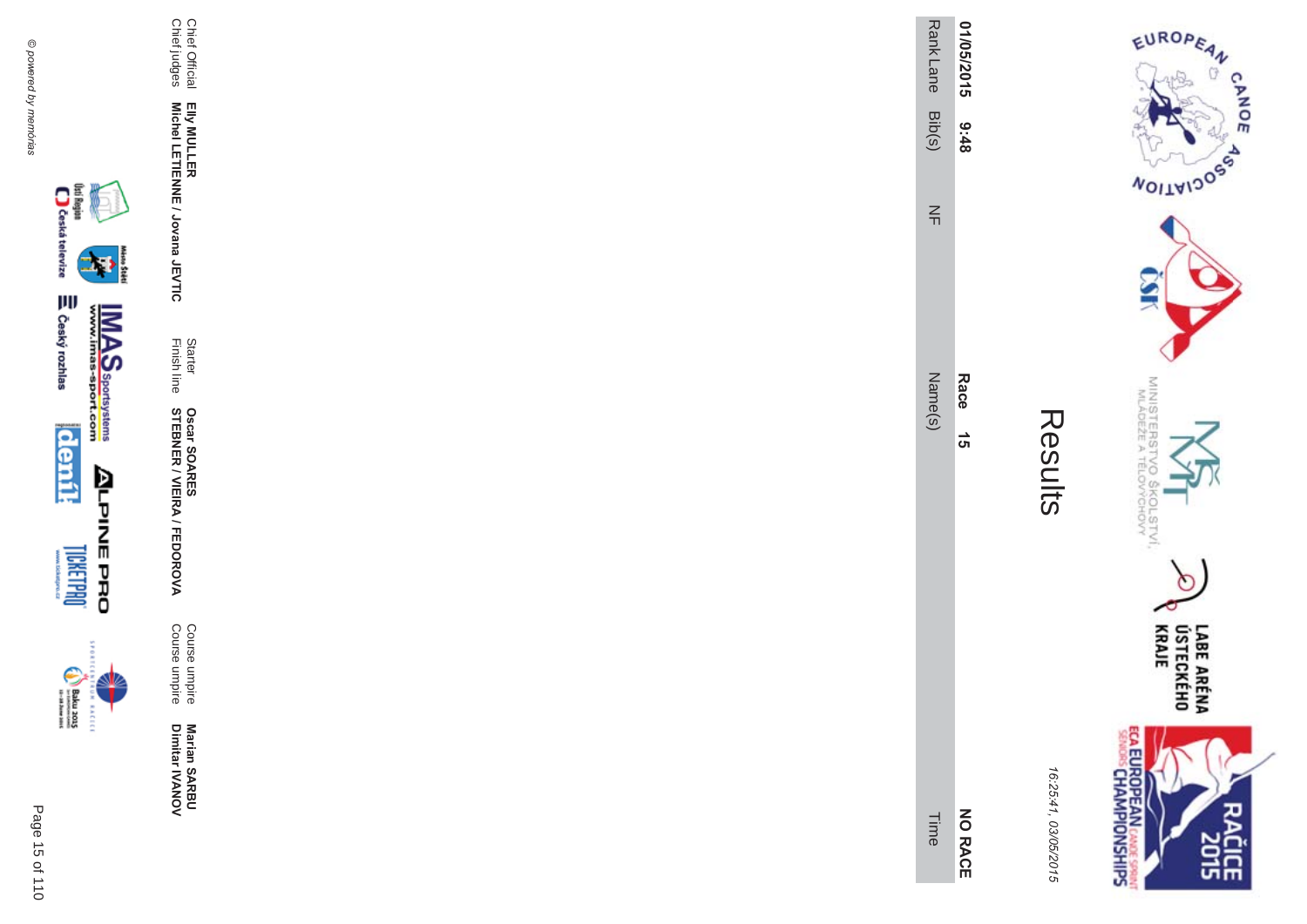# Results

16:25:41, 03/05/2015

**01/05/2015 9:48** **Race 15** **NO RACE**

| Rank | Lane | Bib(s) | NF | Name(s) | Time |
|---|---|---|---|---|---|

Chief Official **Elly MULLER**
Chief judges **Michel LETIENNE / Jovana JEVTIC**

Starter **Oscar SOARES**
Finish line **STEBNER / VIEIRA / FEDOROVA**

Course umpire **Marian SARBU**
Course umpire **Dimitar IVANOV**

*© powered by memorias*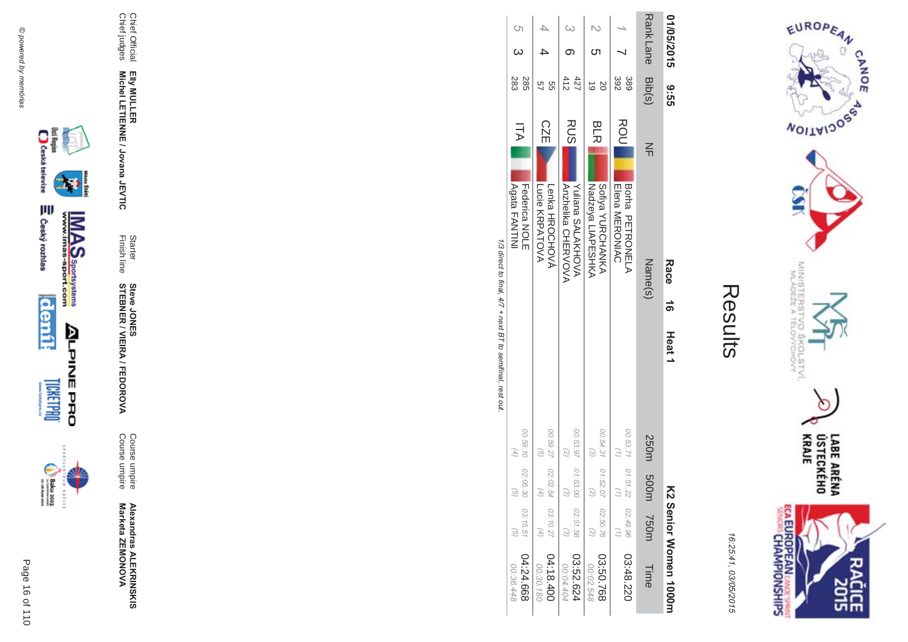# Results

16:25:41, 03/05/2015

**01/05/2015 9:55** **Race 16 Heat 1** **K2 Senior Women 1000m**

| Rank | Lane | Bib(s) | NF | Name(s) | 250m | 500m | 750m | Time |
|---|---|---|---|---|---|---|---|---|
| 1 | 7 | 389<br>392 | ROU | Borha PETRONELA<br>Elena MERONIAC | 00:53.71<br>(1) | 01:51.22<br>(1) | 02:49.96<br>(1) | 03:48.220 |
| 2 | 5 | 20<br>19 | BLR | Sofiya YURCHANKA<br>Nadzeya LIAPESHKA | 00:54.31<br>(3) | 01:52.07<br>(2) | 02:50.76<br>(2) | 03:50.768<br>00:02.548 |
| 3 | 6 | 427<br>412 | RUS | Yuliana SALAKHOVA<br>Anzhelika CHERVOVA | 00:53.97<br>(2) | 01:53.00<br>(3) | 02:51.58<br>(3) | 03:52.624<br>00:04.404 |
| 4 | 4 | 55<br>57 | CZE | Lenka HROCHOVÁ<br>Lucie KRPATOVA | 00:59.27<br>(5) | 02:02.54<br>(4) | 03:10.27<br>(4) | 04:18.400<br>00:30.180 |
| 5 | 3 | 285<br>283 | ITA | Federica NOLE<br>Agata FANTINI | 00:59.10<br>(4) | 02:05.30<br>(5) | 03:15.51<br>(5) | 04:24.668<br>00:36.448 |

*1/3 direct to final, 4/7 + next BT to semifinal, rest out.*

| | | | | | |
|---|---|---|---|---|---|
| Chief Official | **Elly MULLER** | Starter | **Steve JONES** | Course umpire | **Alexandras ALEKRINSKIS** |
| Chief judges | **Michel LETIENNE / Jovana JEVTIC** | Finish line | **STEBNER / VIEIRA / FEDOROVA** | Course umpire | **Marketa ZEMONOVA** |

© powered by memorias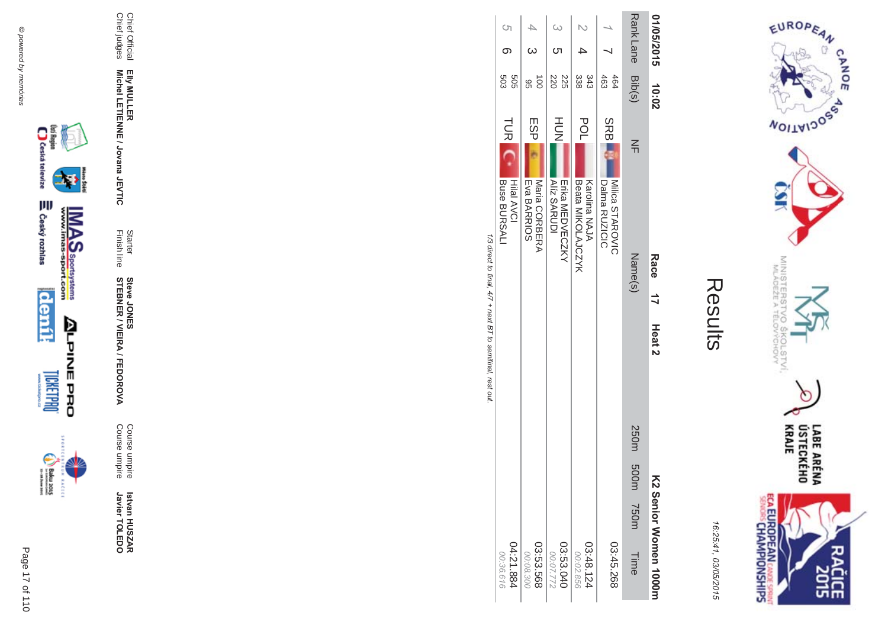# Results

16:25:41, 03/05/2015

**01/05/2015 10:02** **Race 17 Heat 2** **K2 Senior Women 1000m**

| Rank | Lane | Bib(s) | NF | Name(s) | 250m | 500m | 750m | Time |
|---|---|---|---|---|---|---|---|---|
| 1 | 7 | 464<br>463 | SRB | Milica STAROVIC<br>Dalma RUZICIC | | | | 03:45.268 |
| 2 | 4 | 343<br>338 | POL | Karolina NAJA<br>Beata MIKOLAJCZYK | | | | 03:48.124<br>*00:02.856* |
| 3 | 5 | 225<br>220 | HUN | Erika MEDVECZKY<br>Aliz SARUDI | | | | 03:53.040<br>*00:07.772* |
| 4 | 3 | 100<br>95 | ESP | Maria CORBERA<br>Eva BARRIOS | | | | 03:53.568<br>*00:08.300* |
| 5 | 6 | 505<br>503 | TUR | Hilal AVCI<br>Buse BURSALI | | | | 04:21.884<br>*00:36.616* |

*1/3 direct to final, 4/7 + next BT to semifinal, rest out.*

| | | | | | |
|---|---|---|---|---|---|
| Chief Official | **Elly MULLER** | Starter | **Steve JONES** | Course umpire | **Istvan HUSZAR** |
| Chief judges | **Michel LETIENNE / Jovana JEVTIC** | Finish line | **STEBNER / VIEIRA / FEDOROVA** | Course umpire | **Javier TOLEDO** |

© powered by memorias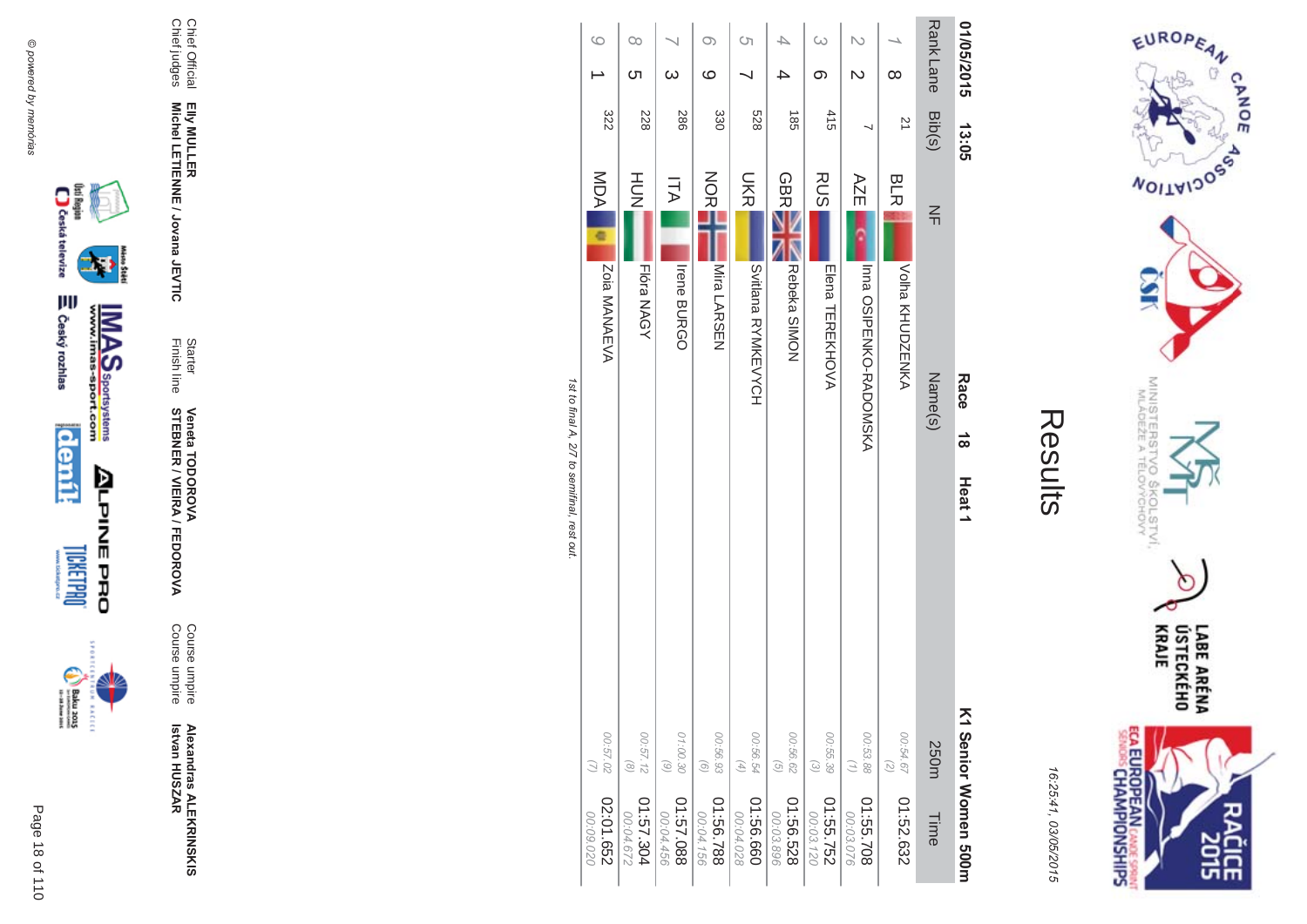# Results

01/05/2015 13:05

**Race 18 Heat 1**

**K1 Senior Women 500m**

| Rank | Lane | Bib(s) | NF | Name(s) | 250m | Time |
|---|---|---|---|---|---|---|
| 1 | 8 | 21 | BLR | Volha KHUDZENKA | 00:54.67 (2) | 01:52.632 |
| 2 | 2 | 7 | AZE | Inna OSIPENKO-RADOMSKA | 00:53.88 (1) | 01:55.708 00:03.076 |
| 3 | 6 | 415 | RUS | Elena TEREKHOVA | 00:55.39 (3) | 01:55.752 00:03.120 |
| 4 | 4 | 185 | GBR | Rebeka SIMON | 00:56.62 (5) | 01:56.528 00:03.896 |
| 5 | 7 | 528 | UKR | Svitlana RYMKEVYCH | 00:56.54 (4) | 01:56.660 00:04.028 |
| 6 | 9 | 330 | NOR | Mira LARSEN | 00:56.93 (6) | 01:56.788 00:04.156 |
| 7 | 3 | 286 | ITA | Irene BURGO | 01:00.30 (9) | 01:57.088 00:04.456 |
| 8 | 5 | 228 | HUN | Flóra NAGY | 00:57.12 (8) | 01:57.304 00:04.672 |
| 9 | 1 | 322 | MDA | Zoia MANAEVA | 00:57.02 (7) | 02:01.652 00:09.020 |

*1st to final A, 2/7 to semifinal, rest out.*

| | | | | | |
|---|---|---|---|---|---|
| Chief Official | **Elly MULLER** | Starter | **Veneta TODOROVA** | Course umpire | **Alexandras ALEKRINSKIS** |
| Chief judges | **Michel LETIENNE / Jovana JEVTIC** | Finish line | **STEBNER / VIEIRA / FEDOROVA** | Course umpire | **Istvan HUSZAR** |

16:25:41, 03/05/2015

© powered by memorias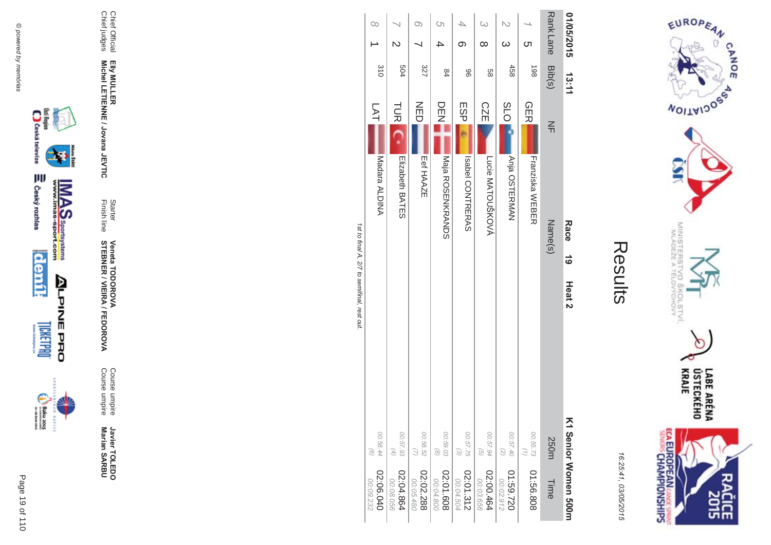# Results

16:25:41, 03/05/2015

01/05/2015 13:11 **Race 19 Heat 2** **K1 Senior Women 500m**

| Rank | Lane | Bib(s) | NF | Name(s) | 250m | Time |
|---|---|---|---|---|---|---|
| 1 | 5 | 198 | GER | Franziska WEBER | 00:55.73 (1) | 01:56.808 |
| 2 | 3 | 458 | SLO | Anja OSTERMAN | 00:57.40 (2) | 01:59.720 00:02.912 |
| 3 | 8 | 58 | CZE | Lucie MATOUŠKOVÁ | 00:57.94 (5) | 02:00.464 00:03.656 |
| 4 | 6 | 96 | ESP | Isabel CONTRERAS | 00:57.75 (3) | 02:01.312 00:04.504 |
| 5 | 4 | 84 | DEN | Maja ROSENKRANDS | 00:59.03 (8) | 02:01.608 00:04.800 |
| 6 | 7 | 327 | NED | Eef HAAZE | 00:58.52 (7) | 02:02.288 00:05.480 |
| 7 | 2 | 504 | TUR | Elizabeth BATES | 00:57.93 (4) | 02:04.864 00:08.056 |
| 8 | 1 | 310 | LAT | Madara ALDINA | 00:58.44 (6) | 02:06.040 00:09.232 |

*1st to final A, 2/7 to semifinal, rest out.*

Chief Official **Elly MULLER**
Chief judges **Michel LETIENNE / Jovana JEVTIC**

Starter **Veneta TODOROVA**
Finish line **STEBNER / VIEIRA / FEDOROVA**

Course umpire **Javier TOLEDO**
Course umpire **Marian SARBU**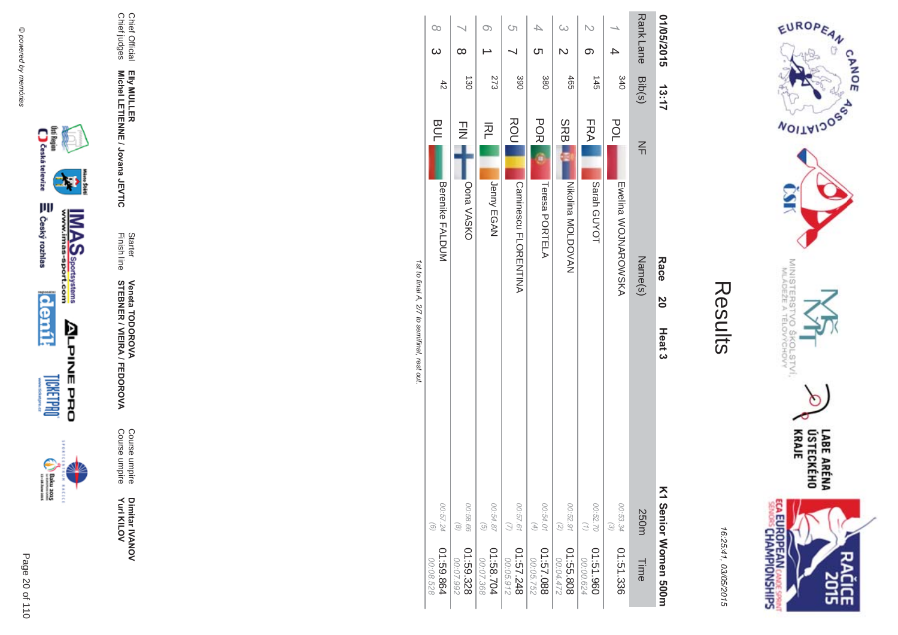# Results

16:25:41, 03/05/2015

01/05/2015 13:17 **Race 20 Heat 3** **K1 Senior Women 500m**

| Rank | Lane | Bib(s) | NF | Name(s) | 250m | Time |
|---|---|---|---|---|---|---|
| 1 | 4 | 340 | POL | Ewelina WOJNAROWSKA | 00:53.34 (3) | 01:51.336 |
| 2 | 6 | 145 | FRA | Sarah GUYOT | 00:52.70 (1) | 01:51.960 00:00.624 |
| 3 | 2 | 465 | SRB | Nikolina MOLDOVAN | 00:52.91 (2) | 01:55.808 00:04.472 |
| 4 | 5 | 380 | POR | Teresa PORTELA | 00:54.01 (4) | 01:57.088 00:05.752 |
| 5 | 7 | 390 | ROU | Caminescu FLORENTINA | 00:57.61 (7) | 01:57.248 00:05.912 |
| 6 | 1 | 273 | IRL | Jenny EGAN | 00:54.87 (5) | 01:58.704 00:07.368 |
| 7 | 8 | 130 | FIN | Oona VASKO | 00:58.86 (8) | 01:59.328 00:07.992 |
| 8 | 3 | 42 | BUL | Berenike FALDUM | 00:57.24 (6) | 01:59.864 00:08.528 |

*1st to final A, 2/7 to semifinal, rest out.*

Chief Official **Elly MULLER**
Chief judges **Michel LETIENNE / Jovana JEVTIC**
Starter **Veneta TODOROVA**
Finish line **STEBNER / VIEIRA / FEDOROVA**
Course umpire **Dimitar IVANOV**
Course umpire **Yuri KILOV**

© powered by memorias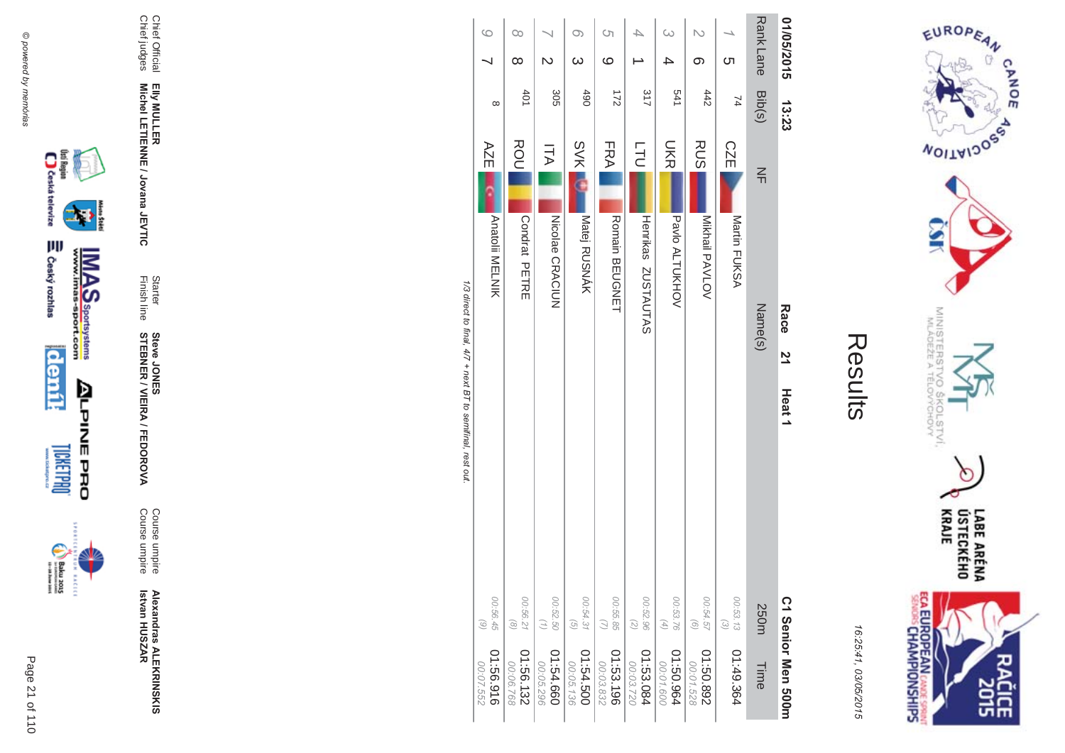# Results

16:25:41, 03/05/2015

01/05/2015 13:23

**Race 21 Heat 1**

**C1 Senior Men 500m**

| Rank | Lane | Bib(s) | NF | Name(s) | 250m | Time |
|---|---|---|---|---|---|---|
| 1 | 5 | 74 | CZE | Martin FUKSA | 00:53.13 (3) | 01:49.364 |
| 2 | 6 | 442 | RUS | Mikhail PAVLOV | 00:54.57 (6) | 01:50.892 00:01.528 |
| 3 | 4 | 541 | UKR | Pavlo ALTUKHOV | 00:53.76 (4) | 01:50.964 00:01.600 |
| 4 | 1 | 317 | LTU | Henrikas ZUSTAUTAS | 00:52.96 (2) | 01:53.084 00:03.720 |
| 5 | 9 | 172 | FRA | Romain BEUGNET | 00:55.85 (7) | 01:53.196 00:03.832 |
| 6 | 3 | 490 | SVK | Matej RUSNÁK | 00:54.31 (5) | 01:54.500 00:05.136 |
| 7 | 2 | 305 | ITA | Nicolae CRACIUN | 00:52.50 (1) | 01:54.660 00:05.296 |
| 8 | 8 | 401 | ROU | Condrat PETRE | 00:56.21 (8) | 01:56.132 00:06.768 |
| 9 | 7 | 8 | AZE | Anatolii MELNIK | 00:56.45 (9) | 01:56.916 00:07.552 |

*1/3 direct to final, 4/7 + next BT to semifinal, rest out.*

Chief Official **Elly MULLER**
Chief judges **Michel LETIENNE / Jovana JEVTIC**

Starter **Steve JONES**
Finish line **STEBNER / VIEIRA / FEDOROVA**

Course umpire **Alexandras ALEKRINSKIS**
Course umpire **Istvan HUSZAR**

© powered by memorias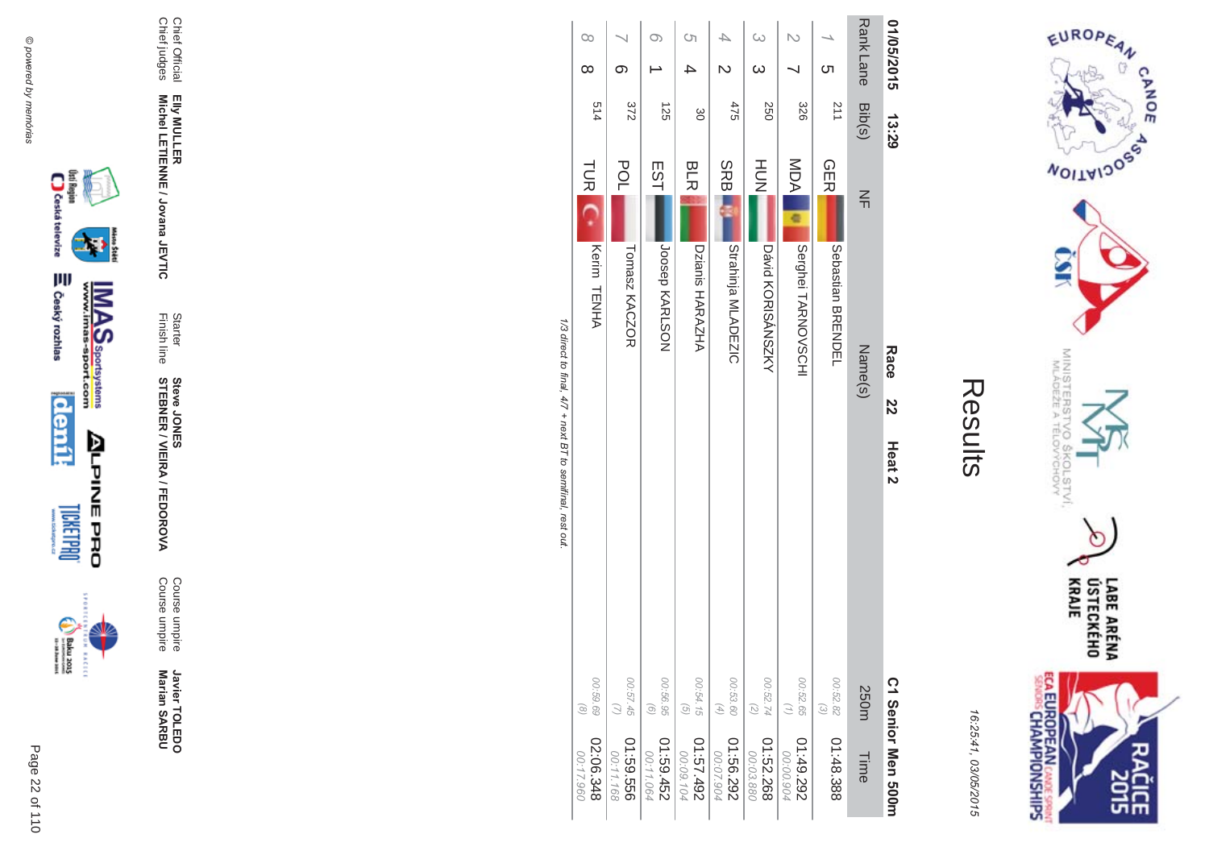# Results

16:25:41, 03/05/2015

01/05/2015 13:29 **Race 22 Heat 2** **C1 Senior Men 500m**

| Rank | Lane | Bib(s) | NF | Name(s) | 250m | Time |
|---|---|---|---|---|---|---|
| 1 | 5 | 211 | GER | Sebastian BRENDEL | 00:52.82 (3) | 01:48.388 |
| 2 | 7 | 326 | MDA | Serghei TARNOVSCHI | 00:52.65 (1) | 01:49.292 00:00.904 |
| 3 | 3 | 250 | HUN | Dávid KORISÁNSZKY | 00:52.74 (2) | 01:52.268 00:03.880 |
| 4 | 2 | 475 | SRB | Strahinja MLADEZIC | 00:53.60 (4) | 01:56.292 00:07.904 |
| 5 | 4 | 30 | BLR | Dzianis HARAZHA | 00:54.15 (5) | 01:57.492 00:09.104 |
| 6 | 1 | 125 | EST | Joosep KARLSON | 00:56.95 (6) | 01:59.452 00:11.064 |
| 7 | 6 | 372 | POL | Tomasz KACZOR | 00:57.45 (7) | 01:59.556 00:11.168 |
| 8 | 8 | 514 | TUR | Kerim TENHA | 00:59.69 (8) | 02:06.348 00:17.960 |

*1/3 direct to final, 4/7 + next BT to semifinal, rest out.*

Chief Official **Elly MULLER**
Chief judges **Michel LETIENNE / Jovana JEVTIC**
Starter **Steve JONES**
Finish line **STEBNER / VIEIRA / FEDOROVA**
Course umpire **Javier TOLEDO**
Course umpire **Marian SARBU**

© powered by memorias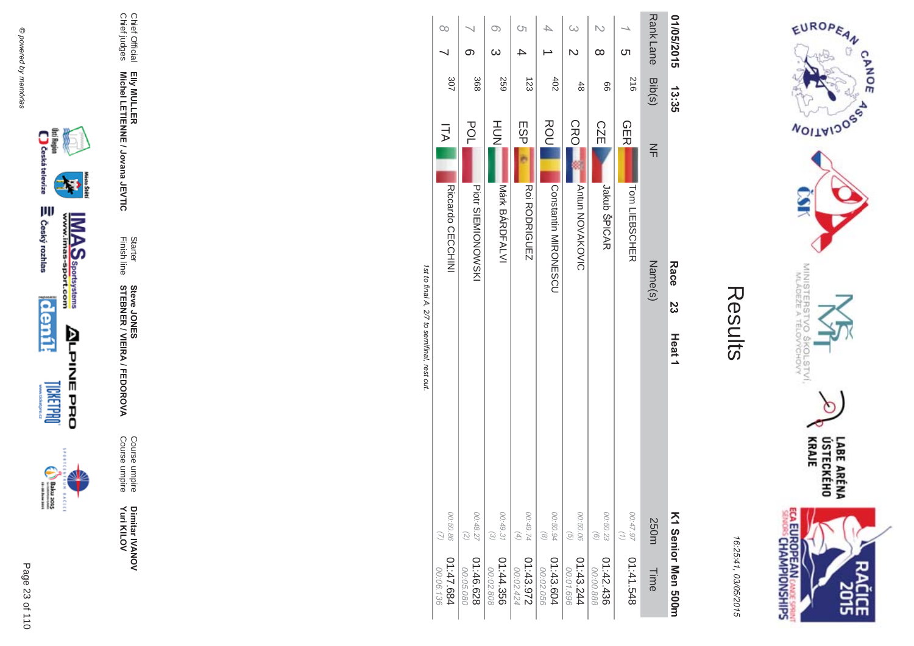# Results

16:25:41, 03/05/2015

01/05/2015 13:35 **Race 23 Heat 1** **K1 Senior Men 500m**

| Rank | Lane | Bib(s) | NF | Name(s) | 250m | Time |
|---|---|---|---|---|---|---|
| 1 | 5 | 216 | GER | Tom LIEBSCHER | 00:47.97 (1) | 01:41.548 |
| 2 | 8 | 66 | CZE | Jakub ŠPICAR | 00:50.23 (6) | 01:42.436 00:00.888 |
| 3 | 2 | 48 | CRO | Antun NOVAKOVIC | 00:50.06 (5) | 01:43.244 00:01.696 |
| 4 | 1 | 402 | ROU | Constantin MIRONESCU | 00:50.94 (8) | 01:43.604 00:02.056 |
| 5 | 4 | 123 | ESP | Roi RODRIGUEZ | 00:49.74 (4) | 01:43.972 00:02.424 |
| 6 | 3 | 259 | HUN | Márk BÁRDFALVI | 00:49.31 (3) | 01:44.356 00:02.808 |
| 7 | 6 | 368 | POL | Piotr SIEMIONOWSKI | 00:48.27 (2) | 01:46.628 00:05.080 |
| 8 | 7 | 307 | ITA | Riccardo CECCHINI | 00:50.86 (7) | 01:47.684 00:06.136 |

*1st to final A, 2/7 to semifinal, rest out.*

| | | | | | |
|---|---|---|---|---|---|
| Chief Official | **Elly MULLER** | Starter | **Steve JONES** | Course umpire | **Dimitar IVANOV** |
| Chief judges | **Michel LETIENNE / Jovana JEVTIC** | Finish line | **STEBNER / VIEIRA / FEDOROVA** | Course umpire | **Yuri KILOV** |

© powered by memorias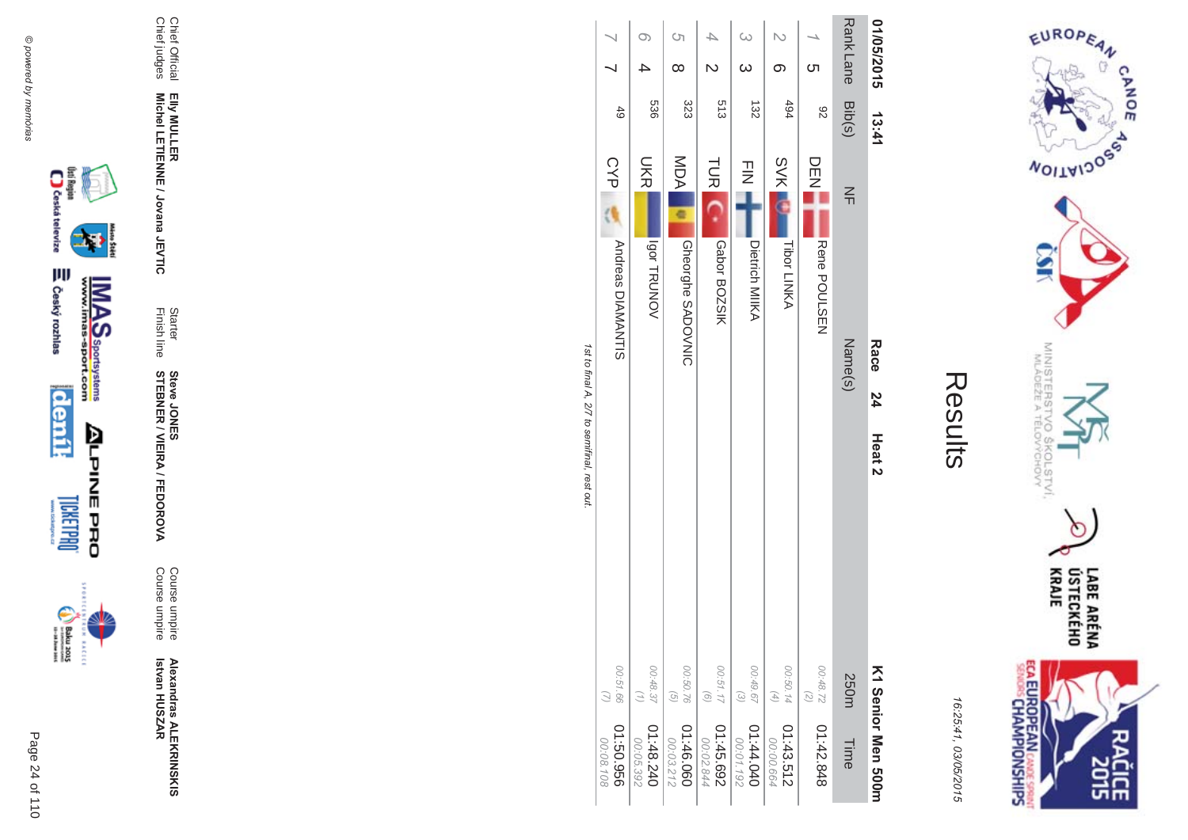# Results

16:25:41, 03/05/2015

01/05/2015 13:41 **Race 24 Heat 2** **K1 Senior Men 500m**

| Rank | Lane | Bib(s) | NF | Name(s) | 250m | Time |
|---|---|---|---|---|---|---|
| 1 | 5 | 92 | DEN | Rene POULSEN | 00:48.72 (2) | 01:42.848 |
| 2 | 6 | 494 | SVK | Tibor LINKA | 00:50.14 (4) | 01:43.512 00:00.664 |
| 3 | 3 | 132 | FIN | Dietrich MIKA | 00:49.67 (3) | 01:44.040 00:01.192 |
| 4 | 2 | 513 | TUR | Gabor BOZSIK | 00:51.17 (6) | 01:45.692 00:02.844 |
| 5 | 8 | 323 | MDA | Gheorghe SADOVNIC | 00:50.76 (5) | 01:46.060 00:03.212 |
| 6 | 4 | 536 | UKR | Igor TRUNOV | 00:48.37 (1) | 01:48.240 00:05.392 |
| 7 | 7 | 49 | CYP | Andreas DIAMANTIS | 00:51.66 (7) | 01:50.956 00:08.108 |

*1st to final A, 2/7 to semifinal, rest out.*

Chief Official **Elly MULLER**
Chief judges **Michel LETIENNE / Jovana JEVTIC**
Starter **Steve JONES**
Finish line **STEBNER / VIEIRA / FEDOROVA**
Course umpire **Alexandras ALEKRINSKIS**
Course umpire **Istvan HUSZAR**

© powered by memorias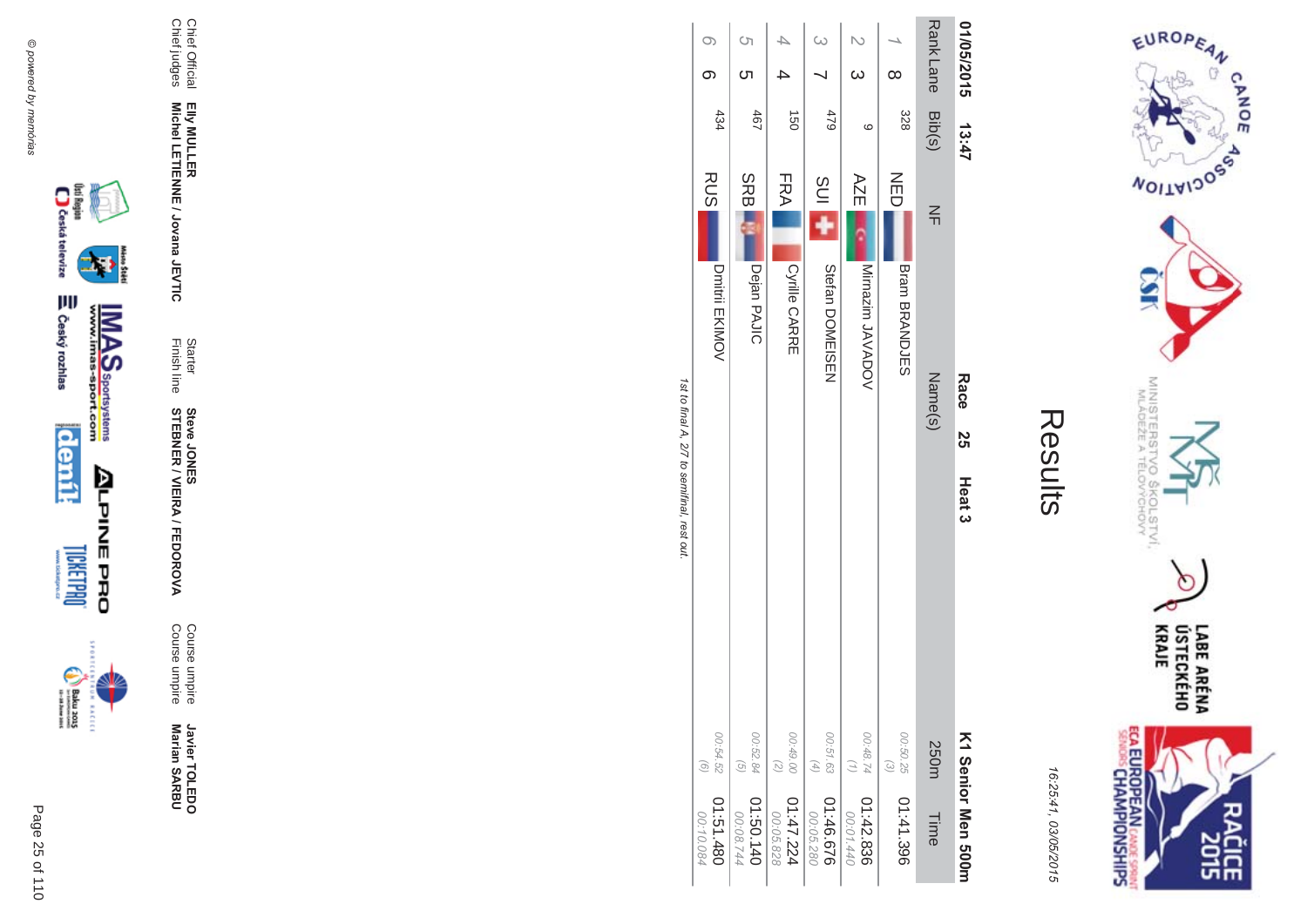# Results

16:25:41, 03/05/2015

**01/05/2015 13:47** **Race 25 Heat 3** **K1 Senior Men 500m**

| Rank | Lane | Bib(s) | NF | Name(s) | 250m | Time |
|---|---|---|---|---|---|---|
| 1 | 8 | 328 | NED | Bram BRANDJES | 00:50.25 (3) | 01:41.396 |
| 2 | 3 | 9 | AZE | Mirnazim JAVADOV | 00:48.74 (1) | 01:42.836 00:01.440 |
| 3 | 7 | 479 | SUI | Stefan DOMEISEN | 00:51.63 (4) | 01:46.676 00:05.280 |
| 4 | 4 | 150 | FRA | Cyrille CARRE | 00:49.00 (2) | 01:47.224 00:05.828 |
| 5 | 5 | 467 | SRB | Dejan PAJIC | 00:52.84 (5) | 01:50.140 00:08.744 |
| 6 | 6 | 434 | RUS | Dmitrii EKIMOV | 00:54.52 (6) | 01:51.480 00:10.084 |

*1st to final A, 2/7 to semifinal, rest out.*

| | | | | | |
|---|---|---|---|---|---|
| Chief Official | **Elly MULLER** | Starter | **Steve JONES** | Course umpire | **Javier TOLEDO** |
| Chief judges | **Michel LETIENNE / Jovana JEVTIC** | Finish line | **STEBNER / VIEIRA / FEDOROVA** | Course umpire | **Marian SARBU** |

© powered by memorias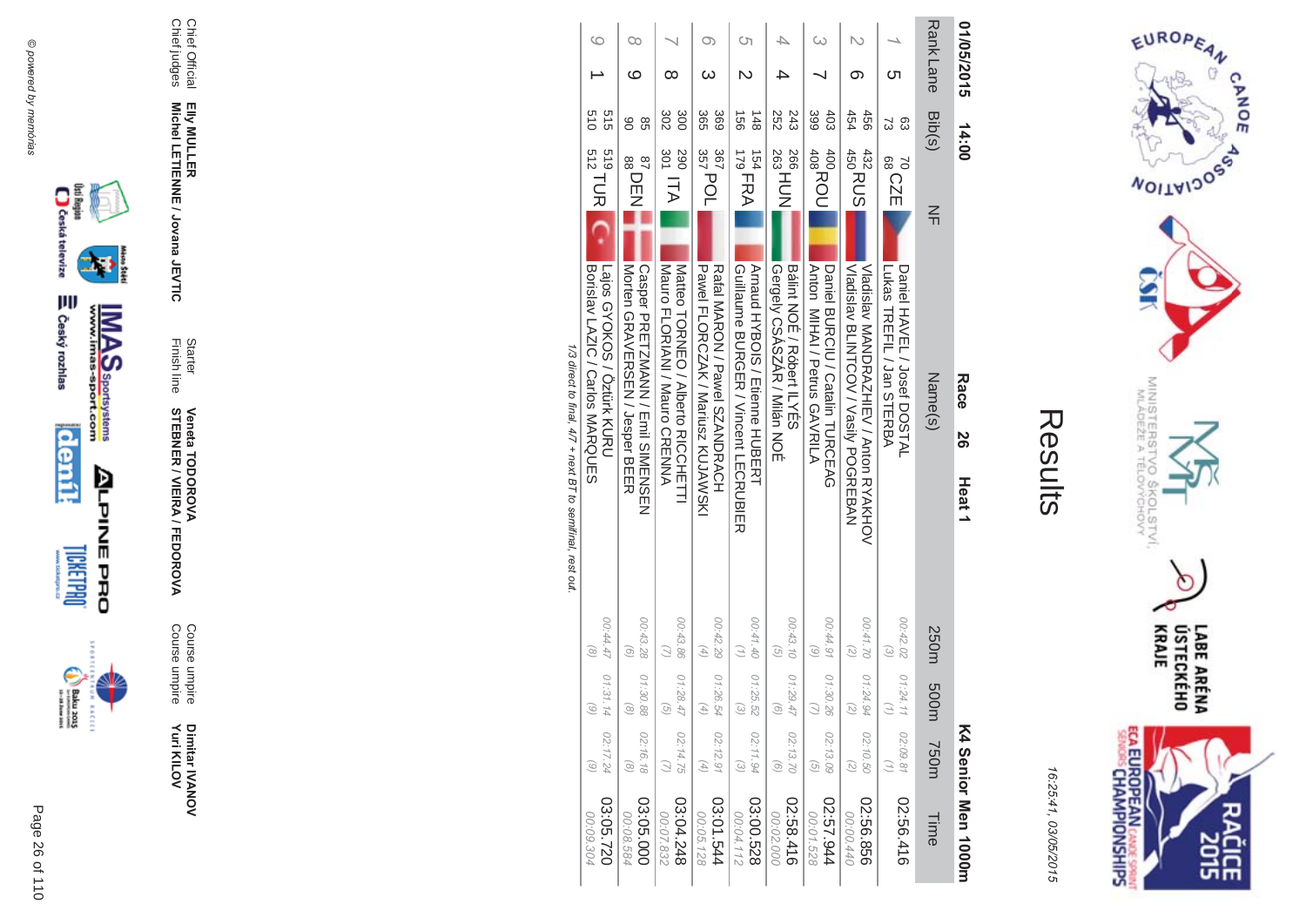# Results

16:25:41, 03/05/2015

01/05/2015 14:00 **Race 26 Heat 1** **K4 Senior Men 1000m**

| Rank | Lane | Bib(s) | NF | Name(s) | 250m | 500m | 750m | Time |
|---|---|---|---|---|---|---|---|---|
| 1 | 5 | 63 70 / 73 68 | CZE | Daniel HAVEL / Josef DOSTAL / Lukas TREFIL / Jan STERBA | 00:42.02 (3) | 01:24.11 (1) | 02:09.81 (1) | 02:56.416 |
| 2 | 6 | 456 432 / 454 450 | RUS | Vladislav MANDRAZHIEV / Anton RYAKHOV / Vladislav BLINTCOV / Vasily POGREBAN | 00:41.70 (2) | 01:24.94 (2) | 02:10.50 (2) | 02:56.856 / 00:00.440 |
| 3 | 7 | 403 400 / 399 408 | ROU | Daniel BURCIU / Catalin TURCEAG / Anton MIHAI / Petrus GAVRILA | 00:44.91 (9) | 01:30.26 (7) | 02:13.09 (5) | 02:57.944 / 00:01.528 |
| 4 | 4 | 243 266 / 252 263 | HUN | Bálint NOÉ / Róbert ILYÉS / Gergely CSASZÁR / Milán NOÉ | 00:43.10 (5) | 01:29.47 (6) | 02:13.70 (6) | 02:58.416 / 00:02.000 |
| 5 | 2 | 148 154 / 156 179 | FRA | Arnaud HYBOIS / Etienne HUBERT / Guillaume BURGER / Vincent LECRUBIER | 00:41.40 (1) | 01:25.52 (3) | 02:11.94 (3) | 03:00.528 / 00:04.112 |
| 6 | 3 | 369 367 / 365 357 | POL | Rafal MARON / Pawel SZANDRACH / Pawel FLORCZAK / Mariusz KUJAWSKI | 00:42.29 (4) | 01:26.54 (4) | 02:12.91 (4) | 03:01.544 / 00:05.128 |
| 7 | 8 | 300 290 / 302 301 | ITA | Matteo TORNEO / Alberto RICCHETTI / Mauro FLORIANI / Mauro CRENNA | 00:43.86 (7) | 01:28.47 (5) | 02:14.75 (7) | 03:04.248 / 00:07.832 |
| 8 | 9 | 85 87 / 90 88 | DEN | Casper PRETZMANN / Emil SIMENSEN / Morten GRAVERSEN / Jesper BEER | 00:43.28 (6) | 01:30.88 (8) | 02:16.18 (8) | 03:05.000 / 00:08.584 |
| 9 | 1 | 515 519 / 510 512 | TUR | Lajos GYOKOS / Öztürk KURU / Borislav LAZIC / Carlos MARQUES | 00:44.47 (8) | 01:31.14 (9) | 02:17.24 (9) | 03:05.720 / 00:09.304 |

*1/3 direct to final, 4/7 + next BT to semifinal, rest out.*

Chief Official: **Elly MULLER**
Chief judges: **Michel LETIENNE / Jovana JEVTIC**
Starter: **Veneta TODOROVA**
Finish line: **STEBNER / VIEIRA / FEDOROVA**
Course umpire: **Dimitar IVANOV**
Course umpire: **Yuri KILOV**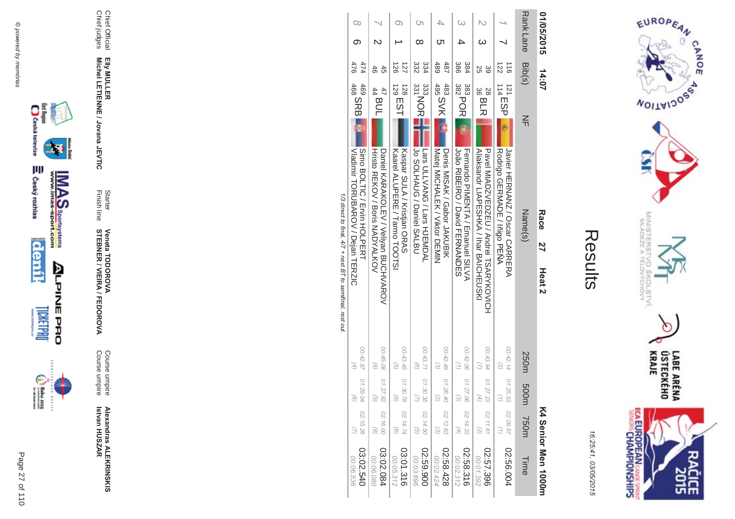# Results

16:25:41, 03/05/2015

01/05/2015 14:07 **Race 27 Heat 2** **K4 Senior Men 1000m**

| Rank | Lane | Bib(s) | NF | Name(s) | 250m | 500m | 750m | Time |
|---|---|---|---|---|---|---|---|---|
| 1 | 7 | 116 121 122 114 | ESP | Javier HERNANZ / Oscar CARRERA<br>Rodrigo GERMADE / Iñigo PEÑA | 00:42.14 (2) | 01:25.53 (1) | 02:09.67 (1) | 02:56.004 |
| 2 | 3 | 39 28 25 36 | BLR | Pavel MIADZVEDZEU / Andrei TSARYKOVICH<br>Aliaksandr LIAPESHKA / Ihar BAICHEUSKI | 00:43.94 (7) | 01:27.23 (4) | 02:11.61 (2) | 02:57.396<br>00:01.392 |
| 3 | 4 | 384 383 386 382 | POR | Fernando PIMENTA / Emanuel SILVA<br>João RIBEIRO / David FERNANDES | 00:42.06 (1) | 01:27.06 (3) | 02:14.33 (4) | 02:58.316<br>00:02.312 |
| 4 | 5 | 487 483 489 495 | SVK | Denis MISAK / Gabor JAKUBIK<br>Matej MICHALEK / Viktor DEMIN | 00:42.49 (3) | 01:26.40 (2) | 02:12.63 (3) | 02:58.428<br>00:02.424 |
| 5 | 8 | 334 333 332 331 | NOR | Lars ULLVANG / Lars HJEMDAL<br>Jo SOLHAUG / Daniel SALBU | 00:43.71 (6) | 01:30.35 (7) | 02:14.50 (5) | 02:59.900<br>00:03.896 |
| 6 | 1 | 127 128 126 129 | EST | Kaspar SULA / Kristjan ORAS<br>Kaarel ALUPERE / Tarmo TOOTSI | 00:43.45 (5) | 01:30.78 (8) | 02:14.74 (6) | 03:01.316<br>00:05.312 |
| 7 | 2 | 45 47 46 44 | BUL | Daniel KARAKOLEV / Veliyan BUCHVAROV<br>Hristo REKOV / Boris NADYALKOV | 00:45.08 (8) | 01:27.82 (5) | 02:16.00 (8) | 03:02.084<br>00:06.080 |
| 8 | 6 | 474 469 476 468 | SRB | Simo BOLTIC / Ervin HOLPERT<br>Vladimir TORUBAROV / Dejan TERZIC | 00:42.97 (4) | 01:29.04 (6) | 02:15.26 (7) | 03:02.540<br>00:06.536 |

*1/3 direct to final, 4/7 + next BT to semifinal, rest out.*

Chief Official **Elly MULLER**
Chief judges **Michel LETIENNE / Jovana JEVTIC**
Starter **Veneta TODOROVA**
Finish line **STEBNER / VIEIRA / FEDOROVA**
Course umpire **Alexandras ALEKRINSKIS**
Course umpire **Istvan HUSZAR**

© powered by memorias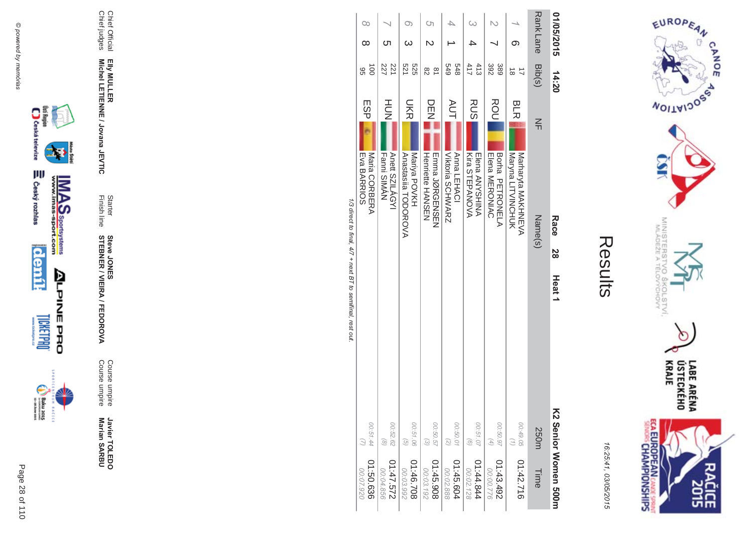# Results

16:25:41, 03/05/2015

01/05/2015 14:20 **Race 28 Heat 1** **K2 Senior Women 500m**

| Rank | Lane | Bib(s) | NF | Name(s) | 250m | Time |
|---|---|---|---|---|---|---|
| 1 | 6 | 17<br>18 | BLR | Marharyta MAKHNEVA<br>Maryna LITVINCHUK | 00:49.05<br>(1) | 01:42.716 |
| 2 | 7 | 389<br>392 | ROU | Borha PETRONELA<br>Elena MERONIAC | 00:50.97<br>(4) | 01:43.492<br>00:00.776 |
| 3 | 4 | 413<br>417 | RUS | Elena ANYSHINA<br>Kira STEPANOVA | 00:51.07<br>(6) | 01:44.844<br>00:02.128 |
| 4 | 1 | 548<br>549 | AUT | Anna LEHACI<br>Viktoria SCHWARZ | 00:50.01<br>(2) | 01:45.604<br>00:02.888 |
| 5 | 2 | 81<br>82 | DEN | Emma JØRGENSEN<br>Henriette HANSEN | 00:50.57<br>(3) | 01:45.908<br>00:03.192 |
| 6 | 3 | 525<br>521 | UKR | Mariya POVKH<br>Anastasiia TODOROVA | 00:51.06<br>(5) | 01:46.708<br>00:03.992 |
| 7 | 5 | 221<br>227 | HUN | Anett SZILÁGYI<br>Fanni SIMÁN | 00:52.62<br>(8) | 01:47.572<br>00:04.856 |
| 8 | 8 | 100<br>95 | ESP | Maria CORBERA<br>Eva BARRIOS | 00:51.44<br>(7) | 01:50.636<br>00:07.920 |

*1/3 direct to final, 4/7 + next BT to semifinal, rest out.*

Chief Official **Elly MULLER**
Chief judges **Michel LETIENNE / Jovana JEVTIC**
Starter **Steve JONES**
Finish line **STEBNER / VIEIRA / FEDOROVA**
Course umpire **Javier TOLEDO**
Course umpire **Marian SARBU**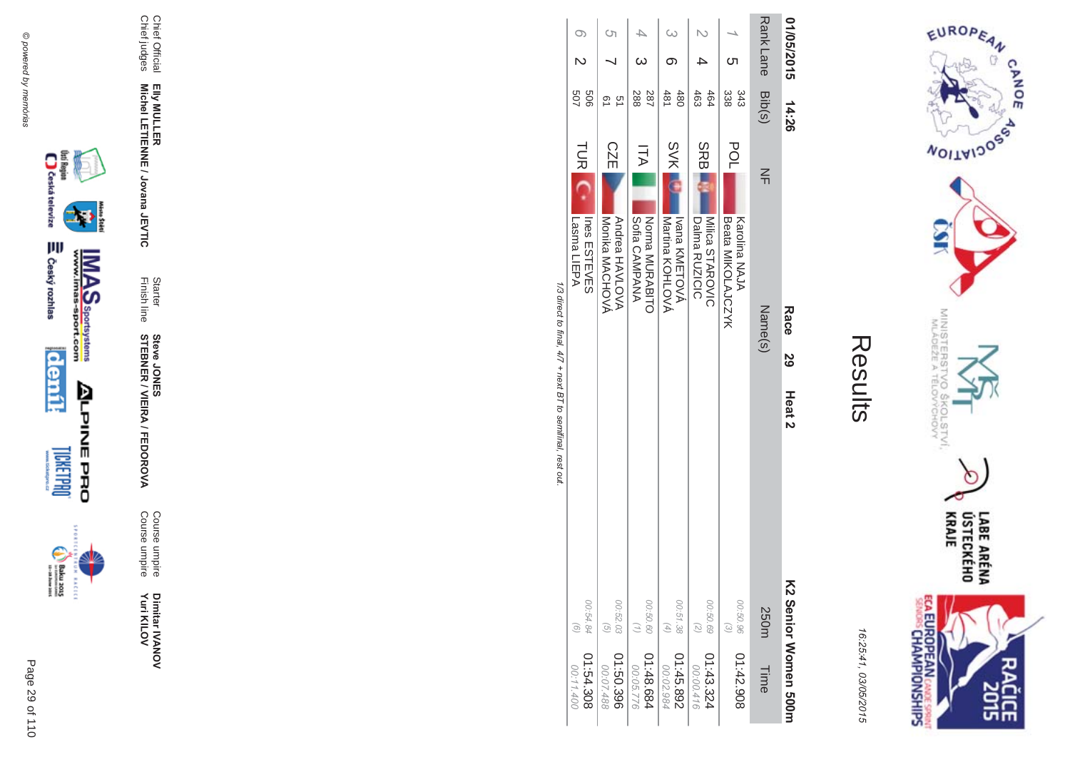# Results

16:25:41, 03/05/2015

**01/05/2015 14:26** **Race 29 Heat 2** **K2 Senior Women 500m**

| Rank | Lane | Bib(s) | NF | Name(s) | 250m | Time |
|---|---|---|---|---|---|---|
| 1 | 5 | 343<br>338 | POL | Karolina NAJA<br>Beata MIKOLAJCZYK | 00:50.96<br>(3) | 01:42.908 |
| 2 | 4 | 464<br>463 | SRB | Milica STAROVIC<br>Dalma RUZICIC | 00:50.69<br>(2) | 01:43.324<br>00:00.416 |
| 3 | 6 | 480<br>481 | SVK | Ivana KMEŤOVÁ<br>Martina KOHLOVÁ | 00:51.38<br>(4) | 01:45.892<br>00:02.984 |
| 4 | 3 | 287<br>288 | ITA | Norma MURABITO<br>Sofia CAMPANA | 00:50.60<br>(1) | 01:48.684<br>00:05.776 |
| 5 | 7 | 51<br>61 | CZE | Andrea HAVLOVA<br>Monika MACHOVÁ | 00:52.03<br>(5) | 01:50.396<br>00:07.488 |
| 6 | 2 | 506<br>507 | TUR | Ines ESTEVES<br>Lasma LIEPA | 00:54.84<br>(6) | 01:54.308<br>00:11.400 |

*1/3 direct to final, 4/7 + next BT to semifinal, rest out.*

Chief Official **Elly MULLER**
Chief judges **Michel LETIENNE / Jovana JEVTIC**

Starter **Steve JONES**
Finish line **STEBNER / VIEIRA / FEDOROVA**

Course umpire **Dimitar IVANOV**
Course umpire **Yuri KILOV**

© powered by memorias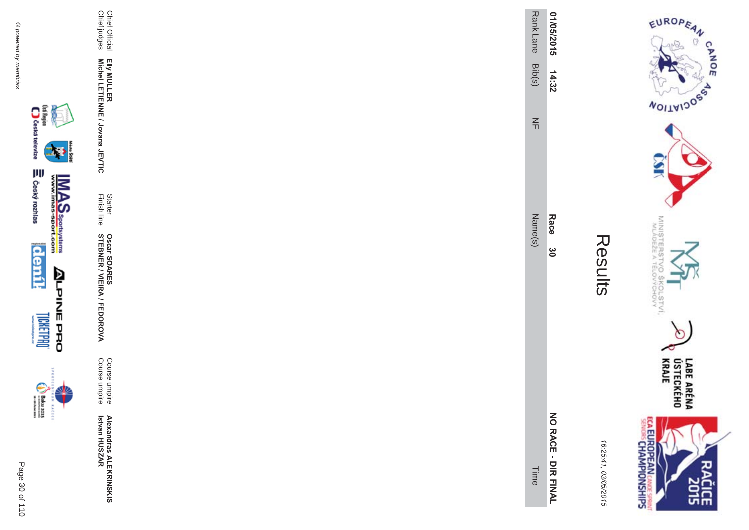# Results

16:25:41, 03/05/2015

**01/05/2015 14:32** **Race 30** **NO RACE - DIR FINAL**

| Rank | Lane | Bib(s) | NF | Name(s) | Time |
|---|---|---|---|---|---|

Chief Official **Elly MULLER**
Chief judges **Michel LETIENNE / Jovana JEVTIC**

Starter **Oscar SOARES**
Finish line **STEBNER / VIEIRA / FEDOROVA**

Course umpire **Alexandras ALEKRINSKIS**
Course umpire **Istvan HUSZAR**

© powered by memórias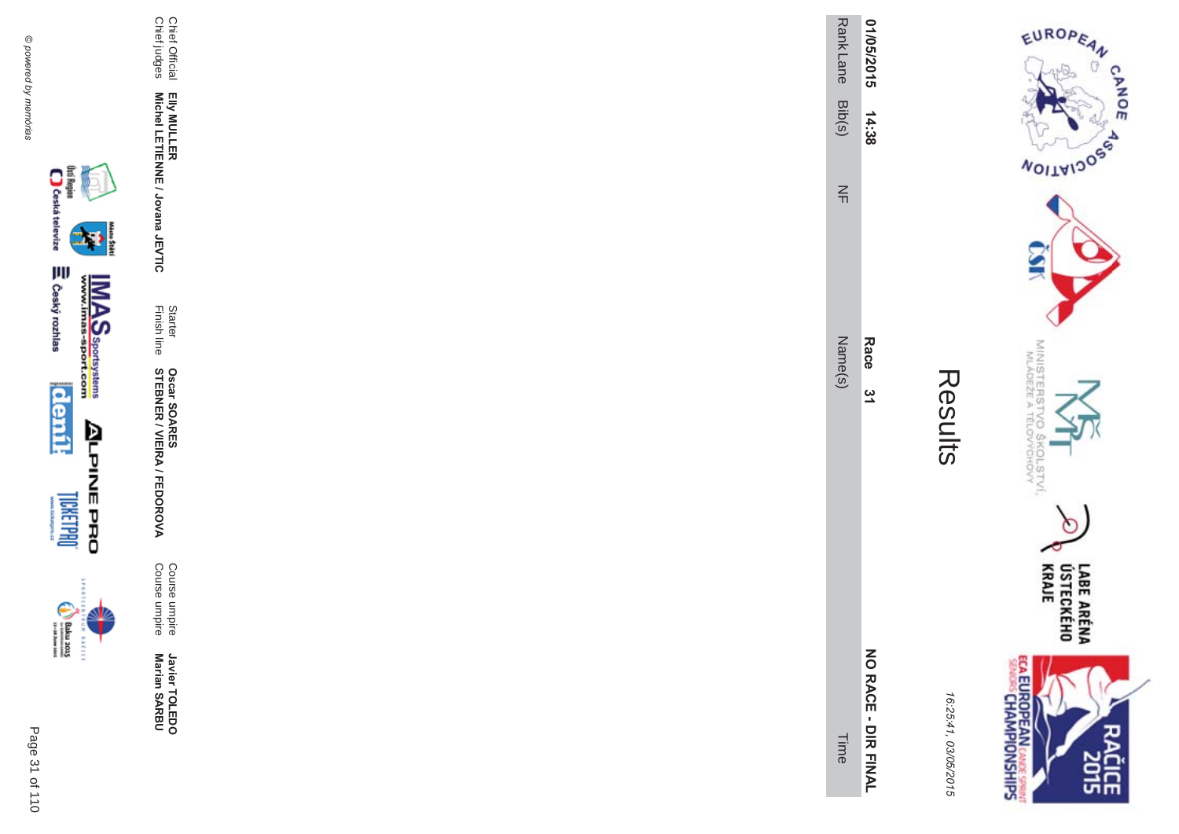# Results

16:25:41, 03/05/2015

**01/05/2015 14:38** **Race 31** **NO RACE - DIR FINAL**

| Rank | Lane | Bib(s) | NF | Name(s) | Time |
|---|---|---|---|---|---|

Chief Official **Elly MULLER**
Chief judges **Michel LETIENNE / Jovana JEVTIC**

Starter **Oscar SOARES**
Finish line **STEBNER / VIEIRA / FEDOROVA**

Course umpire **Javier TOLEDO**
Course umpire **Marian SARBU**

© powered by memorias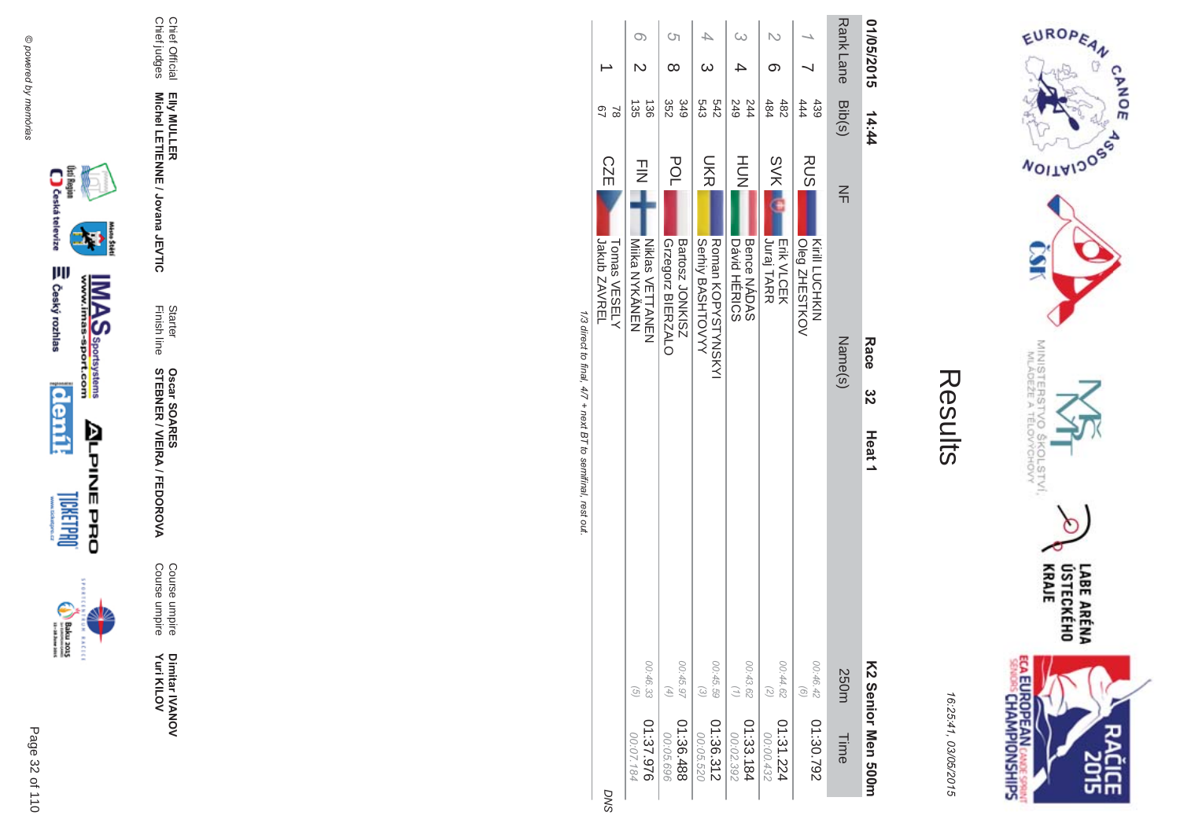# Results

16:25:41, 03/05/2015

01/05/2015 14:44 **Race 32 Heat 1** **K2 Senior Men 500m**

| Rank | Lane | Bib(s) | NF | Name(s) | 250m | Time |
|---|---|---|---|---|---|---|
| 1 | 7 | 439<br>444 | RUS | Kirill LUCHKIN<br>Oleg ZHESTKOV | 00:46.42<br>(6) | 01:30.792 |
| 2 | 6 | 482<br>484 | SVK | Erik VLCEK<br>Juraj TARR | 00:44.62<br>(2) | 01:31.224<br>00:00.432 |
| 3 | 4 | 244<br>249 | HUN | Bence NÁDAS<br>Dávid HÉRICS | 00:43.62<br>(1) | 01:33.184<br>00:02.392 |
| 4 | 3 | 542<br>543 | UKR | Roman KOPYSTYNSKYI<br>Serhiy BASHTOVYY | 00:45.59<br>(3) | 01:36.312<br>00:05.520 |
| 5 | 8 | 349<br>352 | POL | Bartosz JONKISZ<br>Grzegorz BIERZALO | 00:45.97<br>(4) | 01:36.488<br>00:05.696 |
| 6 | 2 | 136<br>135 | FIN | Niklas VETTANEN<br>Miika NYKÄNEN | 00:46.33<br>(5) | 01:37.976<br>00:07.184 |
|  | 1 | 78<br>67 | CZE | Tomas VESELY<br>Jakub ZAVREL |  | DNS |

*1/3 direct to final, 4/7 + next BT to semifinal, rest out.*

Chief Official **Elly MULLER**
Chief judges **Michel LETIENNE / Jovana JEVTIC**

Starter **Oscar SOARES**
Finish line **STEBNER / VIEIRA / FEDOROVA**

Course umpire **Dimitar IVANOV**
Course umpire **Yuri KILOV**

© powered by memorias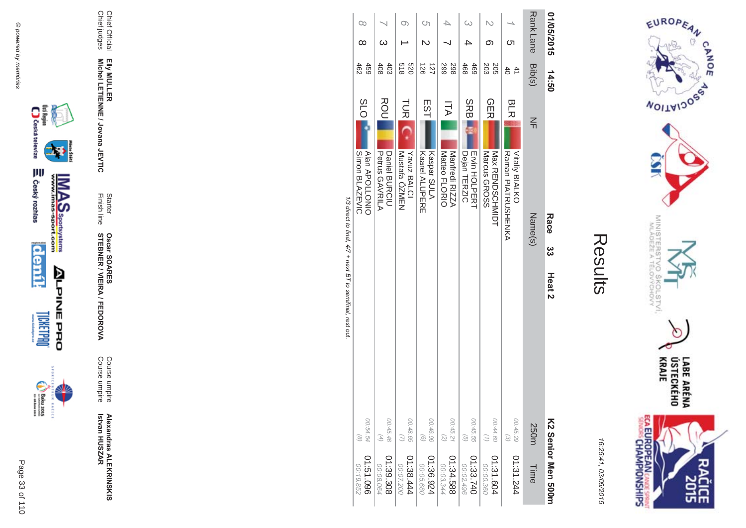# Results

16:25:41, 03/05/2015

**01/05/2015 14:50** **Race 33 Heat 2** **K2 Senior Men 500m**

| Rank | Lane | Bib(s) | NF | Name(s) | 250m | Time |
|---|---|---|---|---|---|---|
| 1 | 5 | 41<br>40 | BLR | Vitaliy BIALKO<br>Raman PIATRUSHENKA | 00:45.29<br>(3) | 01:31.244 |
| 2 | 6 | 205<br>203 | GER | Max RENDSCHMIDT<br>Marcus GROSS | 00:44.60<br>(1) | 01:31.604<br>00:00.360 |
| 3 | 4 | 469<br>468 | SRB | Ervin HOLPERT<br>Dejan TERZIC | 00:45.55<br>(5) | 01:33.740<br>00:02.496 |
| 4 | 7 | 298<br>299 | ITA | Manfredi RIZZA<br>Matteo FLORIO | 00:45.21<br>(2) | 01:34.588<br>00:03.344 |
| 5 | 2 | 127<br>126 | EST | Kaspar SULA<br>Kaarel ALUPERE | 00:46.96<br>(6) | 01:36.924<br>00:05.680 |
| 6 | 1 | 520<br>518 | TUR | Yavuz BALCI<br>Mustafa ÖZMEN | 00:48.65<br>(7) | 01:38.444<br>00:07.200 |
| 7 | 3 | 403<br>408 | ROU | Daniel BURCIU<br>Petrus GAVRILA | 00:45.46<br>(4) | 01:39.308<br>00:08.064 |
| 8 | 8 | 459<br>462 | SLO | Alan APOLLONIO<br>Simon BLAZEVIC | 00:54.54<br>(8) | 01:51.096<br>00:19.852 |

*1/3 direct to final, 4/7 + next BT to semifinal, rest out.*

Chief Official **Elly MULLER**
Chief judges **Michel LETIENNE / Jovana JEVTIC**

Starter **Oscar SOARES**
Finish line **STEBNER / VIEIRA / FEDOROVA**

Course umpire **Alexandras ALEKRINSKIS**
Course umpire **Istvan HUSZAR**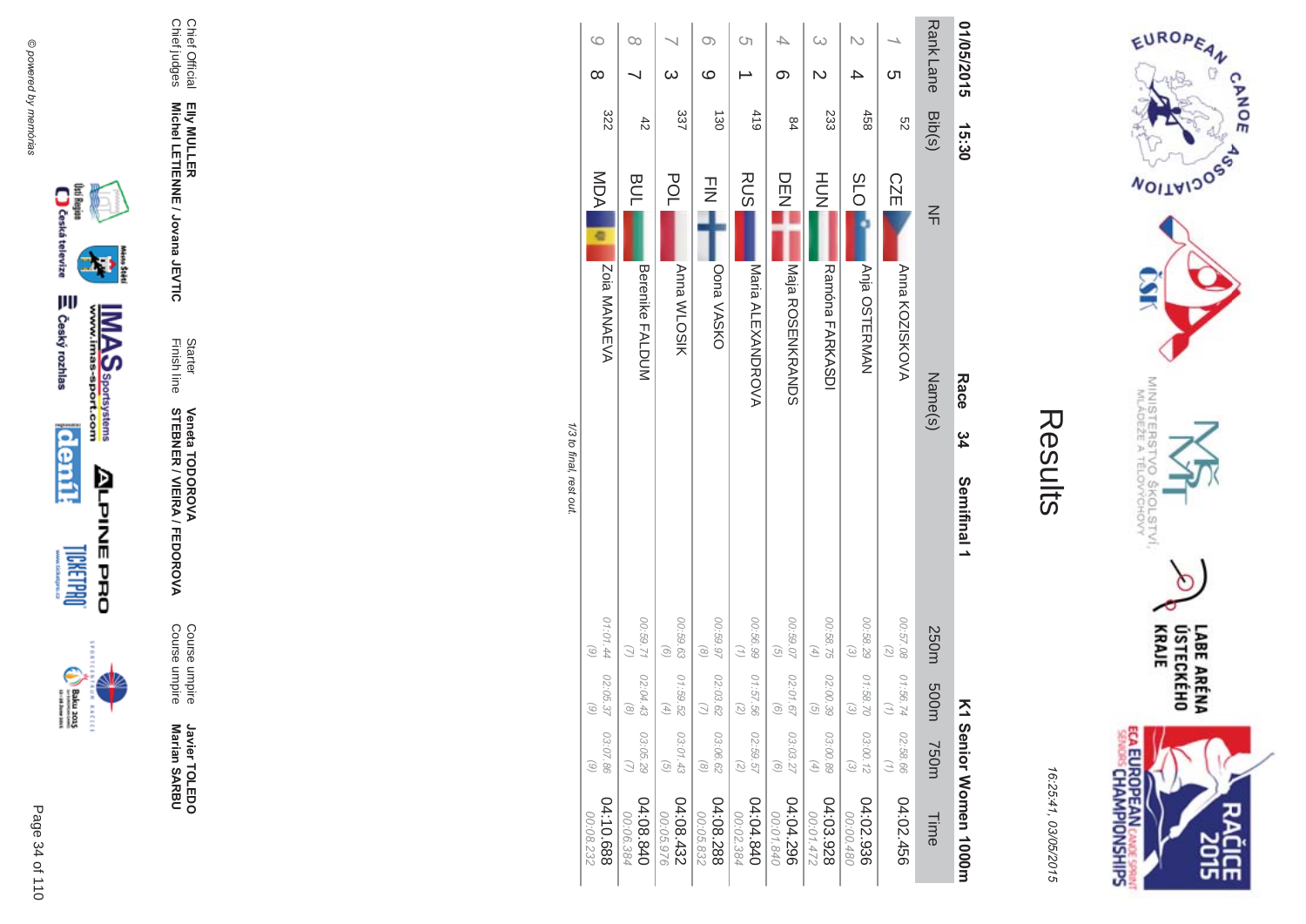# Results

16:25:41, 03/05/2015

**01/05/2015 15:30 — Race 34 — Semifinal 1 — K1 Senior Women 1000m**

| Rank | Lane | Bib(s) | NF | Name(s) | 250m | 500m | 750m | Time |
|---|---|---|---|---|---|---|---|---|
| 1 | 5 | 52 | CZE | Anna KOZISKOVA | 00:57.08 (2) | 01:56.74 (1) | 02:58.66 (1) | 04:02.456 |
| 2 | 4 | 458 | SLO | Anja OSTERMAN | 00:58.29 (3) | 01:58.70 (3) | 03:00.12 (3) | 04:02.936 00:00.480 |
| 3 | 2 | 233 | HUN | Ramóna FARKASDI | 00:58.75 (4) | 02:00.39 (5) | 03:00.89 (4) | 04:03.928 00:01.472 |
| 4 | 6 | 84 | DEN | Maja ROSENKRANDS | 00:59.07 (5) | 02:01.67 (6) | 03:03.27 (6) | 04:04.296 00:01.840 |
| 5 | 1 | 419 | RUS | Maria ALEXANDROVA | 00:56.99 (1) | 01:57.56 (2) | 02:59.57 (2) | 04:04.840 00:02.384 |
| 6 | 9 | 130 | FIN | Oona VASKO | 00:59.97 (8) | 02:03.62 (7) | 03:06.62 (8) | 04:08.288 00:05.832 |
| 7 | 3 | 337 | POL | Anna WLOSIK | 00:59.63 (6) | 01:59.52 (4) | 03:01.43 (5) | 04:08.432 00:05.976 |
| 8 | 7 | 42 | BUL | Berenike FALDUM | 00:59.71 (7) | 02:04.43 (8) | 03:05.29 (7) | 04:08.840 00:06.384 |
| 9 | 8 | 322 | MDA | Zoia MANAEVA | 01:01.44 (9) | 02:05.37 (9) | 03:07.86 (9) | 04:10.688 00:08.232 |

1/3 to final, rest out.

Chief Official: Elly MULLER
Chief judges: Michel LETIENNE / Jovana JEVTIC
Starter: Veneta TODOROVA
Finish line: STEBNER / VIEIRA / FEDOROVA
Course umpire: Javier TOLEDO
Course umpire: Marian SARBU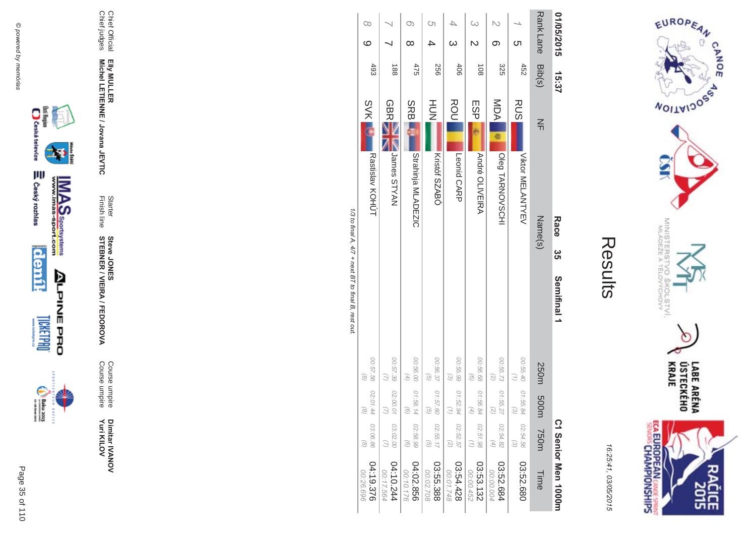# Results

16:25:41, 03/05/2015

01/05/2015 15:37 **Race 35 Semifinal 1** **C1 Senior Men 1000m**

| Rank | Lane | Bib(s) | NF | Name(s) | 250m | 500m | 750m | Time |
|---|---|---|---|---|---|---|---|---|
| 1 | 5 | 452 | RUS | Viktor MELANTYEV | 00:55.40 (1) | 01:55.84 (3) | 02:54.56 (3) | 03:52.680 |
| 2 | 6 | 325 | MDA | Oleg TARNOVSCHI | 00:55.73 (2) | 01:55.27 (2) | 02:54.82 (4) | 03:52.684 00:00.004 |
| 3 | 2 | 108 | ESP | André OLIVEIRA | 00:56.68 (6) | 01:56.84 (4) | 02:51.98 (1) | 03:53.132 00:00.452 |
| 4 | 3 | 406 | ROU | Leonid CARP | 00:55.99 (3) | 01:52.94 (1) | 02:52.57 (2) | 03:54.428 00:01.748 |
| 5 | 4 | 256 | HUN | Kristóf SZABÓ | 00:56.37 (5) | 01:57.60 (5) | 02:55.17 (5) | 03:55.388 00:02.708 |
| 6 | 8 | 475 | SRB | Strahinja MLADEZIC | 00:56.00 (4) | 01:58.14 (6) | 02:58.99 (6) | 04:02.856 00:10.176 |
| 7 | 7 | 188 | GBR | James STYAN | 00:57.39 (7) | 02:00.01 (7) | 03:02.00 (7) | 04:10.244 00:17.564 |
| 8 | 9 | 493 | SVK | Rastislav KOHÚT | 00:57.56 (8) | 02:01.44 (8) | 03:06.86 (8) | 04:19.376 00:26.696 |

*1/3 to final A, 4/7 + next BT to final B, rest out.*

Chief Official **Elly MULLER**
Chief judges **Michel LETIENNE / Jovana JEVTIC**
Starter **Steve JONES**
Finish line **STEBNER / VIEIRA / FEDOROVA**
Course umpire **Dimitar IVANOV**
Course umpire **Yuri KILOV**

© powered by memorias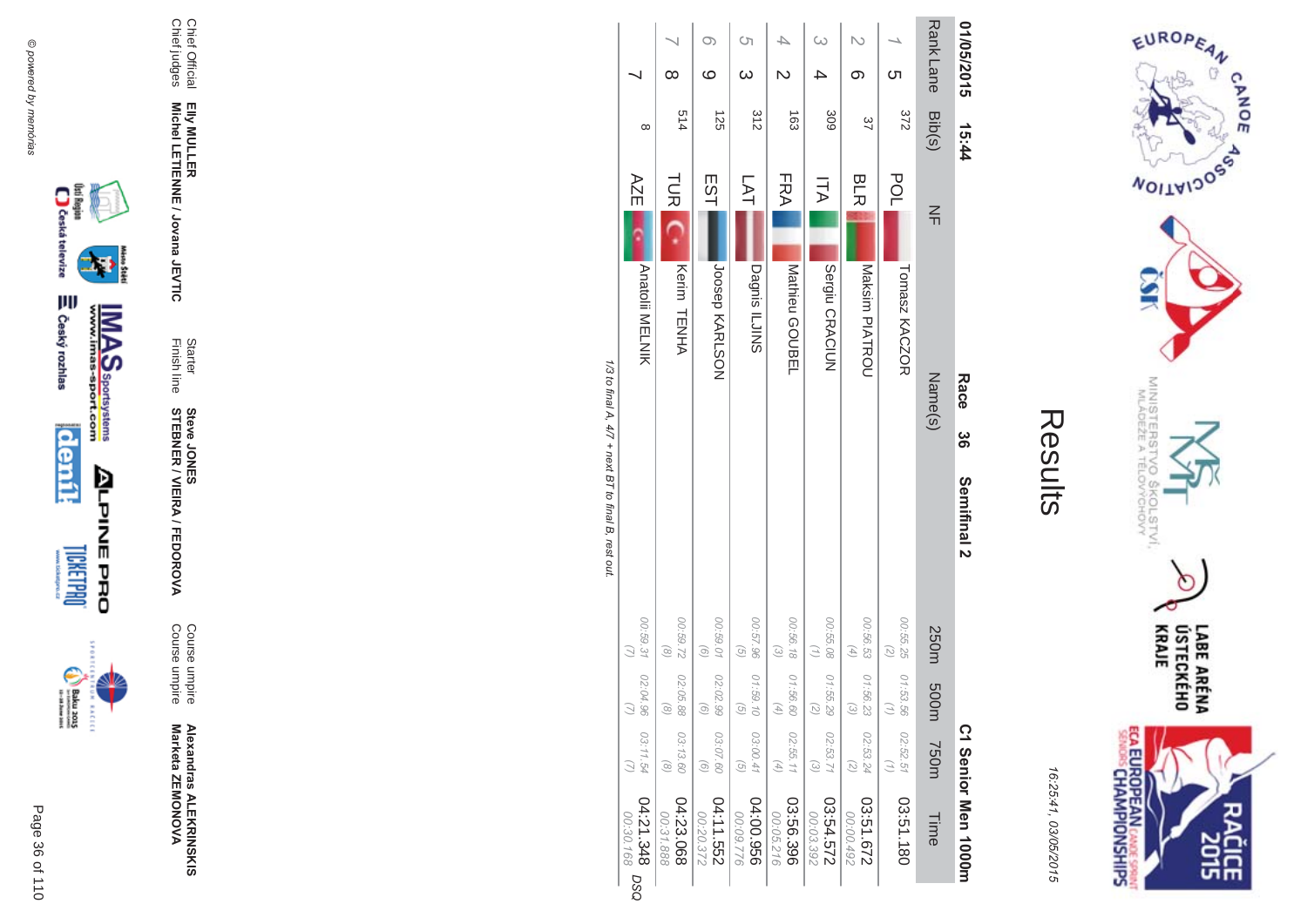# Results

16:25:41, 03/05/2015

**01/05/2015 15:44** **Race 36 Semifinal 2** **C1 Senior Men 1000m**

| Rank | Lane | Bib(s) | NF | Name(s) | 250m | 500m | 750m | Time |
|---|---|---|---|---|---|---|---|---|
| 1 | 5 | 372 | POL | Tomasz KACZOR | 00:55.25 (2) | 01:53.56 (1) | 02:52.51 (1) | 03:51.180 |
| 2 | 6 | 37 | BLR | Maksim PIATROU | 00:56.53 (4) | 01:56.23 (3) | 02:53.24 (2) | 03:51.672 00:00.492 |
| 3 | 4 | 309 | ITA | Sergiu CRACIUN | 00:55.08 (1) | 01:55.29 (2) | 02:53.71 (3) | 03:54.572 00:03.392 |
| 4 | 2 | 163 | FRA | Mathieu GOUBEL | 00:56.18 (3) | 01:56.60 (4) | 02:55.11 (4) | 03:56.396 00:05.216 |
| 5 | 3 | 312 | LAT | Dagnis ILJINS | 00:57.96 (5) | 01:59.10 (5) | 03:00.41 (5) | 04:00.956 00:09.776 |
| 6 | 9 | 125 | EST | Joosep KARLSON | 00:59.01 (6) | 02:02.99 (6) | 03:07.60 (6) | 04:11.552 00:20.372 |
| 7 | 8 | 514 | TUR | Kerim TENHA | 00:59.72 (8) | 02:05.88 (8) | 03:13.60 (8) | 04:23.068 00:31.888 |
| | 7 | 8 | AZE | Anatolii MELNIK | 00:59.31 (7) | 02:04.96 (7) | 03:11.54 (7) | 04:21.348 00:30.168 DSQ |

*1/3 to final A, 4/7 + next BT to final B, rest out.*

Chief Official **Elly MULLER**
Chief judges **Michel LETIENNE / Jovana JEVTIC**

Starter **Steve JONES**
Finish line **STEBNER / VIEIRA / FEDOROVA**

Course umpire **Alexandras ALEKRINSKIS**
Course umpire **Marketa ZEMONOVA**

© powered by memorias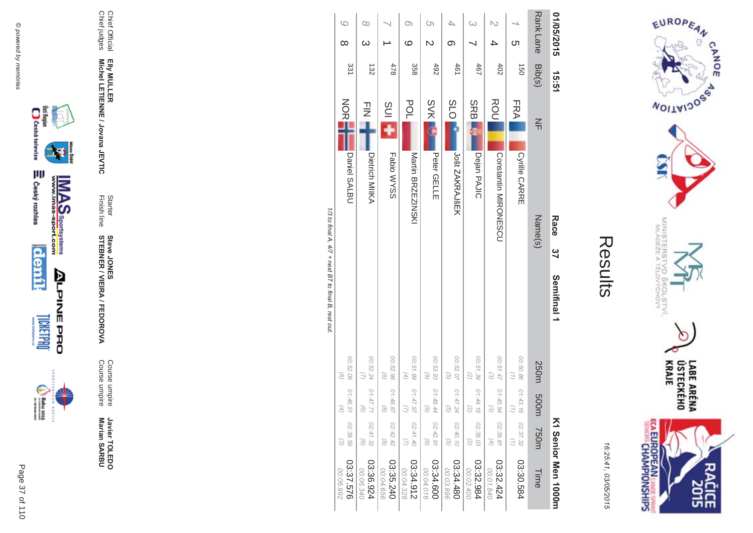# Results

16:25:41, 03/05/2015

01/05/2015 15:51 **Race 37 Semifinal 1** **K1 Senior Men 1000m**

| Rank | Lane | Bib(s) | NF | Name(s) | 250m | 500m | 750m | Time |
|---|---|---|---|---|---|---|---|---|
| 1 | 5 | 150 | FRA | Cyrille CARRE | 00:50.86 (1) | 01:43.16 (1) | 02:37.32 (1) | 03:30.584 |
| 2 | 4 | 402 | ROU | Constantin MIRONESCU | 00:51.47 (3) | 01:45.94 (3) | 02:39.81 (4) | 03:32.424 00:01.840 |
| 3 | 7 | 467 | SRB | Dejan PAJIC | 00:51.39 (2) | 01:44.18 (2) | 02:38.03 (2) | 03:32.984 00:02.400 |
| 4 | 6 | 461 | SLO | Jošt ZAKRAJŠEK | 00:52.07 (5) | 01:47.24 (5) | 02:40.10 (5) | 03:34.480 00:03.896 |
| 5 | 2 | 492 | SVK | Peter GELLE | 00:53.93 (9) | 01:49.44 (9) | 02:42.91 (9) | 03:34.600 00:04.016 |
| 6 | 9 | 358 | POL | Martin BRZEZINSKI | 00:51.89 (4) | 01:47.97 (7) | 02:41.40 (7) | 03:34.912 00:04.328 |
| 7 | 1 | 478 | SUI | Fabio WYSS | 00:52.98 (8) | 01:48.87 (8) | 02:42.42 (8) | 03:35.240 00:04.656 |
| 8 | 3 | 132 | FIN | Dietrich MIIKA | 00:52.24 (7) | 01:47.71 (6) | 02:41.32 (6) | 03:36.924 00:06.340 |
| 9 | 8 | 331 | NOR | Daniel SALBU | 00:52.08 (6) | 01:46.51 (4) | 02:39.59 (3) | 03:37.576 00:06.992 |

*1/3 to final A, 4/7 + next BT to final B, rest out.*

| | | | | | |
|---|---|---|---|---|---|
| Chief Official | Elly MULLER | Starter | Steve JONES | Course umpire | Javier TOLEDO |
| Chief judges | Michel LETIENNE / Jovana JEVTIC | Finish line | STEBNER / VIEIRA / FEDOROVA | Course umpire | Marian SARBU |

© powered by memórias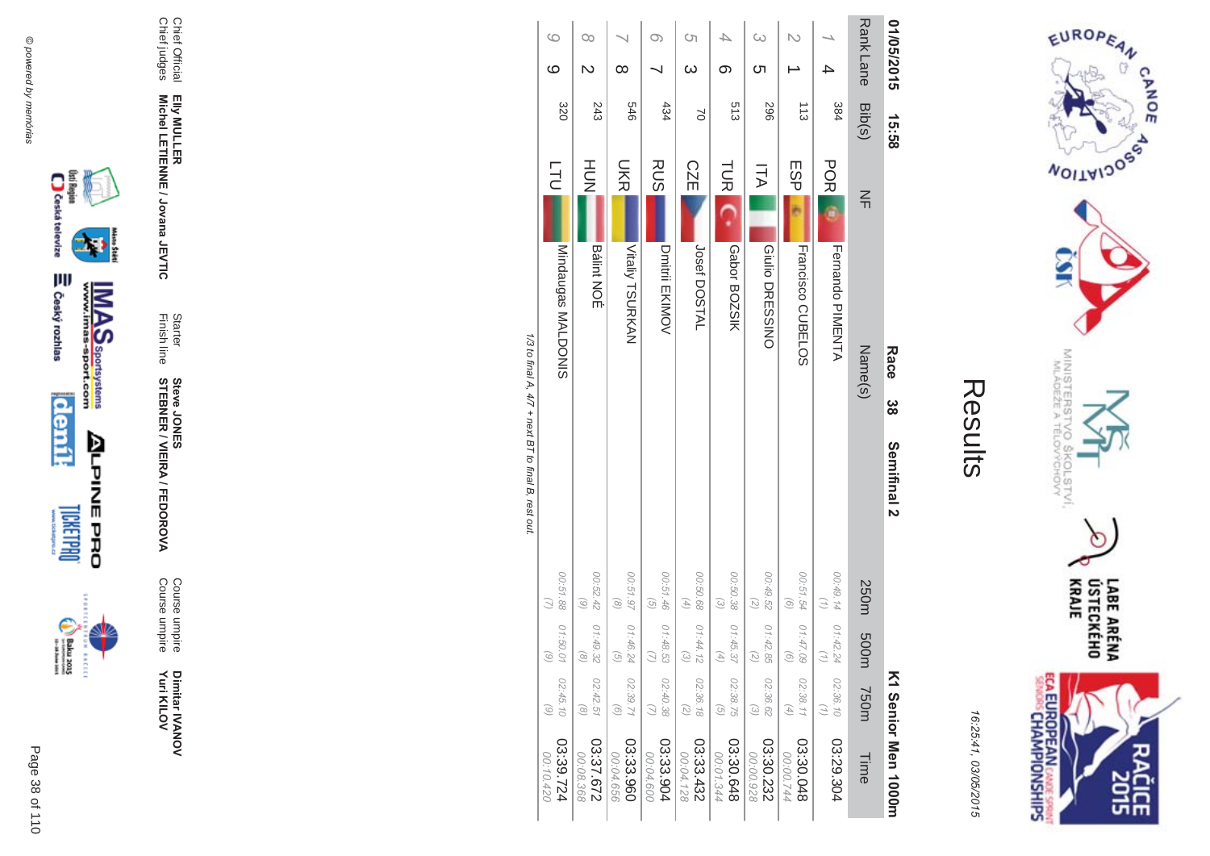# Results

16:25:41, 03/05/2015

**01/05/2015 15:58** **Race 38 Semifinal 2** **K1 Senior Men 1000m**

| Rank | Lane | Bib(s) | NF | Name(s) | 250m | 500m | 750m | Time |
|---|---|---|---|---|---|---|---|---|
| 1 | 4 | 384 | POR | Fernando PIMENTA | 00:49.14 (1) | 01:42.24 (1) | 02:36.10 (1) | 03:29.304 |
| 2 | 1 | 113 | ESP | Francisco CUBELOS | 00:51.54 (6) | 01:47.09 (6) | 02:38.11 (4) | 03:30.048 00:00.744 |
| 3 | 5 | 296 | ITA | Giulio DRESSINO | 00:49.52 (2) | 01:42.85 (2) | 02:36.62 (3) | 03:30.232 00:00.928 |
| 4 | 6 | 513 | TUR | Gabor BOZSIK | 00:50.38 (3) | 01:45.37 (4) | 02:38.75 (5) | 03:30.648 00:01.344 |
| 5 | 3 | 70 | CZE | Josef DOSTAL | 00:50.68 (4) | 01:44.12 (3) | 02:36.18 (2) | 03:33.432 00:04.128 |
| 6 | 7 | 434 | RUS | Dmitrii EKIMOV | 00:51.46 (5) | 01:48.53 (7) | 02:40.38 (7) | 03:33.904 00:04.600 |
| 7 | 8 | 546 | UKR | Vitaliy TSURKAN | 00:51.97 (8) | 01:46.24 (5) | 02:39.71 (6) | 03:33.960 00:04.656 |
| 8 | 2 | 243 | HUN | Bálint NOÉ | 00:52.42 (9) | 01:49.32 (8) | 02:42.51 (8) | 03:37.672 00:08.368 |
| 9 | 9 | 320 | LTU | Mindaugas MALDONIS | 00:51.88 (7) | 01:50.01 (9) | 02:45.10 (9) | 03:39.724 00:10.420 |

*1/3 to final A, 4/7 + next BT to final B, rest out.*

Chief Official **Elly MULLER**
Chief judges **Michel LETIENNE / Jovana JEVTIC**
Starter **Steve JONES**
Finish line **STEBNER / VIEIRA / FEDOROVA**
Course umpire **Dimitar IVANOV**
Course umpire **Yuri KILOV**

© powered by memorias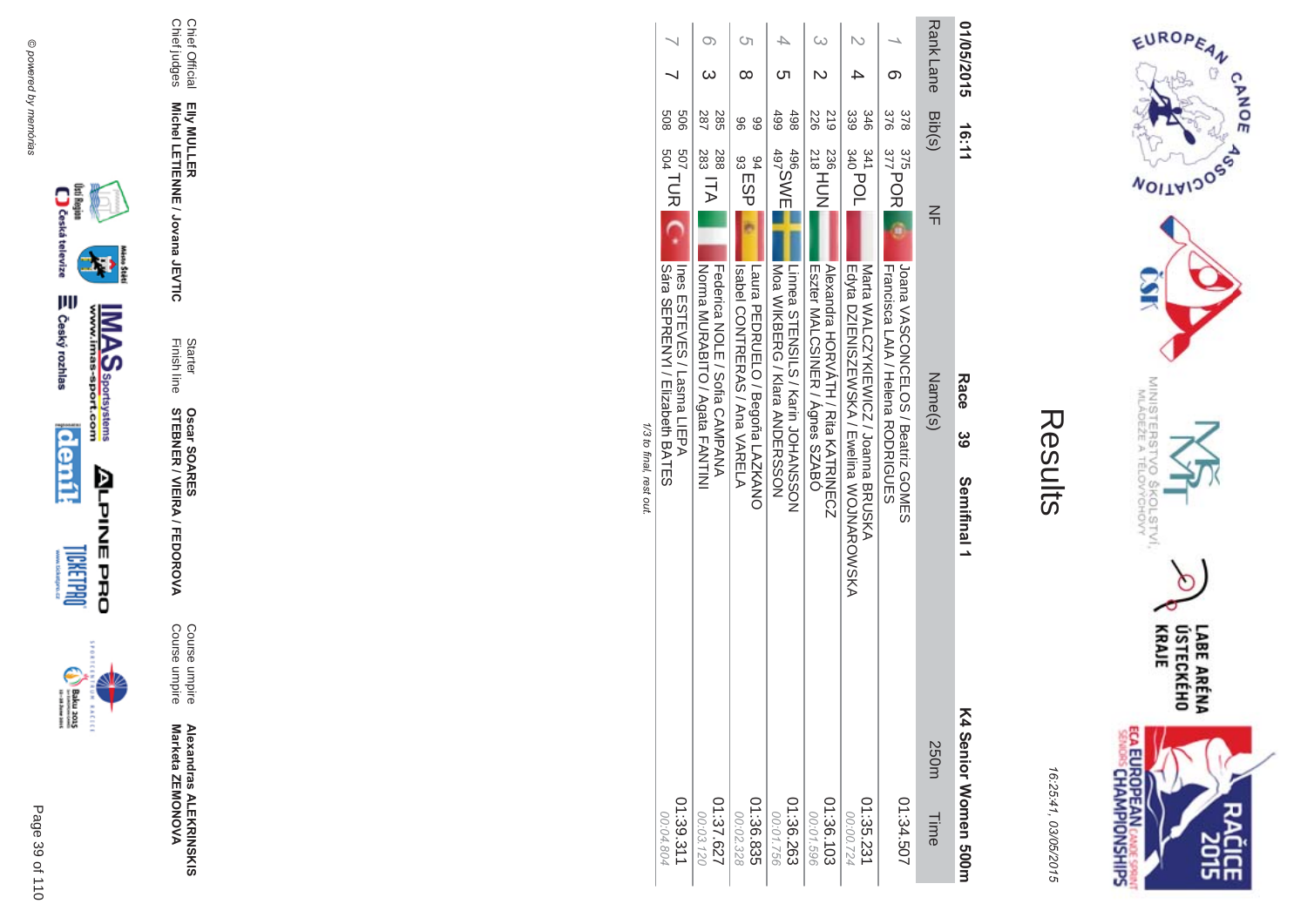# Results

16:25:41, 03/05/2015

**01/05/2015 16:11 Race 39 Semifinal 1 K4 Senior Women 500m**

| Rank | Lane | Bib(s) | NF | Name(s) | 250m | Time |
|---|---|---|---|---|---|---|
| 1 | 6 | 378 375 376 377 | POR | Joana VASCONCELOS / Beatriz GOMES<br>Francisca LAIA / Helena RODRIGUES | | 01:34.507 |
| 2 | 4 | 346 341 339 340 | POL | Marta WALCZYKIEWICZ / Joanna BRUSKA<br>Edyta DZIENISZEWSKA / Ewelina WOJNAROWSKA | | 01:35.231<br>00:00.724 |
| 3 | 2 | 219 236 226 218 | HUN | Alexandra HORVÁTH / Rita KATRINECZ<br>Eszter MALCSINER / Ágnes SZABÓ | | 01:36.103<br>00:01.596 |
| 4 | 5 | 498 496 499 497 | SWE | Linnea STENSILS / Karin JOHANSSON<br>Moa WIKBERG / Klara ANDERSSON | | 01:36.263<br>00:01.756 |
| 5 | 8 | 99 94 96 93 | ESP | Laura PEDRUELO / Begoña LAZKANO<br>Isabel CONTRERAS / Ana VARELA | | 01:36.835<br>00:02.328 |
| 6 | 3 | 285 288 287 283 | ITA | Federica NOLE / Sofia CAMPANA<br>Norma MURABITO / Agata FANTINI | | 01:37.627<br>00:03.120 |
| 7 | 7 | 506 507 508 504 | TUR | Ines ESTEVES / Lasma LIEPA<br>Sára SEPRENYI / Elizabeth BATES | | 01:39.311<br>00:04.804 |

*1/3 to final, rest out.*

| | | | | | |
|---|---|---|---|---|---|
| Chief Official | Elly MULLER | Starter | Oscar SOARES | Course umpire | Alexandras ALEKRINSKIS |
| Chief judges | Michel LETIENNE / Jovana JEVTIC | Finish line | STEBNER / VIEIRA / FEDOROVA | Course umpire | Marketa ZEMONOVA |

© powered by memorias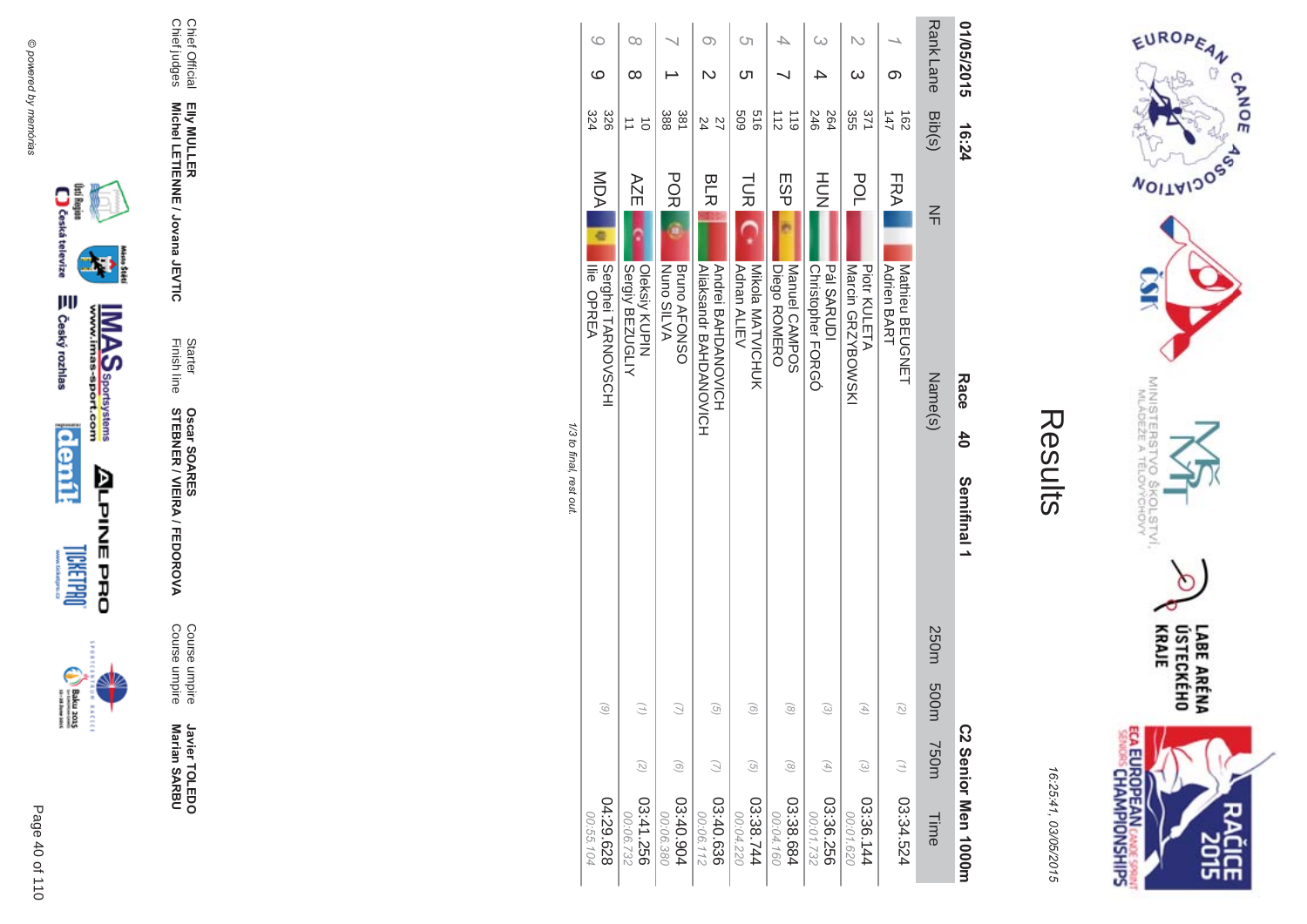# Results

16:25:41, 03/05/2015

**01/05/2015 16:24** **Race 40 Semifinal 1** **C2 Senior Men 1000m**

| Rank | Lane | Bib(s) | NF | Name(s) | 250m | 500m | 750m | Time |
|---|---|---|---|---|---|---|---|---|
| 1 | 6 | 162<br>147 | FRA | Mathieu BEUGNET<br>Adrien BART | | (2) | (1) | 03:34.524 |
| 2 | 3 | 371<br>355 | POL | Piotr KULETA<br>Marcin GRZYBOWSKI | | (4) | (3) | 03:36.144<br>00:01.620 |
| 3 | 4 | 264<br>246 | HUN | Pál SARUDI<br>Christopher FORGÓ | | (3) | (4) | 03:36.256<br>00:01.732 |
| 4 | 7 | 119<br>112 | ESP | Manuel CAMPOS<br>Diego ROMERO | | (8) | (8) | 03:38.684<br>00:04.160 |
| 5 | 5 | 516<br>509 | TUR | Mikola MATVICHUK<br>Adnan ALIEV | | (6) | (5) | 03:38.744<br>00:04.220 |
| 6 | 2 | 27<br>24 | BLR | Andrei BAHDANOVICH<br>Aliaksandr BAHDANOVICH | | (5) | (7) | 03:40.636<br>00:06.112 |
| 7 | 1 | 381<br>388 | POR | Bruno AFONSO<br>Nuno SILVA | | (7) | (6) | 03:40.904<br>00:06.380 |
| 8 | 8 | 10<br>11 | AZE | Oleksiy KUPIN<br>Sergiy BEZUGLIY | | (1) | (2) | 03:41.256<br>00:06.732 |
| 9 | 9 | 326<br>324 | MDA | Serghei TARNOVSCHI<br>Ilie OPREA | | (9) | | 04:29.628<br>00:55.104 |

*1/3 to final, rest out.*

| | | | | | |
|---|---|---|---|---|---|
| Chief Official | Elly MULLER | Starter | Oscar SOARES | Course umpire | Javier TOLEDO |
| Chief judges | Michel LETIENNE / Jovana JEVTIC | Finish line | STEBNER / VIEIRA / FEDOROVA | Course umpire | Marian SARBU |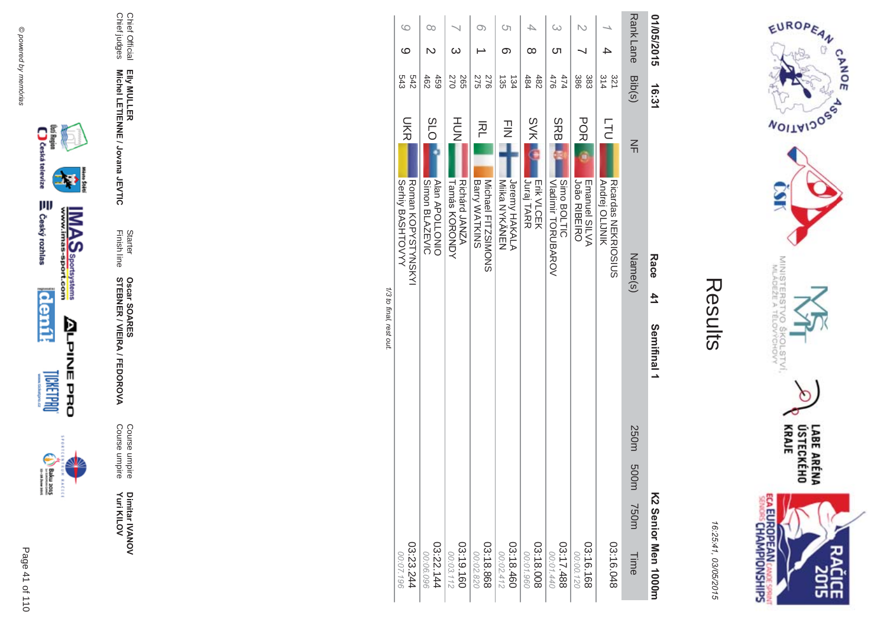# Results

16:25:41, 03/05/2015

**01/05/2015 16:31** **Race 41** **Semifinal 1** **K2 Senior Men 1000m**

| Rank | Lane | Bib(s) | NF | Name(s) | 250m | 500m | 750m | Time |
|---|---|---|---|---|---|---|---|---|
| 1 | 4 | 321<br>314 | LTU | Ricardas NEKRIOSIUS<br>Andrej OLIJNIK | | | | 03:16.048 |
| 2 | 7 | 383<br>386 | POR | Emanuel SILVA<br>João RIBEIRO | | | | 03:16.168<br>00:00.120 |
| 3 | 5 | 474<br>476 | SRB | Simo BOLTIC<br>Vladimir TORUBAROV | | | | 03:17.488<br>00:01.440 |
| 4 | 8 | 482<br>484 | SVK | Erik VLCEK<br>Juraj TARR | | | | 03:18.008<br>00:01.960 |
| 5 | 6 | 134<br>135 | FIN | Jeremy HAKALA<br>Miika NYKÄNEN | | | | 03:18.460<br>00:02.412 |
| 6 | 1 | 276<br>275 | IRL | Michael FITZSIMONS<br>Barry WATKINS | | | | 03:18.868<br>00:02.820 |
| 7 | 3 | 265<br>270 | HUN | Richárd JANZA<br>Tamás KORONDY | | | | 03:19.160<br>00:03.112 |
| 8 | 2 | 459<br>462 | SLO | Alan APOLLONIO<br>Simon BLAZEVIC | | | | 03:22.144<br>00:06.096 |
| 9 | 9 | 542<br>543 | UKR | Roman KOPYSTYNSKYI<br>Serhiy BASHTOVYY | | | | 03:23.244<br>00:07.196 |

*1/3 to final, rest out.*

| | | | | | |
|---|---|---|---|---|---|
| Chief Official | **Elly MULLER** | Starter | **Oscar SOARES** | Course umpire | **Dimitar IVANOV** |
| Chief judges | **Michel LETIENNE / Jovana JEVTIC** | Finish line | **STEBNER / VIEIRA / FEDOROVA** | Course umpire | **Yuri KILOV** |

© powered by memórias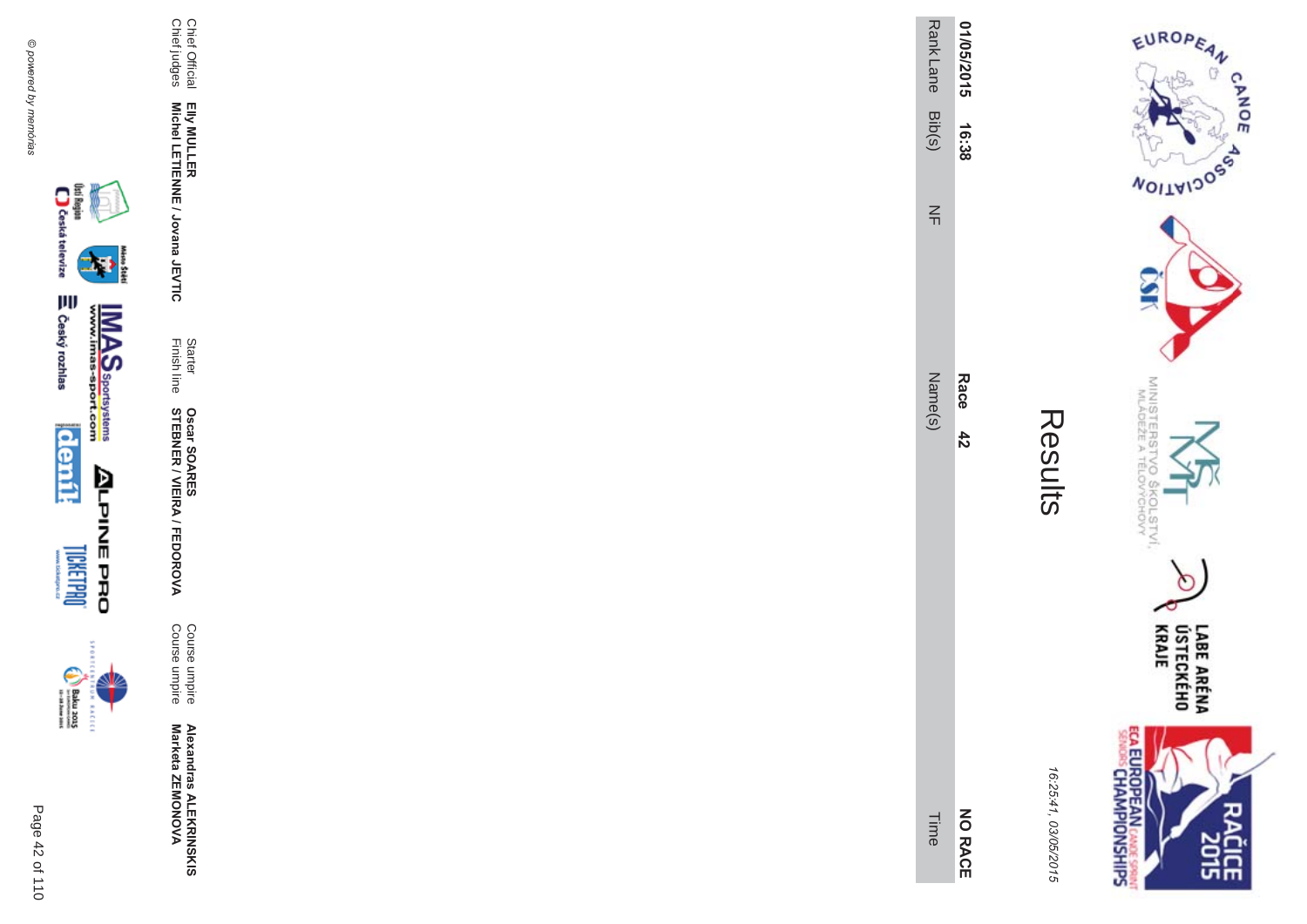# Results

16:25:41, 03/05/2015

**01/05/2015 16:38** **Race 42** **NO RACE**

| Rank | Lane | Bib(s) | NF | Name(s) | Time |
|---|---|---|---|---|---|

| | | | | | |
|---|---|---|---|---|---|
| Chief Official | **Elly MULLER** | Starter | **Oscar SOARES** | Course umpire | **Alexandras ALEKRINSKIS** |
| Chief judges | **Michel LETIENNE / Jovana JEVTIC** | Finish line | **STEBNER / VIEIRA / FEDOROVA** | Course umpire | **Marketa ZEMONOVA** |

© powered by memorias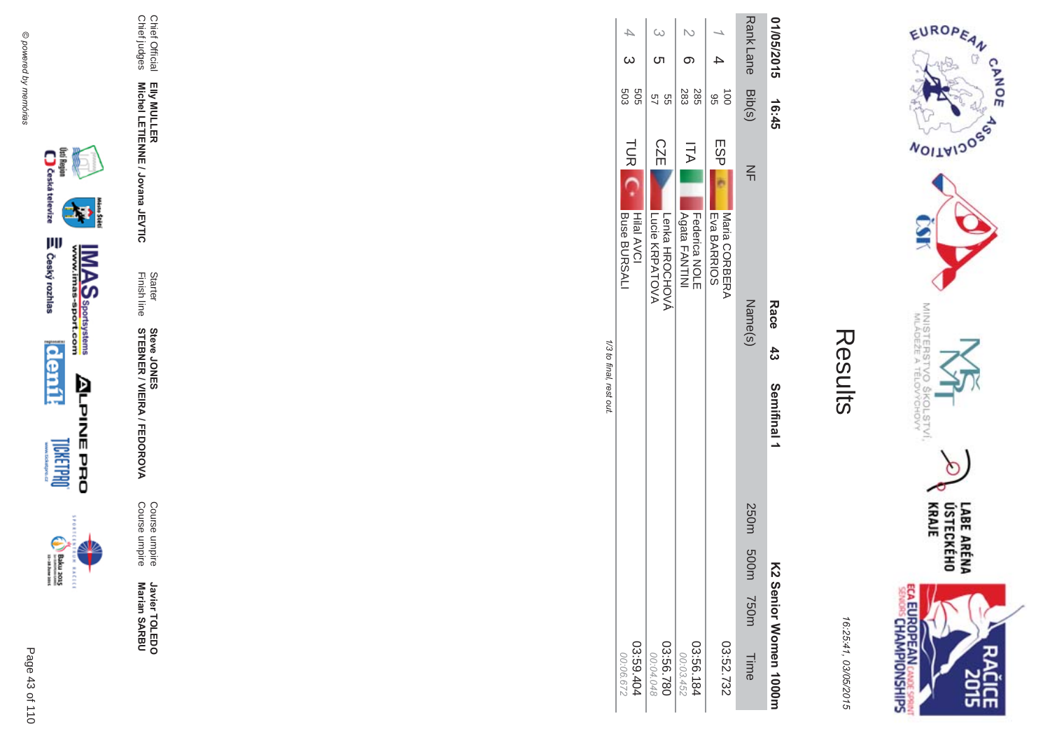# Results

16:25:41, 03/05/2015

**01/05/2015 16:45** **Race 43** **Semifinal 1** **K2 Senior Women 1000m**

| Rank | Lane | Bib(s) | NF | Name(s) | 250m | 500m | 750m | Time |
|---|---|---|---|---|---|---|---|---|
| 1 | 4 | 100<br>95 | ESP | Maria CORBERA<br>Eva BARRIOS | | | | 03:52.732 |
| 2 | 6 | 285<br>283 | ITA | Federica NOLE<br>Agata FANTINI | | | | 03:56.184<br>*00:03.452* |
| 3 | 5 | 55<br>57 | CZE | Lenka HROCHOVÁ<br>Lucie KRPATOVA | | | | 03:56.780<br>*00:04.048* |
| 4 | 3 | 505<br>503 | TUR | Hilal AVCI<br>Buse BURSALI | | | | 03:59.404<br>*00:06.672* |

*1/3 to final, rest out.*

| | | | | | |
|---|---|---|---|---|---|
| Chief Official | **Elly MULLER** | Starter | **Steve JONES** | Course umpire | **Javier TOLEDO** |
| Chief judges | **Michel LETIENNE / Jovana JEVTIC** | Finish line | **STEBNER / VIEIRA / FEDOROVA** | Course umpire | **Marian SARBU** |

© powered by memorias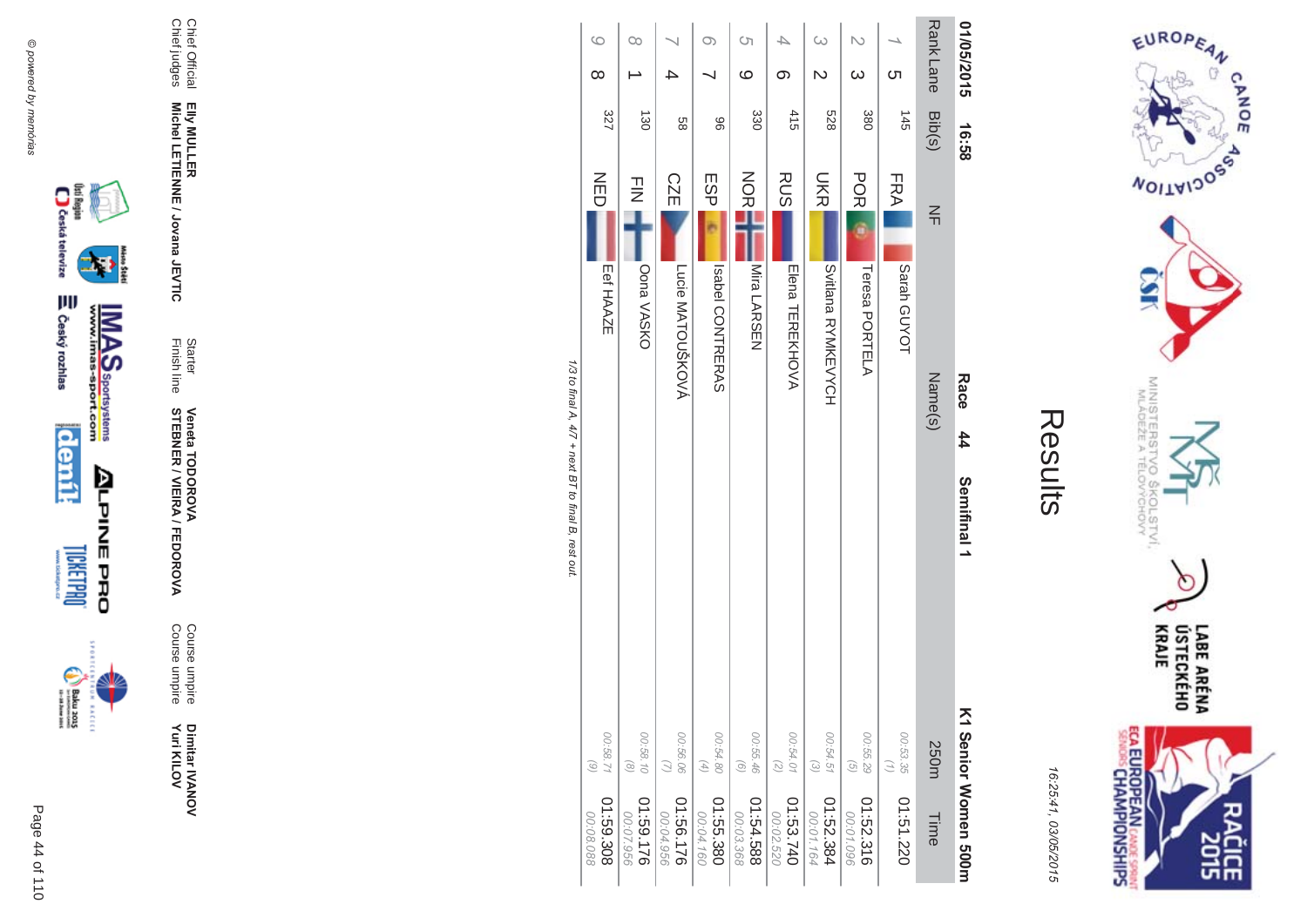# Results

16:25:41, 03/05/2015

**01/05/2015 16:58** **Race 44 Semifinal 1** **K1 Senior Women 500m**

| Rank | Lane | Bib(s) | NF | Name(s) | 250m | Time |
|---|---|---|---|---|---|---|
| 1 | 5 | 145 | FRA | Sarah GUYOT | 00:53.35 (1) | 01:51.220 |
| 2 | 3 | 380 | POR | Teresa PORTELA | 00:55.29 (5) | 01:52.316 00:01.096 |
| 3 | 2 | 528 | UKR | Svitlana RYMKEVYCH | 00:54.51 (3) | 01:52.384 00:01.164 |
| 4 | 6 | 415 | RUS | Elena TEREKHOVA | 00:54.01 (2) | 01:53.740 00:02.520 |
| 5 | 9 | 330 | NOR | Mira LARSEN | 00:55.46 (6) | 01:54.588 00:03.368 |
| 6 | 7 | 96 | ESP | Isabel CONTRERAS | 00:54.80 (4) | 01:55.380 00:04.160 |
| 7 | 4 | 58 | CZE | Lucie MATOUŠKOVÁ | 00:56.06 (7) | 01:56.176 00:04.956 |
| 8 | 1 | 130 | FIN | Oona VASKO | 00:58.10 (8) | 01:59.176 00:07.956 |
| 9 | 8 | 327 | NED | Eef HAAZE | 00:58.71 (9) | 01:59.308 00:08.088 |

*1/3 to final A, 4/7 + next BT to final B, rest out.*

Chief Official **Elly MULLER**
Chief judges **Michel LETIENNE / Jovana JEVTIC**
Starter **Veneta TODOROVA**
Finish line **STEBNER / VIEIRA / FEDOROVA**
Course umpire **Dimitar IVANOV**
Course umpire **Yuri KILOV**

© powered by memorias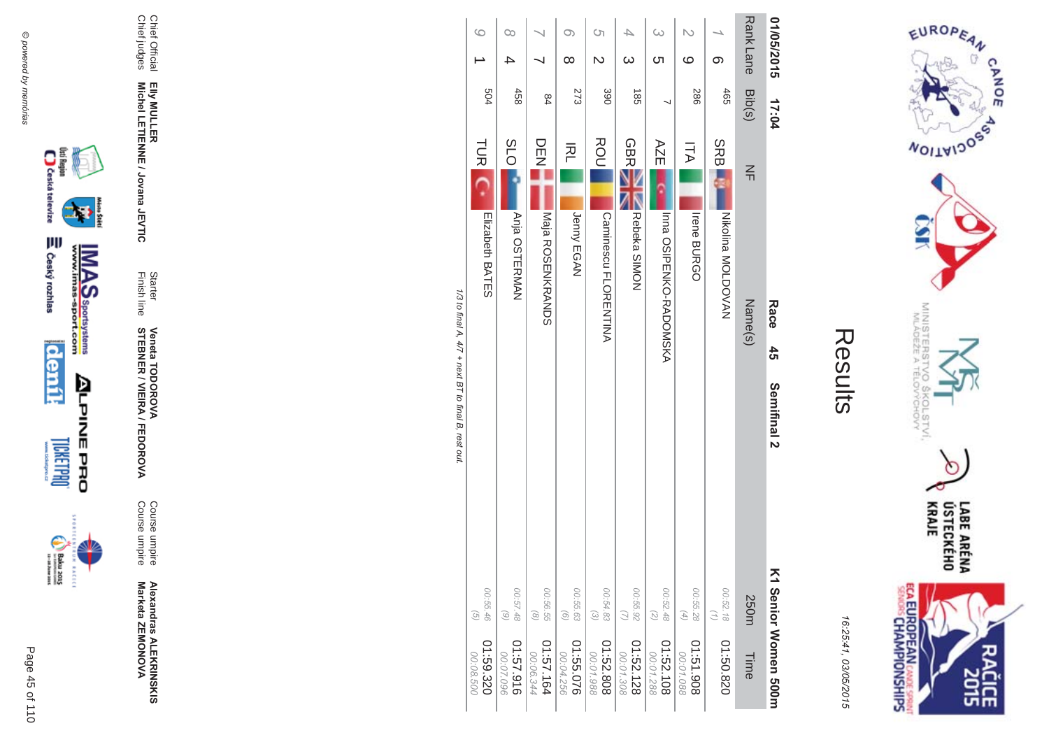# Results

16:25:41, 03/05/2015

**01/05/2015 17:04** **Race 45 Semifinal 2** **K1 Senior Women 500m**

| Rank | Lane | Bib(s) | NF | Name(s) | 250m | Time |
|---|---|---|---|---|---|---|
| 1 | 6 | 465 | SRB | Nikolina MOLDOVAN | 00:52.18 (1) | 01:50.820 |
| 2 | 9 | 286 | ITA | Irene BURGO | 00:55.28 (4) | 01:51.908 00:01.088 |
| 3 | 5 | 7 | AZE | Inna OSIPENKO-RADOMSKA | 00:52.48 (2) | 01:52.108 00:01.288 |
| 4 | 3 | 185 | GBR | Rebeka SIMON | 00:55.92 (7) | 01:52.128 00:01.308 |
| 5 | 2 | 390 | ROU | Caminescu FLORENTINA | 00:54.83 (3) | 01:52.808 00:01.988 |
| 6 | 8 | 273 | IRL | Jenny EGAN | 00:55.63 (6) | 01:55.076 00:04.256 |
| 7 | 7 | 84 | DEN | Maja ROSENKRANDS | 00:56.55 (8) | 01:57.164 00:06.344 |
| 8 | 4 | 458 | SLO | Anja OSTERMAN | 00:57.48 (9) | 01:57.916 00:07.096 |
| 9 | 1 | 504 | TUR | Elizabeth BATES | 00:55.46 (5) | 01:59.320 00:08.500 |

*1/3 to final A, 4/7 + next BT to final B, rest out.*

| | | | | | |
|---|---|---|---|---|---|
| Chief Official | **Elly MULLER** | Starter | **Veneta TODOROVA** | Course umpire | **Alexandras ALEKRINSKIS** |
| Chief judges | **Michel LETIENNE / Jovana JEVTIC** | Finish line | **STEBNER / VIEIRA / FEDOROVA** | Course umpire | **Marketa ZEMONOVA** |

© powered by memórias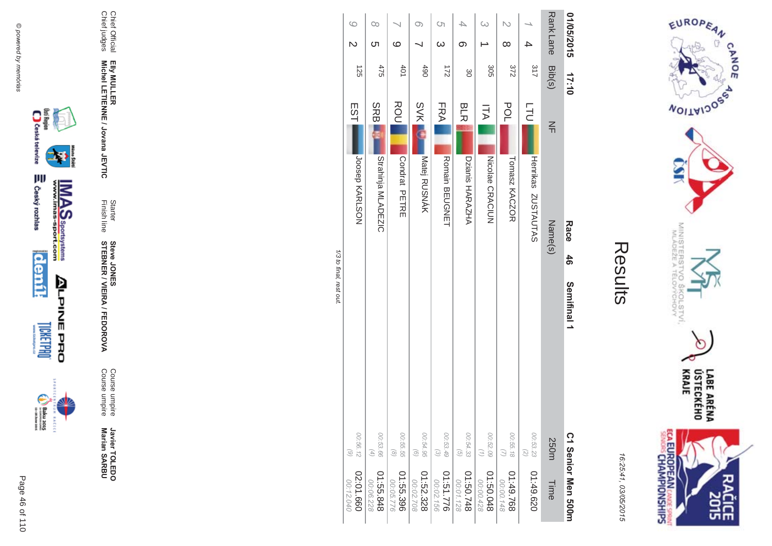# Results

16:25:41, 03/05/2015

**01/05/2015 17:10** **Race 46 Semifinal 1** **C1 Senior Men 500m**

| Rank | Lane | Bib(s) | NF | Name(s) | 250m | Time |
|---|---|---|---|---|---|---|
| 1 | 4 | 317 | LTU | Henrikas ZUSTAUTAS | 00:53.23 (2) | 01:49.620 |
| 2 | 8 | 372 | POL | Tomasz KACZOR | 00:55.18 (7) | 01:49.768 00:00.148 |
| 3 | 1 | 305 | ITA | Nicolae CRACIUN | 00:52.09 (1) | 01:50.048 00:00.428 |
| 4 | 6 | 30 | BLR | Dzianis HARAZHA | 00:54.33 (5) | 01:50.748 00:01.128 |
| 5 | 3 | 172 | FRA | Romain BEUGNET | 00:53.49 (3) | 01:51.776 00:02.156 |
| 6 | 7 | 490 | SVK | Matej RUSNÁK | 00:54.95 (6) | 01:52.328 00:02.708 |
| 7 | 9 | 401 | ROU | Condrat PETRE | 00:55.55 (8) | 01:55.396 00:05.776 |
| 8 | 5 | 475 | SRB | Strahinja MLADEZIC | 00:53.66 (4) | 01:55.848 00:06.228 |
| 9 | 2 | 125 | EST | Joosep KARLSON | 00:56.12 (9) | 02:01.660 00:12.040 |

*1/3 to final, rest out.*

| | | | | | |
|---|---|---|---|---|---|
| Chief Official | Elly MULLER | Starter | Steve JONES | Course umpire | Javier TOLEDO |
| Chief judges | Michel LETIENNE / Jovana JEVTIC | Finish line | STEBNER / VIEIRA / FEDOROVA | Course umpire | Marian SARBU |

© powered by memorias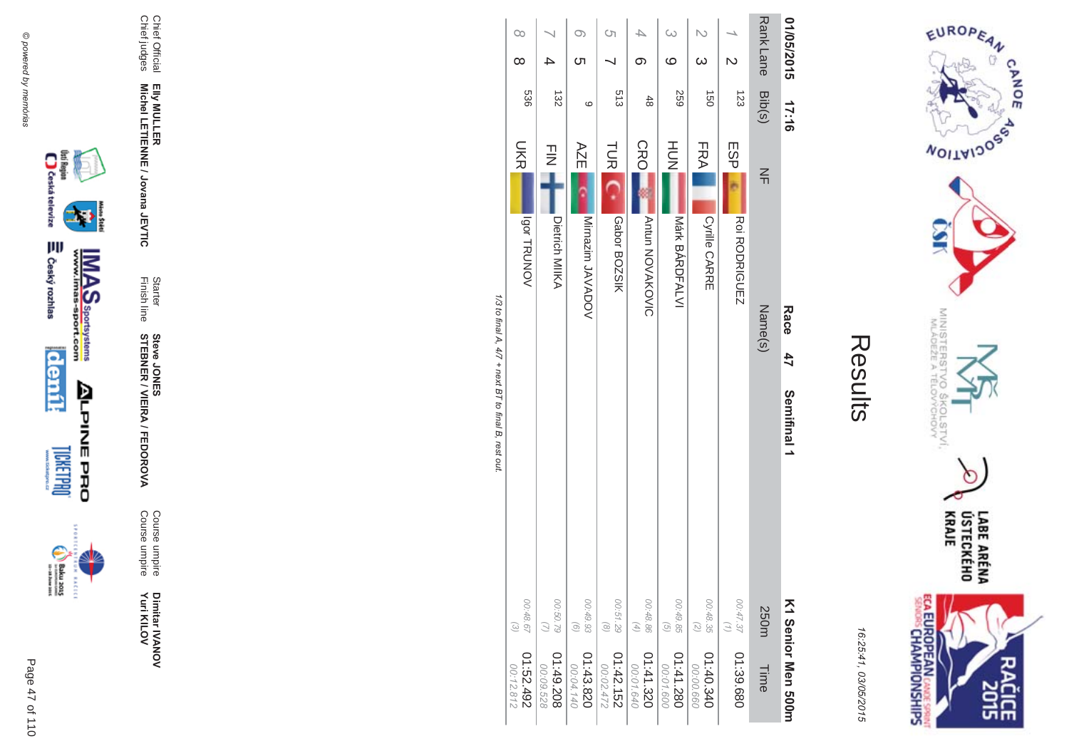# Results

16:25:41, 03/05/2015

**01/05/2015 17:16** **Race 47 Semifinal 1** **K1 Senior Men 500m**

| Rank | Lane | Bib(s) | NF | Name(s) | 250m | Time |
|---|---|---|---|---|---|---|
| 1 | 2 | 123 | ESP | Roi RODRIGUEZ | 00:47.37 (1) | 01:39.680 |
| 2 | 3 | 150 | FRA | Cyrille CARRE | 00:48.35 (2) | 01:40.340 00:00.660 |
| 3 | 9 | 259 | HUN | Márk BÁRDFALVI | 00:49.85 (5) | 01:41.280 00:01.600 |
| 4 | 6 | 48 | CRO | Antun NOVAKOVIC | 00:48.86 (4) | 01:41.320 00:01.640 |
| 5 | 7 | 513 | TUR | Gabor BOZSIK | 00:51.29 (8) | 01:42.152 00:02.472 |
| 6 | 5 | 9 | AZE | Mirnazim JAVADOV | 00:49.93 (6) | 01:43.820 00:04.140 |
| 7 | 4 | 132 | FIN | Dietrich MIIKA | 00:50.79 (7) | 01:49.208 00:09.528 |
| 8 | 8 | 536 | UKR | Igor TRUNOV | 00:48.67 (3) | 01:52.492 00:12.812 |

*1/3 to final A, 4/7 + next BT to final B, rest out.*

Chief Official **Elly MULLER**
Chief judges **Michel LETIENNE / Jovana JEVTIC**

Starter **Steve JONES**
Finish line **STEBNER / VIEIRA / FEDOROVA**

Course umpire **Dimitar IVANOV**
Course umpire **Yuri KILOV**

© powered by memorias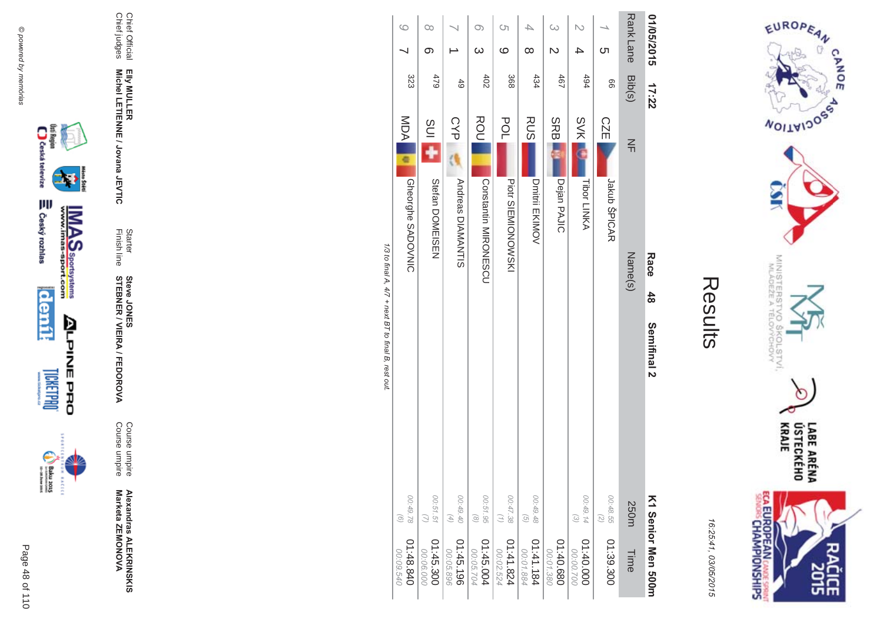# Results

16:25:41, 03/05/2015

01/05/2015 17:22 **Race 48 Semifinal 2** **K1 Senior Men 500m**

| Rank | Lane | Bib(s) | NF | Name(s) | 250m | Time |
|---|---|---|---|---|---|---|
| 1 | 5 | 66 | CZE | Jakub ŠPICAR | 00:48.55 (2) | 01:39.300 |
| 2 | 4 | 494 | SVK | Tibor LINKA | 00:49.14 (3) | 01:40.000 00:00.700 |
| 3 | 2 | 467 | SRB | Dejan PAJIC | | 01:40.680 00:01.380 |
| 4 | 8 | 434 | RUS | Dmitrii EKIMOV | 00:49.48 (5) | 01:41.184 00:01.884 |
| 5 | 9 | 368 | POL | Piotr SIEMIONOWSKI | 00:47.38 (1) | 01:41.824 00:02.524 |
| 6 | 3 | 402 | ROU | Constantin MIRONESCU | 00:51.95 (8) | 01:45.004 00:05.704 |
| 7 | 1 | 49 | CYP | Andreas DIAMANTIS | 00:49.40 (4) | 01:45.196 00:05.896 |
| 8 | 6 | 479 | SUI | Stefan DOMEISEN | 00:51.51 (7) | 01:45.300 00:06.000 |
| 9 | 7 | 323 | MDA | Gheorghe SADOVNIC | 00:49.78 (6) | 01:48.840 00:09.540 |

*1/3 to final A, 4/7 + next BT to final B, rest out.*

| | | | | | |
|---|---|---|---|---|---|
| Chief Official | **Elly MULLER** | Starter | **Steve JONES** | Course umpire | **Alexandras ALEKRINSKIS** |
| Chief judges | **Michel LETIENNE / Jovana JEVTIC** | Finish line | **STEBNER / VIEIRA / FEDOROVA** | Course umpire | **Marketa ZEMONOVA** |

© powered by memorias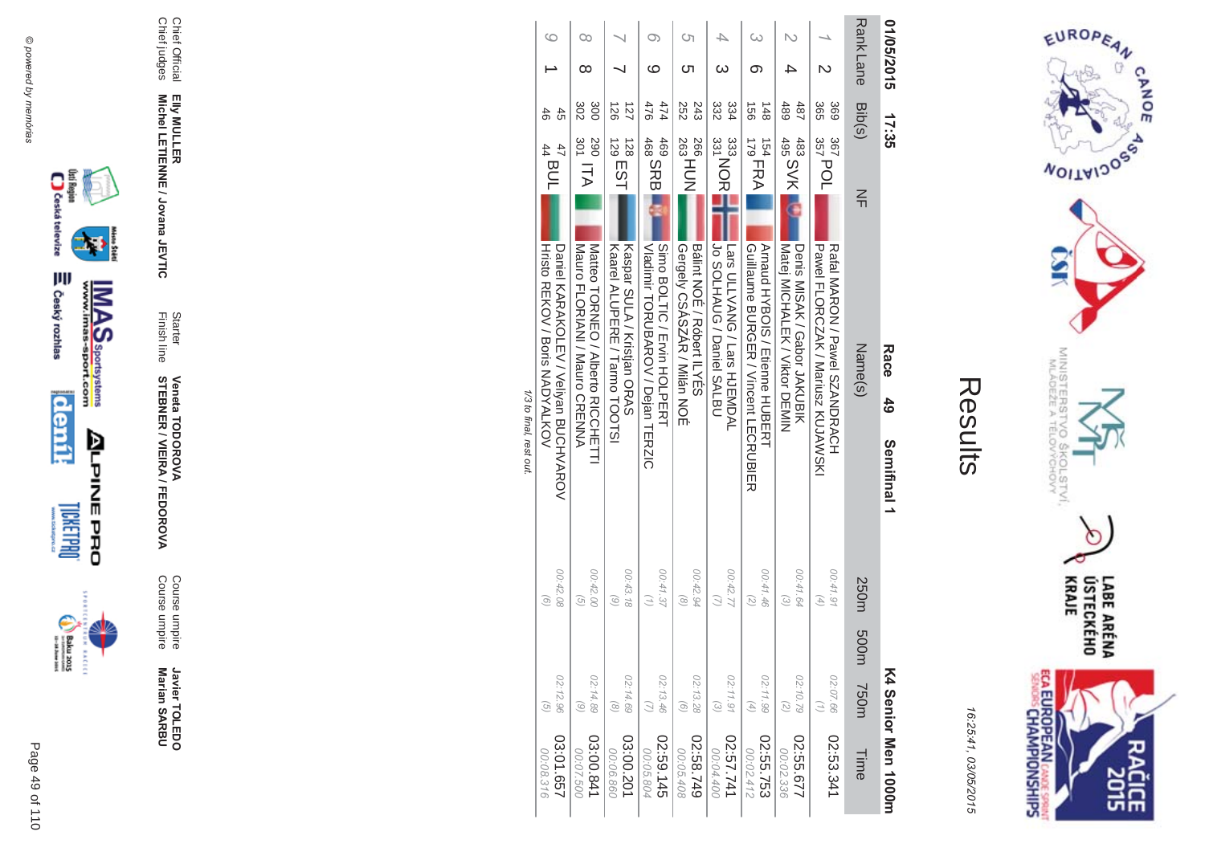# Results

16:25:41, 03/05/2015

**01/05/2015 17:35** **Race 49 Semifinal 1** **K4 Senior Men 1000m**

| Rank | Lane | Bib(s) | NF | Name(s) | 250m | 500m | 750m | Time |
|---|---|---|---|---|---|---|---|---|
| 1 | 2 | 369 367 365 357 | POL | Rafal MARON / Pawel SZANDRACH<br>Pawel FLORCZAK / Mariusz KUJAWSKI | | 00:41.91 (4) | 02:07.66 (1) | 02:53.341 |
| 2 | 4 | 487 483 489 495 | SVK | Denis MISAK / Gabor JAKUBIK<br>Matej MICHALEK / Viktor DEMIN | | 00:41.64 (3) | 02:10.79 (2) | 02:55.677<br>00:02.336 |
| 3 | 6 | 148 154 156 179 | FRA | Arnaud HYBOIS / Etienne HUBERT<br>Guillaume BURGER / Vincent LECRUBIER | | 00:41.46 (2) | 02:11.99 (4) | 02:55.753<br>00:02.412 |
| 4 | 3 | 334 333 332 331 | NOR | Lars ULLVANG / Lars HJEMDAL<br>Jo SOLHAUG / Daniel SALBU | | 00:42.77 (7) | 02:11.91 (3) | 02:57.741<br>00:04.400 |
| 5 | 5 | 243 266 252 263 | HUN | Bálint NOÉ / Róbert ILYÉS<br>Gergely CSÁSZÁR / Milán NOÉ | | 00:42.94 (8) | 02:13.28 (6) | 02:58.749<br>00:05.408 |
| 6 | 9 | 474 469 476 468 | SRB | Simo BOLTIC / Ervin HOLPERT<br>Vladimir TORUBAROV / Dejan TERZIC | | 00:41.37 (1) | 02:13.46 (7) | 02:59.145<br>00:05.804 |
| 7 | 7 | 127 128 126 129 | EST | Kaspar SULA / Kristjan ORAS<br>Kaarel ALUPERE / Tarmo TOOTSI | | 00:43.18 (9) | 02:14.69 (8) | 03:00.201<br>00:06.860 |
| 8 | 8 | 300 290 302 301 | ITA | Matteo TORNEO / Alberto RICCHETTI<br>Mauro FLORIANI / Mauro CRENNA | | 00:42.00 (5) | 02:14.89 (9) | 03:00.841<br>00:07.500 |
| 9 | 1 | 45 47 46 44 | BUL | Daniel KARAKOLEV / Veliyan BUCHVAROV<br>Hristo REKOV / Boris NADYALKOV | | 00:42.08 (6) | 02:12.96 (5) | 03:01.657<br>00:08.316 |

*1/3 to final, rest out.*

Chief Official **Elly MULLER**
Chief judges **Michel LETIENNE / Jovana JEVTIC**
Starter **Veneta TODOROVA**
Finish line **STEBNER / VIEIRA / FEDOROVA**
Course umpire **Javier TOLEDO**
Course umpire **Marian SARBU**

© powered by memorias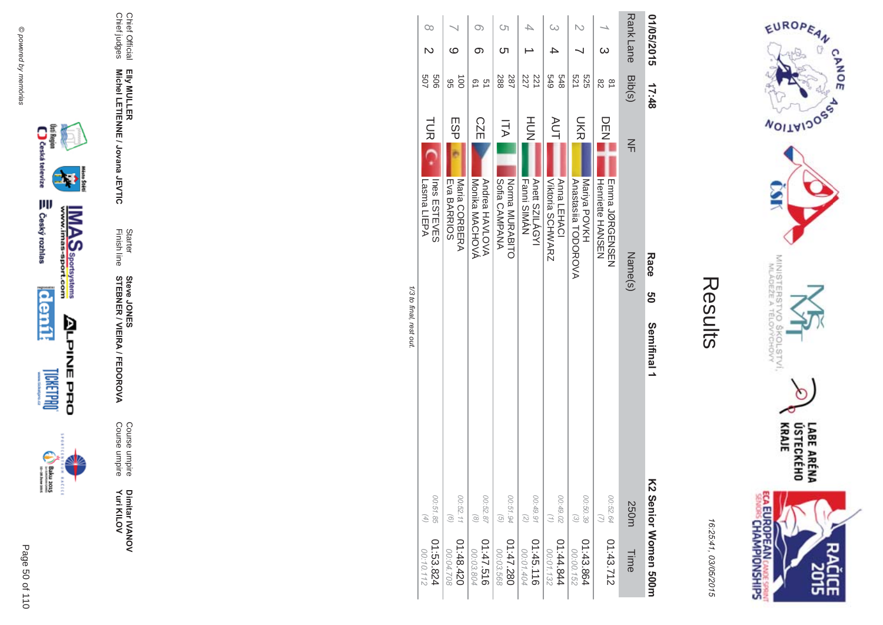# Results

16:25:41, 03/05/2015

01/05/2015 17:48 **Race 50 Semifinal 1** **K2 Senior Women 500m**

| Rank | Lane | Bib(s) | NF | Name(s) | 250m | Time |
|---|---|---|---|---|---|---|
| 1 | 3 | 81<br>82 | DEN | Emma JØRGENSEN<br>Henriette HANSEN | 00:52.64<br>(7) | 01:43.712 |
| 2 | 7 | 525<br>521 | UKR | Mariya POVKH<br>Anastasiia TODOROVA | 00:50.39<br>(3) | 01:43.864<br>00:00.152 |
| 3 | 4 | 548<br>549 | AUT | Anna LEHACI<br>Viktoria SCHWARZ | 00:49.02<br>(1) | 01:44.844<br>00:01.132 |
| 4 | 1 | 221<br>227 | HUN | Anett SZILÁGYI<br>Fanni SIMÁN | 00:49.91<br>(2) | 01:45.116<br>00:01.404 |
| 5 | 5 | 287<br>288 | ITA | Norma MURABITO<br>Sofia CAMPANA | 00:51.94<br>(5) | 01:47.280<br>00:03.568 |
| 6 | 6 | 51<br>61 | CZE | Andrea HAVLOVA<br>Monika MACHOVÁ | 00:52.87<br>(8) | 01:47.516<br>00:03.804 |
| 7 | 9 | 100<br>95 | ESP | Maria CORBERA<br>Eva BARRIOS | 00:52.11<br>(6) | 01:48.420<br>00:04.708 |
| 8 | 2 | 506<br>507 | TUR | Ines ESTEVES<br>Lasma LIEPA | 00:51.85<br>(4) | 01:53.824<br>00:10.112 |

*1/3 to final, rest out.*

Chief Official **Elly MULLER**
Chief judges **Michel LETIENNE / Jovana JEVTIC**
Starter **Steve JONES**
Finish line **STEBNER / VIEIRA / FEDOROVA**
Course umpire **Dimitar IVANOV**
Course umpire **Yuri KILOV**

© powered by memórias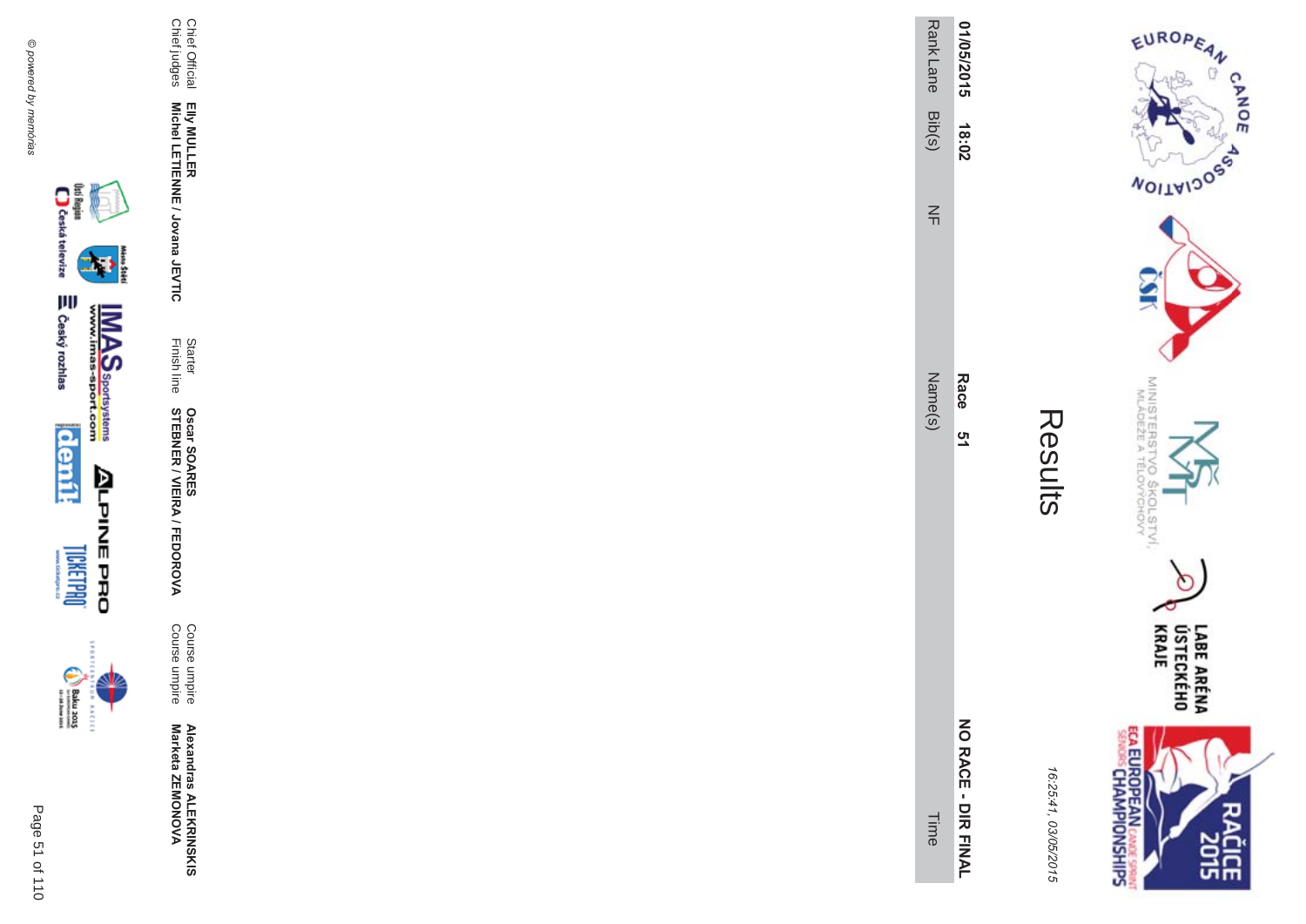# Results

16:25:41, 03/05/2015

**01/05/2015 18:02** **Race 51** **NO RACE - DIR FINAL**

| Rank | Lane | Bib(s) | NF | Name(s) | Time |
|---|---|---|---|---|---|

Chief Official **Elly MULLER**
Chief judges **Michel LETIENNE / Jovana JEVTIC**

Starter **Oscar SOARES**
Finish line **STEBNER / VIEIRA / FEDOROVA**

Course umpire **Alexandras ALEKRINSKIS**
Course umpire **Marketa ZEMONOVA**

© powered by memórias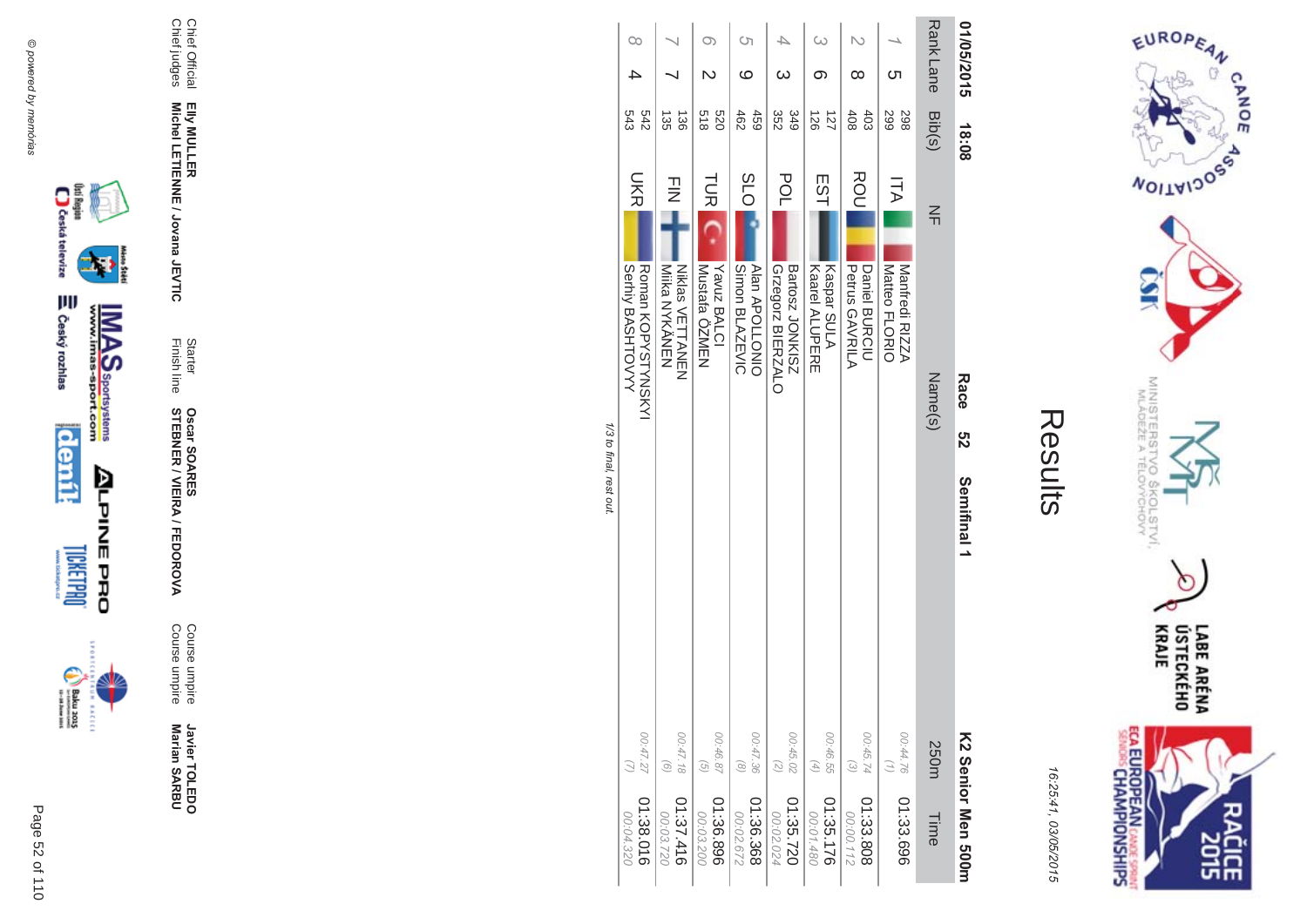# Results

16:25:41, 03/05/2015

01/05/2015 18:08 **Race 52 Semifinal 1** **K2 Senior Men 500m**

| Rank | Lane | Bib(s) | NF | Name(s) | 250m | Time |
|---|---|---|---|---|---|---|
| 1 | 5 | 298<br>299 | ITA | Manfredi RIZZA<br>Matteo FLORIO | 00:44.76<br>(1) | 01:33.696 |
| 2 | 8 | 403<br>408 | ROU | Daniel BURCIU<br>Petrus GAVRILA | 00:45.74<br>(3) | 01:33.808<br>00:00.112 |
| 3 | 6 | 127<br>126 | EST | Kaspar SULA<br>Kaarel ALUPERE | 00:46.55<br>(4) | 01:35.176<br>00:01.480 |
| 4 | 3 | 349<br>352 | POL | Bartosz JONKISZ<br>Grzegorz BIERZALO | 00:45.02<br>(2) | 01:35.720<br>00:02.024 |
| 5 | 9 | 459<br>462 | SLO | Alan APOLLONIO<br>Simon BLAZEVIC | 00:47.36<br>(8) | 01:36.368<br>00:02.672 |
| 6 | 2 | 520<br>518 | TUR | Yavuz BALCI<br>Mustafa ÖZMEN | 00:46.87<br>(5) | 01:36.896<br>00:03.200 |
| 7 | 7 | 136<br>135 | FIN | Niklas VETTANEN<br>Miika NYKÄNEN | 00:47.18<br>(6) | 01:37.416<br>00:03.720 |
| 8 | 4 | 542<br>543 | UKR | Roman KOPYSTYNSKYI<br>Serhiy BASHTOVYY | 00:47.27<br>(7) | 01:38.016<br>00:04.320 |

*1/3 to final, rest out.*

Chief Official **Elly MULLER** Starter **Oscar SOARES** Course umpire **Javier TOLEDO**
Chief judges **Michel LETIENNE / Jovana JEVTIC** Finish line **STEBNER / VIEIRA / FEDOROVA** Course umpire **Marian SARBU**

© powered by memórias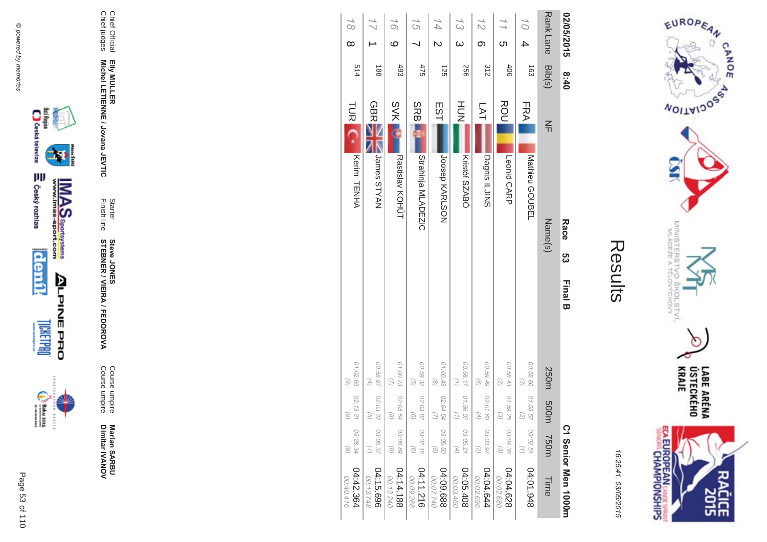# Results

16:25:41, 03/05/2015

**02/05/2015 8:40** **Race 53 Final B** **C1 Senior Men 1000m**

| Rank | Lane | Bib(s) | NF | Name(s) | 250m | 500m | 750m | Time |
|---|---|---|---|---|---|---|---|---|
| 10 | 4 | 163 | FRA | Mathieu GOUBEL | 00:58.60 (3) | 01:58.57 (2) | 03:02.51 (1) | 04:01.948 |
| 11 | 5 | 406 | ROU | Leonid CARP | 00:58.43 (2) | 01:59.25 (3) | 03:04.38 (3) | 04:04.628 00:02.680 |
| 12 | 6 | 312 | LAT | Dagnis ILJINS | 00:59.49 (6) | 02:01.60 (4) | 03:03.97 (2) | 04:04.644 00:02.696 |
| 13 | 3 | 256 | HUN | Kristóf SZABÓ | 00:58.17 (1) | 01:56.07 (1) | 03:05.21 (4) | 04:05.408 00:03.460 |
| 14 | 2 | 125 | EST | Joosep KARLSON | 01:00.43 (8) | 02:04.54 (7) | 03:06.50 (5) | 04:09.688 00:07.740 |
| 15 | 7 | 475 | SRB | Strahinja MLADEZIC | 00:59.32 (5) | 02:03.87 (6) | 03:07.16 (6) | 04:11.216 00:09.268 |
| 16 | 9 | 493 | SVK | Rastislav KOHÚT | 01:00.23 (7) | 02:05.54 (8) | 03:08.89 (8) | 04:14.188 00:12.240 |
| 17 | 1 | 188 | GBR | James STYAN | 00:58.97 (4) | 02:03.32 (5) | 03:08.37 (7) | 04:15.696 00:13.748 |
| 18 | 8 | 514 | TUR | Kerim TENHA | 01:02.65 (9) | 02:13.31 (9) | 03:28.34 (9) | 04:42.364 00:40.416 |

Chief Official **Elly MULLER**
Chief judges **Michel LETIENNE / Jovana JEVTIC**

Starter **Steve JONES**
Finish line **STEBNER / VIEIRA / FEDOROVA**

Course umpire **Marian SARBU**
Course umpire **Dimitar IVANOV**

© powered by memorias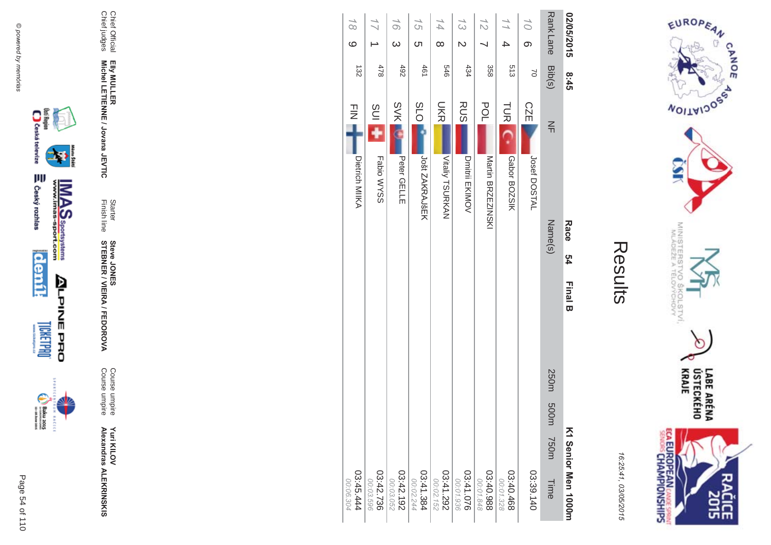# Results

16:25:41, 03/05/2015

**02/05/2015 8:45** **Race 54 Final B** **K1 Senior Men 1000m**

| Rank | Lane | Bib(s) | NF | Name(s) | 250m | 500m | 750m | Time |
|---|---|---|---|---|---|---|---|---|
| 10 | 6 | 70 | CZE | Josef DOSTAL | | | | 03:39.140 |
| 11 | 4 | 513 | TUR | Gabor BOZSIK | | | | 03:40.468<br>00:01.328 |
| 12 | 7 | 358 | POL | Martin BRZEZINSKI | | | | 03:40.988<br>00:01.848 |
| 13 | 2 | 434 | RUS | Dmitrii EKIMOV | | | | 03:41.076<br>00:01.936 |
| 14 | 8 | 546 | UKR | Vitaliy TSURKAN | | | | 03:41.292<br>00:02.152 |
| 15 | 5 | 461 | SLO | Jošt ZAKRAJŠEK | | | | 03:41.384<br>00:02.244 |
| 16 | 3 | 492 | SVK | Peter GELLE | | | | 03:42.192<br>00:03.052 |
| 17 | 1 | 478 | SUI | Fabio WYSS | | | | 03:42.736<br>00:03.596 |
| 18 | 9 | 132 | FIN | Dietrich MIIKA | | | | 03:45.444<br>00:06.304 |

Chief Official **Elly MULLER**
Chief judges **Michel LETIENNE / Jovana JEVTIC**
Starter **Steve JONES**
Finish line **STEBNER / VIEIRA / FEDOROVA**
Course umpire **Yuri KILOV**
Course umpire **Alexandras ALEKRINSKIS**

© powered by memorias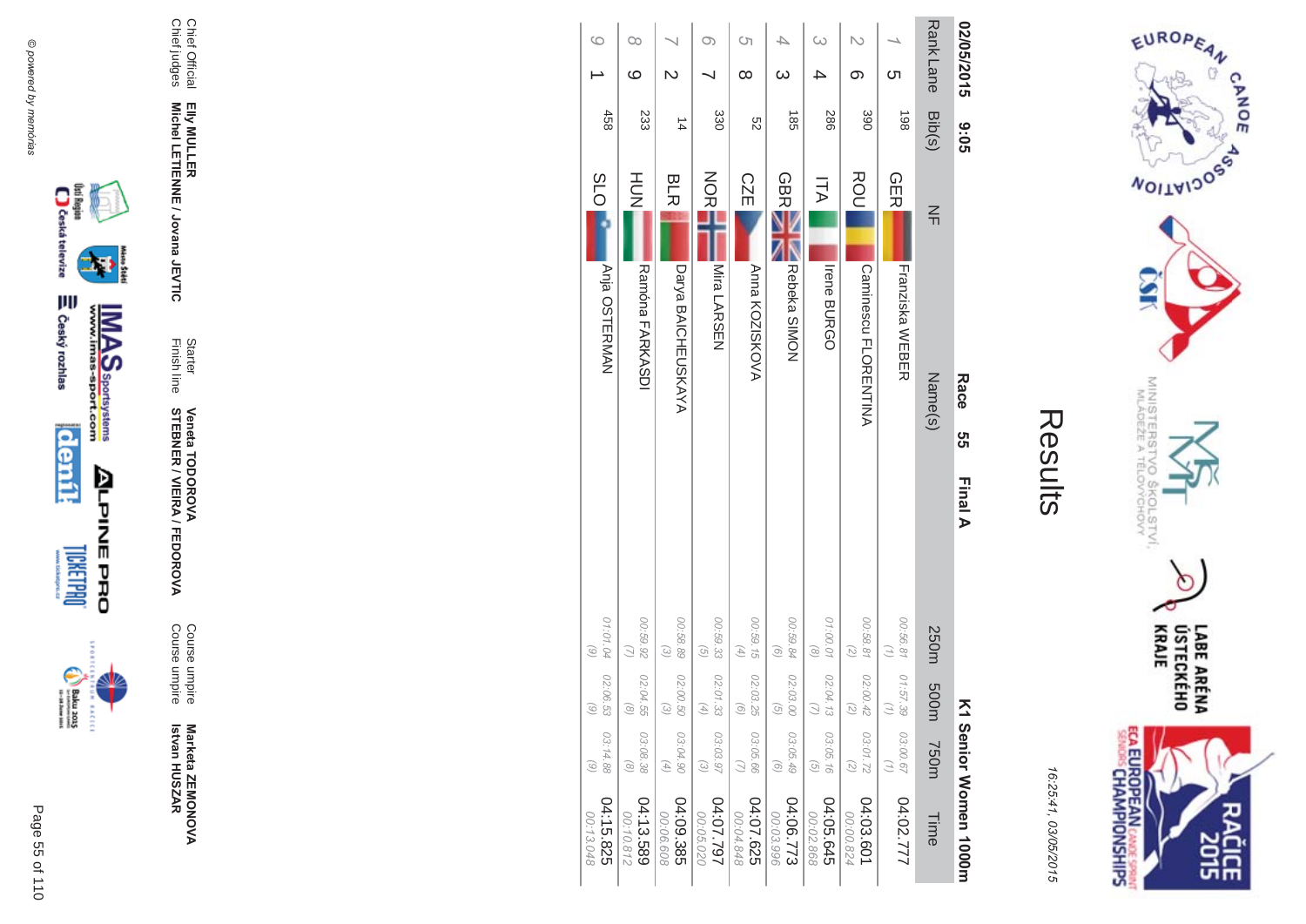# Results

16:25:41, 03/05/2015

**02/05/2015 9:05** **Race 55 Final A** **K1 Senior Women 1000m**

| Rank | Lane | Bib(s) | NF | Name(s) | 250m | 500m | 750m | Time |
|---|---|---|---|---|---|---|---|---|
| 1 | 5 | 198 | GER | Franziska WEBER | 00:56.81 (1) | 01:57.39 (1) | 03:00.67 (1) | 04:02.777 |
| 2 | 6 | 390 | ROU | Caminescu FLORENTINA | 00:58.81 (2) | 02:00.42 (2) | 03:01.72 (2) | 04:03.601 00:00.824 |
| 3 | 4 | 286 | ITA | Irene BURGO | 01:00.01 (8) | 02:04.13 (7) | 03:05.16 (5) | 04:05.645 00:02.868 |
| 4 | 3 | 185 | GBR | Rebeka SIMON | 00:59.84 (6) | 02:03.00 (5) | 03:05.49 (6) | 04:06.773 00:03.996 |
| 5 | 8 | 52 | CZE | Anna KOZISKOVA | 00:59.15 (4) | 02:03.25 (6) | 03:05.66 (7) | 04:07.625 00:04.848 |
| 6 | 7 | 330 | NOR | Mira LARSEN | 00:59.33 (5) | 02:01.33 (4) | 03:03.97 (3) | 04:07.797 00:05.020 |
| 7 | 2 | 14 | BLR | Darya BAICHEUSKAYA | 00:58.89 (3) | 02:00.50 (3) | 03:04.90 (4) | 04:09.385 00:06.608 |
| 8 | 9 | 233 | HUN | Ramóna FARKASDI | 00:59.92 (7) | 02:04.55 (8) | 03:08.38 (8) | 04:13.589 00:10.812 |
| 9 | 1 | 458 | SLO | Anja OSTERMAN | 01:01.04 (9) | 02:06.53 (9) | 03:14.88 (9) | 04:15.825 00:13.048 |

Chief Official **Elly MULLER**
Chief judges **Michel LETIENNE / Jovana JEVTIC**
Starter **Veneta TODOROVA**
Finish line **STEBNER / VIEIRA / FEDOROVA**
Course umpire **Marketa ZEMONOVA**
Course umpire **Istvan HUSZAR**

© powered by memórias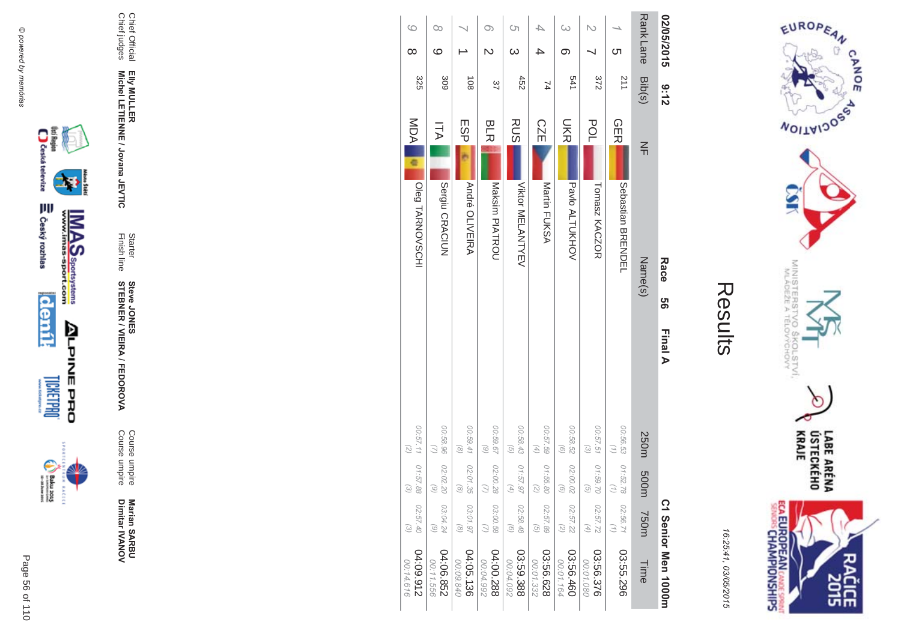# Results

16:25:41, 03/05/2015

**02/05/2015 9:12** **Race 56 Final A** **C1 Senior Men 1000m**

| Rank | Lane | Bib(s) | NF | Name(s) | 250m | 500m | 750m | Time |
|---|---|---|---|---|---|---|---|---|
| 1 | 5 | 211 | GER | Sebastian BRENDEL | 00:56.53 (1) | 01:52.78 (1) | 02:56.71 (1) | 03:55.296 |
| 2 | 7 | 372 | POL | Tomasz KACZOR | 00:57.51 (3) | 01:59.70 (5) | 02:57.72 (4) | 03:56.376 00:01.080 |
| 3 | 6 | 541 | UKR | Pavlo ALTUKHOV | 00:58.52 (6) | 02:00.02 (6) | 02:57.22 (2) | 03:56.460 00:01.164 |
| 4 | 4 | 74 | CZE | Martin FUKSA | 00:57.59 (4) | 01:55.80 (2) | 02:57.89 (5) | 03:56.628 00:01.332 |
| 5 | 3 | 452 | RUS | Viktor MELANTYEV | 00:58.43 (5) | 01:57.97 (4) | 02:58.48 (6) | 03:59.388 00:04.092 |
| 6 | 2 | 37 | BLR | Maksim PIATROU | 00:59.67 (9) | 02:00.28 (7) | 03:00.58 (7) | 04:00.288 00:04.992 |
| 7 | 1 | 108 | ESP | André OLIVEIRA | 00:59.41 (8) | 02:01.35 (8) | 03:01.97 (8) | 04:05.136 00:09.840 |
| 8 | 9 | 309 | ITA | Sergiu CRACIUN | 00:58.96 (7) | 02:02.20 (9) | 03:04.24 (9) | 04:06.852 00:11.556 |
| 9 | 8 | 325 | MDA | Oleg TARNOVSCHI | 00:57.11 (2) | 01:57.88 (3) | 02:57.40 (3) | 04:09.912 00:14.616 |

Chief Official **Elly MULLER**
Chief judges **Michel LETIENNE / Jovana JEVTIC**

Starter **Steve JONES**
Finish line **STEBNER / VIEIRA / FEDOROVA**

Course umpire **Marian SARBU**
Course umpire **Dimitar IVANOV**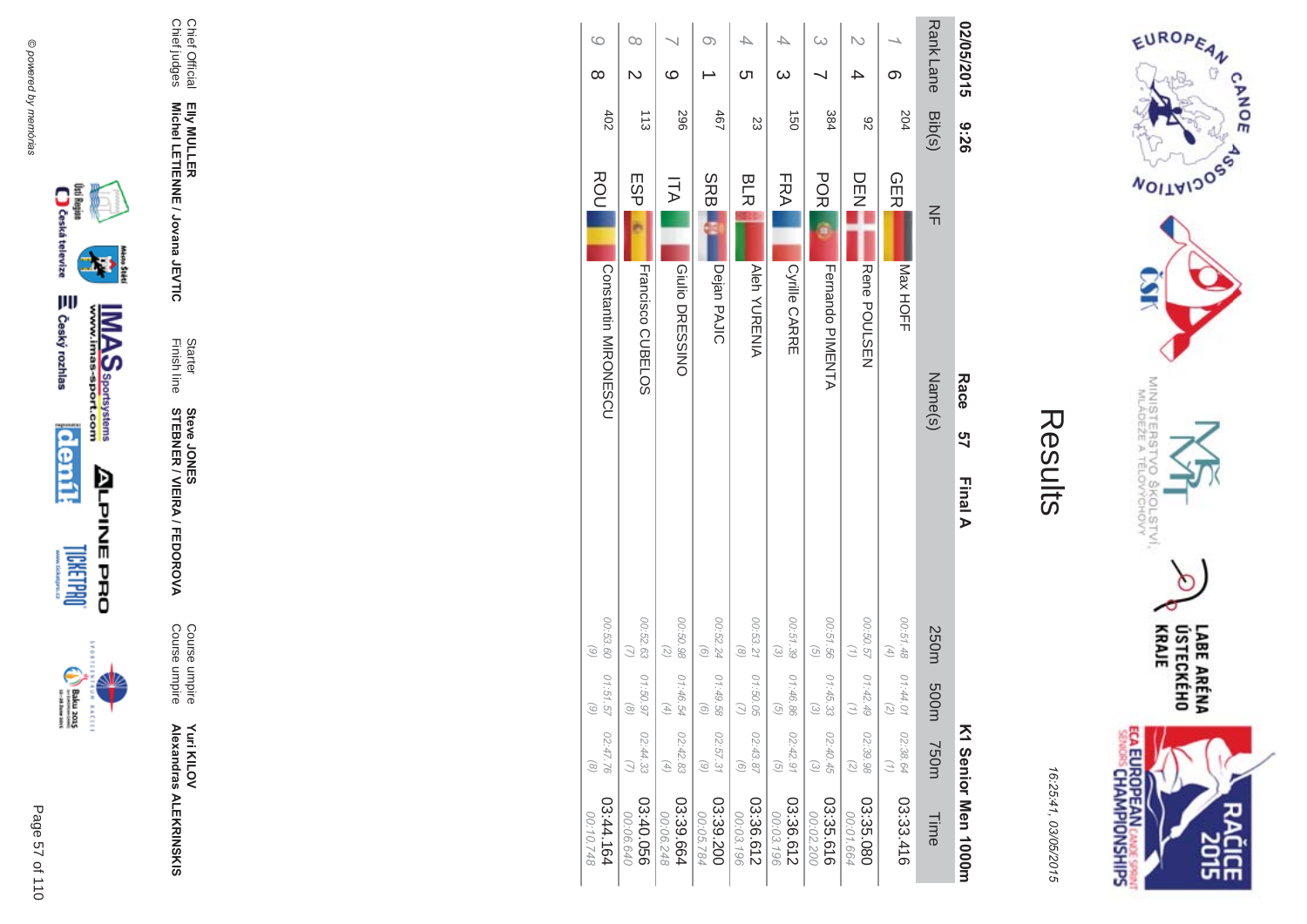# Results

16:25:41, 03/05/2015

**02/05/2015 9:26** **Race 57 Final A** **K1 Senior Men 1000m**

| Rank | Lane | Bib(s) | NF | Name(s) | 250m | 500m | 750m | Time |
|---|---|---|---|---|---|---|---|---|
| 1 | 6 | 204 | GER | Max HOFF | 00:51.48 (4) | 01:44.01 (2) | 02:38.64 (1) | 03:33.416 |
| 2 | 4 | 92 | DEN | Rene POULSEN | 00:50.57 (1) | 01:42.49 (1) | 02:39.98 (2) | 03:35.080 00:01.664 |
| 3 | 7 | 384 | POR | Fernando PIMENTA | 00:51.56 (5) | 01:45.33 (3) | 02:40.45 (3) | 03:35.616 00:02.200 |
| 4 | 3 | 150 | FRA | Cyrille CARRE | 00:51.39 (3) | 01:46.86 (5) | 02:42.91 (5) | 03:36.612 00:03.196 |
| 4 | 5 | 23 | BLR | Aleh YURENIA | 00:53.21 (8) | 01:50.05 (7) | 02:43.87 (6) | 03:36.612 00:03.196 |
| 6 | 1 | 467 | SRB | Dejan PAJIC | 00:52.24 (6) | 01:49.58 (6) | 02:57.31 (9) | 03:39.200 00:05.784 |
| 7 | 9 | 296 | ITA | Giulio DRESSINO | 00:50.98 (2) | 01:46.54 (4) | 02:42.83 (4) | 03:39.664 00:06.248 |
| 8 | 2 | 113 | ESP | Francisco CUBELOS | 00:52.63 (7) | 01:50.97 (8) | 02:44.33 (7) | 03:40.056 00:06.640 |
| 9 | 8 | 402 | ROU | Constantin MIRONESCU | 00:53.60 (9) | 01:51.57 (9) | 02:47.76 (8) | 03:44.164 00:10.748 |

| | | | | | |
|---|---|---|---|---|---|
| Chief Official | Elly MULLER | Starter | Steve JONES | Course umpire | Yuri KILOV |
| Chief judges | Michel LETIENNE / Jovana JEVTIC | Finish line | STEBNER / VIEIRA / FEDOROVA | Course umpire | Alexandras ALEKRINSKIS |

© powered by memorias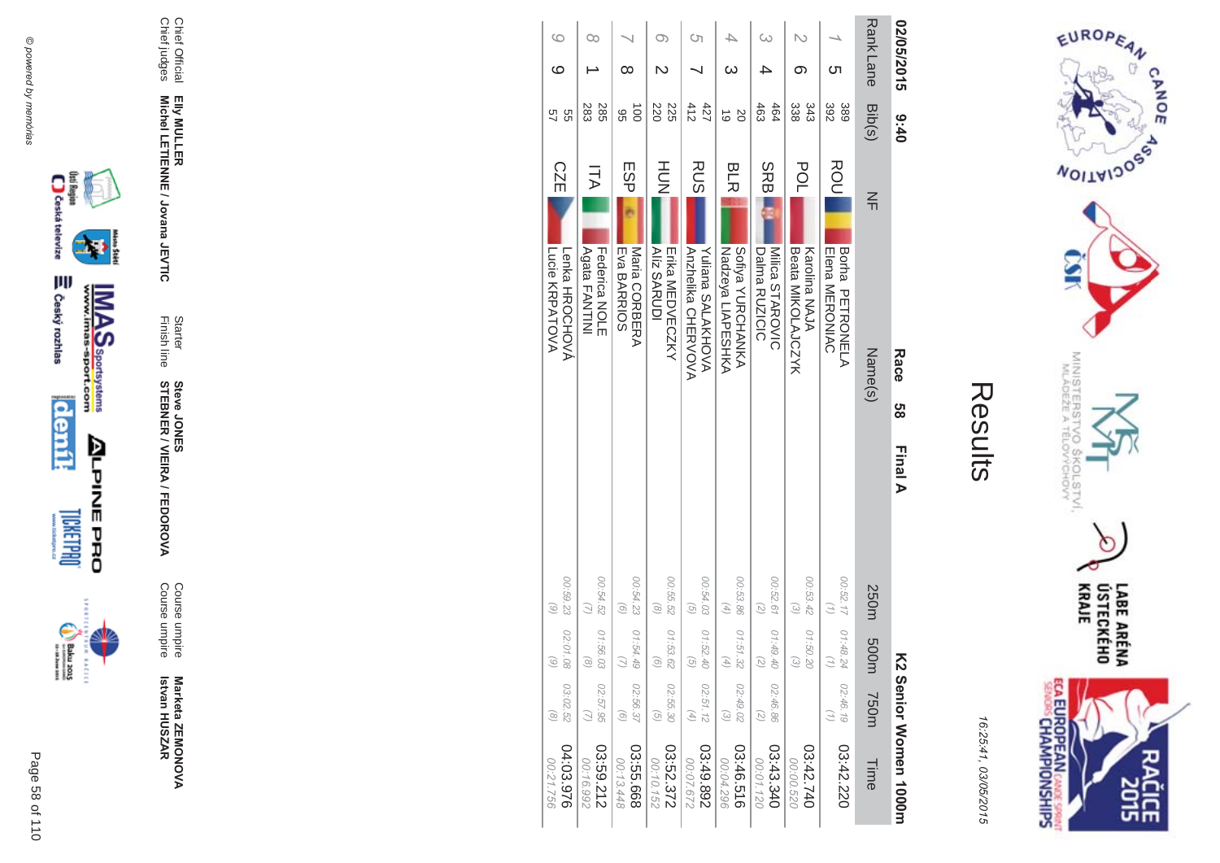# Results

16:25:41, 03/05/2015

02/05/2015 9:40 **Race 58 Final A** **K2 Senior Women 1000m**

| Rank | Lane | Bib(s) | NF | Name(s) | 250m | 500m | 750m | Time |
|---|---|---|---|---|---|---|---|---|
| 1 | 5 | 389<br>392 | ROU | Borha PETRONELA<br>Elena MERONIAC | 00:52.17<br>(1) | 01:48.24<br>(1) | 02:46.19<br>(1) | 03:42.220 |
| 2 | 6 | 343<br>338 | POL | Karolina NAJA<br>Beata MIKOLAJCZYK | 00:53.42<br>(3) | 01:50.20<br>(3) | | 03:42.740<br>00:00.520 |
| 3 | 4 | 464<br>463 | SRB | Milica STAROVIC<br>Dalma RUZICIC | 00:52.61<br>(2) | 01:49.40<br>(2) | 02:46.86<br>(2) | 03:43.340<br>00:01.120 |
| 4 | 3 | 20<br>19 | BLR | Sofiya YURCHANKA<br>Nadzeya LIAPESHKA | 00:53.86<br>(4) | 01:51.32<br>(4) | 02:49.02<br>(3) | 03:46.516<br>00:04.296 |
| 5 | 7 | 427<br>412 | RUS | Yuliana SALAKHOVA<br>Anzhelika CHERVOVA | 00:54.03<br>(5) | 01:52.40<br>(5) | 02:51.12<br>(4) | 03:49.892<br>00:07.672 |
| 6 | 2 | 225<br>220 | HUN | Erika MEDVECZKY<br>Aliz SARUDI | 00:55.52<br>(8) | 01:53.62<br>(6) | 02:55.30<br>(5) | 03:52.372<br>00:10.152 |
| 7 | 8 | 100<br>95 | ESP | Maria CORBERA<br>Eva BARRIOS | 00:54.23<br>(6) | 01:54.49<br>(7) | 02:56.37<br>(6) | 03:55.668<br>00:13.448 |
| 8 | 1 | 285<br>283 | ITA | Federica NOLE<br>Agata FANTINI | 00:54.52<br>(7) | 01:56.03<br>(8) | 02:57.95<br>(7) | 03:59.212<br>00:16.992 |
| 9 | 9 | 55<br>57 | CZE | Lenka HROCHOVÁ<br>Lucie KRPATOVA | 00:59.23<br>(9) | 02:01.08<br>(9) | 03:02.52<br>(8) | 04:03.976<br>00:21.756 |

Chief Official **Elly MULLER**
Chief judges **Michel LETIENNE / Jovana JEVTIC**

Starter **Steve JONES**
Finish line **STEBNER / VIEIRA / FEDOROVA**

Course umpire **Marketa ZEMONOVA**
Course umpire **Istvan HUSZAR**

© powered by memórias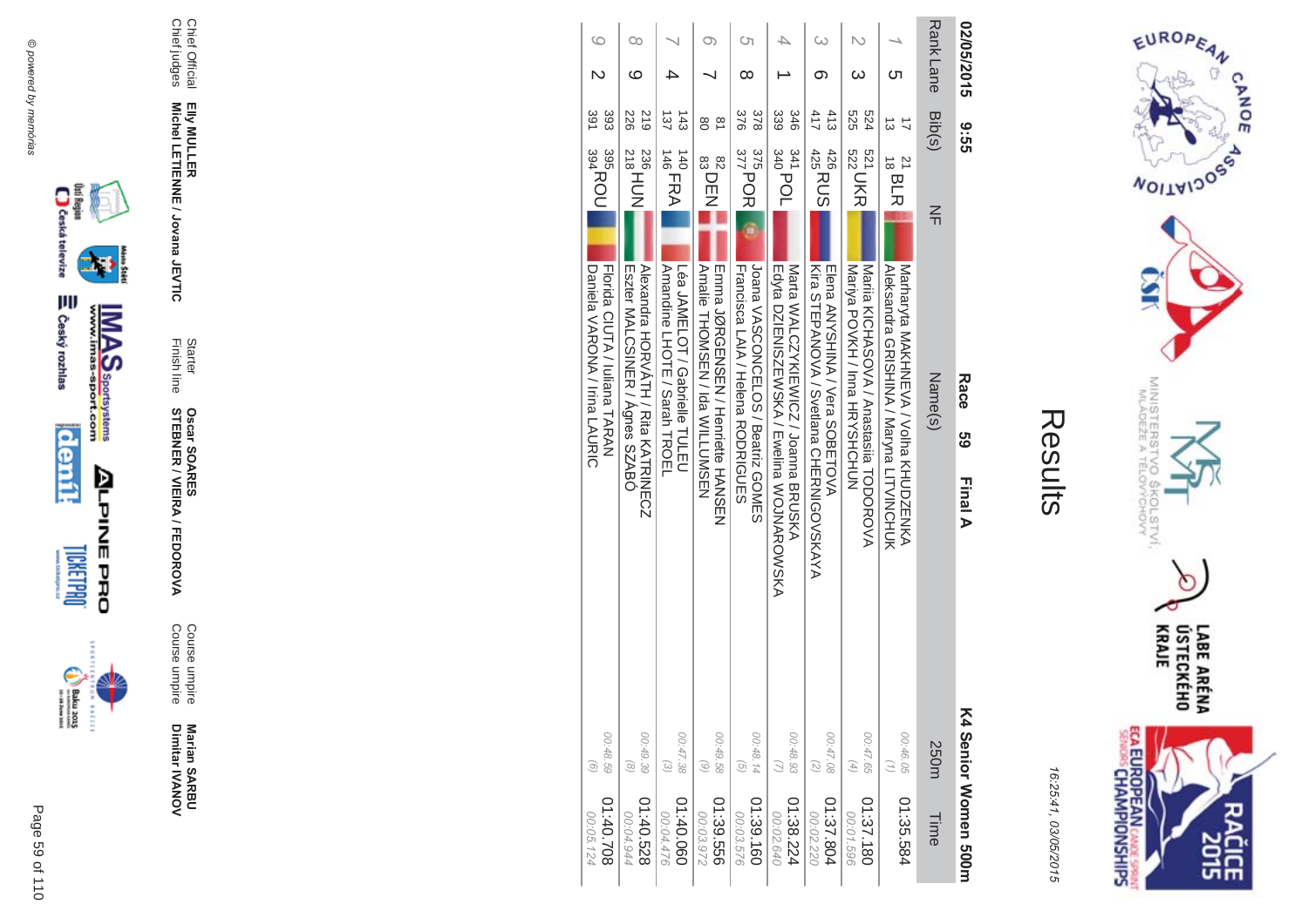# Results

16:25:41, 03/05/2015

02/05/2015 9:55 **Race 59 Final A** **K4 Senior Women 500m**

| Rank | Lane | Bib(s) | NF | Name(s) | 250m | Time |
|---|---|---|---|---|---|---|
| 1 | 5 | 17 21 13 18 | BLR | Marharyta MAKHNEVA / Volha KHUDZENKA<br>Aleksandra GRISHINA / Maryna LITVINCHUK | 00:46.05 (1) | 01:35.584 |
| 2 | 3 | 524 521 525 522 | UKR | Mariia KICHASOVA / Anastasiia TODOROVA<br>Mariya POVKH / Inna HRYSHCHUN | 00:47.65 (4) | 01:37.180<br>00:01.596 |
| 3 | 6 | 413 426 417 425 | RUS | Elena ANYSHINA / Vera SOBETOVA<br>Kira STEPANOVA / Svetlana CHERNIGOVSKAYA | 00:47.08 (2) | 01:37.804<br>00:02.220 |
| 4 | 1 | 346 341 339 340 | POL | Marta WALCZYKIEWICZ / Joanna BRUSKA<br>Edyta DZIENISZEWSKA / Ewelina WOJNAROWSKA | 00:48.93 (7) | 01:38.224<br>00:02.640 |
| 5 | 8 | 378 375 376 377 | POR | Joana VASCONCELOS / Beatriz GOMES<br>Francisca LAIA / Helena RODRIGUES | 00:48.14 (5) | 01:39.160<br>00:03.576 |
| 6 | 7 | 81 82 80 83 | DEN | Emma JØRGENSEN / Henriette HANSEN<br>Amalie THOMSEN / Ida WILLUMSEN | 00:49.58 (9) | 01:39.556<br>00:03.972 |
| 7 | 4 | 143 140 137 146 | FRA | Léa JAMELOT / Gabrielle TULEU<br>Amandine LHOTE / Sarah TROEL | 00:47.38 (3) | 01:40.060<br>00:04.476 |
| 8 | 9 | 219 236 226 218 | HUN | Alexandra HORVÁTH / Rita KATRINECZ<br>Eszter MALCSINER / Ágnes SZABÓ | 00:49.39 (8) | 01:40.528<br>00:04.944 |
| 9 | 2 | 393 395 391 394 | ROU | Florida CIUTA / Iuliana TARAN<br>Daniela VARONA / Irina LAURIC | 00:48.59 (6) | 01:40.708<br>00:05.124 |

Chief Official: Elly MULLER
Chief judges: Michel LETIENNE / Jovana JEVTIC
Starter: Oscar SOARES
Finish line: STEBNER / VIEIRA / FEDOROVA
Course umpire: Marian SARBU
Course umpire: Dimitar IVANOV

© powered by memorias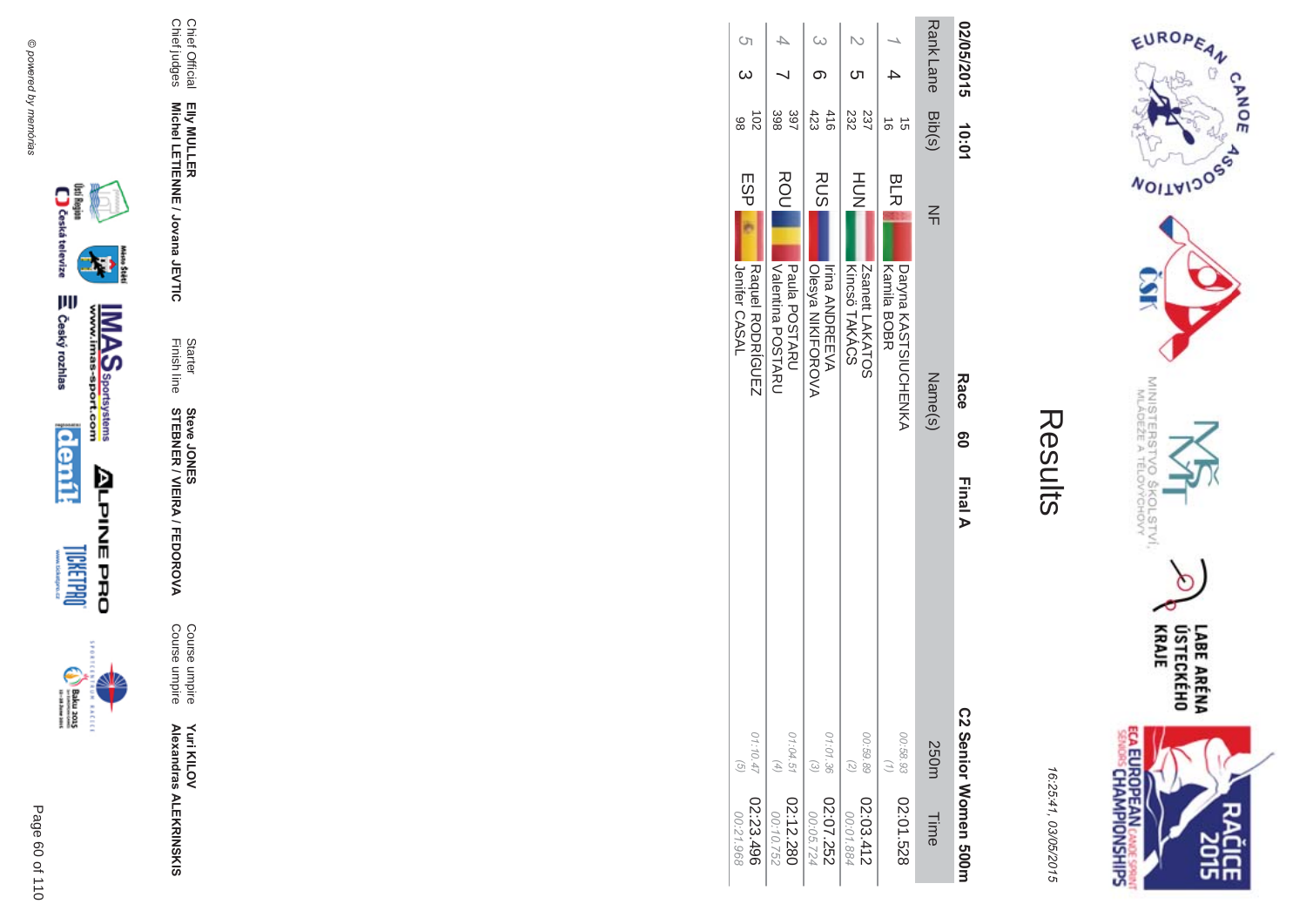# Results

16:25:41, 03/05/2015

**02/05/2015 10:01** **Race 60 Final A** **C2 Senior Women 500m**

| Rank | Lane | Bib(s) | NF | Name(s) | 250m | Time |
|---|---|---|---|---|---|---|
| 1 | 4 | 15<br>16 | BLR | Daryna KASTSIUCHENKA<br>Kamila BOBR | 00:58.93<br>(1) | 02:01.528 |
| 2 | 5 | 237<br>232 | HUN | Zsanett LAKATOS<br>Kincső TAKÁCS | 00:59.89<br>(2) | 02:03.412<br>00:01.884 |
| 3 | 6 | 416<br>423 | RUS | Irina ANDREEVA<br>Olesya NIKIFOROVA | 01:01.36<br>(3) | 02:07.252<br>00:05.724 |
| 4 | 7 | 397<br>398 | ROU | Paula POSTARU<br>Valentina POSTARU | 01:04.51<br>(4) | 02:12.280<br>00:10.752 |
| 5 | 3 | 102<br>98 | ESP | Raquel RODRÍGUEZ<br>Jenifer CASAL | 01:10.47<br>(5) | 02:23.496<br>00:21.968 |

Chief Official **Elly MULLER**
Chief judges **Michel LETIENNE / Jovana JEVTIC**
Starter **Steve JONES**
Finish line **STEBNER / VIEIRA / FEDOROVA**
Course umpire **Yuri KILOV**
Course umpire **Alexandras ALEKRINSKIS**

© powered by memorias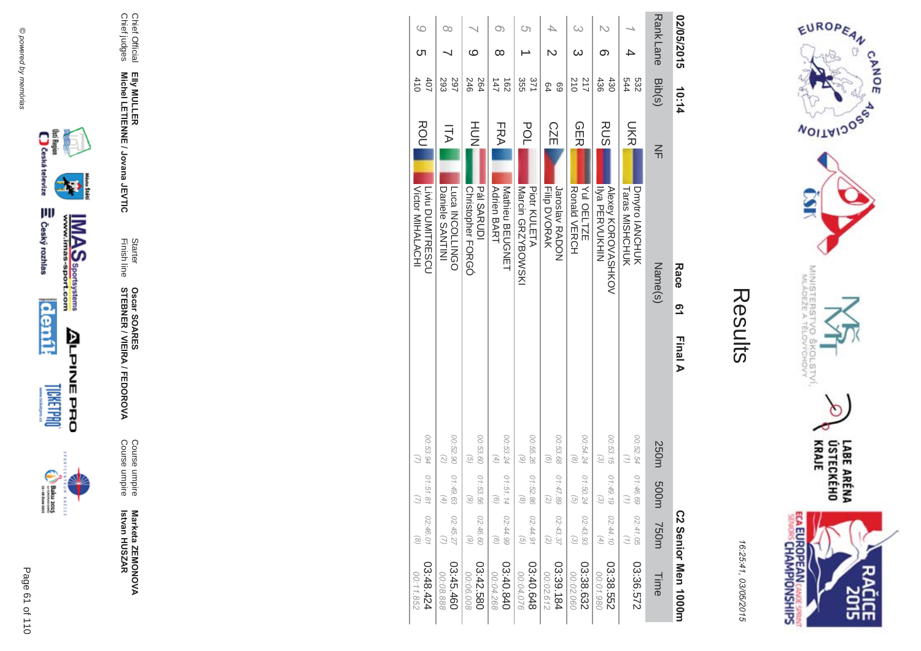# Results

16:25:41, 03/05/2015

02/05/2015 10:14 **Race 61 Final A** **C2 Senior Men 1000m**

| Rank | Lane | Bib(s) | NF | Name(s) | 250m | 500m | 750m | Time |
|---|---|---|---|---|---|---|---|---|
| 1 | 4 | 532 544 | UKR | Dmytro IANCHUK Taras MISHCHUK | 00:52.54 (1) | 01:46.69 (1) | 02:41.05 (1) | 03:36.572 |
| 2 | 6 | 430 436 | RUS | Alexey KOROVASHKOV Ilya PERVUKHIN | 00:53.15 (3) | 01:49.19 (3) | 02:44.10 (4) | 03:38.552 00:01.980 |
| 3 | 3 | 217 210 | GER | Yul OELTZE Ronald VERCH | 00:54.24 (8) | 01:50.24 (5) | 02:43.93 (3) | 03:38.632 00:02.060 |
| 4 | 2 | 69 64 | CZE | Jaroslav RADON Filip DVORAK | 00:53.68 (6) | 01:47.89 (2) | 02:43.37 (2) | 03:39.184 00:02.612 |
| 5 | 1 | 371 355 | POL | Piotr KULETA Marcin GRZYBOWSKI | 00:55.26 (9) | 01:52.86 (8) | 02:44.91 (5) | 03:40.648 00:04.076 |
| 6 | 8 | 162 147 | FRA | Mathieu BEUGNET Adrien BART | 00:53.24 (4) | 01:51.14 (6) | 02:44.99 (6) | 03:40.840 00:04.268 |
| 7 | 9 | 264 246 | HUN | Pál SARUDI Christopher FORGÓ | 00:53.60 (5) | 01:53.56 (9) | 02:46.60 (9) | 03:42.580 00:06.008 |
| 8 | 7 | 297 293 | ITA | Luca INCOLLINGO Daniele SANTINI | 00:52.90 (2) | 01:49.63 (4) | 02:45.27 (7) | 03:45.460 00:08.888 |
| 9 | 5 | 407 410 | ROU | Liviu DUMITRESCU Victor MIHALACHI | 00:53.94 (7) | 01:51.81 (7) | 02:46.01 (8) | 03:48.424 00:11.852 |

Chief Official **Elly MULLER**
Chief judges **Michel LETIENNE / Jovana JEVTIC**

Starter **Oscar SOARES**
Finish line **STEBNER / VIEIRA / FEDOROVA**

Course umpire **Marketa ZEMONOVA**
Course umpire **Istvan HUSZAR**

© powered by memorias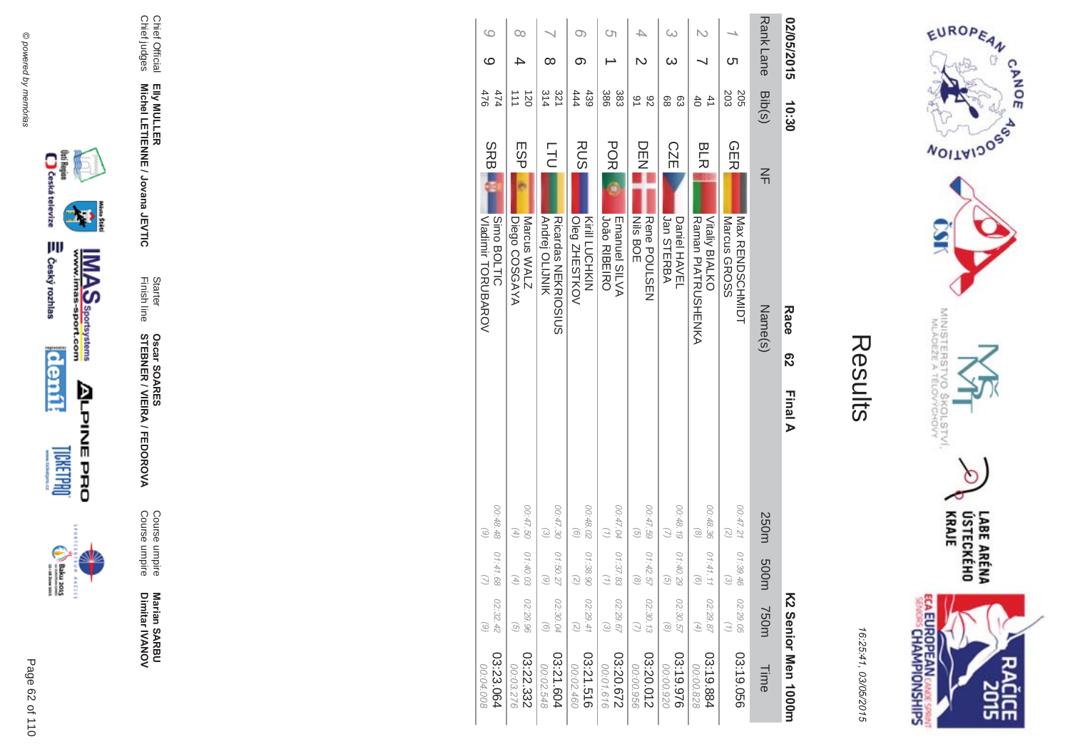# Results

02/05/2015 10:30

**Race 62 Final A**

**K2 Senior Men 1000m**

| Rank | Lane | Bib(s) | NF | Name(s) | 250m | 500m | 750m | Time |
|---|---|---|---|---|---|---|---|---|
| 1 | 5 | 205<br>203 | GER | Max RENDSCHMIDT<br>Marcus GROSS | 00:47.21<br>(2) | 01:39.46<br>(3) | 02:29.05<br>(1) | 03:19.056 |
| 2 | 7 | 41<br>40 | BLR | Vitaliy BIALKO<br>Raman PIATRUSHENKA | 00:48.36<br>(8) | 01:41.11<br>(6) | 02:29.87<br>(4) | 03:19.884<br>00:00.828 |
| 3 | 3 | 63<br>68 | CZE | Daniel HAVEL<br>Jan STERBA | 00:48.19<br>(7) | 01:40.29<br>(5) | 02:30.57<br>(8) | 03:19.976<br>00:00.920 |
| 4 | 2 | 92<br>91 | DEN | Rene POULSEN<br>Nils BOE | 00:47.59<br>(5) | 01:42.57<br>(8) | 02:30.13<br>(7) | 03:20.012<br>00:00.956 |
| 5 | 1 | 383<br>386 | POR | Emanuel SILVA<br>João RIBEIRO | 00:47.04<br>(1) | 01:37.83<br>(1) | 02:29.67<br>(3) | 03:20.672<br>00:01.616 |
| 6 | 6 | 439<br>444 | RUS | Kirill LUCHKIN<br>Oleg ZHESTKOV | 00:48.02<br>(6) | 01:38.90<br>(2) | 02:29.41<br>(2) | 03:21.516<br>00:02.460 |
| 7 | 8 | 321<br>314 | LTU | Ricardas NEKRIOSIUS<br>Andrej OLIJNIK | 00:47.30<br>(3) | 01:50.27<br>(9) | 02:30.04<br>(6) | 03:21.604<br>00:02.548 |
| 8 | 4 | 120<br>111 | ESP | Marcus WALZ<br>Diego COSGAYA | 00:47.50<br>(4) | 01:40.03<br>(4) | 02:29.96<br>(5) | 03:22.332<br>00:03.276 |
| 9 | 9 | 474<br>476 | SRB | Simo BOLTIC<br>Vladimir TORUBAROV | 00:48.48<br>(9) | 01:41.68<br>(7) | 02:32.42<br>(9) | 03:23.064<br>00:04.008 |

| | | | | | |
|---|---|---|---|---|---|
| Chief Official | Elly MULLER | Starter | Oscar SOARES | Course umpire | Marian SARBU |
| Chief judges | Michel LETIENNE / Jovana JEVTIC | Finish line | STEBNER / VIEIRA / FEDOROVA | Course umpire | Dimitar IVANOV |

16:25:41, 03/05/2015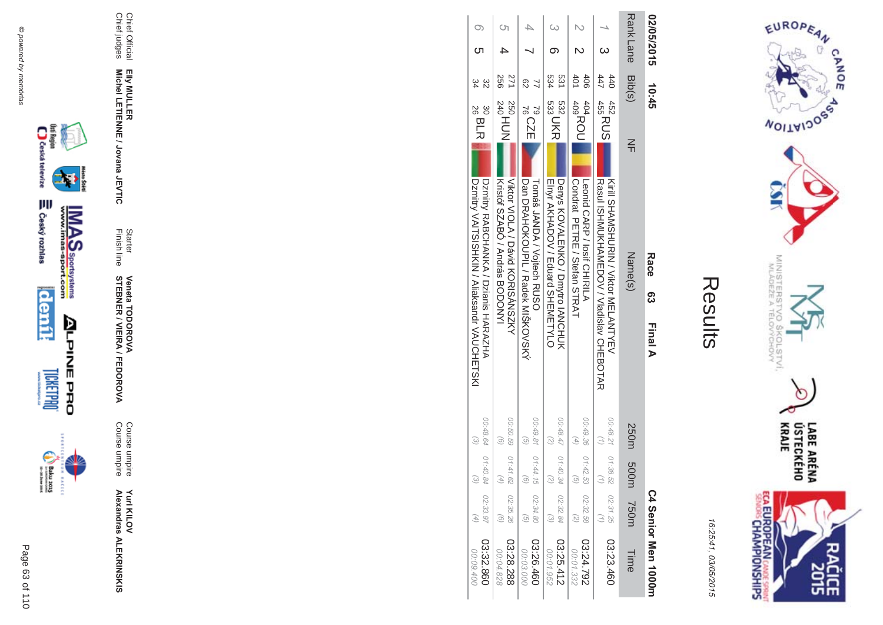# Results

16:25:41, 03/05/2015

02/05/2015 10:45 **Race 63 Final A** **C4 Senior Men 1000m**

| Rank | Lane | Bib(s) | NF | Name(s) | 250m | 500m | 750m | Time |
|---|---|---|---|---|---|---|---|---|
| 1 | 3 | 440 452 447 455 | RUS | Kirill SHAMSHURIN / Viktor MELANTYEV<br>Rasul ISHMUKHAMEDOV / Vladislav CHEBOTAR | 00:48.21 (1) | 01:38.52 (1) | 02:31.25 (1) | 03:23.460 |
| 2 | 2 | 406 404 401 409 | ROU | Leonid CARP / Iosif CHIRILA<br>Condrat PETRE / Stefan STRAT | 00:49.36 (4) | 01:42.53 (5) | 02:32.58 (2) | 03:24.792<br>00:01.332 |
| 3 | 6 | 531 532 534 533 | UKR | Denys KOVALENKO / Dmytro IANCHUK<br>Elnyr AKHADOV / Eduard SHEMETYLO | 00:48.47 (2) | 01:40.34 (2) | 02:32.84 (3) | 03:25.412<br>00:01.952 |
| 4 | 7 | 77 79 62 76 | CZE | Tomáš JANDA / Vojtech RUSO<br>Dan DRAHOKOUPIL / Radek MIŠKOVSKÝ | 00:49.81 (5) | 01:44.15 (6) | 02:34.80 (5) | 03:26.460<br>00:03.000 |
| 5 | 4 | 271 250 256 240 | HUN | Viktor VIOLA / Dávid KORISÁNSZKY<br>Kristóf SZABÓ / András BODONYI | 00:50.59 (6) | 01:41.62 (4) | 02:35.26 (6) | 03:28.288<br>00:04.828 |
| 6 | 5 | 32 30 34 26 | BLR | Dzmitry RABCHANKA / Dzianis HARAZHA<br>Dzmitry VAITSISHKIN / Aliaksandr VAUCHETSKI | 00:48.64 (3) | 01:40.84 (3) | 02:33.97 (4) | 03:32.860<br>00:09.400 |

Chief Official **Elly MULLER**
Chief judges **Michel LETIENNE / Jovana JEVTIC**
Starter **Veneta TODOROVA**
Finish line **STEBNER / VIEIRA / FEDOROVA**
Course umpire **Yuri KILOV**
Course umpire **Alexandras ALEKRINSKIS**

© powered by memorias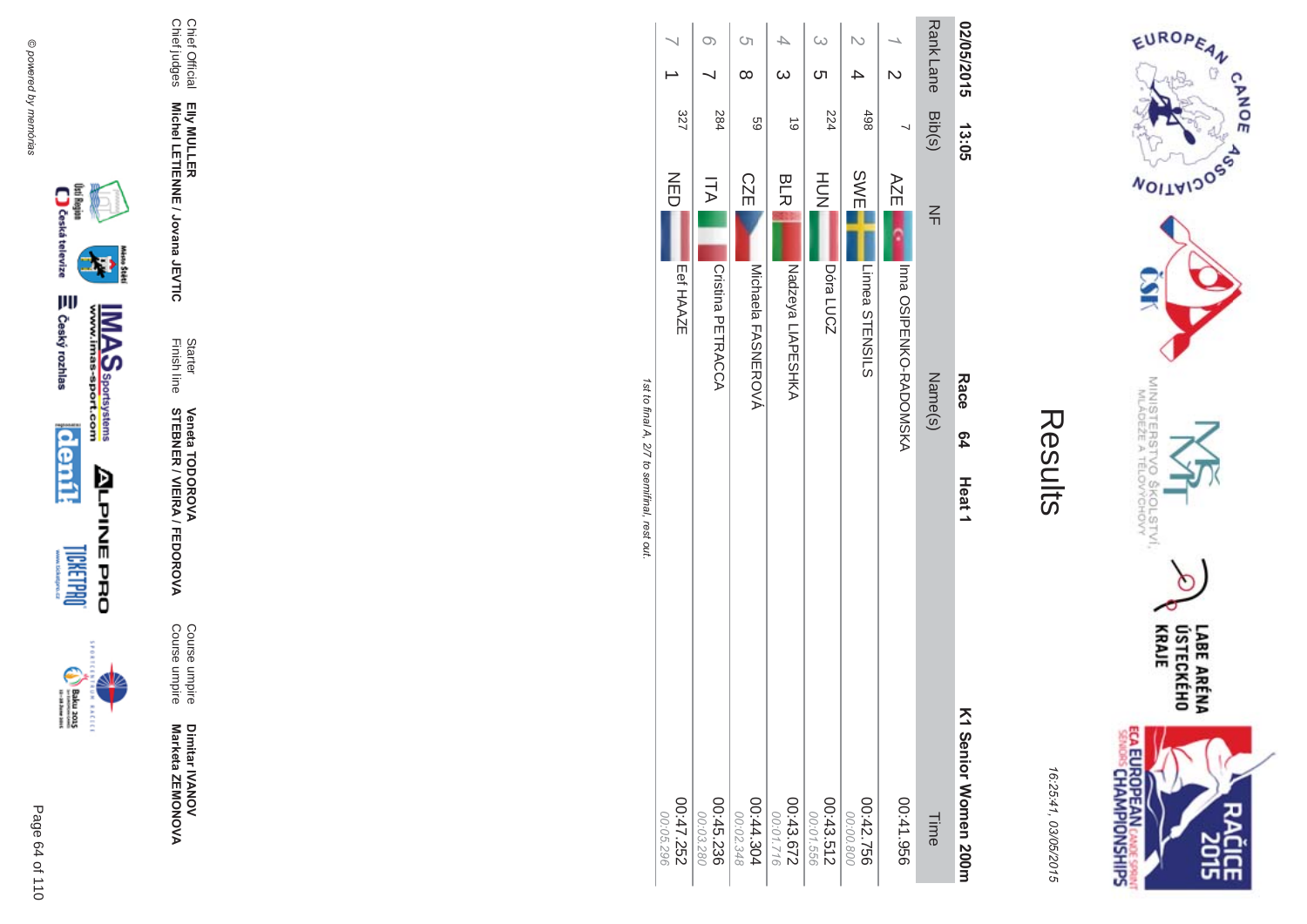# Results

16:25:41, 03/05/2015

**02/05/2015 13:05** **Race 64 Heat 1** **K1 Senior Women 200m**

| Rank | Lane | Bib(s) | NF | Name(s) | Time |
|---|---|---|---|---|---|
| 1 | 2 | 7 | AZE | Inna OSIPENKO-RADOMSKA | 00:41.956 |
| 2 | 4 | 498 | SWE | Linnea STENSILS | 00:42.756<br>00:00.800 |
| 3 | 5 | 224 | HUN | Dóra LUCZ | 00:43.512<br>00:01.556 |
| 4 | 3 | 19 | BLR | Nadzeya LIAPESHKA | 00:43.672<br>00:01.716 |
| 5 | 8 | 59 | CZE | Michaela FASNEROVÁ | 00:44.304<br>00:02.348 |
| 6 | 7 | 284 | ITA | Cristina PETRACCA | 00:45.236<br>00:03.280 |
| 7 | 1 | 327 | NED | Eef HAAZE | 00:47.252<br>00:05.296 |

*1st to final A, 2/7 to semifinal, rest out.*

| | | | | | |
|---|---|---|---|---|---|
| Chief Official | **Elly MULLER** | Starter | **Veneta TODOROVA** | Course umpire | **Dimitar IVANOV** |
| Chief judges | **Michel LETIENNE / Jovana JEVTIC** | Finish line | **STEBNER / VIEIRA / FEDOROVA** | Course umpire | **Marketa ZEMONOVA** |

© powered by memórias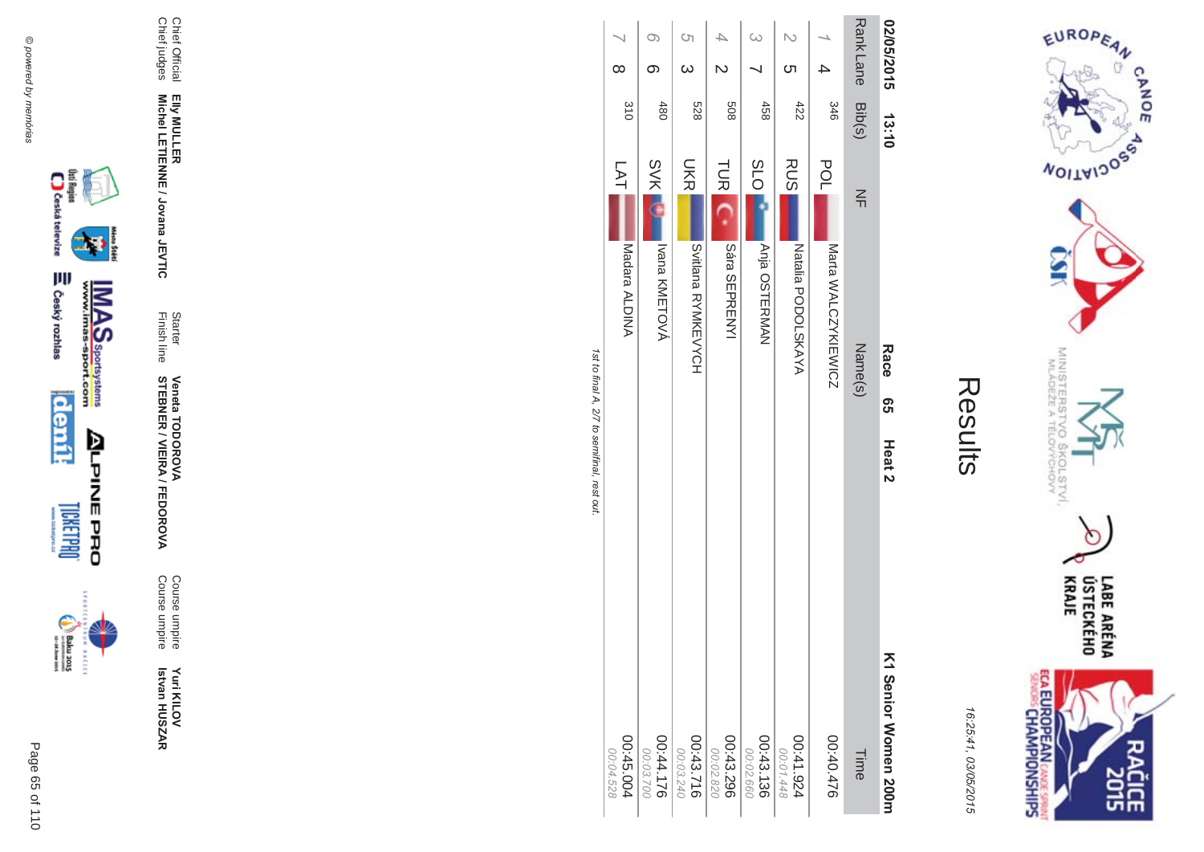# Results

16:25:41, 03/05/2015

**02/05/2015 13:10** **Race 65 Heat 2** **K1 Senior Women 200m**

| Rank | Lane | Bib(s) | NF | Name(s) | Time |
|---|---|---|---|---|---|
| 1 | 4 | 346 | POL | Marta WALCZYKIEWICZ | 00:40.476 |
| 2 | 5 | 422 | RUS | Natalia PODOLSKAYA | 00:41.924<br>00:01.448 |
| 3 | 7 | 458 | SLO | Anja OSTERMAN | 00:43.136<br>00:02.660 |
| 4 | 2 | 508 | TUR | Sára SEPRENYI | 00:43.296<br>00:02.820 |
| 5 | 3 | 528 | UKR | Svitlana RYMKEVYCH | 00:43.716<br>00:03.240 |
| 6 | 6 | 480 | SVK | Ivana KMEŤOVÁ | 00:44.176<br>00:03.700 |
| 7 | 8 | 310 | LAT | Madara ALDINA | 00:45.004<br>00:04.528 |

*1st to final A, 2/7 to semifinal, rest out.*

| | | | | | |
|---|---|---|---|---|---|
| Chief Official | **Elly MULLER** | Starter | **Veneta TODOROVA** | Course umpire | **Yuri KILOV** |
| Chief judges | **Michel LETIENNE / Jovana JEVTIC** | Finish line | **STEBNER / VIEIRA / FEDOROVA** | Course umpire | **Istvan HUSZAR** |

© powered by memorias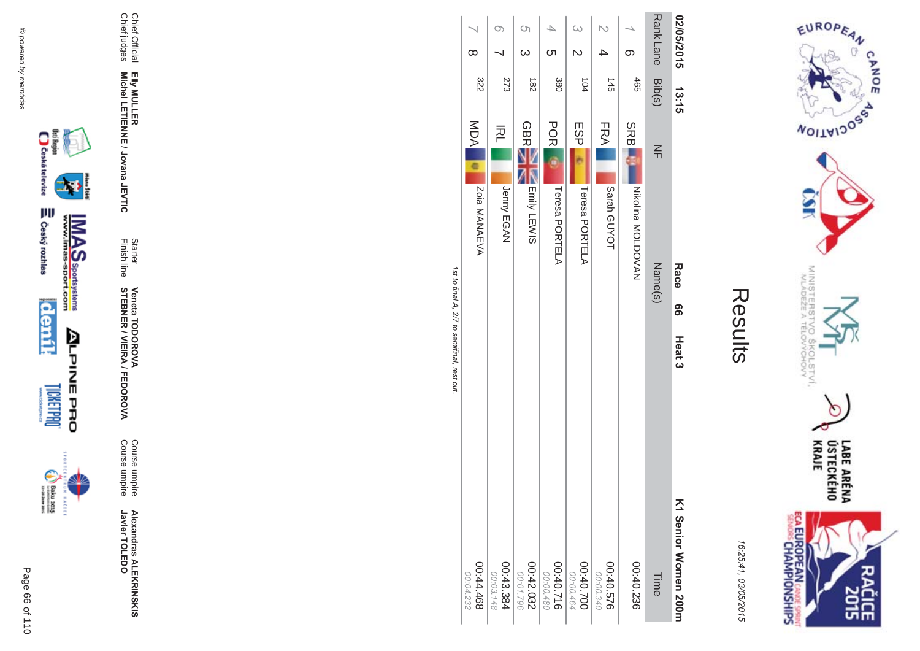# Results

16:25:41, 03/05/2015

**02/05/2015 13:15** **Race 66 Heat 3** **K1 Senior Women 200m**

| Rank | Lane | Bib(s) | NF | Name(s) | Time |
|---|---|---|---|---|---|
| 1 | 6 | 465 | SRB | Nikolina MOLDOVAN | 00:40.236 |
| 2 | 4 | 145 | FRA | Sarah GUYOT | 00:40.576<br>00:00.340 |
| 3 | 2 | 104 | ESP | Teresa PORTELA | 00:40.700<br>00:00.464 |
| 4 | 5 | 380 | POR | Teresa PORTELA | 00:40.716<br>00:00.480 |
| 5 | 3 | 182 | GBR | Emily LEWIS | 00:42.032<br>00:01.796 |
| 6 | 7 | 273 | IRL | Jenny EGAN | 00:43.384<br>00:03.148 |
| 7 | 8 | 322 | MDA | Zoia MANAEVA | 00:44.468<br>00:04.232 |

*1st to final A, 2/7 to semifinal, rest out.*

| | | | | | |
|---|---|---|---|---|---|
| Chief Official | **Elly MULLER** | Starter | **Veneta TODOROVA** | Course umpire | **Alexandras ALEKRINSKIS** |
| Chief judges | **Michel LETIENNE / Jovana JEVTIC** | Finish line | **STEBNER / VIEIRA / FEDOROVA** | Course umpire | **Javier TOLEDO** |

© powered by memorias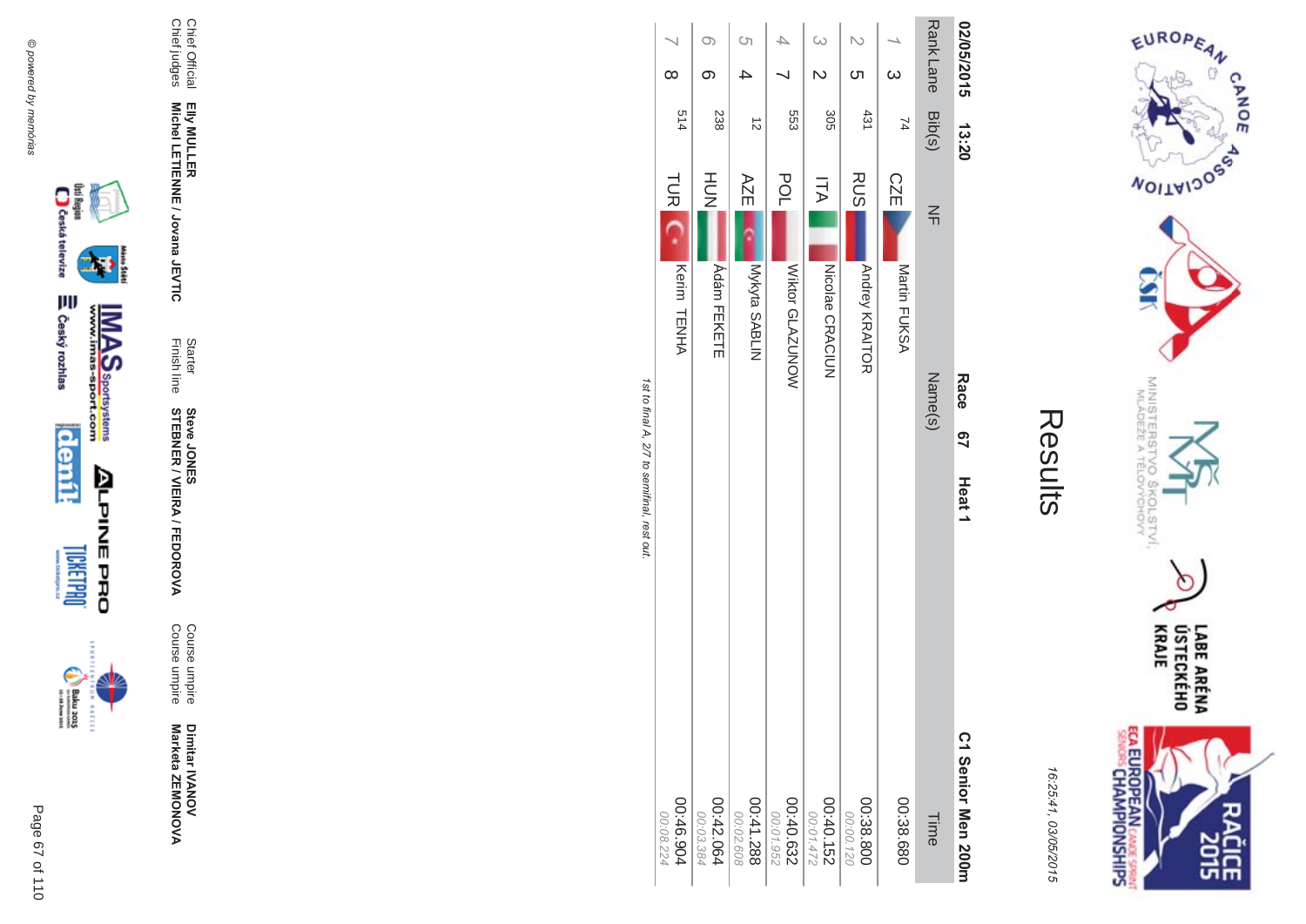# Results

16:25:41, 03/05/2015

**02/05/2015 13:20** **Race 67 Heat 1** **C1 Senior Men 200m**

| Rank | Lane | Bib(s) | NF | Name(s) | Time |
|---|---|---|---|---|---|
| 1 | 3 | 74 | CZE | Martin FUKSA | 00:38.680 |
| 2 | 5 | 431 | RUS | Andrey KRAITOR | 00:38.800<br>00:00.120 |
| 3 | 2 | 305 | ITA | Nicolae CRACIUN | 00:40.152<br>00:01.472 |
| 4 | 7 | 553 | POL | Viktor GLAZUNOW | 00:40.632<br>00:01.952 |
| 5 | 4 | 12 | AZE | Mykyta SABLIN | 00:41.288<br>00:02.608 |
| 6 | 6 | 238 | HUN | Ádám FEKETE | 00:42.064<br>00:03.384 |
| 7 | 8 | 514 | TUR | Kerim TENHA | 00:46.904<br>00:08.224 |

*1st to final A, 2/7 to semifinal, rest out.*

Chief Official **Elly MULLER**
Chief judges **Michel LETIENNE / Jovana JEVTIC**

Starter **Steve JONES**
Finish line **STEBNER / VIEIRA / FEDOROVA**

Course umpire **Dimitar IVANOV**
Course umpire **Marketa ZEMONOVA**

© powered by memórias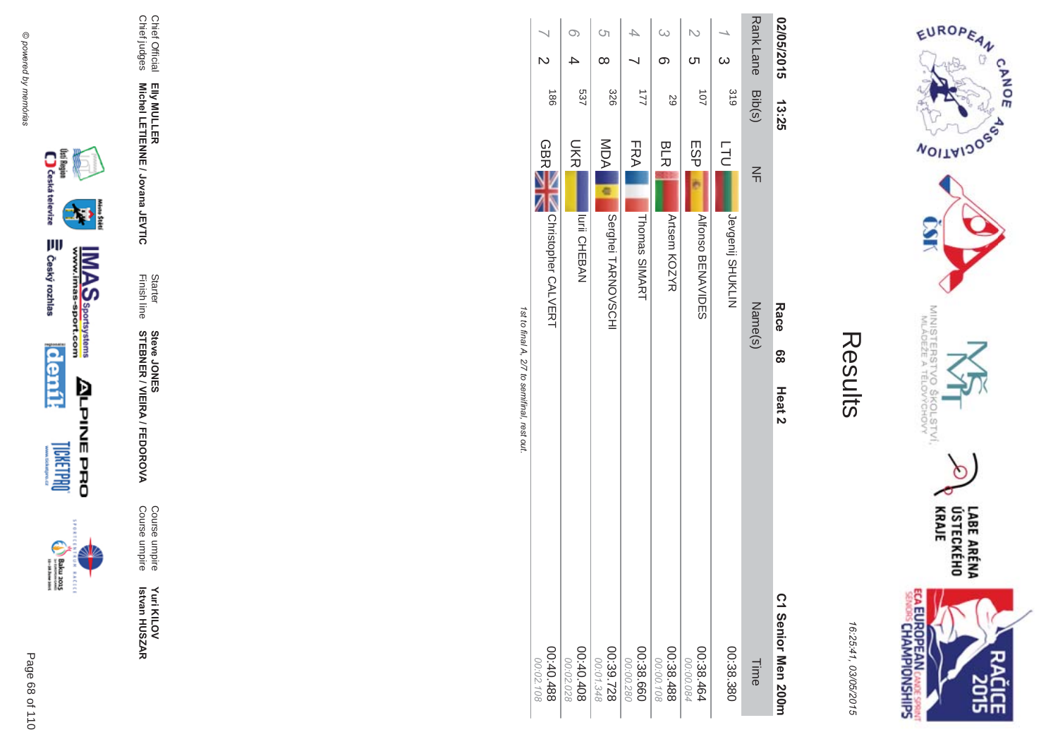# Results

16:25:41, 03/05/2015

**02/05/2015 13:25** **Race 68 Heat 2** **C1 Senior Men 200m**

| Rank | Lane | Bib(s) | NF | Name(s) | Time |
|---|---|---|---|---|---|
| 1 | 3 | 319 | LTU | Jevgenij SHUKLIN | 00:38.380 |
| 2 | 5 | 107 | ESP | Alfonso BENAVIDES | 00:38.464 00:00.084 |
| 3 | 6 | 29 | BLR | Artsem KOZYR | 00:38.488 00:00.108 |
| 4 | 7 | 177 | FRA | Thomas SIMART | 00:38.660 00:00.280 |
| 5 | 8 | 326 | MDA | Serghei TARNOVSCHI | 00:39.728 00:01.348 |
| 6 | 4 | 537 | UKR | Iurii CHEBAN | 00:40.408 00:02.028 |
| 7 | 2 | 186 | GBR | Christopher CALVERT | 00:40.488 00:02.108 |

*1st to final A, 2/7 to semifinal, rest out.*

Chief Official **Elly MULLER**
Chief judges **Michel LETIENNE / Jovana JEVTIC**

Starter **Steve JONES**
Finish line **STEBNER / VIEIRA / FEDOROVA**

Course umpire **Yuri KILOV**
Course umpire **Istvan HUSZAR**

© powered by memorias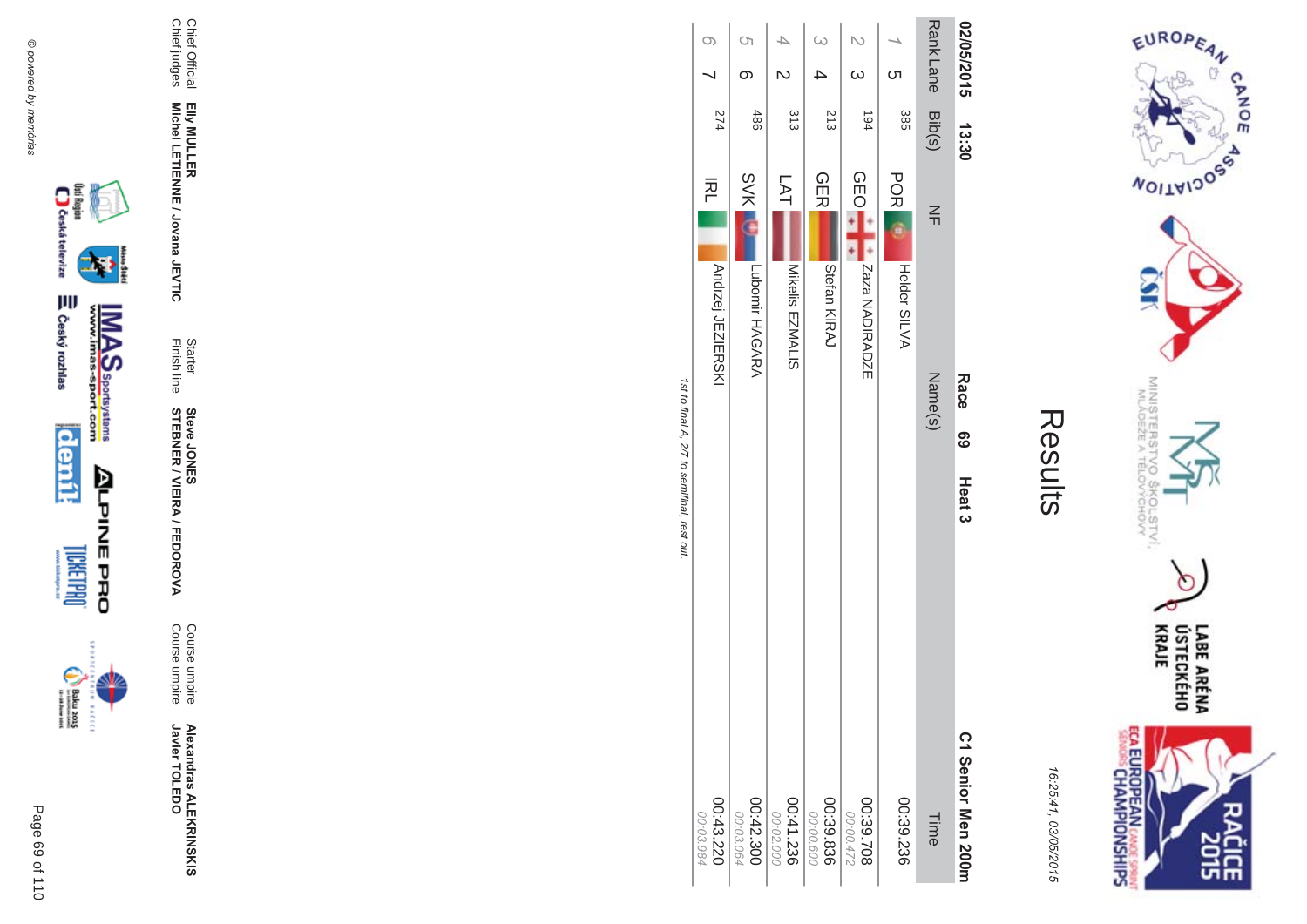# Results

16:25:41, 03/05/2015

**02/05/2015 13:30** **Race 69 Heat 3** **C1 Senior Men 200m**

| Rank | Lane | Bib(s) | NF | Name(s) | Time |
|---|---|---|---|---|---|
| 1 | 5 | 385 | POR | Helder SILVA | 00:39.236 |
| 2 | 3 | 194 | GEO | Zaza NADIRADZE | 00:39.708<br>00:00.472 |
| 3 | 4 | 213 | GER | Stefan KIRAJ | 00:39.836<br>00:00.600 |
| 4 | 2 | 313 | LAT | Mikelis EZMALIS | 00:41.236<br>00:02.000 |
| 5 | 6 | 486 | SVK | Lubomir HAGARA | 00:42.300<br>00:03.064 |
| 6 | 7 | 274 | IRL | Andrzej JEZIERSKI | 00:43.220<br>00:03.984 |

*1st to final A, 2/7 to semifinal, rest out.*

Chief Official **Elly MULLER**
Chief judges **Michel LETIENNE / Jovana JEVTIC**
Starter **Steve JONES**
Finish line **STEBNER / VIEIRA / FEDOROVA**
Course umpire **Alexandras ALEKRINSKIS**
Course umpire **Javier TOLEDO**

© powered by memorias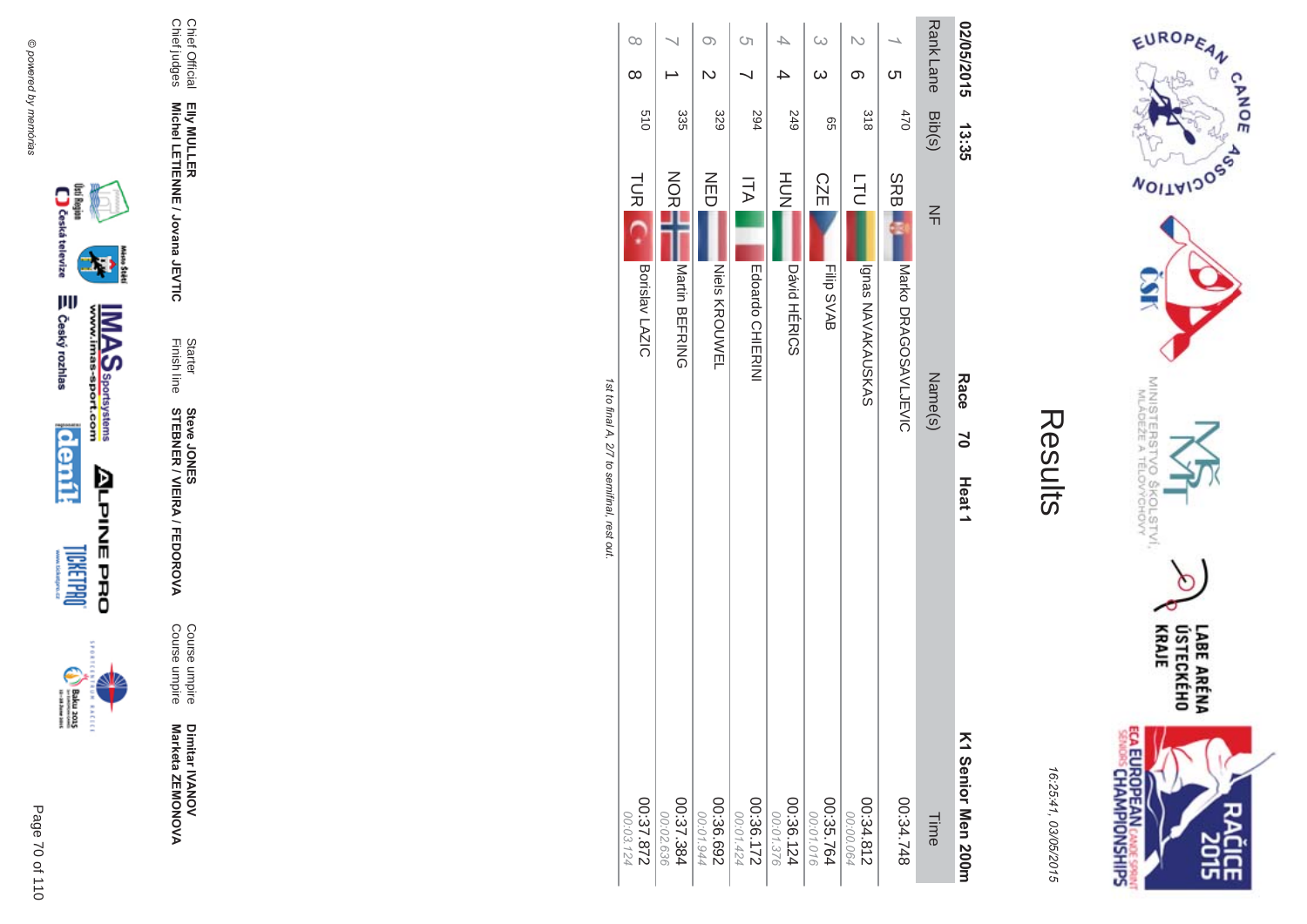# Results

16:25:41, 03/05/2015

02/05/2015 13:35 **Race 70 Heat 1** **K1 Senior Men 200m**

| Rank | Lane | Bib(s) | NF | Name(s) | Time |
|---|---|---|---|---|---|
| 1 | 5 | 470 | SRB | Marko DRAGOSAVLJEVIC | 00:34.748 |
| 2 | 6 | 318 | LTU | Ignas NAVAKAUSKAS | 00:34.812<br>00:00.064 |
| 3 | 3 | 65 | CZE | Filip SVAB | 00:35.764<br>00:01.016 |
| 4 | 4 | 249 | HUN | Dávid HÉRICS | 00:36.124<br>00:01.376 |
| 5 | 7 | 294 | ITA | Edoardo CHIERINI | 00:36.172<br>00:01.424 |
| 6 | 2 | 329 | NED | Niels KROUWEL | 00:36.692<br>00:01.944 |
| 7 | 1 | 335 | NOR | Martin BEFRING | 00:37.384<br>00:02.636 |
| 8 | 8 | 510 | TUR | Borislav LAZIC | 00:37.872<br>00:03.124 |

*1st to final A, 2/7 to semifinal, rest out.*

Chief Official **Elly MULLER**
Chief judges **Michel LETIENNE / Jovana JEVTIC**

Starter **Steve JONES**
Finish line **STEBNER / VIEIRA / FEDOROVA**

Course umpire **Dimitar IVANOV**
Course umpire **Marketa ZEMONOVA**

© powered by memorias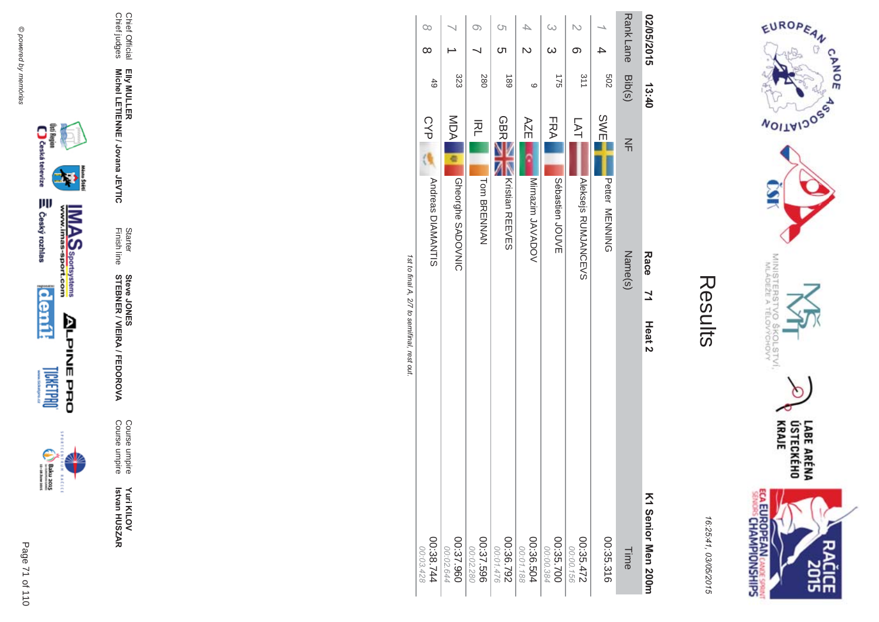# Results

16:25:41, 03/05/2015

02/05/2015 13:40 **Race 71 Heat 2** **K1 Senior Men 200m**

| Rank | Lane | Bib(s) | NF | Name(s) | Time |
|---|---|---|---|---|---|
| 1 | 4 | 502 | SWE | Petter MENNING | 00:35.316 |
| 2 | 6 | 311 | LAT | Aleksejs RUMJANCEVS | 00:35.472<br>00:00.156 |
| 3 | 3 | 175 | FRA | Sébastien JOUVE | 00:35.700<br>00:00.384 |
| 4 | 2 | 9 | AZE | Mirnazim JAVADOV | 00:36.504<br>00:01.188 |
| 5 | 5 | 189 | GBR | Kristian REEVES | 00:36.792<br>00:01.476 |
| 6 | 7 | 280 | IRL | Tom BRENNAN | 00:37.596<br>00:02.280 |
| 7 | 1 | 323 | MDA | Gheorghe SADOVNIC | 00:37.960<br>00:02.644 |
| 8 | 8 | 49 | CYP | Andreas DIAMANTIS | 00:38.744<br>00:03.428 |

*1st to final A, 2/7 to semifinal, rest out.*

Chief Official **Elly MULLER**
Chief judges **Michel LETIENNE / Jovana JEVTIC**
Starter **Steve JONES**
Finish line **STEBNER / VIEIRA / FEDOROVA**
Course umpire **Yuri KILOV**
Course umpire **Istvan HUSZAR**

© powered by memorias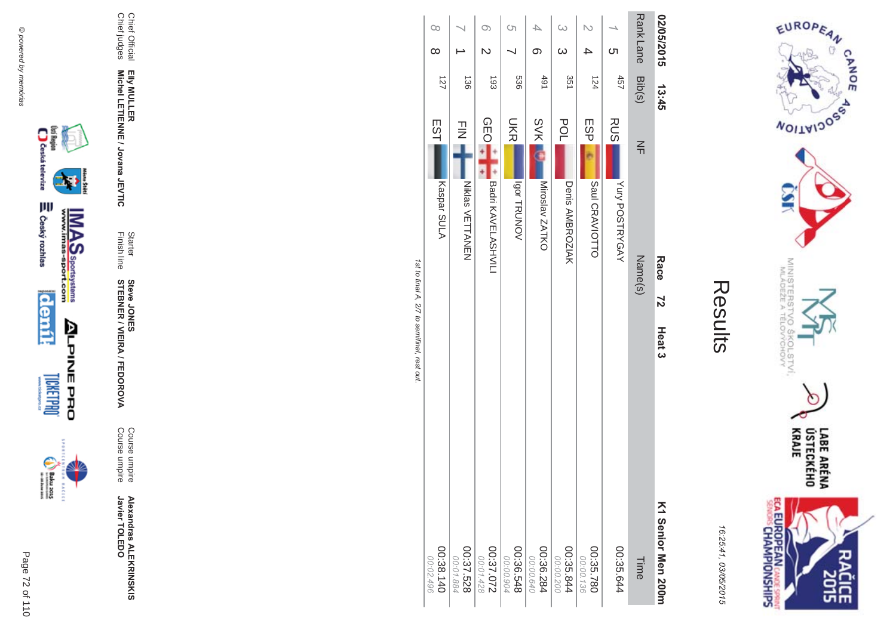# Results

16:25:41, 03/05/2015

**02/05/2015 13:45** **Race 72 Heat 3** **K1 Senior Men 200m**

| Rank | Lane | Bib(s) | NF | Name(s) | Time |
|---|---|---|---|---|---|
| 1 | 5 | 457 | RUS | Yury POSTRYGAY | 00:35.644 |
| 2 | 4 | 124 | ESP | Saul CRAVIOTTO | 00:35.780<br>*00:00.136* |
| 3 | 3 | 351 | POL | Denis AMBROZIAK | 00:35.844<br>*00:00.200* |
| 4 | 6 | 491 | SVK | Miroslav ZATKO | 00:36.284<br>*00:00.640* |
| 5 | 7 | 536 | UKR | Igor TRUNOV | 00:36.548<br>*00:00.904* |
| 6 | 2 | 193 | GEO | Badri KAVELASHVILI | 00:37.072<br>*00:01.428* |
| 7 | 1 | 136 | FIN | Niklas VETTANEN | 00:37.528<br>*00:01.884* |
| 8 | 8 | 127 | EST | Kaspar SULA | 00:38.140<br>*00:02.496* |

*1st to final A, 2/7 to semifinal, rest out.*

| | | | | | |
|---|---|---|---|---|---|
| Chief Official | **Elly MULLER** | Starter | **Steve JONES** | Course umpire | **Alexandras ALEKRINSKIS** |
| Chief judges | **Michel LETIENNE / Jovana JEVTIC** | Finish line | **STEBNER / VIEIRA / FEDOROVA** | Course umpire | **Javier TOLEDO** |

© powered by memorias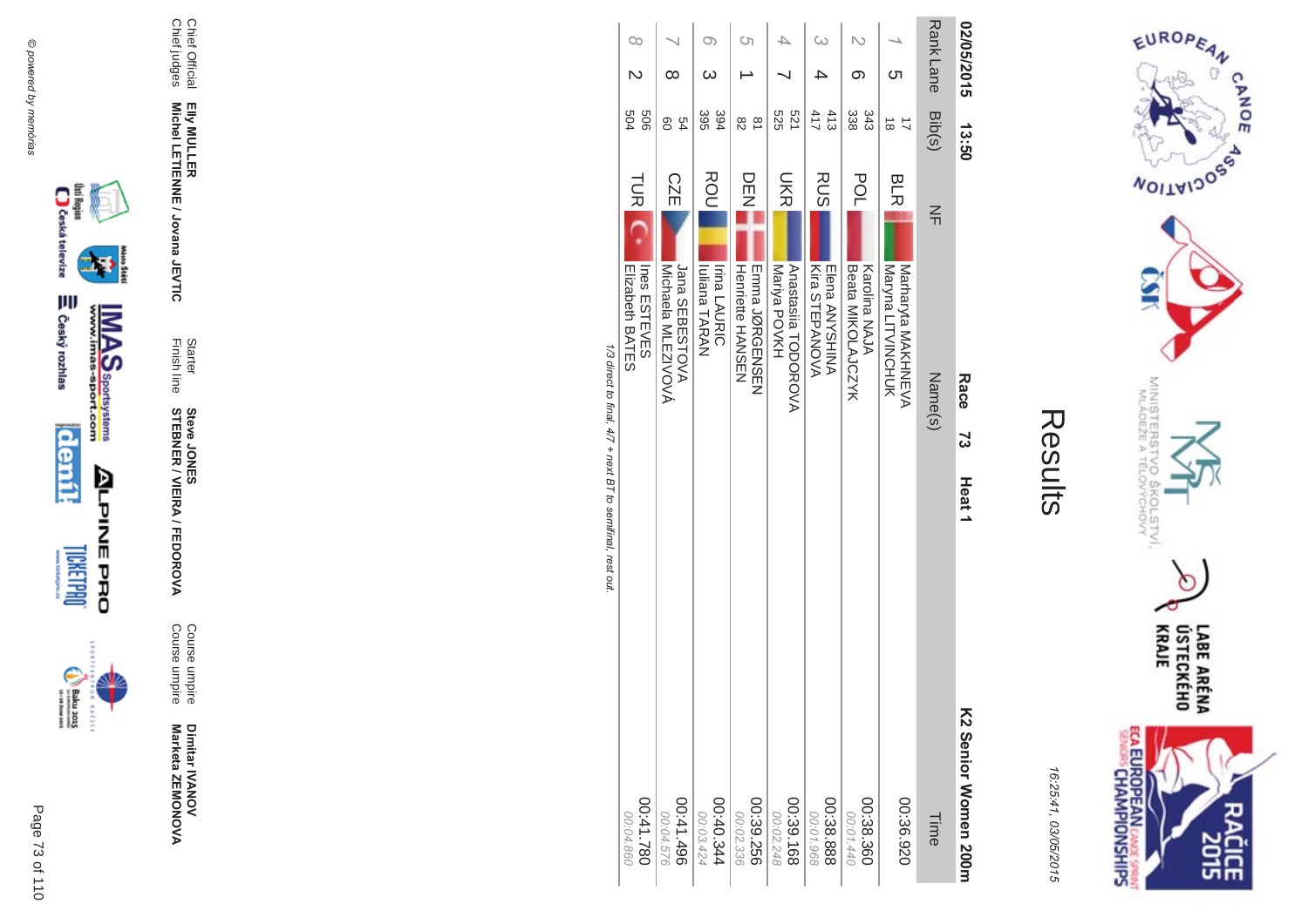# Results

16:25:41, 03/05/2015

02/05/2015 13:50 **Race 73 Heat 1** **K2 Senior Women 200m**

| Rank | Lane | Bib(s) | NF | Name(s) | Time |
|---|---|---|---|---|---|
| 1 | 5 | 17<br>18 | BLR | Marharyta MAKHNEVA<br>Maryna LITVINCHUK | 00:36.920 |
| 2 | 6 | 343<br>338 | POL | Karolina NAJA<br>Beata MIKOLAJCZYK | 00:38.360<br>*00:01.440* |
| 3 | 4 | 413<br>417 | RUS | Elena ANYSHINA<br>Kira STEPANOVA | 00:38.888<br>*00:01.968* |
| 4 | 7 | 521<br>525 | UKR | Anastasiia TODOROVA<br>Mariya POVKH | 00:39.168<br>*00:02.248* |
| 5 | 1 | 81<br>82 | DEN | Emma JØRGENSEN<br>Henriette HANSEN | 00:39.256<br>*00:02.336* |
| 6 | 3 | 394<br>395 | ROU | Irina LAURIC<br>Iuliana TARAN | 00:40.344<br>*00:03.424* |
| 7 | 8 | 54<br>60 | CZE | Jana SEBESTOVA<br>Michaela MLEZIVOVÁ | 00:41.496<br>*00:04.576* |
| 8 | 2 | 506<br>504 | TUR | Ines ESTEVES<br>Elizabeth BATES | 00:41.780<br>*00:04.860* |

*1/3 direct to final, 4/7 + next BT to semifinal, rest out.*

| | | | | | |
|---|---|---|---|---|---|
| Chief Official | Elly MULLER | Starter | Steve JONES | Course umpire | Dimitar IVANOV |
| Chief judges | Michel LETIENNE / Jovana JEVTIC | Finish line | STEBNER / VIEIRA / FEDOROVA | Course umpire | Marketa ZEMONOVA |

© powered by memórias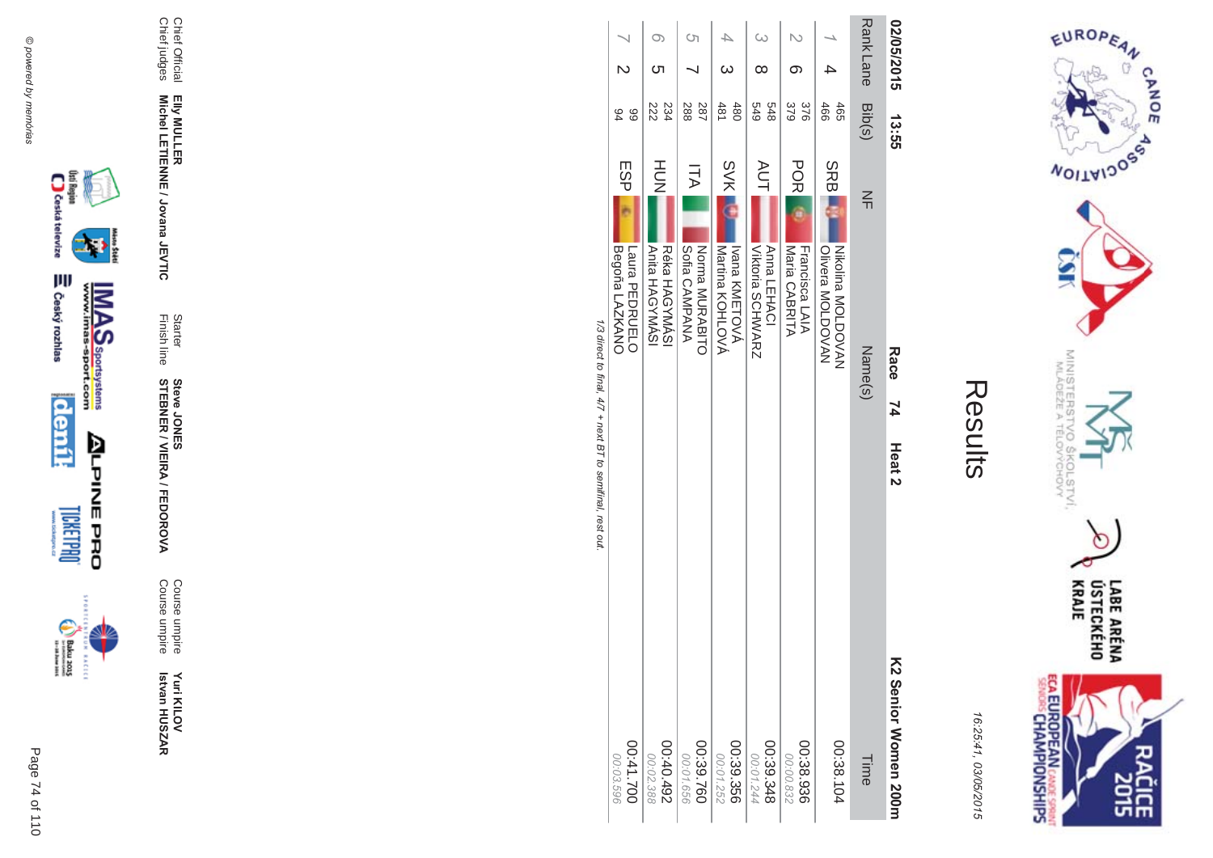# Results

16:25:41, 03/05/2015

02/05/2015 13:55 **Race 74 Heat 2** **K2 Senior Women 200m**

| Rank | Lane | Bib(s) | NF | Name(s) | Time |
|---|---|---|---|---|---|
| 1 | 4 | 465<br>466 | SRB | Nikolina MOLDOVAN<br>Olivera MOLDOVAN | 00:38.104 |
| 2 | 6 | 376<br>379 | POR | Francisca LAIA<br>Maria CABRITA | 00:38.936<br>00:00.832 |
| 3 | 8 | 548<br>549 | AUT | Anna LEHACI<br>Viktoria SCHWARZ | 00:39.348<br>00:01.244 |
| 4 | 3 | 480<br>481 | SVK | Ivana KMEŤOVÁ<br>Martina KOHLOVÁ | 00:39.356<br>00:01.252 |
| 5 | 7 | 287<br>288 | ITA | Norma MURABITO<br>Sofia CAMPANA | 00:39.760<br>00:01.656 |
| 6 | 5 | 234<br>222 | HUN | Réka HAGYMÁSI<br>Anita HAGYMÁSI | 00:40.492<br>00:02.388 |
| 7 | 2 | 99<br>94 | ESP | Laura PEDRUELO<br>Begoña LAZKANO | 00:41.700<br>00:03.596 |

*1/3 direct to final, 4/7 + next BT to semifinal, rest out.*

| | | | | | |
|---|---|---|---|---|---|
| Chief Official | **Elly MULLER** | Starter | **Steve JONES** | Course umpire | **Yuri KILOV** |
| Chief judges | **Michel LETIENNE / Jovana JEVTIC** | Finish line | **STEBNER / VIEIRA / FEDOROVA** | Course umpire | **Istvan HUSZAR** |

© powered by memorias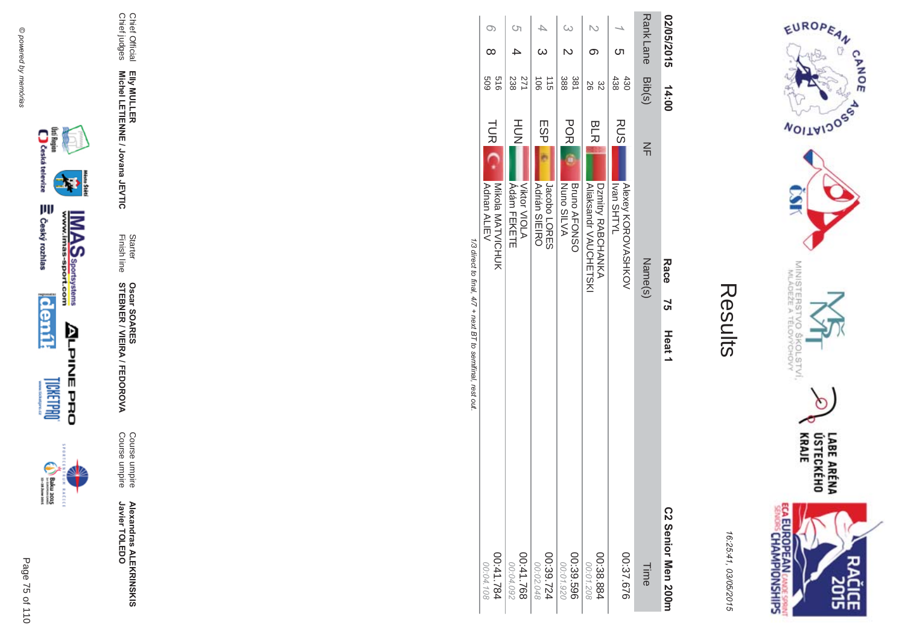# Results

16:25:41, 03/05/2015

**02/05/2015 14:00** **Race 75 Heat 1** **C2 Senior Men 200m**

| Rank | Lane | Bib(s) | NF | Name(s) | Time |
|---|---|---|---|---|---|
| 1 | 5 | 430<br>438 | RUS | Alexey KOROVASHKOV<br>Ivan SHTYL | 00:37.676 |
| 2 | 6 | 32<br>26 | BLR | Dzmitry RABCHANKA<br>Aliaksandr VAUCHETSKI | 00:38.884<br>*00:01.208* |
| 3 | 2 | 381<br>388 | POR | Bruno AFONSO<br>Nuno SILVA | 00:39.596<br>*00:01.920* |
| 4 | 3 | 115<br>106 | ESP | Jacobo LORES<br>Adrián SIEIRO | 00:39.724<br>*00:02.048* |
| 5 | 4 | 271<br>238 | HUN | Viktor VIOLA<br>Ádám FEKETE | 00:41.768<br>*00:04.092* |
| 6 | 8 | 516<br>509 | TUR | Mikola MATVICHUK<br>Adnan ALIEV | 00:41.784<br>*00:04.108* |

*1/3 direct to final, 4/7 + next BT to semifinal, rest out.*

Chief Official **Elly MULLER**
Chief judges **Michel LETIENNE / Jovana JEVTIC**
Starter **Oscar SOARES**
Finish line **STEBNER / VIEIRA / FEDOROVA**
Course umpire **Alexandras ALEKRINSKIS**
Course umpire **Javier TOLEDO**

*© powered by memorias*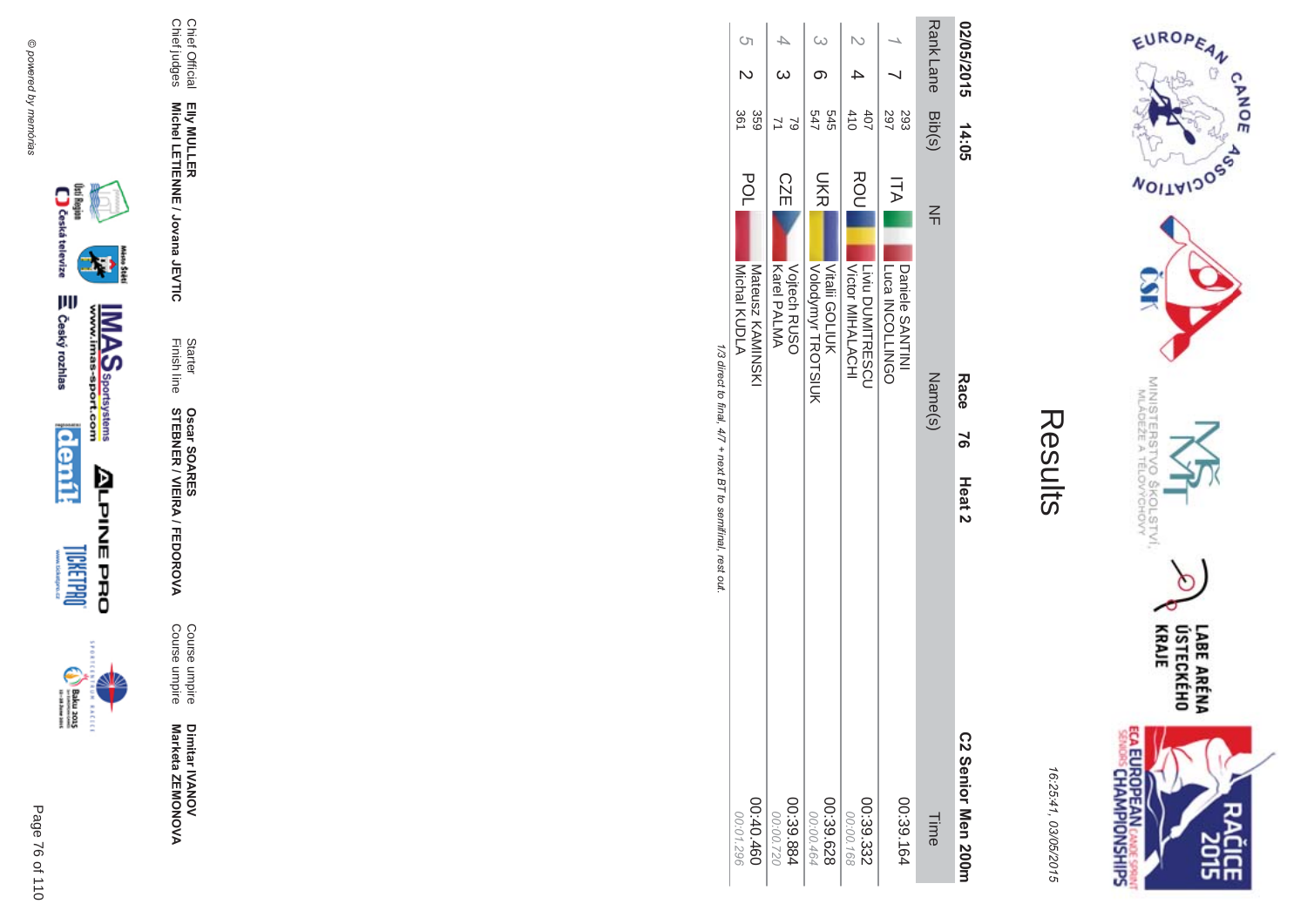# Results

16:25:41, 03/05/2015

02/05/2015 14:05 **Race 76 Heat 2** **C2 Senior Men 200m**

| Rank | Lane | Bib(s) | NF | Name(s) | Time |
|---|---|---|---|---|---|
| 1 | 7 | 293<br>297 | ITA | Daniele SANTINI<br>Luca INCOLLINGO | 00:39.164 |
| 2 | 4 | 407<br>410 | ROU | Liviu DUMITRESCU<br>Victor MIHALACHI | 00:39.332<br>00:00.168 |
| 3 | 6 | 545<br>547 | UKR | Vitalii GOLIUK<br>Volodymyr TROTSIUK | 00:39.628<br>00:00.464 |
| 4 | 3 | 79<br>71 | CZE | Vojtech RUSO<br>Karel PALMA | 00:39.884<br>00:00.720 |
| 5 | 2 | 359<br>361 | POL | Mateusz KAMINSKI<br>Michal KUDLA | 00:40.460<br>00:01.296 |

*1/3 direct to final, 4/7 + next BT to semifinal, rest out.*

| | | | | | |
|---|---|---|---|---|---|
| Chief Official | **Elly MULLER** | Starter | **Oscar SOARES** | Course umpire | **Dimitar IVANOV** |
| Chief judges | **Michel LETIENNE / Jovana JEVTIC** | Finish line | **STEBNER / VIEIRA / FEDOROVA** | Course umpire | **Marketa ZEMONOVA** |

© powered by memórias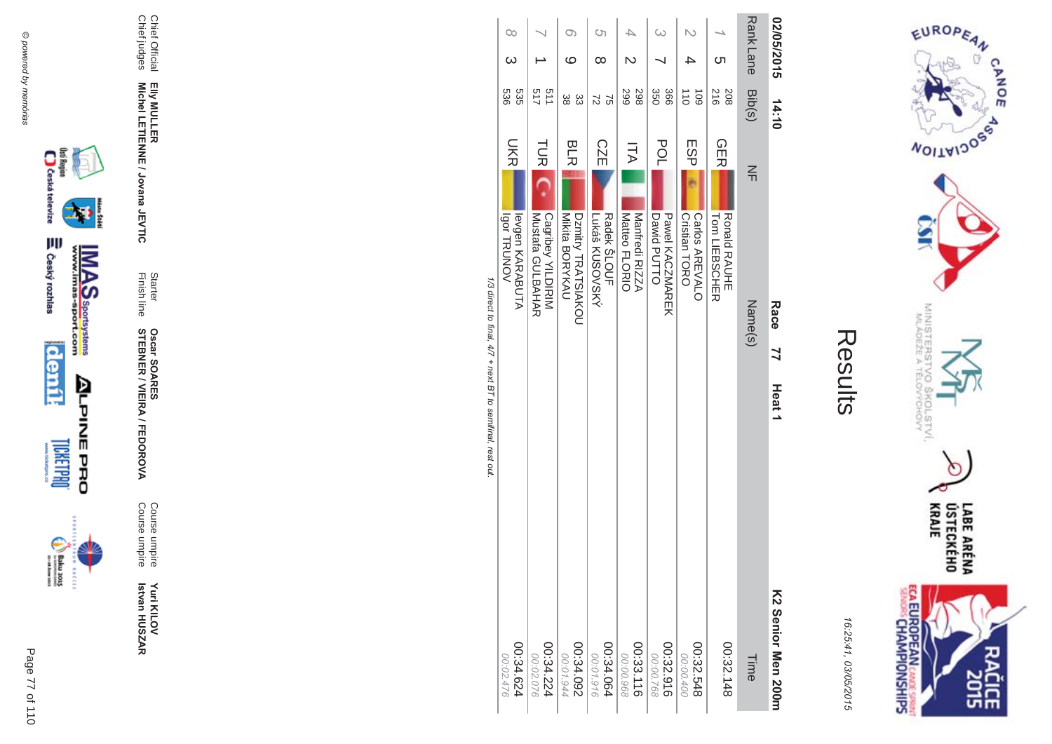# Results

16:25:41, 03/05/2015

**02/05/2015 14:10** **Race 77 Heat 1** **K2 Senior Men 200m**

| Rank | Lane | Bib(s) | NF | Name(s) | Time |
|---|---|---|---|---|---|
| 1 | 5 | 208<br>216 | GER | Ronald RAUHE<br>Tom LIEBSCHER | 00:32.148 |
| 2 | 4 | 109<br>110 | ESP | Carlos AREVALO<br>Cristian TORO | 00:32.548<br>00:00.400 |
| 3 | 7 | 366<br>350 | POL | Pawel KACZMAREK<br>Dawid PUTTO | 00:32.916<br>00:00.768 |
| 4 | 2 | 298<br>299 | ITA | Manfredi RIZZA<br>Matteo FLORIO | 00:33.116<br>00:00.968 |
| 5 | 8 | 75<br>72 | CZE | Radek ŠLOUF<br>Lukáš KUSOVSKÝ | 00:34.064<br>00:01.916 |
| 6 | 9 | 33<br>38 | BLR | Dzmitry TRATSIAKOU<br>Mikita BORYKAU | 00:34.092<br>00:01.944 |
| 7 | 1 | 511<br>517 | TUR | Cagribey YILDIRIM<br>Mustafa GULBAHAR | 00:34.224<br>00:02.076 |
| 8 | 3 | 535<br>536 | UKR | Iefgen KARABUTA<br>Igor TRUNOV | 00:34.624<br>00:02.476 |

*1/3 direct to final, 4/7 + next BT to semifinal, rest out.*

| | | | | | |
|---|---|---|---|---|---|
| Chief Official | **Elly MULLER** | Starter | **Oscar SOARES** | Course umpire | **Yuri KILOV** |
| Chief judges | **Michel LETIENNE / Jovana JEVTIC** | Finish line | **STEBNER / VIEIRA / FEDOROVA** | Course umpire | **Istvan HUSZAR** |

© powered by memorias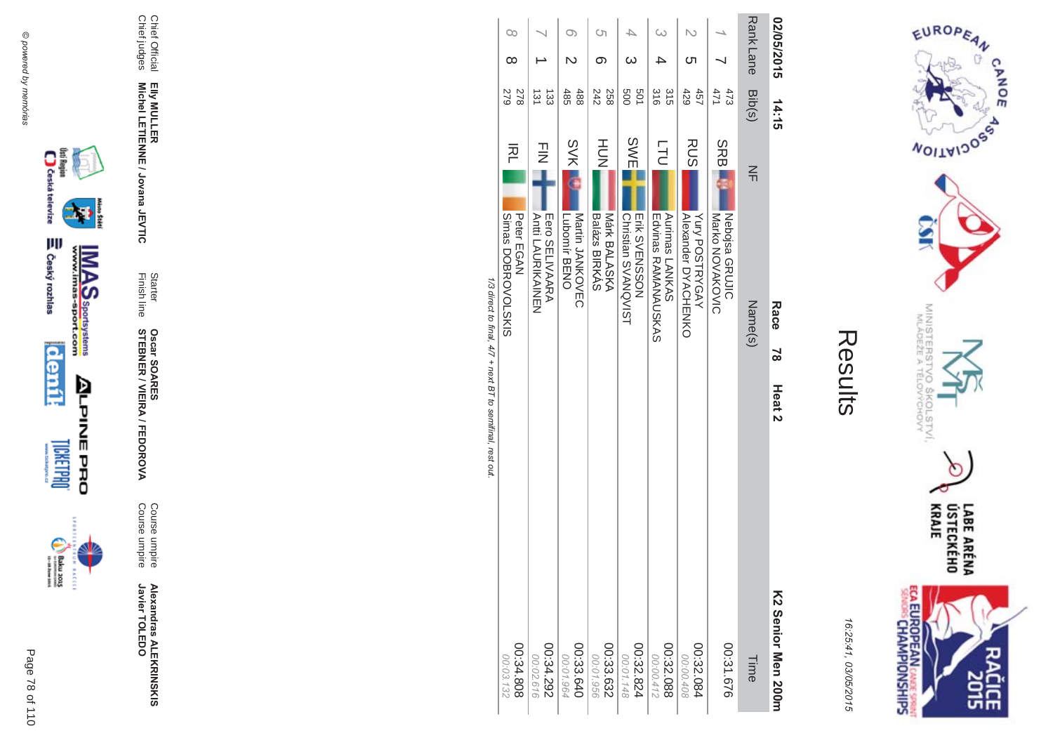# Results

16:25:41, 03/05/2015

02/05/2015 14:15 **Race 78 Heat 2** **K2 Senior Men 200m**

| Rank | Lane | Bib(s) | NF | Name(s) | Time |
|---|---|---|---|---|---|
| 1 | 7 | 473<br>471 | SRB | Nebojsa GRUJIC<br>Marko NOVAKOVIC | 00:31.676 |
| 2 | 5 | 457<br>429 | RUS | Yury POSTRYGAY<br>Alexander DYACHENKO | 00:32.084<br>00:00.408 |
| 3 | 4 | 315<br>316 | LTU | Aurimas LANKAS<br>Edvinas RAMANAUSKAS | 00:32.088<br>00:00.412 |
| 4 | 3 | 501<br>500 | SWE | Erik SVENSSON<br>Christian SVANQVIST | 00:32.824<br>00:01.148 |
| 5 | 6 | 258<br>242 | HUN | Márk BALASKA<br>Balázs BIRKÁS | 00:33.632<br>00:01.956 |
| 6 | 2 | 488<br>485 | SVK | Martin JANKOVEC<br>Lubomír BENO | 00:33.640<br>00:01.964 |
| 7 | 1 | 133<br>131 | FIN | Eero SELIVAARA<br>Antti LAURIKAINEN | 00:34.292<br>00:02.616 |
| 8 | 8 | 278<br>279 | IRL | Peter EGAN<br>Simas DOBROVOLSKIS | 00:34.808<br>00:03.132 |

*1/3 direct to final, 4/7 + next BT to semifinal, rest out.*

| | | | | | |
|---|---|---|---|---|---|
| Chief Official | **Elly MULLER** | Starter | **Oscar SOARES** | Course umpire | **Alexandras ALEKRINSKIS** |
| Chief judges | **Michel LETIENNE / Jovana JEVTIC** | Finish line | **STEBNER / VIEIRA / FEDOROVA** | Course umpire | **Javier TOLEDO** |

© powered by memorias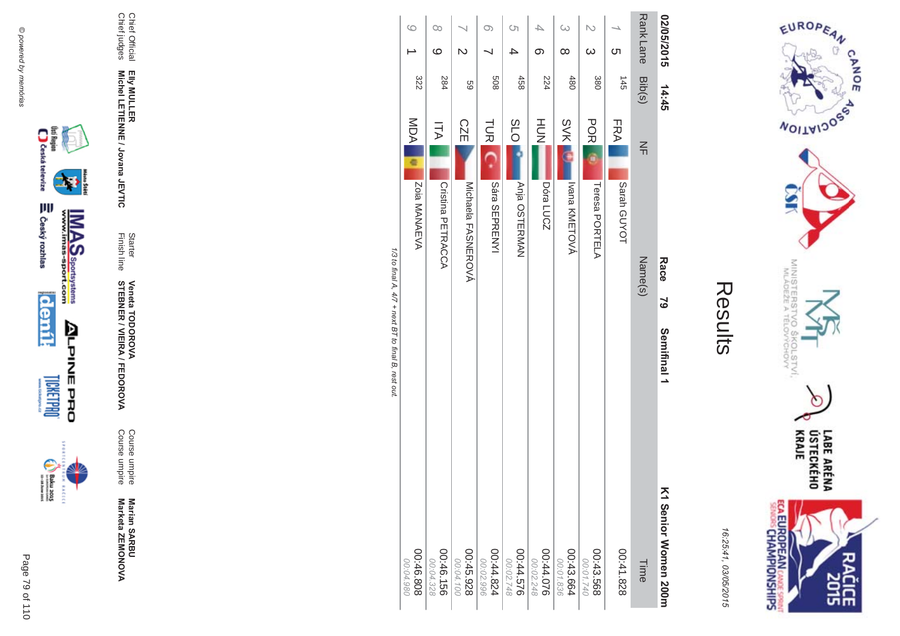# Results

16:25:41, 03/05/2015

**02/05/2015 14:45** **Race 79 Semifinal 1** **K1 Senior Women 200m**

| Rank | Lane | Bib(s) | NF | Name(s) | Time |
|---|---|---|---|---|---|
| 1 | 5 | 145 | FRA | Sarah GUYOT | 00:41.828 |
| 2 | 3 | 380 | POR | Teresa PORTELA | 00:43.568<br>00:01.740 |
| 3 | 8 | 480 | SVK | Ivana KMEťOVÁ | 00:43.664<br>00:01.836 |
| 4 | 6 | 224 | HUN | Dóra LUCZ | 00:44.076<br>00:02.248 |
| 5 | 4 | 458 | SLO | Anja OSTERMAN | 00:44.576<br>00:02.748 |
| 6 | 7 | 508 | TUR | Sára SEPRENYI | 00:44.824<br>00:02.996 |
| 7 | 2 | 59 | CZE | Michaela FASNEROVÁ | 00:45.928<br>00:04.100 |
| 8 | 9 | 284 | ITA | Cristina PETRACCA | 00:46.156<br>00:04.328 |
| 9 | 1 | 322 | MDA | Zoia MANAEVA | 00:46.808<br>00:04.980 |

*1/3 to final A, 4/7 + next BT to final B, rest out.*

Chief Official **Elly MULLER**
Chief judges **Michel LETIENNE / Jovana JEVTIC**
Starter **Veneta TODOROVA**
Finish line **STEBNER / VIEIRA / FEDOROVA**
Course umpire **Marian SARBU**
Course umpire **Marketa ZEMONOVA**

© powered by memorias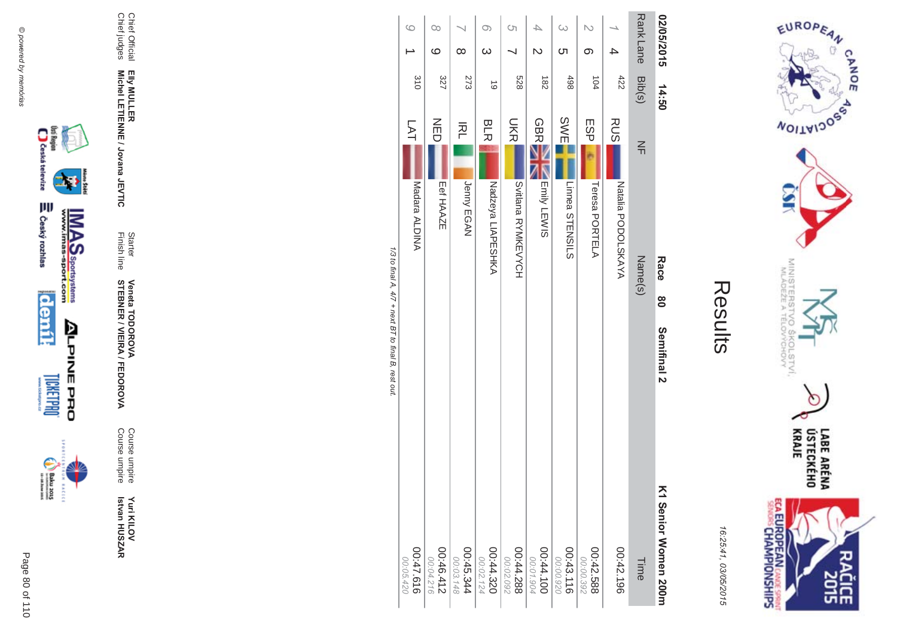# Results

16:25:41, 03/05/2015

**02/05/2015 14:50 Race 80 Semifinal 2 K1 Senior Women 200m**

| Rank | Lane | Bib(s) | NF | Name(s) | Time |
|---|---|---|---|---|---|
| 1 | 4 | 422 | RUS | Natalia PODOLSKAYA | 00:42.196 |
| 2 | 6 | 104 | ESP | Teresa PORTELA | 00:42.588<br>00:00.392 |
| 3 | 5 | 498 | SWE | Linnea STENSILS | 00:43.116<br>00:00.920 |
| 4 | 2 | 182 | GBR | Emily LEWIS | 00:44.100<br>00:01.904 |
| 5 | 7 | 528 | UKR | Svitlana RYMKEVYCH | 00:44.288<br>00:02.092 |
| 6 | 3 | 19 | BLR | Nadzeya LIAPESHKA | 00:44.320<br>00:02.124 |
| 7 | 8 | 273 | IRL | Jenny EGAN | 00:45.344<br>00:03.148 |
| 8 | 9 | 327 | NED | Eef HAAZE | 00:46.412<br>00:04.216 |
| 9 | 1 | 310 | LAT | Madara ALDINA | 00:47.616<br>00:05.420 |

*1/3 to final A, 4/7 + next BT to final B, rest out.*

| | | | | | |
|---|---|---|---|---|---|
| Chief Official | **Elly MULLER** | Starter | **Veneta TODOROVA** | Course umpire | **Yuri KILOV** |
| Chief judges | **Michel LETIENNE / Jovana JEVTIC** | Finish line | **STEBNER / VIEIRA / FEDOROVA** | Course umpire | **Istvan HUSZAR** |

© powered by memorias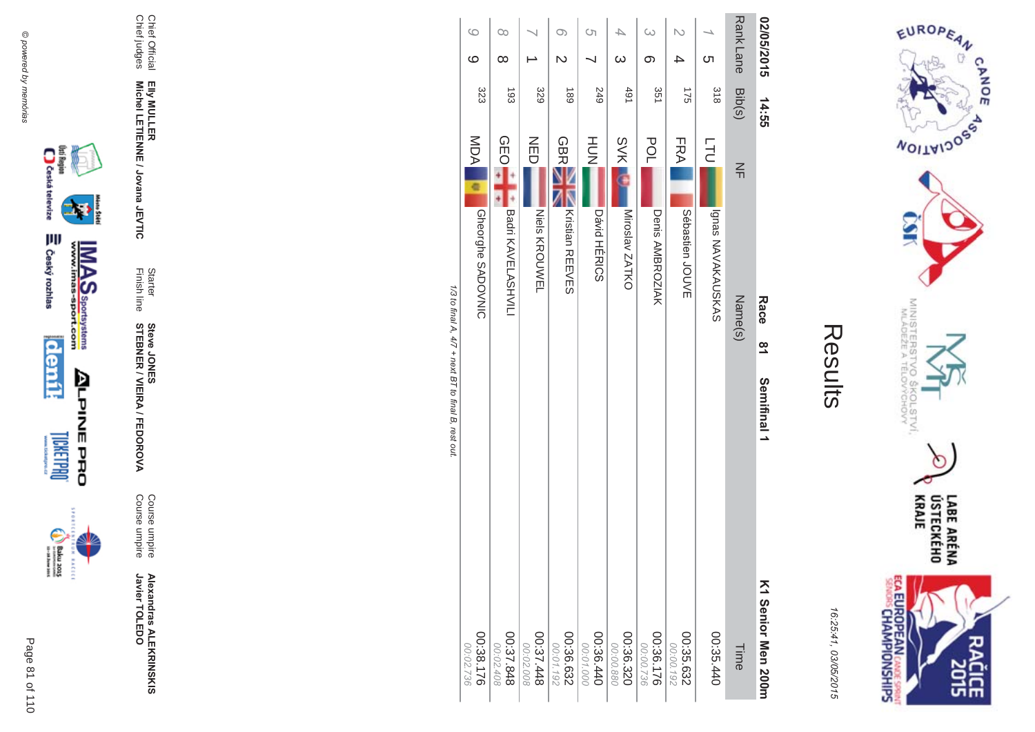# Results

02/05/2015 14:55

**Race 81 Semifinal 1 K1 Senior Men 200m**

16:25:41, 03/05/2015

| Rank | Lane | Bib(s) | NF | Name(s) | Time |
|---|---|---|---|---|---|
| 1 | 5 | 318 | LTU | Ignas NAVAKAUSKAS | 00:35.440 |
| 2 | 4 | 175 | FRA | Sébastien JOUVE | 00:35.632<br>00:00.192 |
| 3 | 6 | 351 | POL | Denis AMBROZIAK | 00:36.176<br>00:00.736 |
| 4 | 3 | 491 | SVK | Miroslav ZATKO | 00:36.320<br>00:00.880 |
| 5 | 7 | 249 | HUN | Dávid HÉRICS | 00:36.440<br>00:01.000 |
| 6 | 2 | 189 | GBR | Kristian REEVES | 00:36.632<br>00:01.192 |
| 7 | 1 | 329 | NED | Niels KROUWEL | 00:37.448<br>00:02.008 |
| 8 | 8 | 193 | GEO | Badri KAVELASHVILI | 00:37.848<br>00:02.408 |
| 9 | 9 | 323 | MDA | Gheorghe SADOVNIC | 00:38.176<br>00:02.736 |

*1/3 to final A, 4/7 + next BT to final B, rest out.*

Chief Official **Elly MULLER**
Chief judges **Michel LETIENNE / Jovana JEVTIC**
Starter **Steve JONES**
Finish line **STEBNER / VIEIRA / FEDOROVA**
Course umpire **Alexandras ALEKRINSKIS**
Course umpire **Javier TOLEDO**

© powered by memorias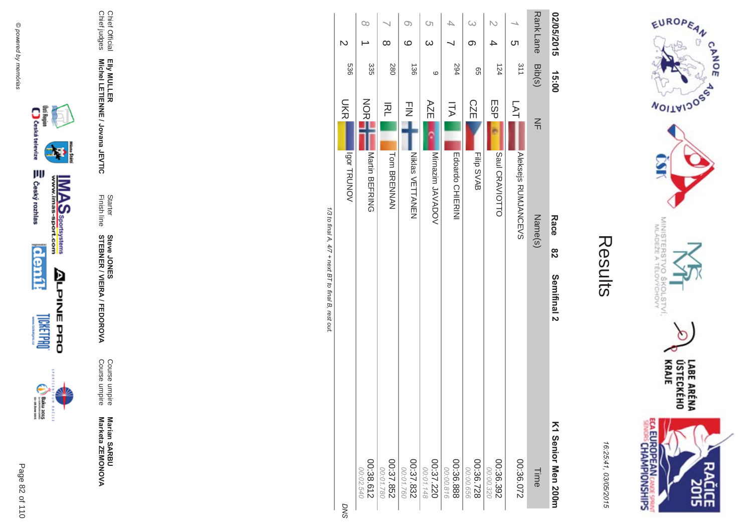# Results

16:25:41, 03/05/2015

**02/05/2015 15:00** **Race 82 Semifinal 2** **K1 Senior Men 200m**

| Rank | Lane | Bib(s) | NF | Name(s) | Time |
|---|---|---|---|---|---|
| 1 | 5 | 311 | LAT | Aleksejs RUMJANCEVS | 00:36.072 |
| 2 | 4 | 124 | ESP | Saul CRAVIOTTO | 00:36.392<br>00:00.320 |
| 3 | 6 | 65 | CZE | Filip SVAB | 00:36.728<br>00:00.656 |
| 4 | 7 | 294 | ITA | Edoardo CHIERINI | 00:36.888<br>00:00.816 |
| 5 | 3 | 9 | AZE | Mirnazim JAVADOV | 00:37.220<br>00:01.148 |
| 6 | 9 | 136 | FIN | Niklas VETTANEN | 00:37.832<br>00:01.760 |
| 7 | 8 | 280 | IRL | Tom BRENNAN | 00:37.852<br>00:01.780 |
| 8 | 1 | 335 | NOR | Martin BEFRING | 00:38.612<br>00:02.540 |
| | 2 | 536 | UKR | Igor TRUNOV | DNS |

*1/3 to final A, 4/7 + next BT to final B, rest out.*

| | | | | | |
|---|---|---|---|---|---|
| Chief Official | Elly MULLER | Starter | Steve JONES | Course umpire | Marian SARBU |
| Chief judges | Michel LETIENNE / Jovana JEVTIC | Finish line | STEBNER / VIEIRA / FEDOROVA | Course umpire | Marketa ZEMONOVA |

© powered by memórias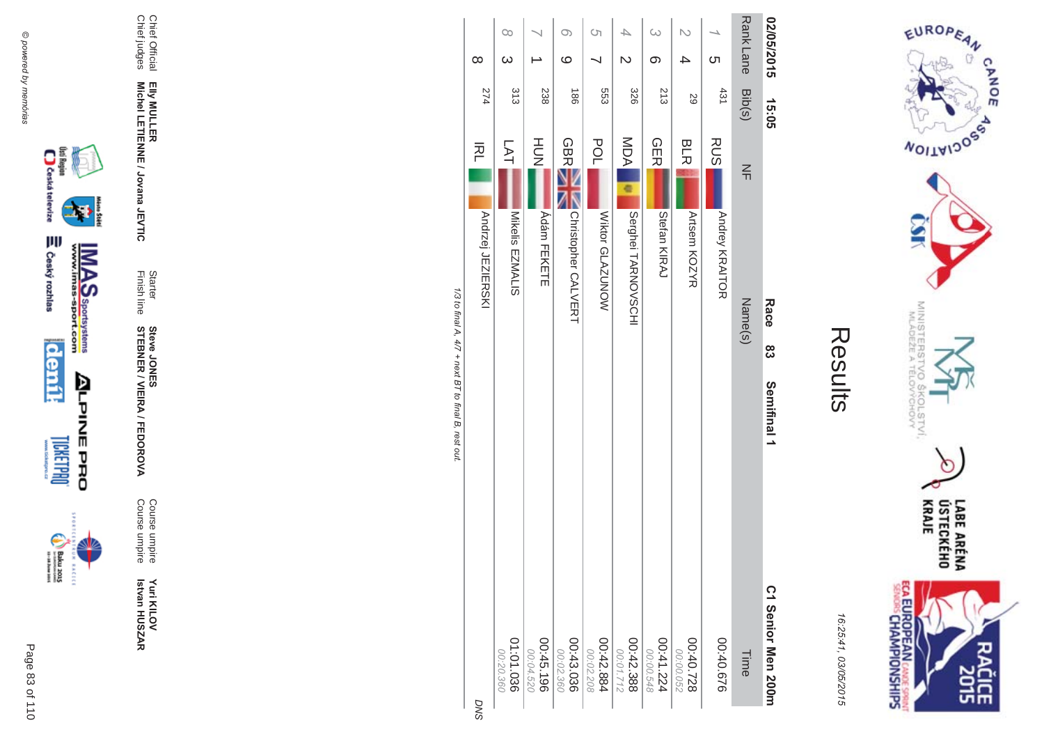# Results

16:25:41, 03/05/2015

**02/05/2015 15:05 Race 83 Semifinal 1 C1 Senior Men 200m**

| Rank | Lane | Bib(s) | NF | Name(s) | Time |
|---|---|---|---|---|---|
| 1 | 5 | 431 | RUS | Andrey KRAITOR | 00:40.676 |
| 2 | 4 | 29 | BLR | Artsem KOZYR | 00:40.728<br>00:00.052 |
| 3 | 6 | 213 | GER | Stefan KIRAJ | 00:41.224<br>00:00.548 |
| 4 | 2 | 326 | MDA | Serghei TARNOVSCHI | 00:42.388<br>00:01.712 |
| 5 | 7 | 553 | POL | Wiktor GLAZUNOW | 00:42.884<br>00:02.208 |
| 6 | 9 | 186 | GBR | Christopher CALVERT | 00:43.036<br>00:02.360 |
| 7 | 1 | 238 | HUN | Ádám FEKETE | 00:45.196<br>00:04.520 |
| 8 | 3 | 313 | LAT | Mikelis EZMALIS | 01:01.036<br>00:20.360 |
|  | 8 | 274 | IRL | Andrzej JEZIERSKI | DNS |

*1/3 to final A, 4/7 + next BT to final B, rest out.*

Chief Official **Elly MULLER** Starter **Steve JONES** Course umpire **Yuri KILOV**

Chief judges **Michel LETIENNE / Jovana JEVTIC** Finish line **STEBNER / VIEIRA / FEDOROVA** Course umpire **Istvan HUSZAR**

© powered by memorias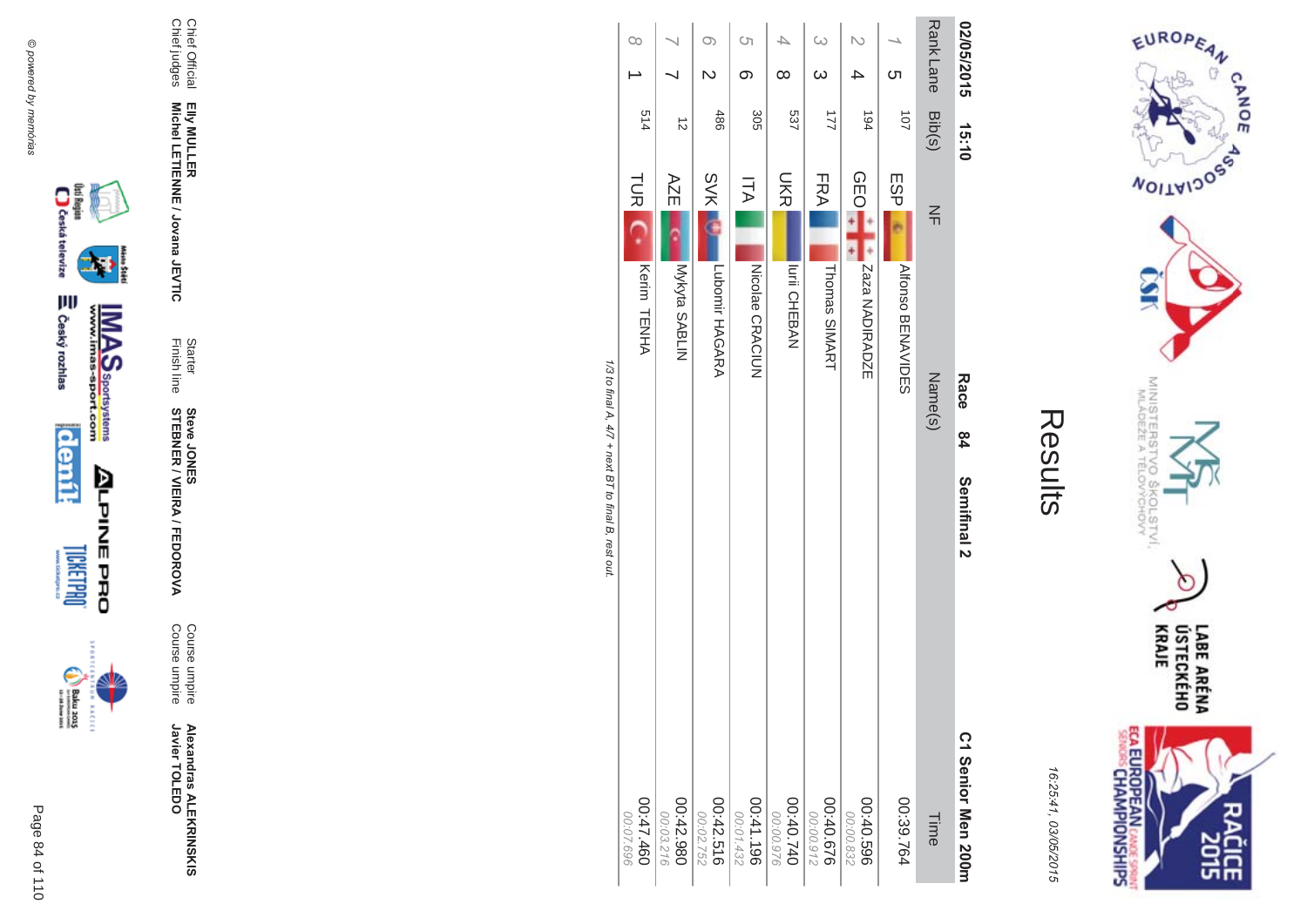# Results

16:25:41, 03/05/2015

**02/05/2015 15:10** **Race 84** **Semifinal 2** **C1 Senior Men 200m**

| Rank | Lane | Bib(s) | NF | Name(s) | Time |
|---|---|---|---|---|---|
| 1 | 5 | 107 | ESP | Alfonso BENAVIDES | 00:39.764 |
| 2 | 4 | 194 | GEO | Zaza NADIRADZE | 00:40.596<br>00:00.832 |
| 3 | 3 | 177 | FRA | Thomas SIMART | 00:40.676<br>00:00.912 |
| 4 | 8 | 537 | UKR | Iurii CHEBAN | 00:40.740<br>00:00.976 |
| 5 | 6 | 305 | ITA | Nicolae CRACIUN | 00:41.196<br>00:01.432 |
| 6 | 2 | 486 | SVK | Lubomir HAGARA | 00:42.516<br>00:02.752 |
| 7 | 7 | 12 | AZE | Mykyta SABLIN | 00:42.980<br>00:03.216 |
| 8 | 1 | 514 | TUR | Kerim TENHA | 00:47.460<br>00:07.696 |

*1/3 to final A, 4/7 + next BT to final B, rest out.*

| | | | | | |
|---|---|---|---|---|---|
| Chief Official | **Elly MULLER** | Starter | **Steve JONES** | Course umpire | **Alexandras ALEKRINSKIS** |
| Chief judges | **Michel LETIENNE / Jovana JEVTIC** | Finish line | **STEBNER / VIEIRA / FEDOROVA** | Course umpire | **Javier TOLEDO** |

© powered by memórias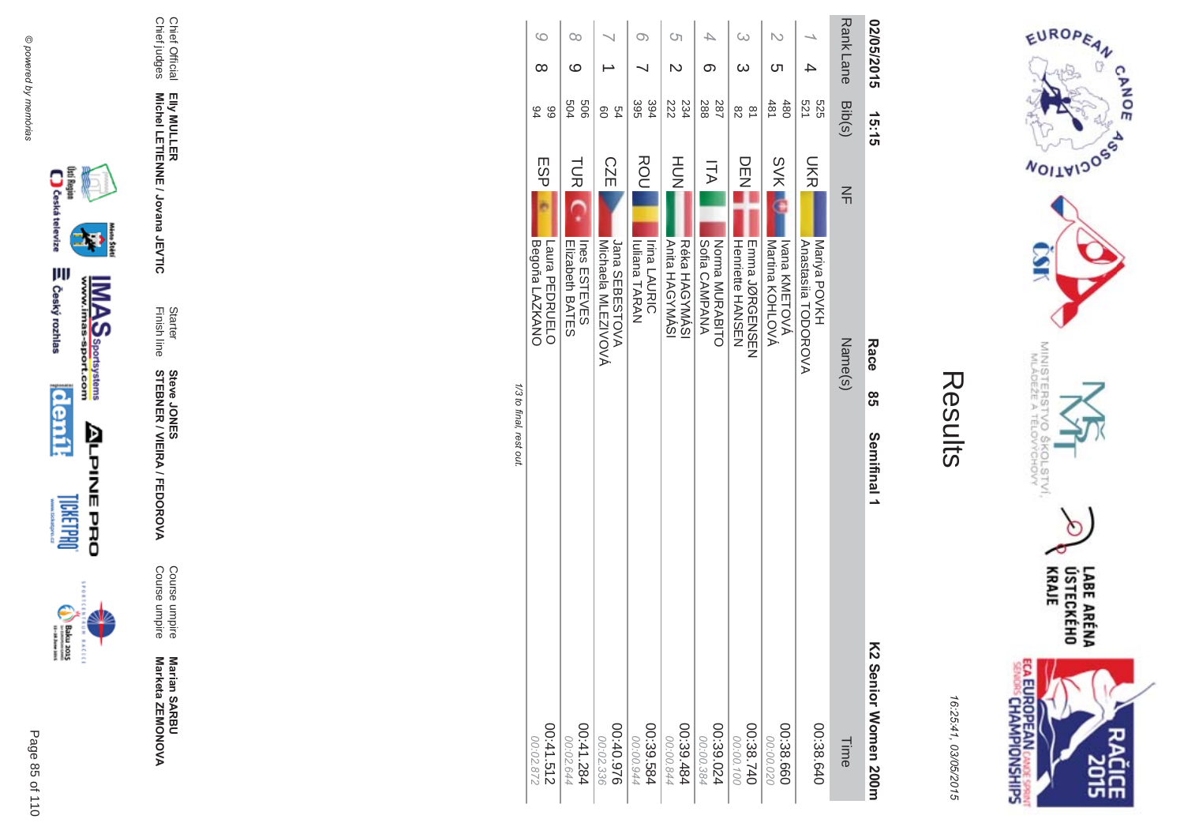# Results

16:25:41, 03/05/2015

**02/05/2015 15:15** **Race 85 Semifinal 1** **K2 Senior Women 200m**

| Rank | Lane | Bib(s) | NF | Name(s) | Time |
|---|---|---|---|---|---|
| 1 | 4 | 525<br>521 | UKR | Mariya POVKH<br>Anastasiia TODOROVA | 00:38.640 |
| 2 | 5 | 480<br>481 | SVK | Ivana KMEŤOVÁ<br>Martina KOHLOVÁ | 00:38.660<br>00:00.020 |
| 3 | 3 | 81<br>82 | DEN | Emma JØRGENSEN<br>Henriette HANSEN | 00:38.740<br>00:00.100 |
| 4 | 6 | 287<br>288 | ITA | Norma MURABITO<br>Sofia CAMPANA | 00:39.024<br>00:00.384 |
| 5 | 2 | 234<br>222 | HUN | Réka HAGYMÁSI<br>Anita HAGYMÁSI | 00:39.484<br>00:00.844 |
| 6 | 7 | 394<br>395 | ROU | Irina LAURIC<br>Iuliana TARAN | 00:39.584<br>00:00.944 |
| 7 | 1 | 54<br>60 | CZE | Jana SEBESTOVA<br>Michaela MLEZIVOVÁ | 00:40.976<br>00:02.336 |
| 8 | 9 | 506<br>504 | TUR | Ines ESTEVES<br>Elizabeth BATES | 00:41.284<br>00:02.644 |
| 9 | 8 | 99<br>94 | ESP | Laura PEDRUELO<br>Begoña LAZKANO | 00:41.512<br>00:02.872 |

*1/3 to final, rest out.*

| | | | | | |
|---|---|---|---|---|---|
| Chief Official | Elly MULLER | Starter | Steve JONES | Course umpire | Marian SARBU |
| Chief judges | Michel LETIENNE / Jovana JEVTIC | Finish line | STEBNER / VIEIRA / FEDOROVA | Course umpire | Marketa ZEMONOVA |

© powered by memorias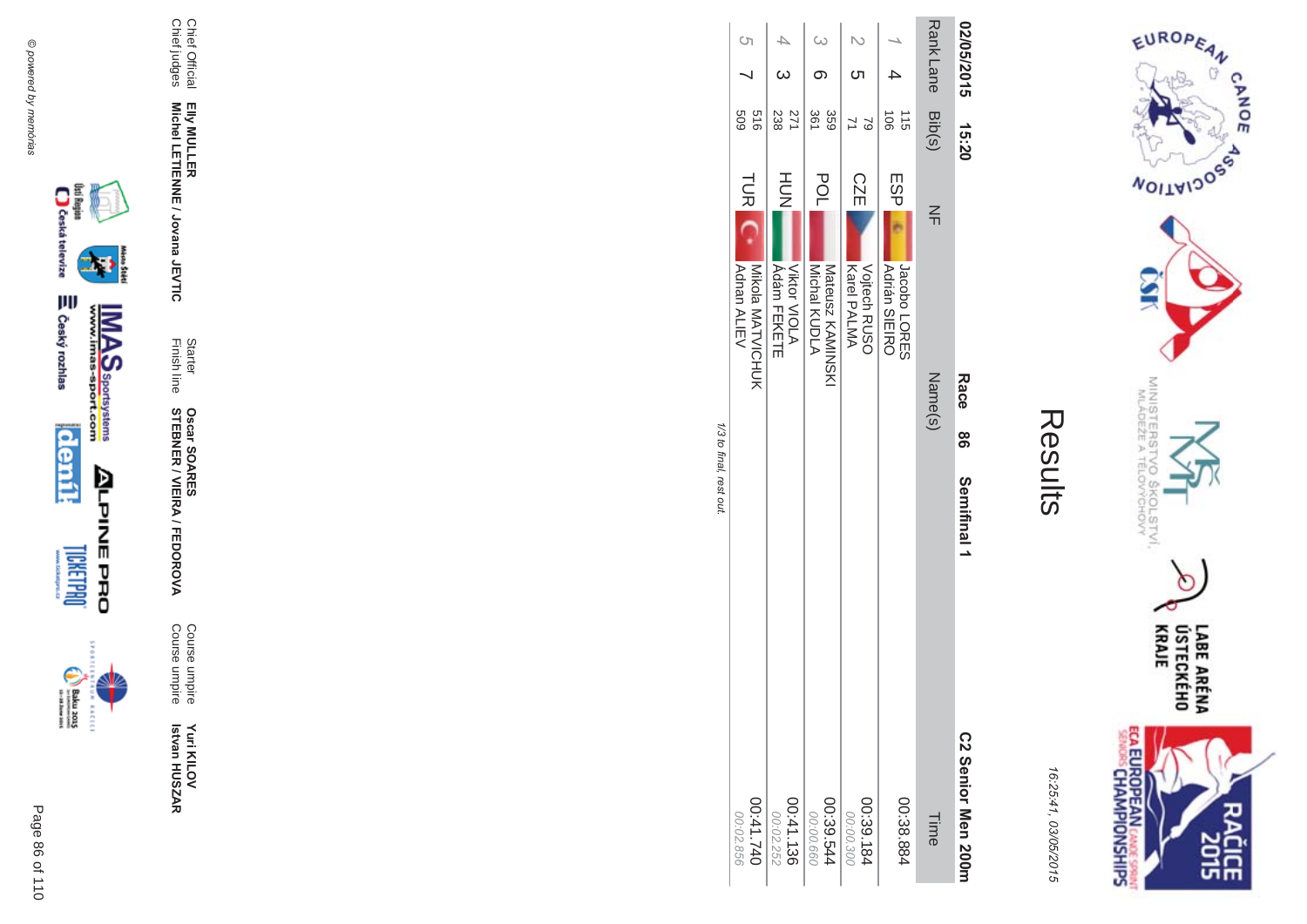# Results

16:25:41, 03/05/2015

**02/05/2015 15:20** **Race 86 Semifinal 1** **C2 Senior Men 200m**

| Rank | Lane | Bib(s) | NF | Name(s) | Time |
|---|---|---|---|---|---|
| 1 | 4 | 115<br>106 | ESP | Jacobo LORES<br>Adrián SIEIRO | 00:38.884 |
| 2 | 5 | 79<br>71 | CZE | Vojtech RUSO<br>Karel PALMA | 00:39.184<br>00:00.300 |
| 3 | 6 | 359<br>361 | POL | Mateusz KAMINSKI<br>Michal KUDLA | 00:39.544<br>00:00.660 |
| 4 | 3 | 271<br>238 | HUN | Viktor VIOLA<br>Ádám FEKETE | 00:41.136<br>00:02.252 |
| 5 | 7 | 516<br>509 | TUR | Mikola MATVICHUK<br>Adnan ALIEV | 00:41.740<br>00:02.856 |

*1/3 to final, rest out.*

Chief Official **Elly MULLER**
Chief judges **Michel LETIENNE / Jovana JEVTIC**

Starter **Oscar SOARES**
Finish line **STEBNER / VIEIRA / FEDOROVA**

Course umpire **Yuri KILOV**
Course umpire **Istvan HUSZAR**

© powered by memorias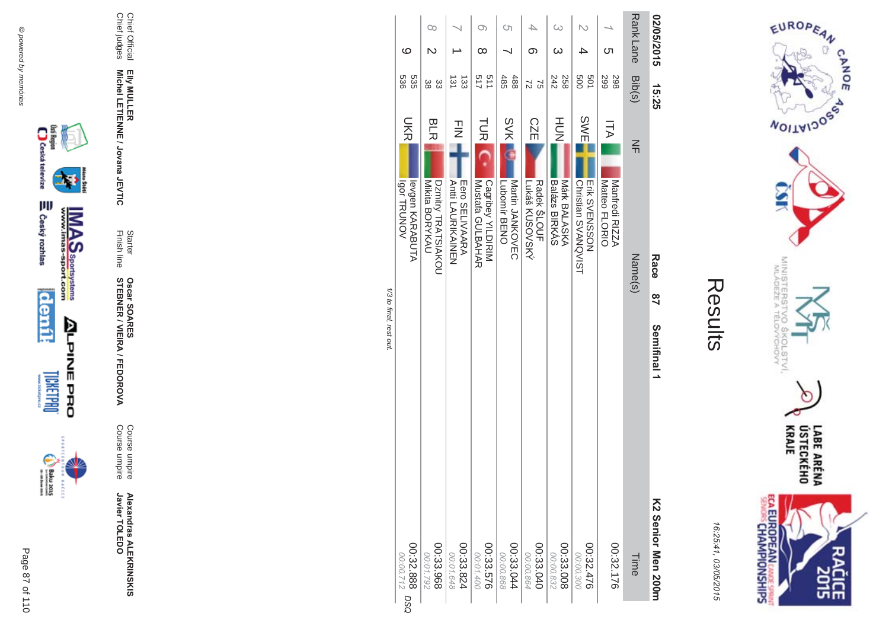# Results

16:25:41, 03/05/2015

**02/05/2015 15:25** **Race 87** **Semifinal 1** **K2 Senior Men 200m**

| Rank | Lane | Bib(s) | NF | Name(s) | Time |
|---|---|---|---|---|---|
| 1 | 5 | 298 / 299 | ITA | Manfredi RIZZA / Matteo FLORIO | 00:32.176 |
| 2 | 4 | 501 / 500 | SWE | Erik SVENSSON / Christian SVANQVIST | 00:32.476 / 00:00.300 |
| 3 | 3 | 258 / 242 | HUN | Márk BALASKA / Balázs BIRKÁS | 00:33.008 / 00:00.832 |
| 4 | 6 | 75 / 72 | CZE | Radek ŠLOUF / Lukáš KUSOVSKÝ | 00:33.040 / 00:00.864 |
| 5 | 7 | 488 / 485 | SVK | Martin JANKOVEC / Lubomír BENO | 00:33.044 / 00:00.868 |
| 6 | 8 | 511 / 517 | TUR | Cagribey YILDIRIM / Mustafa GULBAHAR | 00:33.576 / 00:01.400 |
| 7 | 1 | 133 / 131 | FIN | Eero SELIVAARA / Antti LAURIKAINEN | 00:33.824 / 00:01.648 |
| 8 | 2 | 33 / 38 | BLR | Dzmitry TRATSIAKOU / Mikita BORYKAU | 00:33.968 / 00:01.792 |
| 9 | | 535 / 536 | UKR | Ievgen KARABUTA / Igor TRUNOV | 00:32.888 / 00:00.712 DSQ |

*1/3 to final, rest out.*

| | | | | | |
|---|---|---|---|---|---|
| Chief Official | **Elly MULLER** | Starter | **Oscar SOARES** | Course umpire | **Alexandras ALEKRINSKIS** |
| Chief judges | **Michel LETIENNE / Jovana JEVTIC** | Finish line | **STEBNER / VIEIRA / FEDOROVA** | Course umpire | **Javier TOLEDO** |

© powered by memórias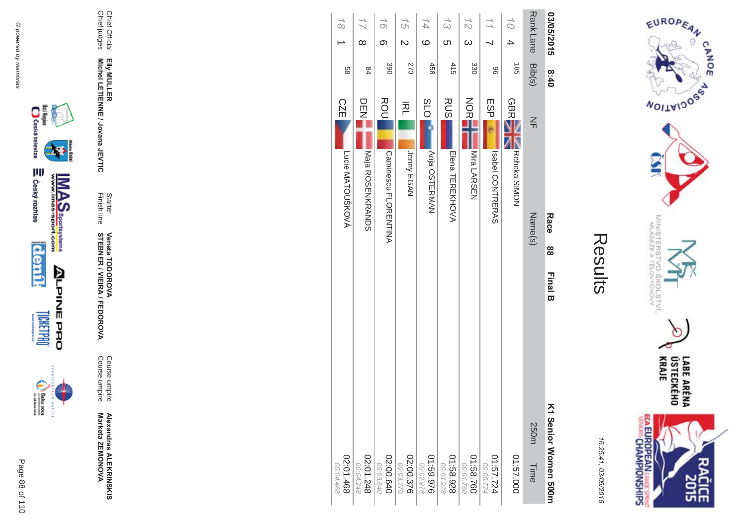# Results

16:25:41, 03/05/2015

**03/05/2015 8:40** **Race 88 Final B** **K1 Senior Women 500m**

| Rank | Lane | Bib(s) | NF | Name(s) | 250m | Time |
|---|---|---|---|---|---|---|
| 10 | 4 | 185 | GBR | Rebeka SIMON | | 01:57.000 |
| 11 | 7 | 96 | ESP | Isabel CONTRERAS | | 01:57.724<br>00:00.724 |
| 12 | 3 | 330 | NOR | Mira LARSEN | | 01:58.760<br>00:01.760 |
| 13 | 5 | 415 | RUS | Elena TEREKHOVA | | 01:58.928<br>00:01.928 |
| 14 | 9 | 458 | SLO | Anja OSTERMAN | | 01:59.976<br>00:02.976 |
| 15 | 2 | 273 | IRL | Jenny EGAN | | 02:00.376<br>00:03.376 |
| 16 | 6 | 390 | ROU | Caminescu FLORENTINA | | 02:00.640<br>00:03.640 |
| 17 | 8 | 84 | DEN | Maja ROSENKRANDS | | 02:01.248<br>00:04.248 |
| 18 | 1 | 58 | CZE | Lucie MATOUŠKOVÁ | | 02:01.468<br>00:04.468 |

Chief Official **Elly MULLER**
Chief judges **Michel LETIENNE / Jovana JEVTIC**
Starter **Veneta TODOROVA**
Finish line **STEBNER / VIEIRA / FEDOROVA**
Course umpire **Alexandras ALEKRINSKIS**
Course umpire **Marketa ZEMONOVA**

© powered by memorias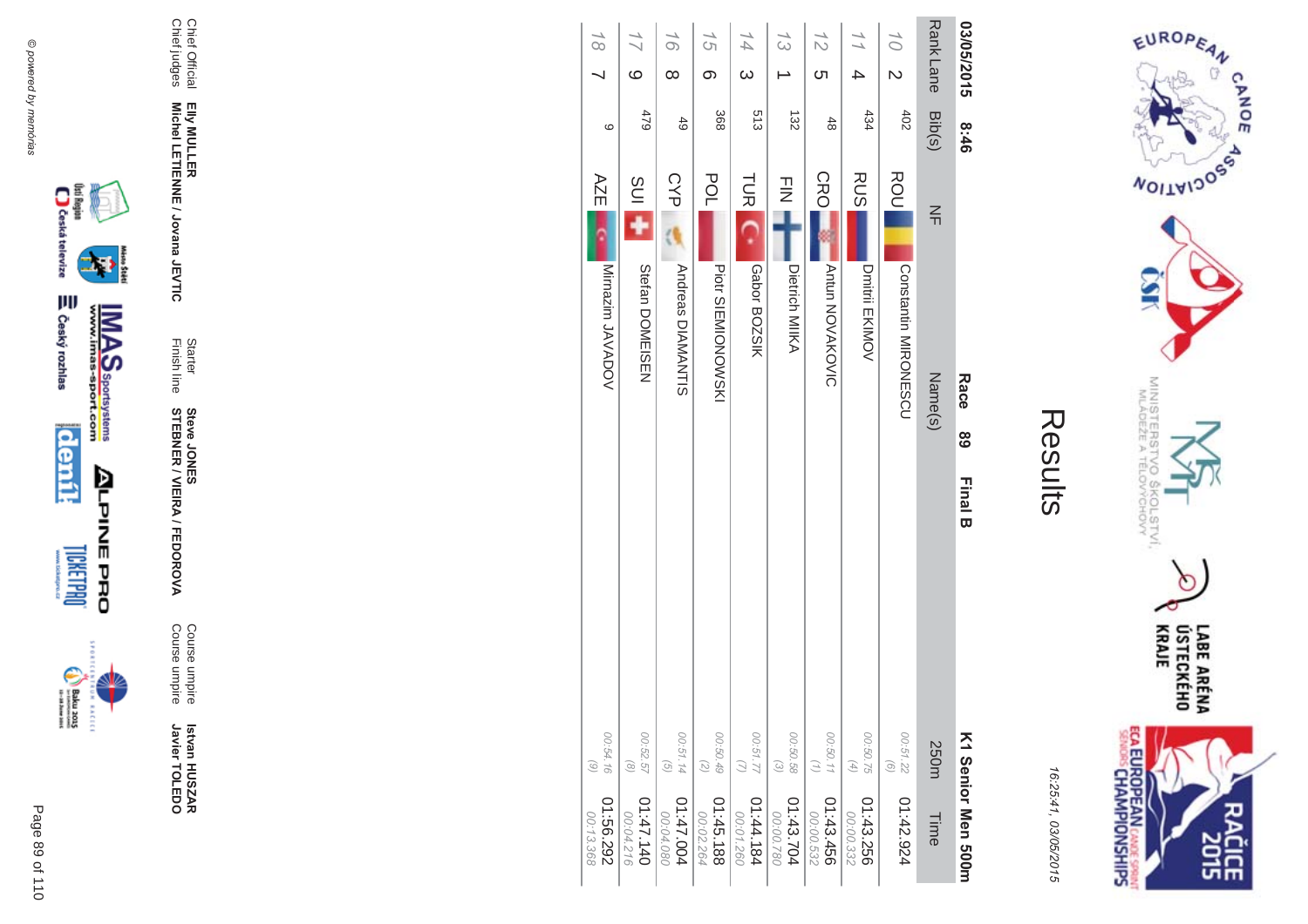# Results

16:25:41, 03/05/2015

03/05/2015 8:46

**Race 89 Final B**

**K1 Senior Men 500m**

| Rank | Lane | Bib(s) | NF | Name(s) | 250m | Time |
|---|---|---|---|---|---|---|
| 10 | 2 | 402 | ROU | Constantin MIRONESCU | 00:51.22 (6) | 01:42.924 |
| 11 | 4 | 434 | RUS | Dmitrii EKIMOV | 00:50.75 (4) | 01:43.256 00:00.332 |
| 12 | 5 | 48 | CRO | Antun NOVAKOVIC | 00:50.11 (1) | 01:43.456 00:00.532 |
| 13 | 1 | 132 | FIN | Dietrich MIKA | 00:50.58 (3) | 01:43.704 00:00.780 |
| 14 | 3 | 513 | TUR | Gabor BOZSIK | 00:51.77 (7) | 01:44.184 00:01.260 |
| 15 | 6 | 368 | POL | Piotr SIEMIONOWSKI | 00:50.49 (2) | 01:45.188 00:02.264 |
| 16 | 8 | 49 | CYP | Andreas DIAMANTIS | 00:51.14 (5) | 01:47.004 00:04.080 |
| 17 | 9 | 479 | SUI | Stefan DOMEISEN | 00:52.57 (8) | 01:47.140 00:04.216 |
| 18 | 7 | 9 | AZE | Mirmazim JAVADOV | 00:54.16 (9) | 01:56.292 00:13.368 |

Chief Official **Elly MULLER**
Chief judges **Michel LETIENNE / Jovana JEVTIC**
Starter **Steve JONES**
Finish line **STEBNER / VIEIRA / FEDOROVA**
Course umpire **Istvan HUSZAR**
Course umpire **Javier TOLEDO**

© powered by memorias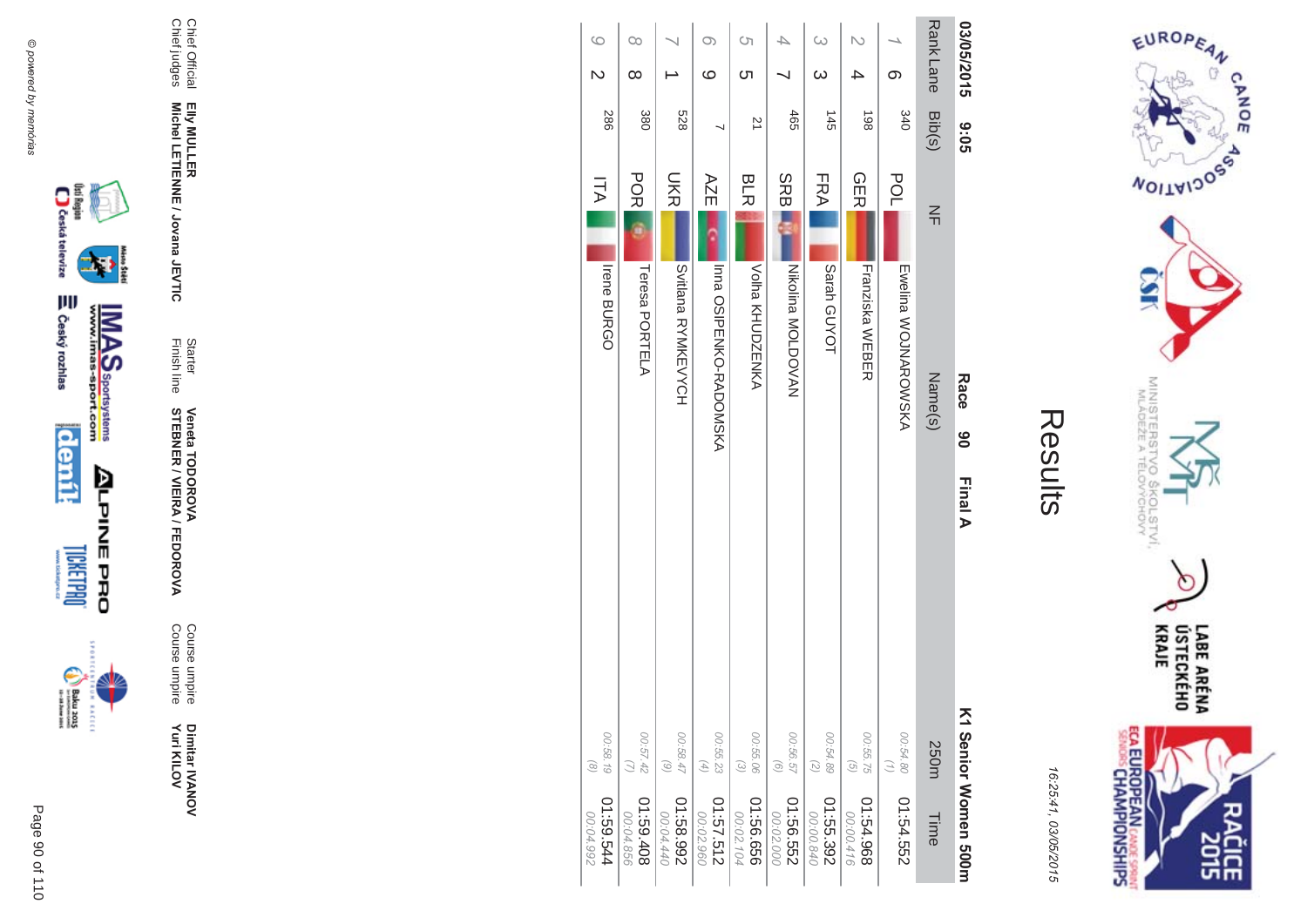# Results

03/05/2015 9:05 **Race 90 Final A** **K1 Senior Women 500m**

| Rank | Lane | Bib(s) | NF | Name(s) | 250m | Time |
|---|---|---|---|---|---|---|
| 1 | 6 | 340 | POL | Ewelina WOJNAROWSKA | 00:54.80 (1) | 01:54.552 |
| 2 | 4 | 198 | GER | Franziska WEBER | 00:55.75 (5) | 01:54.968 00:00.416 |
| 3 | 3 | 145 | FRA | Sarah GUYOT | 00:54.89 (2) | 01:55.392 00:00.840 |
| 4 | 7 | 465 | SRB | Nikolina MOLDOVAN | 00:56.57 (6) | 01:56.552 00:02.000 |
| 5 | 5 | 21 | BLR | Volha KHUDZENKA | 00:55.06 (3) | 01:56.656 00:02.104 |
| 6 | 9 | 7 | AZE | Inna OSIPENKO-RADOMSKA | 00:55.23 (4) | 01:57.512 00:02.960 |
| 7 | 1 | 528 | UKR | Svitlana RYMKEVYCH | 00:58.47 (9) | 01:58.992 00:04.440 |
| 8 | 8 | 380 | POR | Teresa PORTELA | 00:57.42 (7) | 01:59.408 00:04.856 |
| 9 | 2 | 286 | ITA | Irene BURGO | 00:58.19 (8) | 01:59.544 00:04.992 |

Chief Official **Elly MULLER**
Chief judges **Michel LETIENNE / Jovana JEVTIC**
Starter **Veneta TODOROVA**
Finish line **STEBNER / VIEIRA / FEDOROVA**
Course umpire **Dimitar IVANOV**
Course umpire **Yuri KILOV**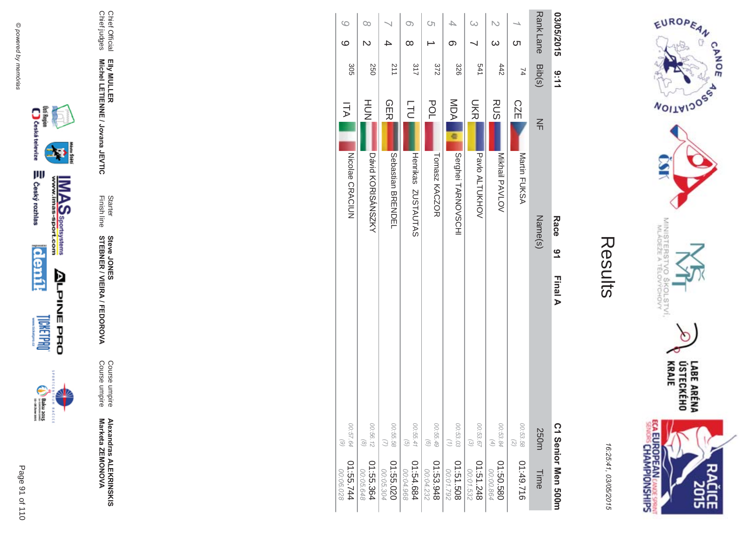# Results

16:25:41, 03/05/2015

**03/05/2015 9:11** **Race 91 Final A** **C1 Senior Men 500m**

| Rank | Lane | Bib(s) | NF | Name(s) | 250m | Time |
|---|---|---|---|---|---|---|
| 1 | 5 | 74 | CZE | Martin FUKSA | 00:53.58 (2) | 01:49.716 |
| 2 | 3 | 442 | RUS | Mikhail PAVLOV | 00:53.84 (4) | 01:50.580 00:00.864 |
| 3 | 7 | 541 | UKR | Pavlo ALTUKHOV | 00:53.67 (3) | 01:51.248 00:01.532 |
| 4 | 6 | 326 | MDA | Serghei TARNOVSCHI | 00:53.03 (1) | 01:51.508 00:01.792 |
| 5 | 1 | 372 | POL | Tomasz KACZOR | 00:55.49 (6) | 01:53.948 00:04.232 |
| 6 | 8 | 317 | LTU | Henrikas ZUSTAUTAS | 00:55.41 (5) | 01:54.684 00:04.968 |
| 7 | 4 | 211 | GER | Sebastian BRENDEL | 00:55.58 (7) | 01:55.020 00:05.304 |
| 8 | 2 | 250 | HUN | Dávid KORISÁNSZKY | 00:56.12 (8) | 01:55.364 00:05.648 |
| 9 | 9 | 305 | ITA | Nicolae CRACIUN | 00:57.64 (9) | 01:55.744 00:06.028 |

Chief Official **Elly MULLER**
Chief judges **Michel LETIENNE / Jovana JEVTIC**

Starter **Steve JONES**
Finish line **STEBNER / VIEIRA / FEDOROVA**

Course umpire **Alexandras ALEKRINSKIS**
Course umpire **Marketa ZEMONOVA**

© powered by memorias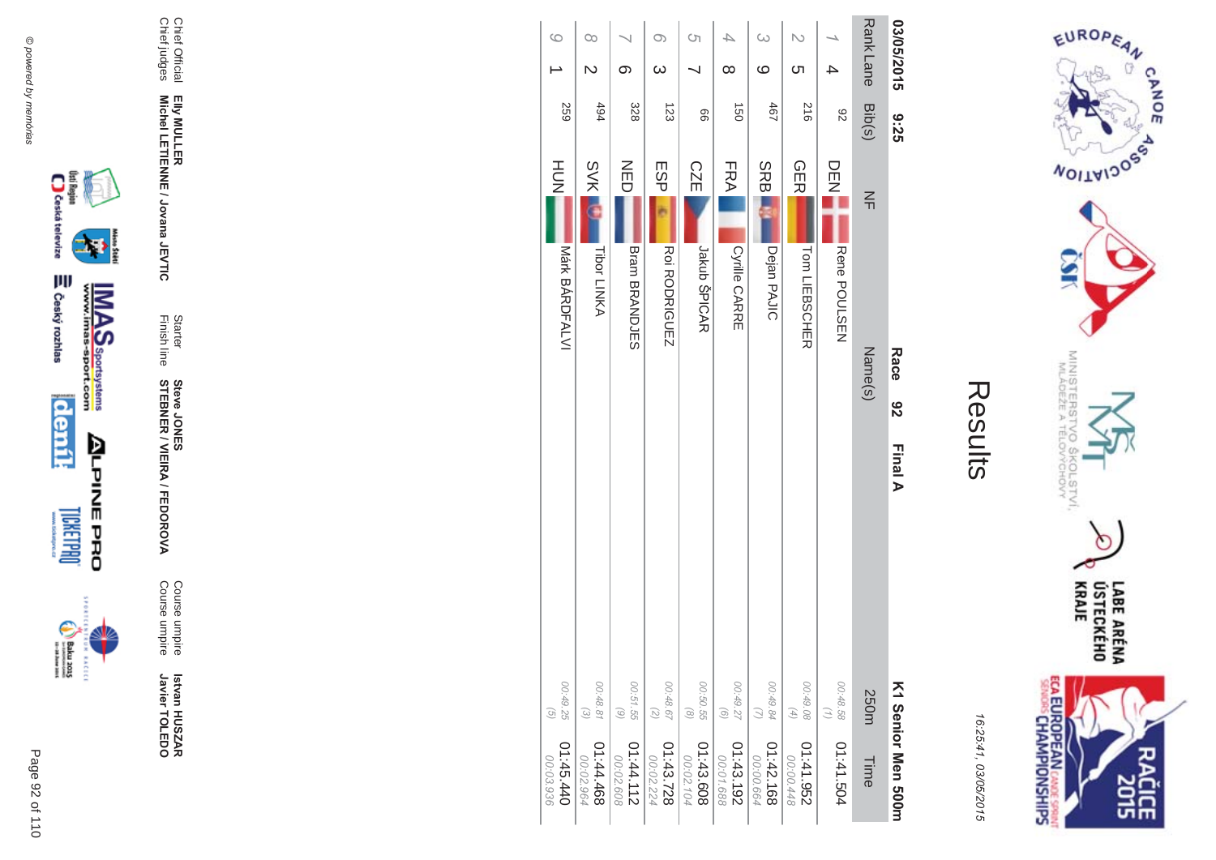# Results

16:25:41, 03/05/2015

03/05/2015 9:25 **Race 92 Final A** **K1 Senior Men 500m**

| Rank | Lane | Bib(s) | NF | Name(s) | 250m | Time |
|---|---|---|---|---|---|---|
| 1 | 4 | 92 | DEN | Rene POULSEN | 00:48.58 (1) | 01:41.504 |
| 2 | 5 | 216 | GER | Tom LIEBSCHER | 00:49.08 (4) | 01:41.952 00:00.448 |
| 3 | 9 | 467 | SRB | Dejan PAJIC | 00:49.84 (7) | 01:42.168 00:00.664 |
| 4 | 8 | 150 | FRA | Cyrille CARRE | 00:49.27 (6) | 01:43.192 00:01.688 |
| 5 | 7 | 66 | CZE | Jakub ŠPICAR | 00:50.55 (8) | 01:43.608 00:02.104 |
| 6 | 3 | 123 | ESP | Roi RODRIGUEZ | 00:48.67 (2) | 01:43.728 00:02.224 |
| 7 | 6 | 328 | NED | Bram BRANDJES | 00:51.55 (9) | 01:44.112 00:02.608 |
| 8 | 2 | 494 | SVK | Tibor LINKA | 00:48.81 (3) | 01:44.468 00:02.964 |
| 9 | 1 | 259 | HUN | Márk BÁRDFALVI | 00:49.25 (5) | 01:45.440 00:03.936 |

Chief Official **Elly MULLER**
Chief judges **Michel LETIENNE / Jovana JEVTIC**
Starter **Steve JONES**
Finish line **STEBNER / VIEIRA / FEDOROVA**
Course umpire **Istvan HUSZAR**
Course umpire **Javier TOLEDO**

© powered by memorias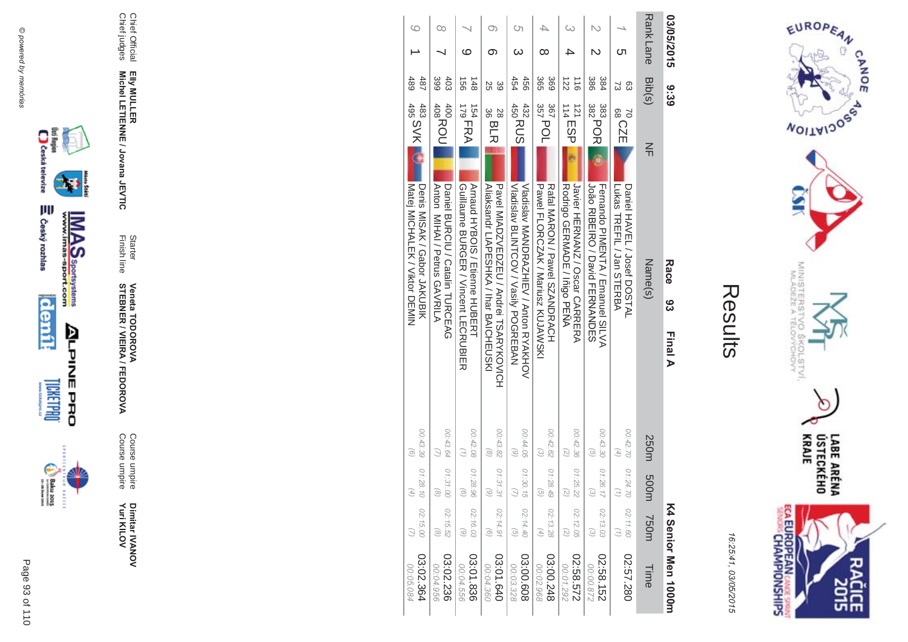# Results

16:25:41, 03/05/2015

03/05/2015 9:39 **Race 93 Final A** **K4 Senior Men 1000m**

| Rank | Lane | Bib(s) | NF | Name(s) | 250m | 500m | 750m | Time |
|---|---|---|---|---|---|---|---|---|
| 1 | 5 | 63 70 73 68 | CZE | Daniel HAVEL / Josef DOSTAL<br>Lukas TREFIL / Jan STERBA | 00:42.70 (4) | 01:24.70 (1) | 02:11.60 (1) | 02:57.280 |
| 2 | 2 | 384 383 386 382 | POR | Fernando PIMENTA / Emanuel SILVA<br>João RIBEIRO / David FERNANDES | 00:43.30 (5) | 01:26.17 (3) | 02:13.03 (3) | 02:58.152<br>00:00.872 |
| 3 | 4 | 116 121 122 114 | ESP | Javier HERNANZ / Oscar CARRERA<br>Rodrigo GERMADE / Iñigo PEÑA | 00:42.36 (2) | 01:25.22 (2) | 02:12.05 (2) | 02:58.572<br>00:01.292 |
| 4 | 8 | 369 367 365 357 | POL | Rafal MARON / Pawel SZANDRACH<br>Pawel FLORCZAK / Mariusz KUJAWSKI | 00:42.62 (3) | 01:28.49 (5) | 02:13.28 (4) | 03:00.248<br>00:02.968 |
| 5 | 3 | 456 432 454 450 | RUS | Vladislav MANDRAZHIEV / Anton RYAKHOV<br>Vladislav BLINTCOV / Vasily POGREBAN | 00:44.05 (9) | 01:30.15 (7) | 02:14.40 (5) | 03:00.608<br>00:03.328 |
| 6 | 6 | 39 28 25 36 | BLR | Pavel MIADZVEDZEU / Andrei TSARYKOVICH<br>Aliaksandr LIAPESHKA / Ihar BAICHEUSKI | 00:43.82 (8) | 01:31.31 (9) | 02:14.91 (6) | 03:01.640<br>00:04.360 |
| 7 | 9 | 148 154 156 179 | FRA | Arnaud HYBOIS / Etienne HUBERT<br>Guillaume BURGER / Vincent LECRUBIER | 00:42.08 (1) | 01:28.96 (6) | 02:16.03 (9) | 03:01.836<br>00:04.556 |
| 8 | 7 | 403 400 399 408 | ROU | Daniel BURCIU / Catalin TURCEAG<br>Anton MIHAI / Petrus GAVRILA | 00:43.64 (7) | 01:31.00 (8) | 02:15.52 (8) | 03:02.236<br>00:04.956 |
| 9 | 1 | 487 483 489 495 | SVK | Denis MISAK / Gabor JAKUBIK<br>Matej MICHALEK / Viktor DEMIN | 00:43.39 (6) | 01:28.10 (4) | 02:15.00 (7) | 03:02.364<br>00:05.084 |

Chief Official **Elly MULLER**
Chief judges **Michel LETIENNE / Jovana JEVTIC**
Starter **Veneta TODOROVA**
Finish line **STEBNER / VIEIRA / FEDOROVA**
Course umpire **Dimitar IVANOV**
Course umpire **Yuri KILOV**

© powered by memorias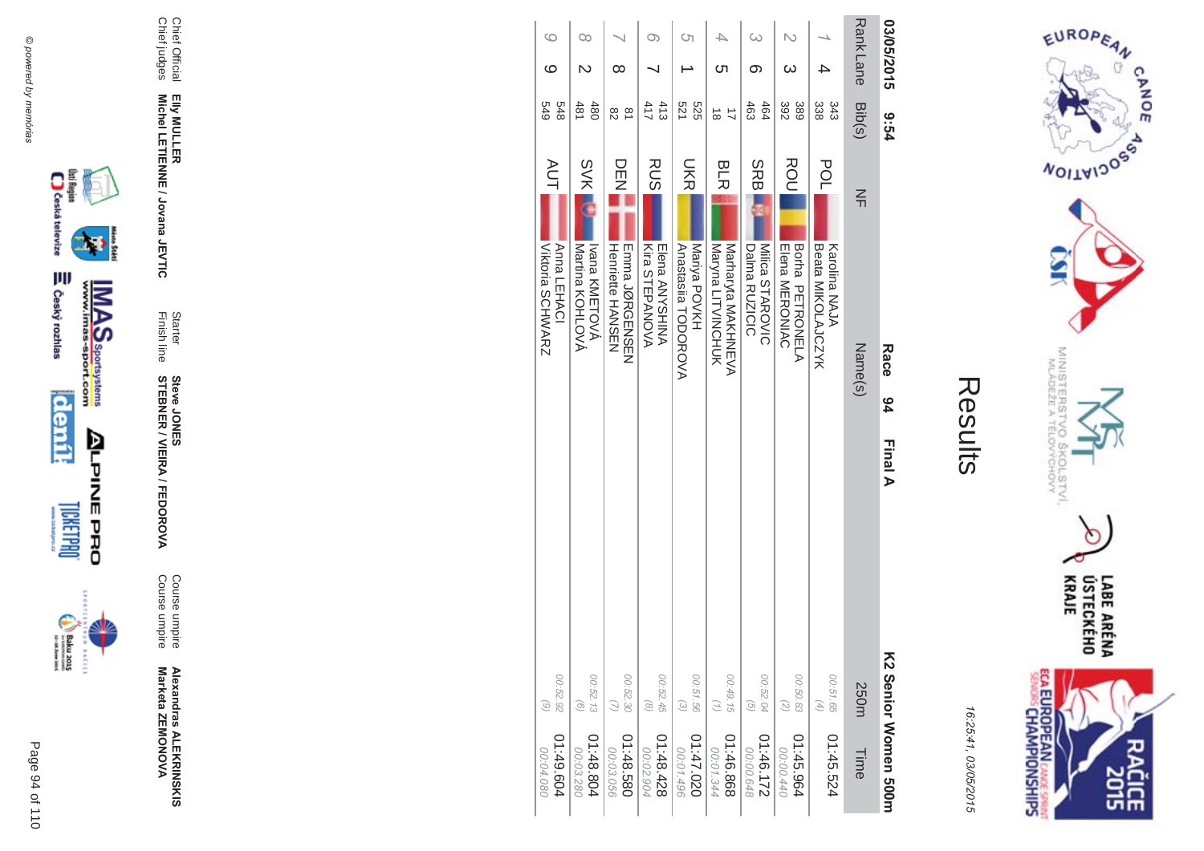# Results

16:25:41, 03/05/2015

**03/05/2015 9:54** **Race 94 Final A** **K2 Senior Women 500m**

| Rank | Lane | Bib(s) | NF | Name(s) | 250m | Time |
|---|---|---|---|---|---|---|
| 1 | 4 | 343 338 | POL | Karolina NAJA Beata MIKOLAJCZYK | 00:51.65 (4) | 01:45.524 |
| 2 | 3 | 389 392 | ROU | Borha PETRONELA Elena MERONIAC | 00:50.83 (2) | 01:45.964 00:00.440 |
| 3 | 6 | 464 463 | SRB | Milica STAROVIC Dalma RUZICIC | 00:52.04 (5) | 01:46.172 00:00.648 |
| 4 | 5 | 17 18 | BLR | Marharyta MAKHNEVA Maryna LITVINCHUK | 00:49.15 (1) | 01:46.868 00:01.344 |
| 5 | 1 | 525 521 | UKR | Mariya POVKH Anastasiia TODOROVA | 00:51.56 (3) | 01:47.020 00:01.496 |
| 6 | 7 | 413 417 | RUS | Elena ANYSHINA Kira STEPANOVA | 00:52.45 (8) | 01:48.428 00:02.904 |
| 7 | 8 | 81 82 | DEN | Emma JØRGENSEN Henriette HANSEN | 00:52.30 (7) | 01:48.580 00:03.056 |
| 8 | 2 | 480 481 | SVK | Ivana KMEŤOVÁ Martina KOHLOVÁ | 00:52.13 (6) | 01:48.804 00:03.280 |
| 9 | 9 | 548 549 | AUT | Anna LEHACI Viktoria SCHWARZ | 00:52.92 (9) | 01:49.604 00:04.080 |

Chief Official **Elly MULLER**
Chief judges **Michel LETIENNE / Jovana JEVTIC**

Starter **Steve JONES**
Finish line **STEBNER / VIEIRA / FEDOROVA**

Course umpire **Alexandras ALEKRINSKIS**
Course umpire **Marketa ZEMONOVA**

© powered by memorias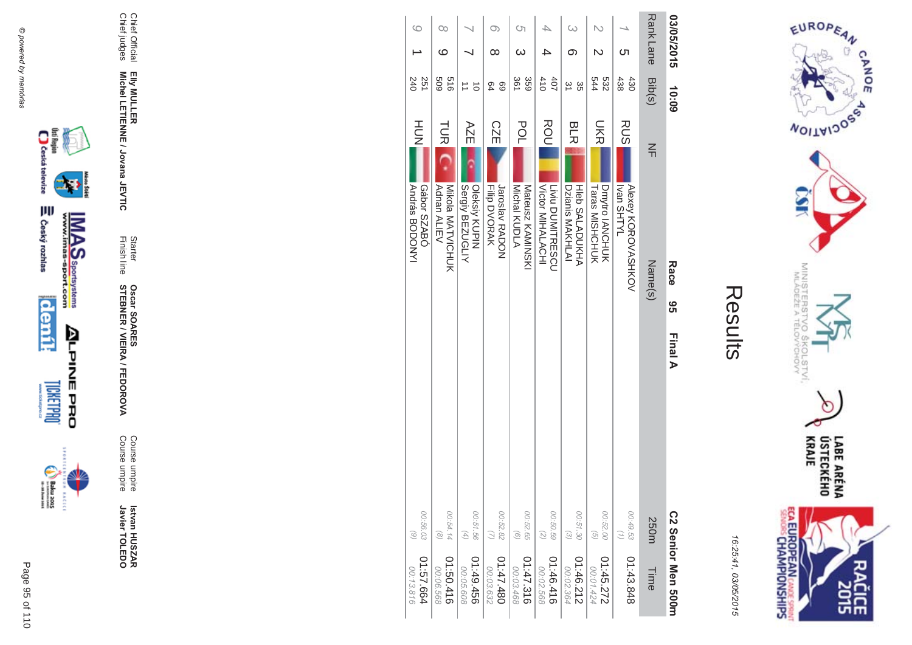# Results

16:25:41, 03/05/2015

03/05/2015 10:09 **Race 95 Final A** **C2 Senior Men 500m**

| Rank | Lane | Bib(s) | NF | Name(s) | 250m | Time |
|---|---|---|---|---|---|---|
| 1 | 5 | 430<br>438 | RUS | Alexey KOROVASHKOV<br>Ivan SHTYL | 00:49.53<br>(1) | 01:43.848 |
| 2 | 2 | 532<br>544 | UKR | Dmytro IANCHUK<br>Taras MISHCHUK | 00:52.00<br>(5) | 01:45.272<br>00:01.424 |
| 3 | 6 | 35<br>31 | BLR | Hleb SALADUKHA<br>Dzianis MAKHLAI | 00:51.30<br>(3) | 01:46.212<br>00:02.364 |
| 4 | 4 | 407<br>410 | ROU | Liviu DUMITRESCU<br>Victor MIHALACHI | 00:50.59<br>(2) | 01:46.416<br>00:02.568 |
| 5 | 3 | 359<br>361 | POL | Mateusz KAMINSKI<br>Michal KUDLA | 00:52.65<br>(6) | 01:47.316<br>00:03.468 |
| 6 | 8 | 69<br>64 | CZE | Jaroslav RADON<br>Filip DVORAK | 00:52.82<br>(7) | 01:47.480<br>00:03.632 |
| 7 | 7 | 10<br>11 | AZE | Oleksiy KUPIN<br>Sergiy BEZUGLIY | 00:51.56<br>(4) | 01:49.456<br>00:05.608 |
| 8 | 9 | 516<br>509 | TUR | Mikola MATVICHUK<br>Adnan ALIEV | 00:54.14<br>(8) | 01:50.416<br>00:06.568 |
| 9 | 1 | 251<br>240 | HUN | Gábor SZABÓ<br>András BODONYI | 00:56.03<br>(9) | 01:57.664<br>00:13.816 |

Chief Official **Elly MULLER**
Chief judges **Michel LETIENNE / Jovana JEVTIC**
Starter **Oscar SOARES**
Finish line **STEBNER / VIEIRA / FEDOROVA**
Course umpire **Istvan HUSZAR**
Course umpire **Javier TOLEDO**

© powered by memorias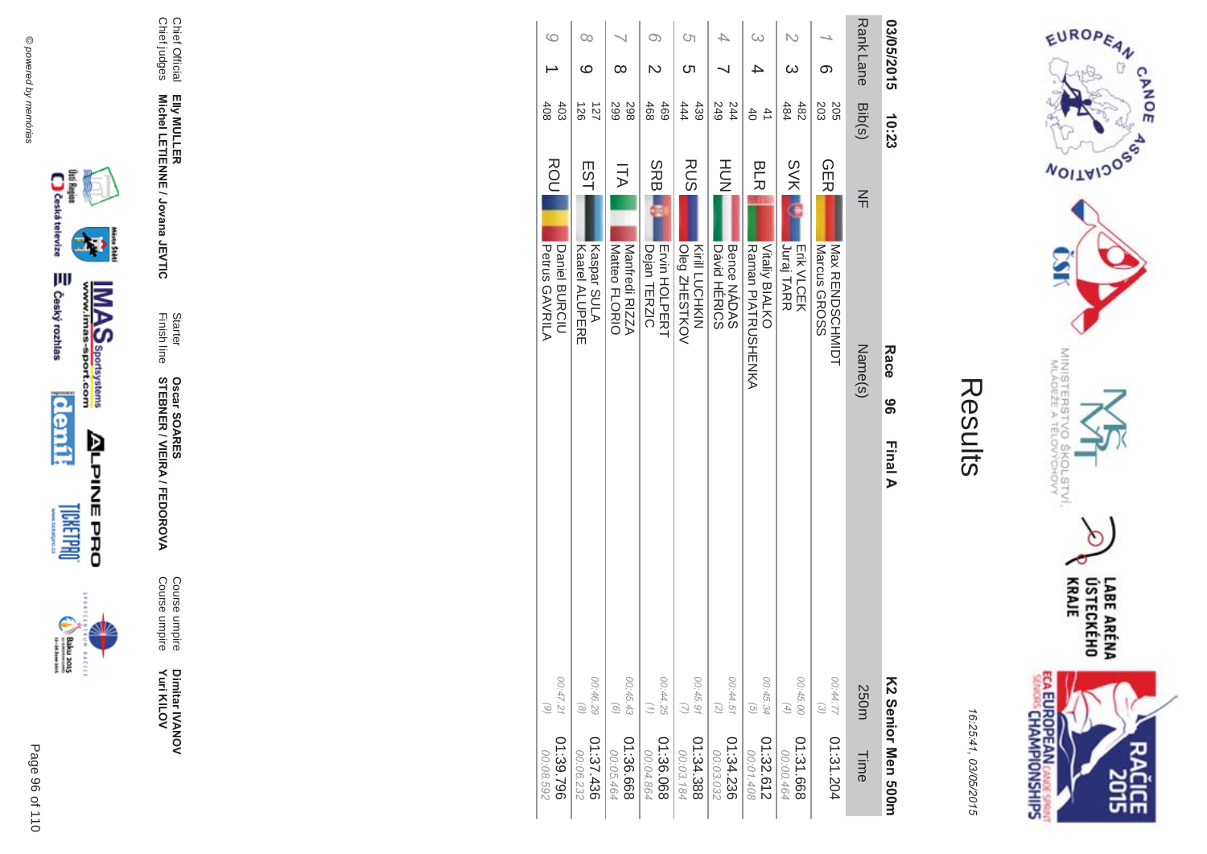# Results

03/05/2015 10:23 **Race 96 Final A** **K2 Senior Men 500m**

| Rank | Lane | Bib(s) | NF | Name(s) | 250m | Time |
|---|---|---|---|---|---|---|
| 1 | 6 | 205<br>203 | GER | Max RENDSCHMIDT<br>Marcus GROSS | 00:44.77<br>(3) | 01:31.204 |
| 2 | 3 | 482<br>484 | SVK | Erik VLCEK<br>Juraj TARR | 00:45.00<br>(4) | 01:31.668<br>00:00.464 |
| 3 | 4 | 41<br>40 | BLR | Vitaliy BIALKO<br>Raman PIATRUSHENKA | 00:45.34<br>(5) | 01:32.612<br>00:01.408 |
| 4 | 7 | 244<br>249 | HUN | Bence NÁDAS<br>Dávid HÉRICS | 00:44.51<br>(2) | 01:34.236<br>00:03.032 |
| 5 | 5 | 439<br>444 | RUS | Kirill LUCHKIN<br>Oleg ZHESTKOV | 00:45.91<br>(7) | 01:34.388<br>00:03.184 |
| 6 | 2 | 469<br>468 | SRB | Ervin HOLPERT<br>Dejan TERZIC | 00:44.25<br>(1) | 01:36.068<br>00:04.864 |
| 7 | 8 | 298<br>299 | ITA | Manfredi RIZZA<br>Matteo FLORIO | 00:45.43<br>(6) | 01:36.668<br>00:05.464 |
| 8 | 9 | 127<br>126 | EST | Kaspar SULA<br>Kaarel ALUPERE | 00:46.29<br>(8) | 01:37.436<br>00:06.232 |
| 9 | 1 | 403<br>408 | ROU | Daniel BURCIU<br>Petrus GAVRILA | 00:47.21<br>(9) | 01:39.796<br>00:08.592 |

Chief Official **Elly MULLER**
Chief judges **Michel LETIENNE / Jovana JEVTIC**

Starter **Oscar SOARES**
Finish line **STEBNER / VIEIRA / FEDOROVA**

Course umpire **Dimitar IVANOV**
Course umpire **Yuri KILOV**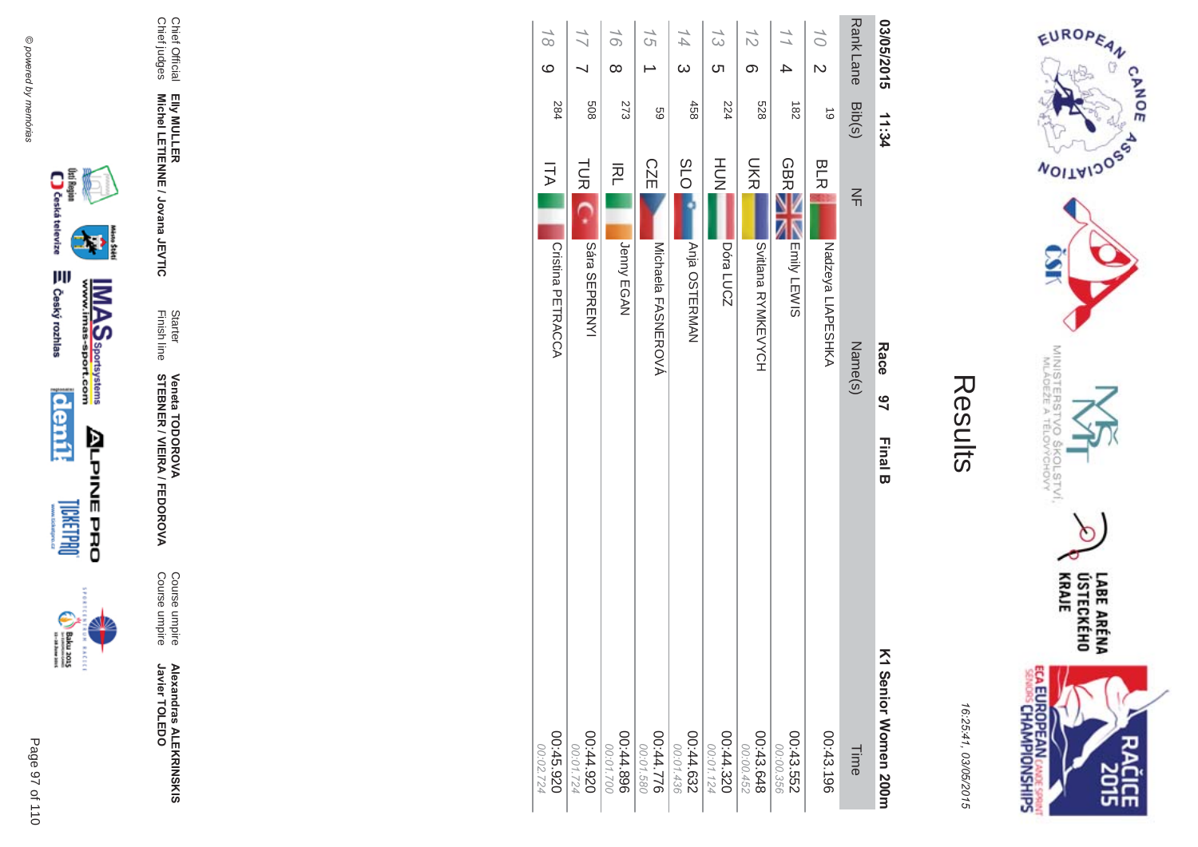# Results

16:25:41, 03/05/2015

**03/05/2015 11:34** **Race 97 Final B** **K1 Senior Women 200m**

| Rank | Lane | Bib(s) | NF | Name(s) | Time |
|---|---|---|---|---|---|
| 10 | 2 | 19 | BLR | Nadzeya LIAPESHKA | 00:43.196 |
| 11 | 4 | 182 | GBR | Emily LEWIS | 00:43.552<br>00:00.356 |
| 12 | 6 | 528 | UKR | Svitlana RYMKEVYCH | 00:43.648<br>00:00.452 |
| 13 | 5 | 224 | HUN | Dóra LUCZ | 00:44.320<br>00:01.124 |
| 14 | 3 | 458 | SLO | Anja OSTERMAN | 00:44.632<br>00:01.436 |
| 15 | 1 | 59 | CZE | Michaela FASNEROVÁ | 00:44.776<br>00:01.580 |
| 16 | 8 | 273 | IRL | Jenny EGAN | 00:44.896<br>00:01.700 |
| 17 | 7 | 508 | TUR | Sára SEPRENYI | 00:44.920<br>00:01.724 |
| 18 | 9 | 284 | ITA | Cristina PETRACCA | 00:45.920<br>00:02.724 |

Chief Official **Elly MULLER**
Chief judges **Michel LETIENNE / Jovana JEVTIC**

Starter **Veneta TODOROVA**
Finish line **STEBNER / VIEIRA / FEDOROVA**

Course umpire **Alexandras ALEKRINSKIS**
Course umpire **Javier TOLEDO**

© powered by memorias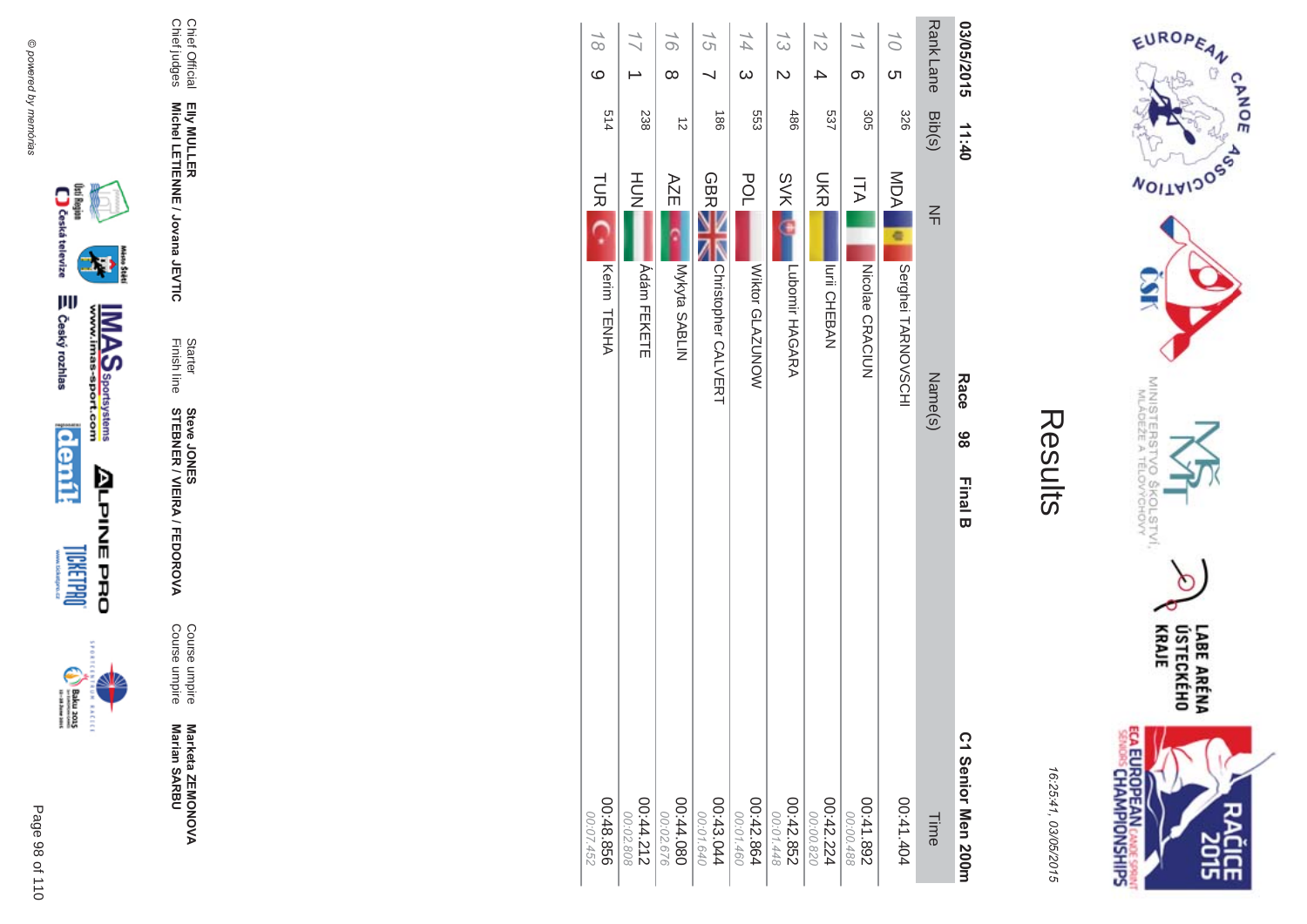# Results

16:25:41, 03/05/2015

**03/05/2015 11:40** **Race 98 Final B** **C1 Senior Men 200m**

| Rank | Lane | Bib(s) | NF | Name(s) | Time |
|---|---|---|---|---|---|
| 10 | 5 | 326 | MDA | Serghei TARNOVSCHI | 00:41.404 |
| 11 | 6 | 305 | ITA | Nicolae CRACIUN | 00:41.892<br>00:00.488 |
| 12 | 4 | 537 | UKR | Iurii CHEBAN | 00:42.224<br>00:00.820 |
| 13 | 2 | 486 | SVK | Lubomir HAGARA | 00:42.852<br>00:01.448 |
| 14 | 3 | 553 | POL | Wiktor GLAZUNOW | 00:42.864<br>00:01.460 |
| 15 | 7 | 186 | GBR | Christopher CALVERT | 00:43.044<br>00:01.640 |
| 16 | 8 | 12 | AZE | Mykyta SABLIN | 00:44.080<br>00:02.676 |
| 17 | 1 | 238 | HUN | Ádám FEKETE | 00:44.212<br>00:02.808 |
| 18 | 9 | 514 | TUR | Kerim TENHA | 00:48.856<br>00:07.452 |

Chief Official **Elly MULLER**
Chief judges **Michel LETIENNE / Jovana JEVTIC**

Starter **Steve JONES**
Finish line **STEBNER / VIEIRA / FEDOROVA**

Course umpire **Marketa ZEMONOVA**
Course umpire **Marian SARBU**

© powered by memorias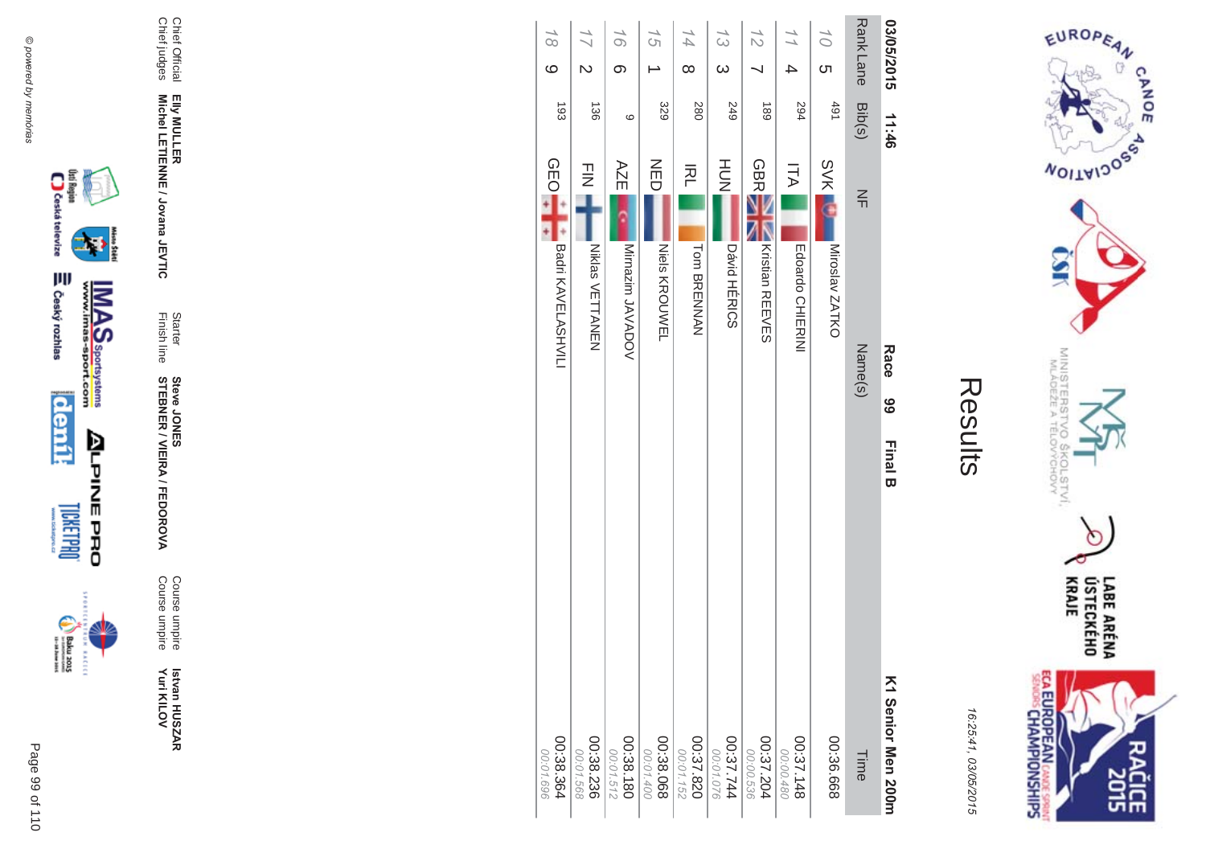# Results

16:25:41, 03/05/2015

03/05/2015 11:46 **Race 99 Final B** **K1 Senior Men 200m**

| Rank | Lane | Bib(s) | NF | Name(s) | Time |
|---|---|---|---|---|---|
| 10 | 5 | 491 | SVK | Miroslav ZATKO | 00:36.668 |
| 11 | 4 | 294 | ITA | Edoardo CHIERINI | 00:37.148<br>00:00.480 |
| 12 | 7 | 189 | GBR | Kristian REEVES | 00:37.204<br>00:00.536 |
| 13 | 3 | 249 | HUN | Dávid HÉRICS | 00:37.744<br>00:01.076 |
| 14 | 8 | 280 | IRL | Tom BRENNAN | 00:37.820<br>00:01.152 |
| 15 | 1 | 329 | NED | Niels KROUWEL | 00:38.068<br>00:01.400 |
| 16 | 6 | 9 | AZE | Mirnazim JAVADOV | 00:38.180<br>00:01.512 |
| 17 | 2 | 136 | FIN | Niklas VETTANEN | 00:38.236<br>00:01.568 |
| 18 | 9 | 193 | GEO | Badri KAVELASHVILI | 00:38.364<br>00:01.696 |

Chief Official **Elly MULLER**
Chief judges **Michel LETIENNE / Jovana JEVTIC**

Starter **Steve JONES**
Finish line **STEBNER / VIEIRA / FEDOROVA**

Course umpire **Istvan HUSZAR**
Course umpire **Yuri KILOV**

© powered by memorias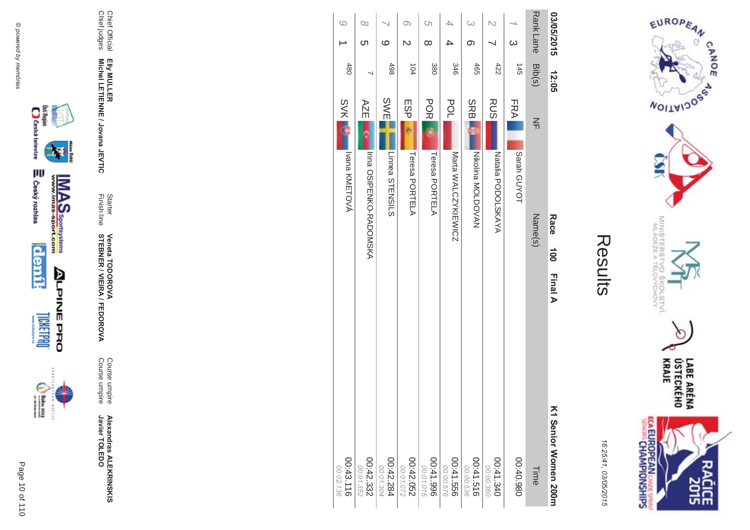# Results

16:25:41, 03/05/2015

**03/05/2015 12:05** **Race 100 Final A** **K1 Senior Women 200m**

| Rank | Lane | Bib(s) | NF | Name(s) | Time |
|---|---|---|---|---|---|
| 1 | 3 | 145 | FRA | Sarah GUYOT | 00:40.980 |
| 2 | 7 | 422 | RUS | Natalia PODOLSKAYA | 00:41.340<br>00:00.360 |
| 3 | 6 | 465 | SRB | Nikolina MOLDOVAN | 00:41.516<br>00:00.536 |
| 4 | 4 | 346 | POL | Marta WALCZYKIEWICZ | 00:41.556<br>00:00.576 |
| 5 | 8 | 380 | POR | Teresa PORTELA | 00:41.996<br>00:01.016 |
| 6 | 2 | 104 | ESP | Teresa PORTELA | 00:42.052<br>00:01.072 |
| 7 | 9 | 498 | SWE | Linnea STENSILS | 00:42.284<br>00:01.304 |
| 8 | 5 | 7 | AZE | Inna OSIPENKO-RADOMSKA | 00:42.332<br>00:01.352 |
| 9 | 1 | 480 | SVK | Ivana KMEŤOVÁ | 00:43.116<br>00:02.136 |

Chief Official **Elly MULLER**
Chief judges **Michel LETIENNE / Jovana JEVTIC**
Starter **Veneta TODOROVA**
Finish line **STEBNER / VIEIRA / FEDOROVA**
Course umpire **Alexandras ALEKRINSKIS**
Course umpire **Javier TOLEDO**

© powered by memorias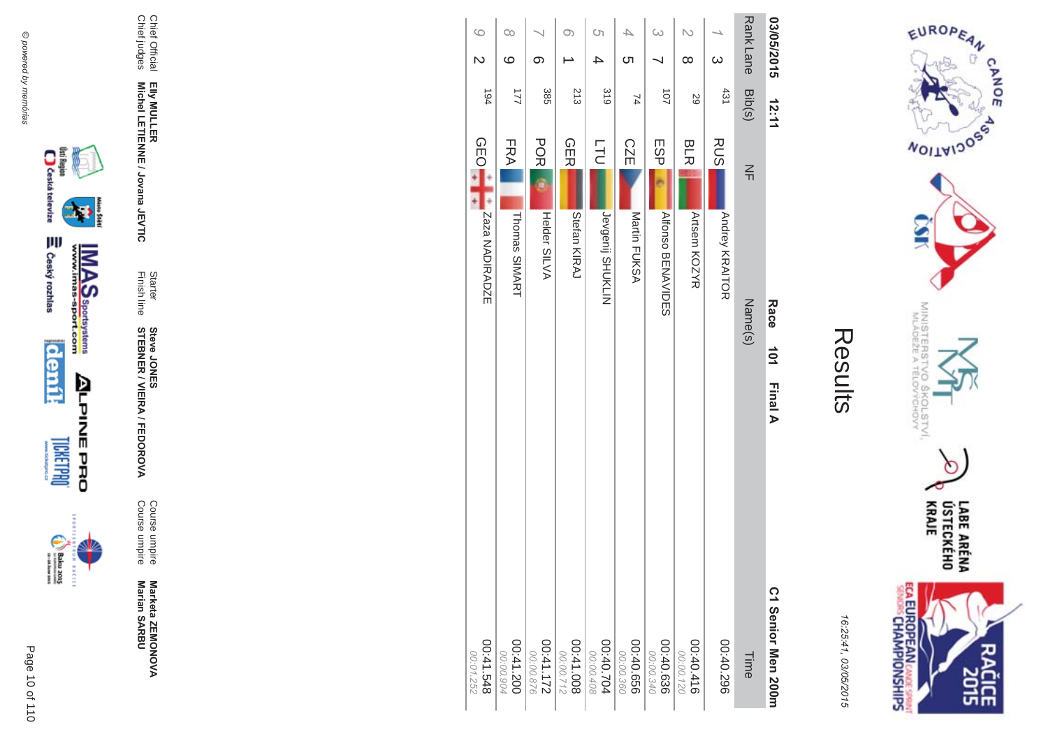# Results

16:25:41, 03/05/2015

**03/05/2015 12:11** **Race 101 Final A** **C1 Senior Men 200m**

| Rank | Lane | Bib(s) | NF | Name(s) | Time |
|---|---|---|---|---|---|
| 1 | 3 | 431 | RUS | Andrey KRAITOR | 00:40.296 |
| 2 | 8 | 29 | BLR | Artsem KOZYR | 00:40.416<br>00:00.120 |
| 3 | 7 | 107 | ESP | Alfonso BENAVIDES | 00:40.636<br>00:00.340 |
| 4 | 5 | 74 | CZE | Martin FUKSA | 00:40.656<br>00:00.360 |
| 5 | 4 | 319 | LTU | Jevgenij SHUKLIN | 00:40.704<br>00:00.408 |
| 6 | 1 | 213 | GER | Stefan KIRAJ | 00:41.008<br>00:00.712 |
| 7 | 6 | 385 | POR | Helder SILVA | 00:41.172<br>00:00.876 |
| 8 | 9 | 177 | FRA | Thomas SIMART | 00:41.200<br>00:00.904 |
| 9 | 2 | 194 | GEO | Zaza NADIRADZE | 00:41.548<br>00:01.252 |

Chief Official **Elly MULLER**
Chief judges **Michel LETIENNE / Jovana JEVTIC**
Starter **Steve JONES**
Finish line **STEBNER / VIEIRA / FEDOROVA**
Course umpire **Marketa ZEMONOVA**
Course umpire **Marian SARBU**

© powered by memorias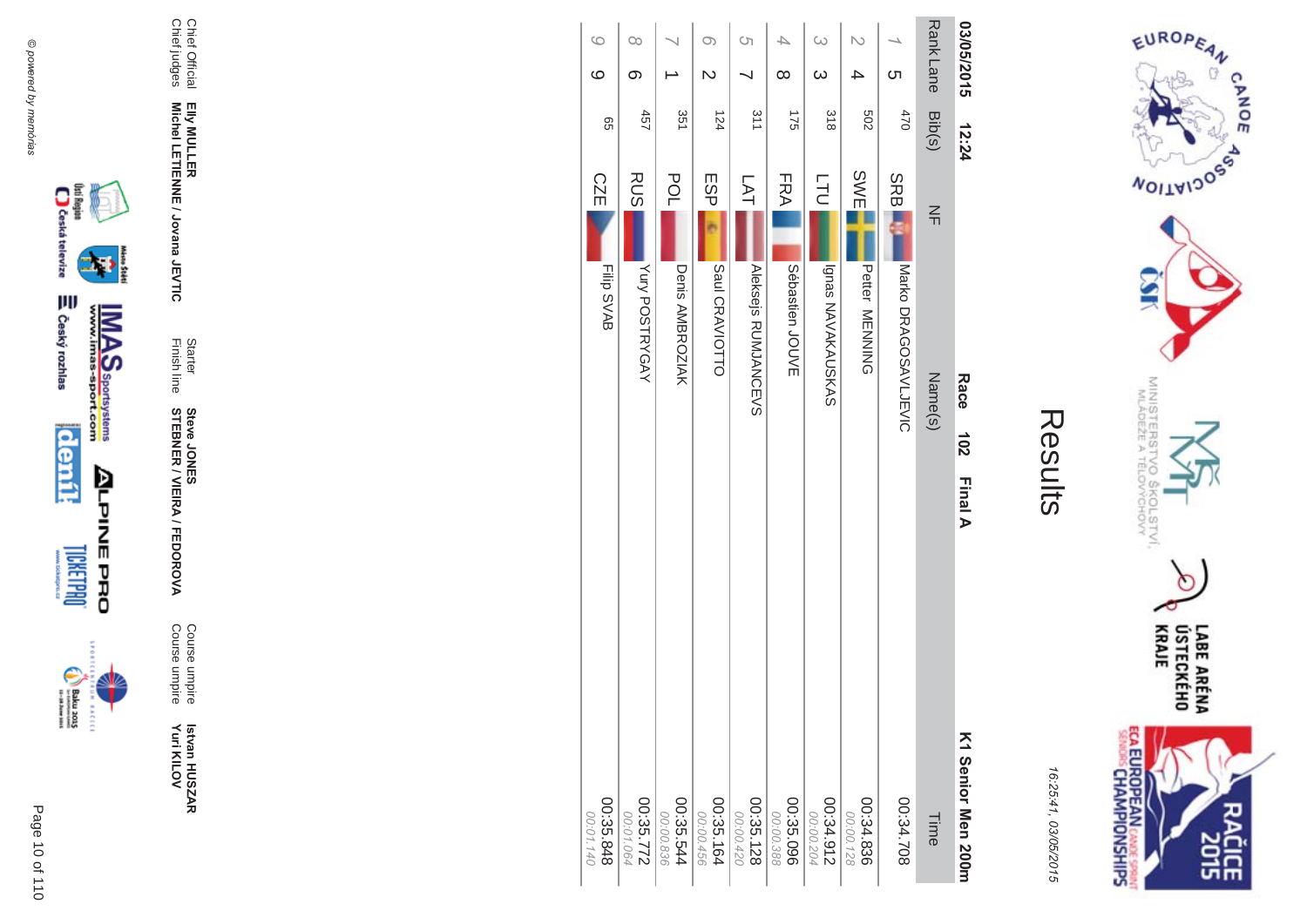# Results

16:25:41, 03/05/2015

**03/05/2015 12:24** **Race 102 Final A** **K1 Senior Men 200m**

| Rank | Lane | Bib(s) | NF | Name(s) | Time |
|---|---|---|---|---|---|
| 1 | 5 | 470 | SRB | Marko DRAGOSAVLJEVIC | 00:34.708 |
| 2 | 4 | 502 | SWE | Petter MENNING | 00:34.836<br>00:00.128 |
| 3 | 3 | 318 | LTU | Ignas NAVAKAUSKAS | 00:34.912<br>00:00.204 |
| 4 | 8 | 175 | FRA | Sébastien JOUVE | 00:35.096<br>00:00.388 |
| 5 | 7 | 311 | LAT | Aleksejs RUMJANCEVS | 00:35.128<br>00:00.420 |
| 6 | 2 | 124 | ESP | Saul CRAVIOTTO | 00:35.164<br>00:00.456 |
| 7 | 1 | 351 | POL | Denis AMBROZIAK | 00:35.544<br>00:00.836 |
| 8 | 6 | 457 | RUS | Yury POSTRYGAY | 00:35.772<br>00:01.064 |
| 9 | 9 | 65 | CZE | Filip SVAB | 00:35.848<br>00:01.140 |

Chief Official **Elly MULLER**
Chief judges **Michel LETIENNE / Jovana JEVTIC**

Starter **Steve JONES**
Finish line **STEBNER / VIEIRA / FEDOROVA**

Course umpire **Istvan HUSZAR**
Course umpire **Yuri KILOV**

© powered by memorias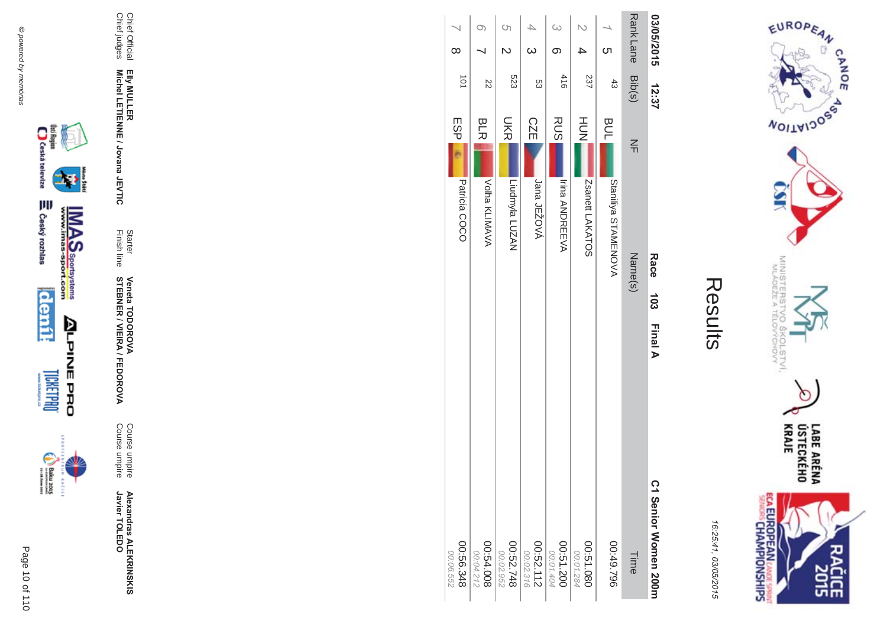# Results

16:25:41, 03/05/2015

03/05/2015 12:37 **Race 103 Final A** **C1 Senior Women 200m**

| Rank | Lane | Bib(s) | NF | Name(s) | Time |
|---|---|---|---|---|---|
| 1 | 5 | 43 | BUL | Staniliya STAMENOVA | 00:49.796 |
| 2 | 4 | 237 | HUN | Zsanett LAKATOS | 00:51.080<br>00:01.284 |
| 3 | 6 | 416 | RUS | Irina ANDREEVA | 00:51.200<br>00:01.404 |
| 4 | 3 | 53 | CZE | Jana JEŽOVÁ | 00:52.112<br>00:02.316 |
| 5 | 2 | 523 | UKR | Liudmyla LUZAN | 00:52.748<br>00:02.952 |
| 6 | 7 | 22 | BLR | Volha KLIMAVA | 00:54.008<br>00:04.212 |
| 7 | 8 | 101 | ESP | Patricia COCO | 00:56.348<br>00:06.552 |

Chief Official **Elly MULLER**
Chief judges **Michel LETIENNE / Jovana JEVTIC**
Starter **Veneta TODOROVA**
Finish line **STEBNER / VIEIRA / FEDOROVA**
Course umpire **Alexandras ALEKRINSKIS**
Course umpire **Javier TOLEDO**

© powered by memórias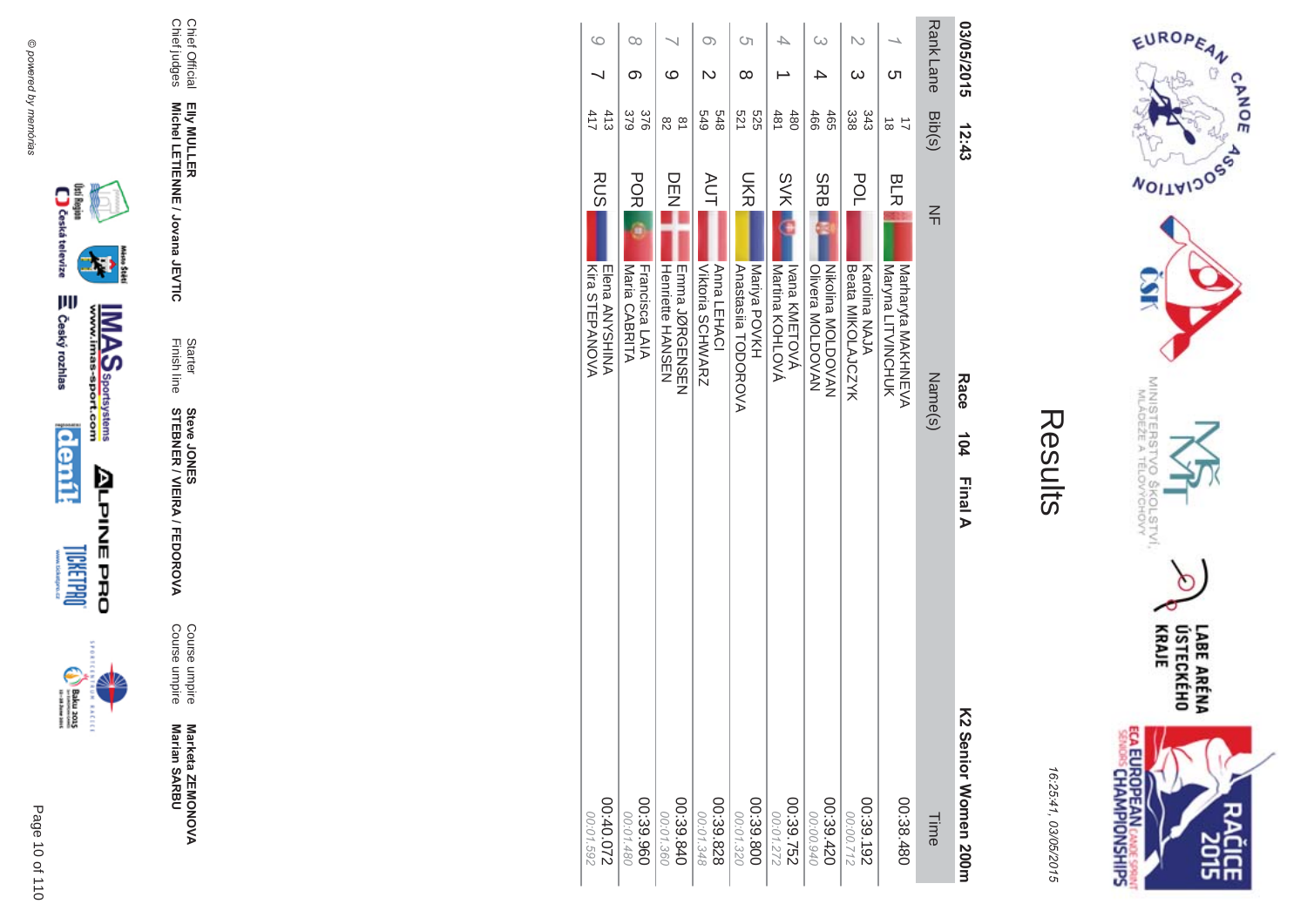# Results

16:25:41, 03/05/2015

**03/05/2015 12:43** **Race 104 Final A** **K2 Senior Women 200m**

| Rank | Lane | Bib(s) | NF | Name(s) | Time |
|---|---|---|---|---|---|
| 1 | 5 | 17<br>18 | BLR | Marharyta MAKHNEVA<br>Maryna LITVINCHUK | 00:38.480 |
| 2 | 3 | 343<br>338 | POL | Karolina NAJA<br>Beata MIKOLAJCZYK | 00:39.192<br>*00:00.712* |
| 3 | 4 | 465<br>466 | SRB | Nikolina MOLDOVAN<br>Olivera MOLDOVAN | 00:39.420<br>*00:00.940* |
| 4 | 1 | 480<br>481 | SVK | Ivana KMEŤOVÁ<br>Martina KOHLOVÁ | 00:39.752<br>*00:01.272* |
| 5 | 8 | 525<br>521 | UKR | Mariya POVKH<br>Anastasiia TODOROVA | 00:39.800<br>*00:01.320* |
| 6 | 2 | 548<br>549 | AUT | Anna LEHACI<br>Viktoria SCHWARZ | 00:39.828<br>*00:01.348* |
| 7 | 9 | 81<br>82 | DEN | Emma JØRGENSEN<br>Henriette HANSEN | 00:39.840<br>*00:01.360* |
| 8 | 6 | 376<br>379 | POR | Francisca LAIA<br>Maria CABRITA | 00:39.960<br>*00:01.480* |
| 9 | 7 | 413<br>417 | RUS | Elena ANYSHINA<br>Kira STEPANOVA | 00:40.072<br>*00:01.592* |

Chief Official **Elly MULLER**
Chief judges **Michel LETIENNE / Jovana JEVTIC**

Starter **Steve JONES**
Finish line **STEBNER / VIEIRA / FEDOROVA**

Course umpire **Marketa ZEMONOVA**
Course umpire **Marian SARBU**

© powered by memorias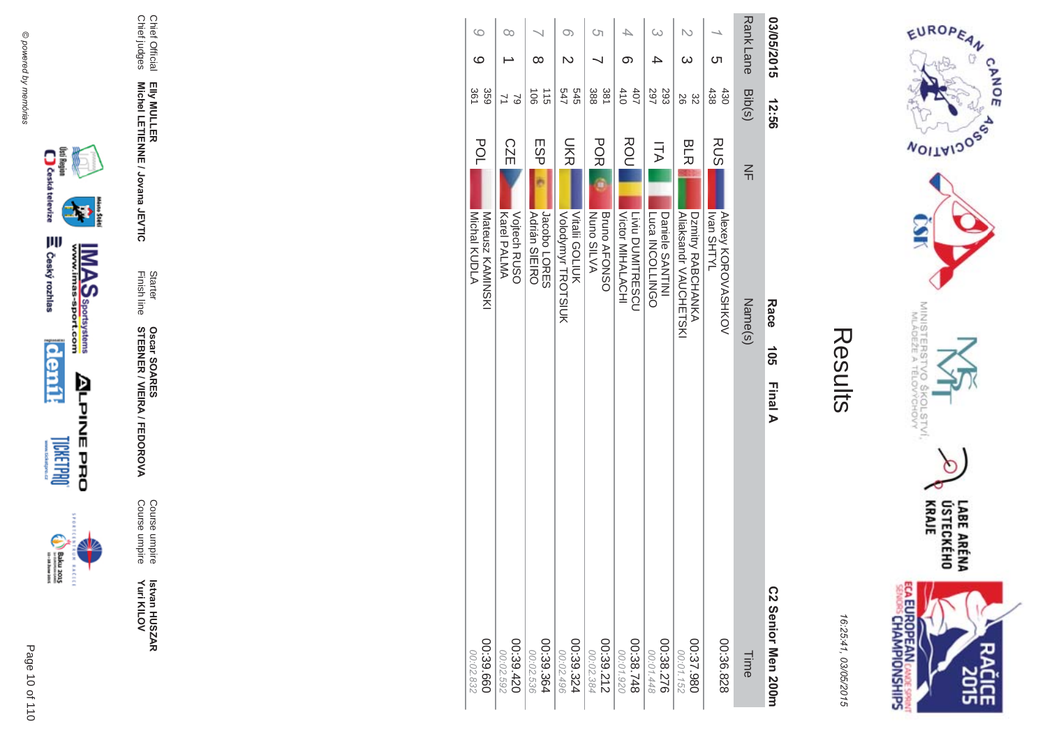# Results

16:25:41, 03/05/2015

03/05/2015 12:56 **Race 105 Final A** **C2 Senior Men 200m**

| Rank | Lane | Bib(s) | NF | Name(s) | Time |
|---|---|---|---|---|---|
| 1 | 5 | 430<br>438 | RUS | Alexey KOROVASHKOV<br>Ivan SHTYL | 00:36.828 |
| 2 | 3 | 32<br>26 | BLR | Dzmitry RABCHANKA<br>Aliaksandr VAUCHETSKI | 00:37.980<br>00:01.152 |
| 3 | 4 | 293<br>297 | ITA | Daniele SANTINI<br>Luca INCOLLINGO | 00:38.276<br>00:01.448 |
| 4 | 6 | 407<br>410 | ROU | Liviu DUMITRESCU<br>Victor MIHALACHI | 00:38.748<br>00:01.920 |
| 5 | 7 | 381<br>388 | POR | Bruno AFONSO<br>Nuno SILVA | 00:39.212<br>00:02.384 |
| 6 | 2 | 545<br>547 | UKR | Vitalii GOLIUK<br>Volodymyr TROTSIUK | 00:39.324<br>00:02.496 |
| 7 | 8 | 115<br>106 | ESP | Jacobo LORES<br>Adrián SIEIRO | 00:39.364<br>00:02.536 |
| 8 | 1 | 79<br>71 | CZE | Vojtech RUSO<br>Karel PALMA | 00:39.420<br>00:02.592 |
| 9 | 9 | 359<br>361 | POL | Mateusz KAMINSKI<br>Michal KUDLA | 00:39.660<br>00:02.832 |

Chief Official **Elly MULLER**
Chief judges **Michel LETIENNE / Jovana JEVTIC**

Starter **Oscar SOARES**
Finish line **STEBNER / VIEIRA / FEDOROVA**

Course umpire **Istvan HUSZAR**
Course umpire **Yuri KILOV**

© powered by memórias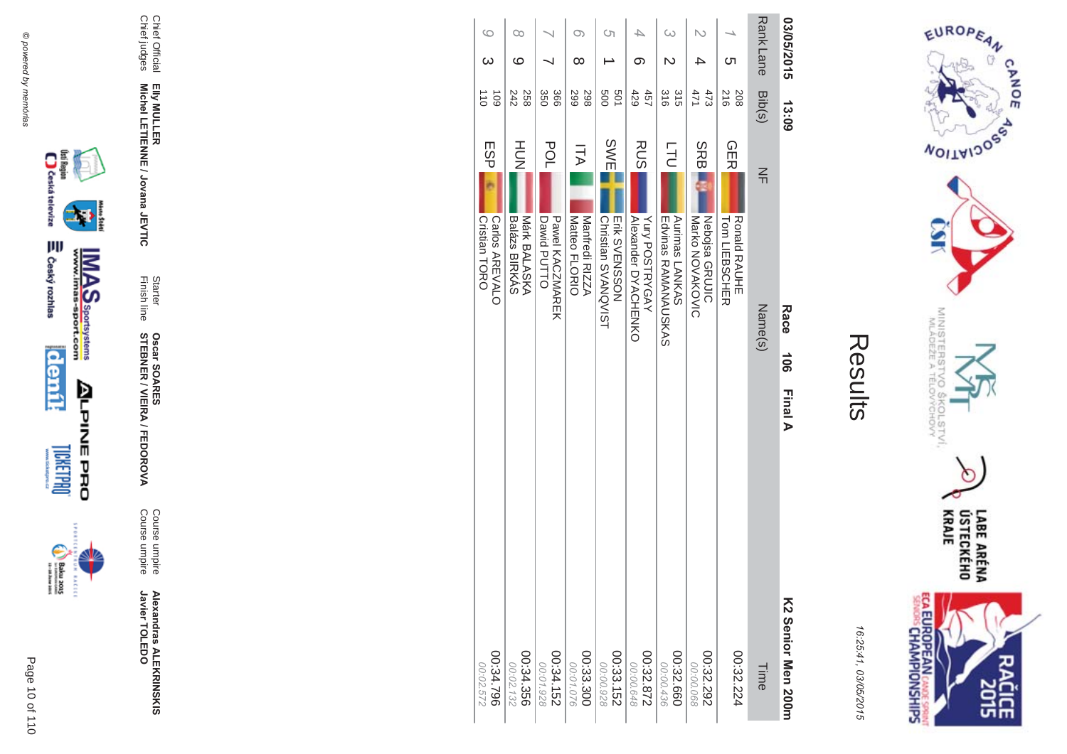# Results

16:25:41, 03/05/2015

03/05/2015 13:09 **Race 106 Final A** **K2 Senior Men 200m**

| Rank | Lane | Bib(s) | NF | Name(s) | Time |
|---|---|---|---|---|---|
| 1 | 5 | 208<br>216 | GER | Ronald RAUHE<br>Tom LIEBSCHER | 00:32.224 |
| 2 | 4 | 473<br>471 | SRB | Nebojsa GRUJIC<br>Marko NOVAKOVIC | 00:32.292<br>00:00.068 |
| 3 | 2 | 315<br>316 | LTU | Aurimas LANKAS<br>Edvinas RAMANAUSKAS | 00:32.660<br>00:00.436 |
| 4 | 6 | 457<br>429 | RUS | Yury POSTRYGAY<br>Alexander DYACHENKO | 00:32.872<br>00:00.648 |
| 5 | 1 | 501<br>500 | SWE | Erik SVENSSON<br>Christian SVANQVIST | 00:33.152<br>00:00.928 |
| 6 | 8 | 298<br>299 | ITA | Manfredi RIZZA<br>Matteo FLORIO | 00:33.300<br>00:01.076 |
| 7 | 7 | 366<br>350 | POL | Pawel KACZMAREK<br>Dawid PUTTO | 00:34.152<br>00:01.928 |
| 8 | 9 | 258<br>242 | HUN | Márk BALASKA<br>Balázs BIRKÁS | 00:34.356<br>00:02.132 |
| 9 | 3 | 109<br>110 | ESP | Carlos AREVALO<br>Cristian TORO | 00:34.796<br>00:02.572 |

Chief Official **Elly MULLER**
Chief judges **Michel LETIENNE / Jovana JEVTIC**

Starter **Oscar SOARES**
Finish line **STEBNER / VIEIRA / FEDOROVA**

Course umpire **Alexandras ALEKRINSKIS**
Course umpire **Javier TOLEDO**

© powered by memorias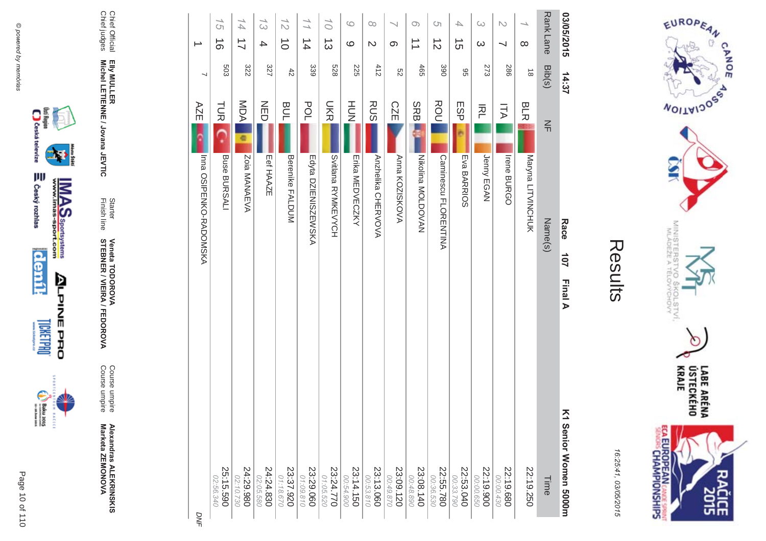# Results

16:25:41, 03/05/2015

03/05/2015 14:37 **Race 107 Final A** **K1 Senior Women 5000m**

| Rank | Lane | Bib(s) | NF | Name(s) | Time |
|---|---|---|---|---|---|
| 1 | 8 | 18 | BLR | Maryna LITVINCHUK | 22:19.250 |
| 2 | 7 | 286 | ITA | Irene BURGO | 22:19.680<br>00:00.430 |
| 3 | 3 | 273 | IRL | Jenny EGAN | 22:19.900<br>00:00.650 |
| 4 | 15 | 95 | ESP | Eva BARRIOS | 22:53.040<br>00:33.790 |
| 5 | 12 | 390 | ROU | Caminescu FLORENTINA | 22:55.780<br>00:36.530 |
| 6 | 11 | 465 | SRB | Nikolina MOLDOVAN | 23:08.140<br>00:48.890 |
| 7 | 6 | 52 | CZE | Anna KOZISKOVA | 23:09.120<br>00:49.870 |
| 8 | 2 | 412 | RUS | Anzhelika CHERVOVA | 23:13.060<br>00:53.810 |
| 9 | 9 | 225 | HUN | Erika MEDVECZKY | 23:14.150<br>00:54.900 |
| 10 | 13 | 528 | UKR | Svitlana RYMKEVYCH | 23:24.770<br>01:05.520 |
| 11 | 14 | 339 | POL | Edyta DZIENISZEWSKA | 23:29.060<br>01:09.810 |
| 12 | 10 | 42 | BUL | Berenike FALDUM | 23:37.920<br>01:18.670 |
| 13 | 4 | 327 | NED | Eef HAAZE | 24:24.830<br>02:05.580 |
| 14 | 17 | 322 | MDA | Zoia MANAEVA | 24:29.980<br>02:10.730 |
| 15 | 16 | 503 | TUR | Buse BURSALI | 25:15.590<br>02:56.340 |
| | 1 | 7 | AZE | Inna OSIPENKO-RADOMSKA | DNF |

Chief Official: **Elly MULLER**
Chief judges: **Michel LETIENNE / Jovana JEVTIC**

Starter: **Veneta TODOROVA**
Finish line: **STEBNER / VIEIRA / FEDOROVA**

Course umpire: **Alexandras ALEKRINSKIS**
Course umpire: **Marketa ZEMONOVA**

© powered by memorias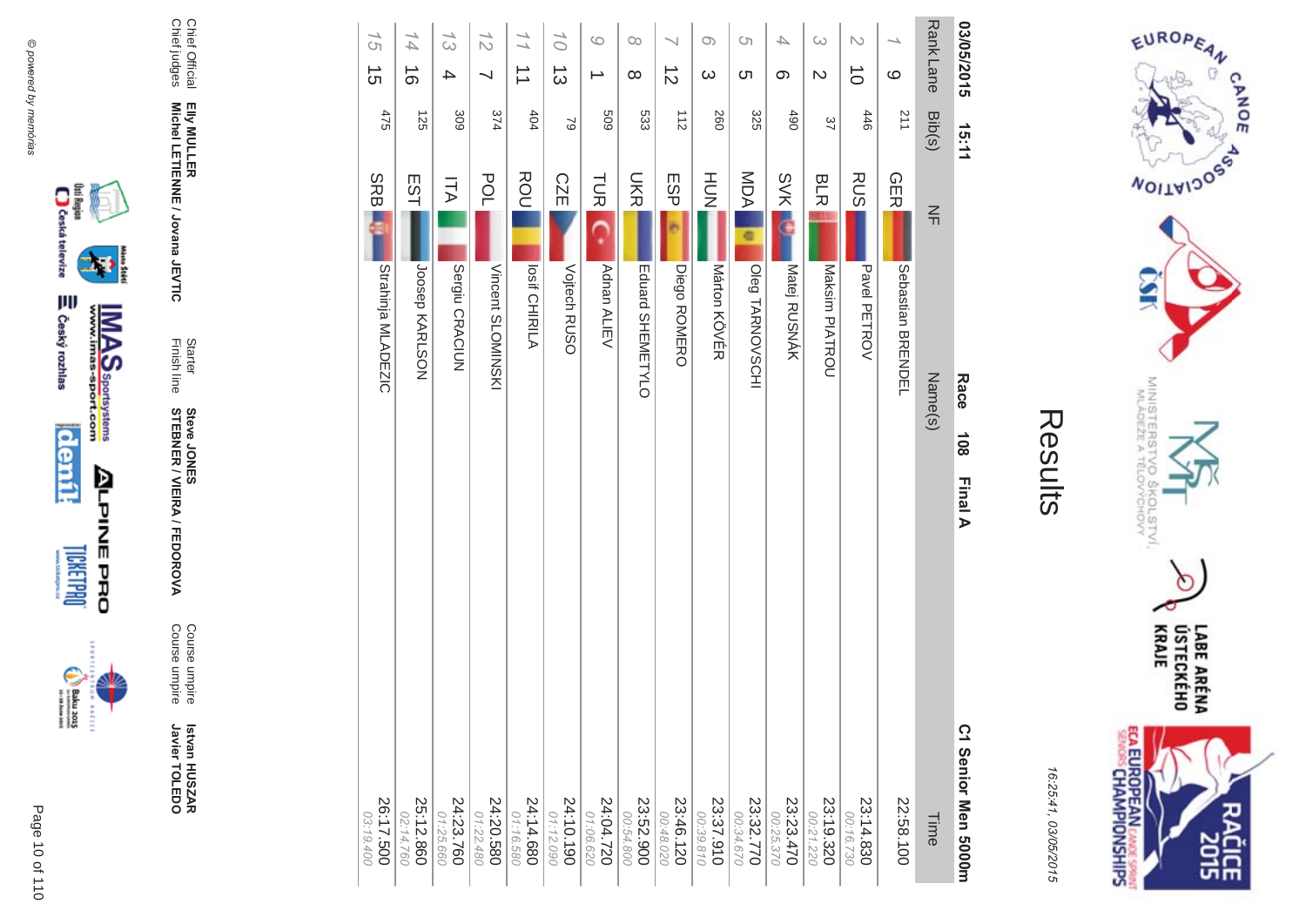# Results

03/05/2015 15:11 **Race 108 Final A** **C1 Senior Men 5000m**

| Rank | Lane | Bib(s) | NF | Name(s) | Time |
|---|---|---|---|---|---|
| 1 | 9 | 211 | GER | Sebastian BRENDEL | 22:58.100 |
| 2 | 10 | 446 | RUS | Pavel PETROV | 23:14.830<br>00:16.730 |
| 3 | 2 | 37 | BLR | Maksim PIATROU | 23:19.320<br>00:21.220 |
| 4 | 6 | 490 | SVK | Matej RUSNÁK | 23:23.470<br>00:25.370 |
| 5 | 5 | 325 | MDA | Oleg TARNOVSCHI | 23:32.770<br>00:34.670 |
| 6 | 3 | 260 | HUN | Márton KÖVÉR | 23:37.910<br>00:39.810 |
| 7 | 12 | 112 | ESP | Diego ROMERO | 23:46.120<br>00:48.020 |
| 8 | 8 | 533 | UKR | Eduard SHEMETYLO | 23:52.900<br>00:54.800 |
| 9 | 1 | 509 | TUR | Adnan ALIEV | 24:04.720<br>01:06.620 |
| 10 | 13 | 79 | CZE | Vojtech RUSO | 24:10.190<br>01:12.090 |
| 11 | 11 | 404 | ROU | Iosif CHIRILA | 24:14.680<br>01:16.580 |
| 12 | 7 | 374 | POL | Vincent SLOMINSKI | 24:20.580<br>01:22.480 |
| 13 | 4 | 309 | ITA | Sergiu CRACIUN | 24:23.760<br>01:25.660 |
| 14 | 16 | 125 | EST | Joosep KARLSON | 25:12.860<br>02:14.760 |
| 15 | 15 | 475 | SRB | Strahinja MLADEZIC | 26:17.500<br>03:19.400 |

| | | | | | |
|---|---|---|---|---|---|
| Chief Official | Elly MULLER | Starter | Steve JONES | Course umpire | Istvan HUSZAR |
| Chief judges | Michel LETIENNE / Jovana JEVTIC | Finish line | STEBNER / VIEIRA / FEDOROVA | Course umpire | Javier TOLEDO |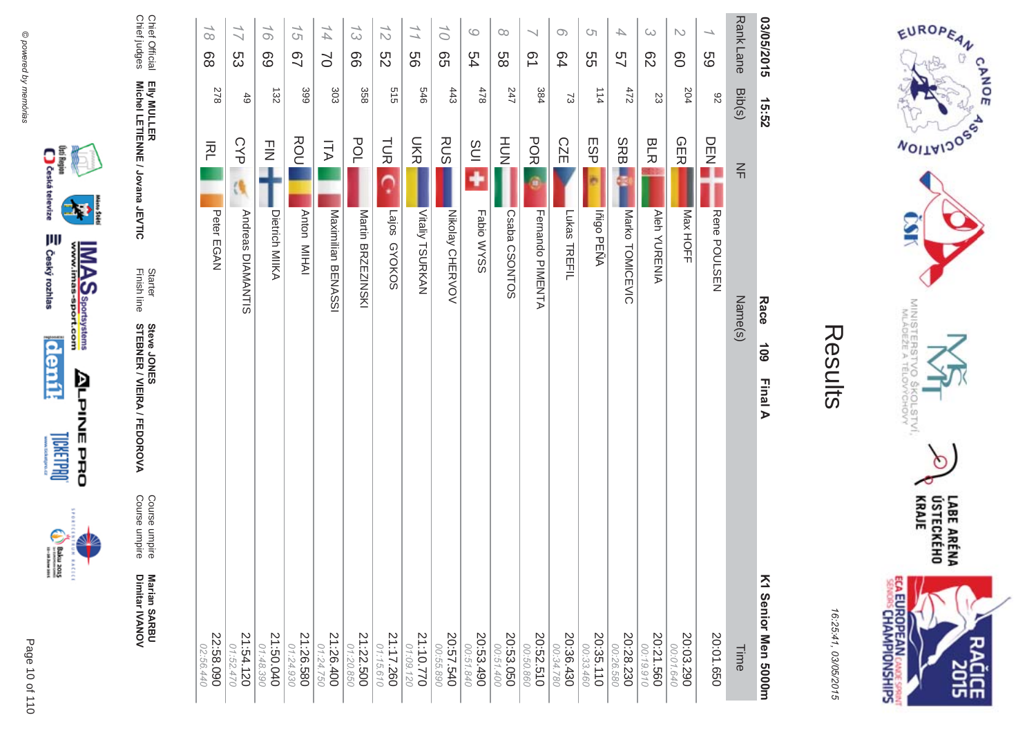# Results

03/05/2015 15:52

Race 109 Final A

K1 Senior Men 5000m

| Rank | Lane | Bib(s) | NF | Name(s) | Time |
|---|---|---|---|---|---|
| 1 | 59 | 92 | DEN | Rene POULSEN | 20:01.650 |
| 2 | 60 | 204 | GER | Max HOFF | 20:03.290<br>00:01.640 |
| 3 | 62 | 23 | BLR | Aleh YURENIA | 20:21.560<br>00:19.910 |
| 4 | 57 | 472 | SRB | Marko TOMICEVIC | 20:28.230<br>00:26.580 |
| 5 | 55 | 114 | ESP | Iñigo PEÑA | 20:35.110<br>00:33.460 |
| 6 | 64 | 73 | CZE | Lukas TREFIL | 20:36.430<br>00:34.780 |
| 7 | 61 | 384 | POR | Fernando PIMENTA | 20:52.510<br>00:50.860 |
| 8 | 58 | 247 | HUN | Csaba CSONTOS | 20:53.050<br>00:51.400 |
| 9 | 54 | 478 | SUI | Fabio WYSS | 20:53.490<br>00:51.840 |
| 10 | 65 | 443 | RUS | Nikolay CHERVOV | 20:57.540<br>00:55.890 |
| 11 | 56 | 546 | UKR | Vitaliy TSURKAN | 21:10.770<br>01:09.120 |
| 12 | 52 | 515 | TUR | Lajos GYOKOS | 21:17.260<br>01:15.610 |
| 13 | 66 | 358 | POL | Martin BRZEZINSKI | 21:22.500<br>01:20.850 |
| 14 | 70 | 303 | ITA | Maximilian BENASSI | 21:26.400<br>01:24.750 |
| 15 | 67 | 399 | ROU | Anton MIHAI | 21:26.580<br>01:24.930 |
| 16 | 69 | 132 | FIN | Dietrich MIKA | 21:50.040<br>01:48.390 |
| 17 | 53 | 49 | CYP | Andreas DIAMANTIS | 21:54.120<br>01:52.470 |
| 18 | 68 | 278 | IRL | Peter EGAN | 22:58.090<br>02:56.440 |

Chief Official: **Elly MULLER**
Chief judges: **Michel LETIENNE / Jovana JEVTIC**
Starter: **Steve JONES**
Finish line: **STEBNER / VIEIRA / FEDOROVA**
Course umpire: **Marian SARBU**
Course umpire: **Dimitar IVANOV**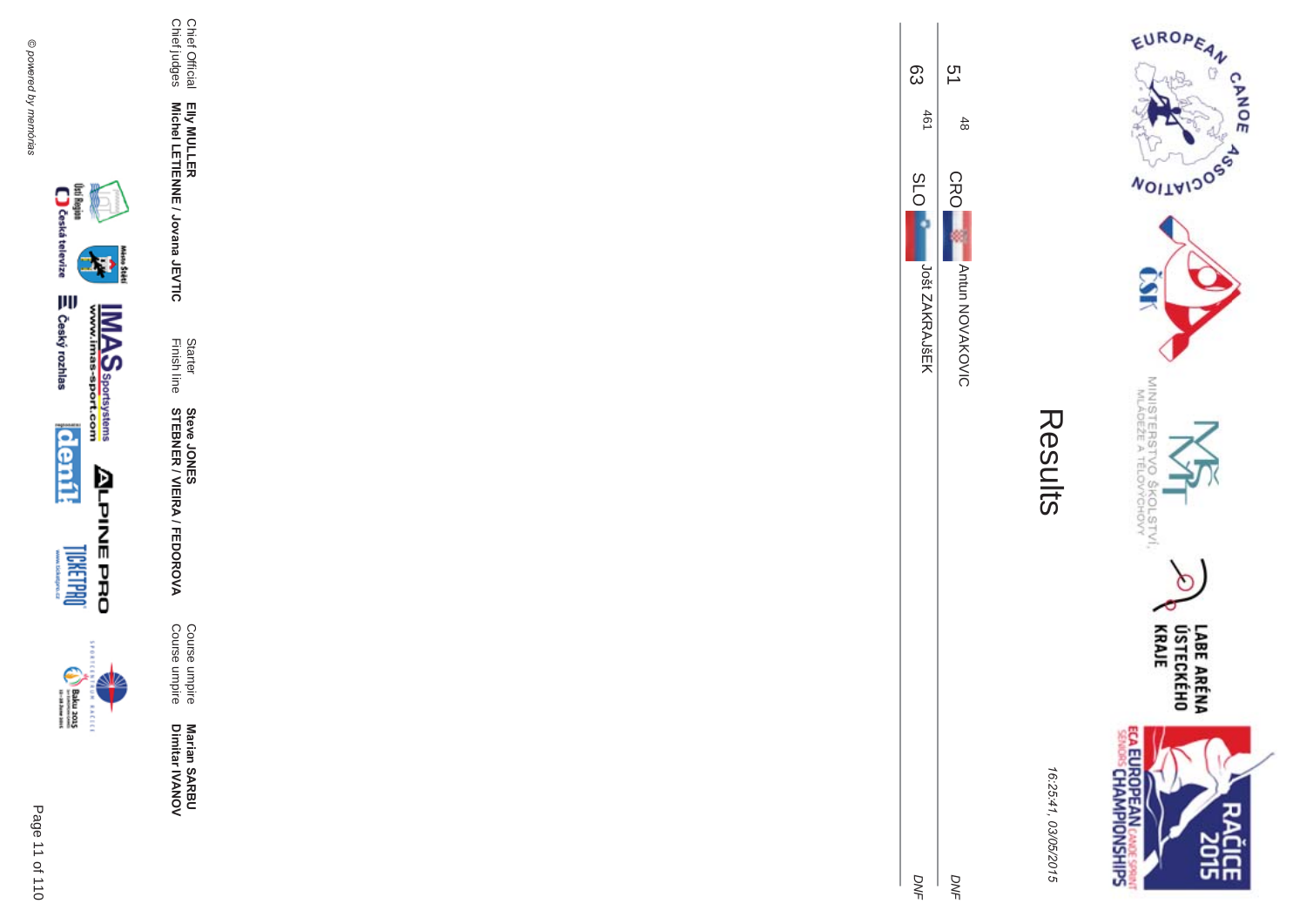# Results

16:25:41, 03/05/2015

| | | | | |
|---|---|---|---|---|
| 51 | 48 | CRO | Antun NOVAKOVIC | DNF |
| 63 | 461 | SLO | Jošt ZAKRAJŠEK | DNF |

Chief Official **Elly MULLER**
Chief judges **Michel LETIENNE / Jovana JEVTIC**

Starter **Steve JONES**
Finish line **STEBNER / VIEIRA / FEDOROVA**

Course umpire **Marian SARBU**
Course umpire **Dimitar IVANOV**

© powered by memorias